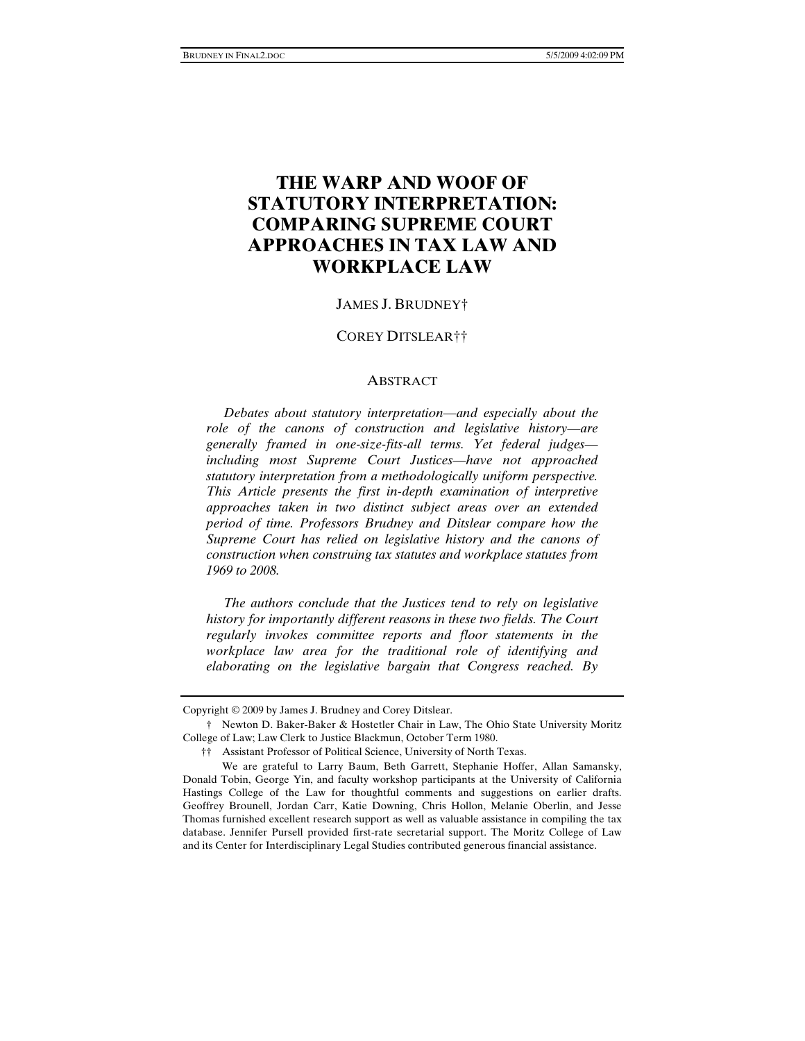# THE WARP AND WOOF OF STATUTORY INTERPRETATION: COMPARING SUPREME COURT APPROACHES IN TAX LAW AND WORKPLACE LAW

JAMES J. BRUDNEY†

COREY DITSLEAR††

## ABSTRACT

*Debates about statutory interpretation—and especially about the role of the canons of construction and legislative history—are generally framed in one-size-fits-all terms. Yet federal judges—including most Supreme Court Justices—have not approached statutory interpretation from a methodologically uniform perspective. This Article presents the first in-depth examination of interpretive approaches taken in two distinct subject areas over an extended period of time. Professors Brudney and Ditslear compare how the Supreme Court has relied on legislative history and the canons of construction when construing tax statutes and workplace statutes from 1969 to 2008.*

*The authors conclude that the Justices tend to rely on legislative history for importantly different reasons in these two fields. The Court regularly invokes committee reports and floor statements in the workplace law area for the traditional role of identifying and elaborating on the legislative bargain that Congress reached. By*

---

Copyright © 2009 by James J. Brudney and Corey Ditslear.

† Newton D. Baker-Baker & Hostetler Chair in Law, The Ohio State University Moritz College of Law; Law Clerk to Justice Blackmun, October Term 1980.

†† Assistant Professor of Political Science, University of North Texas.

We are grateful to Larry Baum, Beth Garrett, Stephanie Hoffer, Allan Samansky, Donald Tobin, George Yin, and faculty workshop participants at the University of California Hastings College of the Law for thoughtful comments and suggestions on earlier drafts. Geoffrey Brounell, Jordan Carr, Katie Downing, Chris Hollon, Melanie Oberlin, and Jesse Thomas furnished excellent research support as well as valuable assistance in compiling the tax database. Jennifer Pursell provided first-rate secretarial support. The Moritz College of Law and its Center for Interdisciplinary Legal Studies contributed generous financial assistance.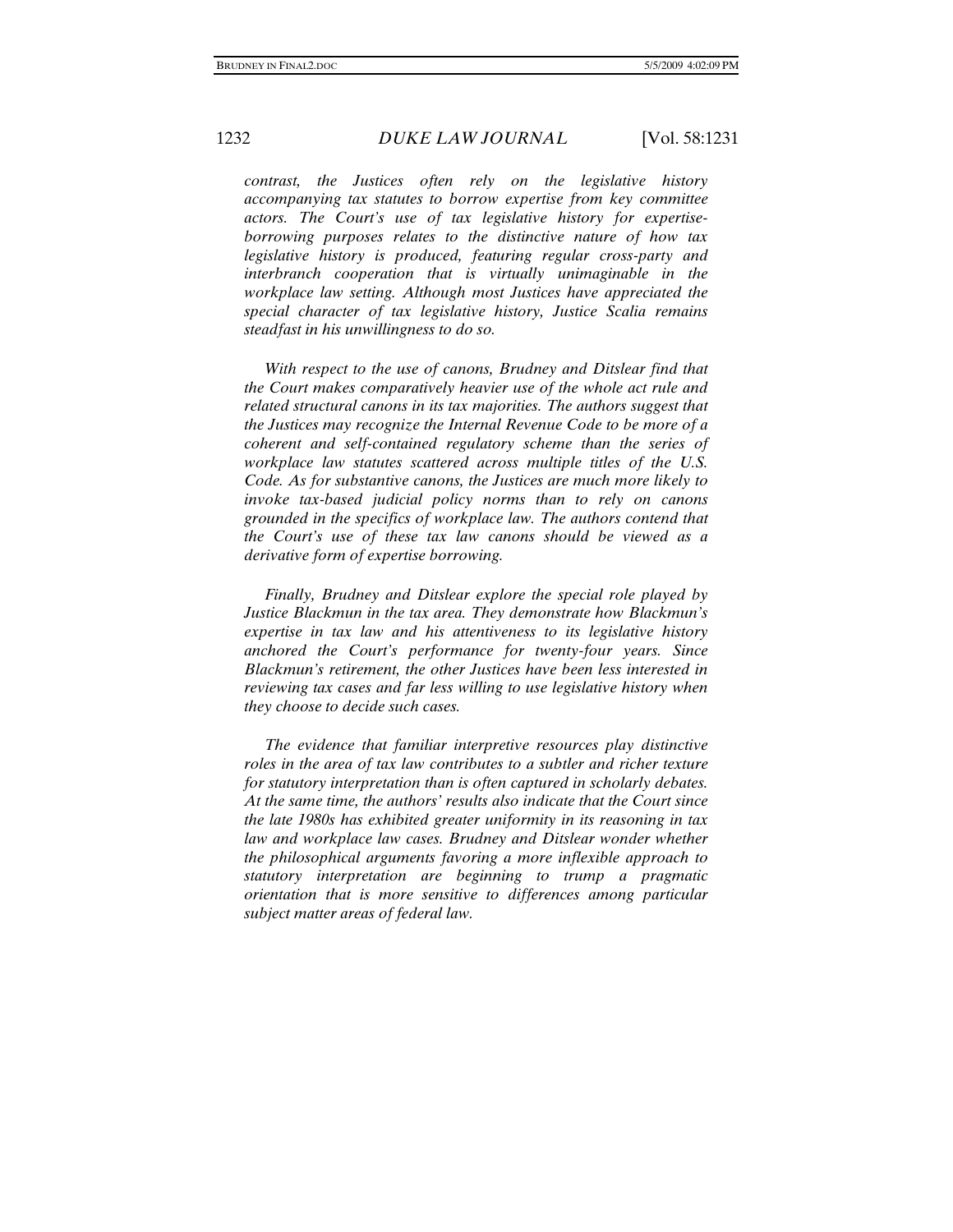*contrast, the Justices often rely on the legislative history accompanying tax statutes to borrow expertise from key committee actors. The Court's use of tax legislative history for expertise-borrowing purposes relates to the distinctive nature of how tax legislative history is produced, featuring regular cross-party and interbranch cooperation that is virtually unimaginable in the workplace law setting. Although most Justices have appreciated the special character of tax legislative history, Justice Scalia remains steadfast in his unwillingness to do so.*

*With respect to the use of canons, Brudney and Ditslear find that the Court makes comparatively heavier use of the whole act rule and related structural canons in its tax majorities. The authors suggest that the Justices may recognize the Internal Revenue Code to be more of a coherent and self-contained regulatory scheme than the series of workplace law statutes scattered across multiple titles of the U.S. Code. As for substantive canons, the Justices are much more likely to invoke tax-based judicial policy norms than to rely on canons grounded in the specifics of workplace law. The authors contend that the Court's use of these tax law canons should be viewed as a derivative form of expertise borrowing.*

*Finally, Brudney and Ditslear explore the special role played by Justice Blackmun in the tax area. They demonstrate how Blackmun's expertise in tax law and his attentiveness to its legislative history anchored the Court's performance for twenty-four years. Since Blackmun's retirement, the other Justices have been less interested in reviewing tax cases and far less willing to use legislative history when they choose to decide such cases.*

*The evidence that familiar interpretive resources play distinctive roles in the area of tax law contributes to a subtler and richer texture for statutory interpretation than is often captured in scholarly debates. At the same time, the authors' results also indicate that the Court since the late 1980s has exhibited greater uniformity in its reasoning in tax law and workplace law cases. Brudney and Ditslear wonder whether the philosophical arguments favoring a more inflexible approach to statutory interpretation are beginning to trump a pragmatic orientation that is more sensitive to differences among particular subject matter areas of federal law.*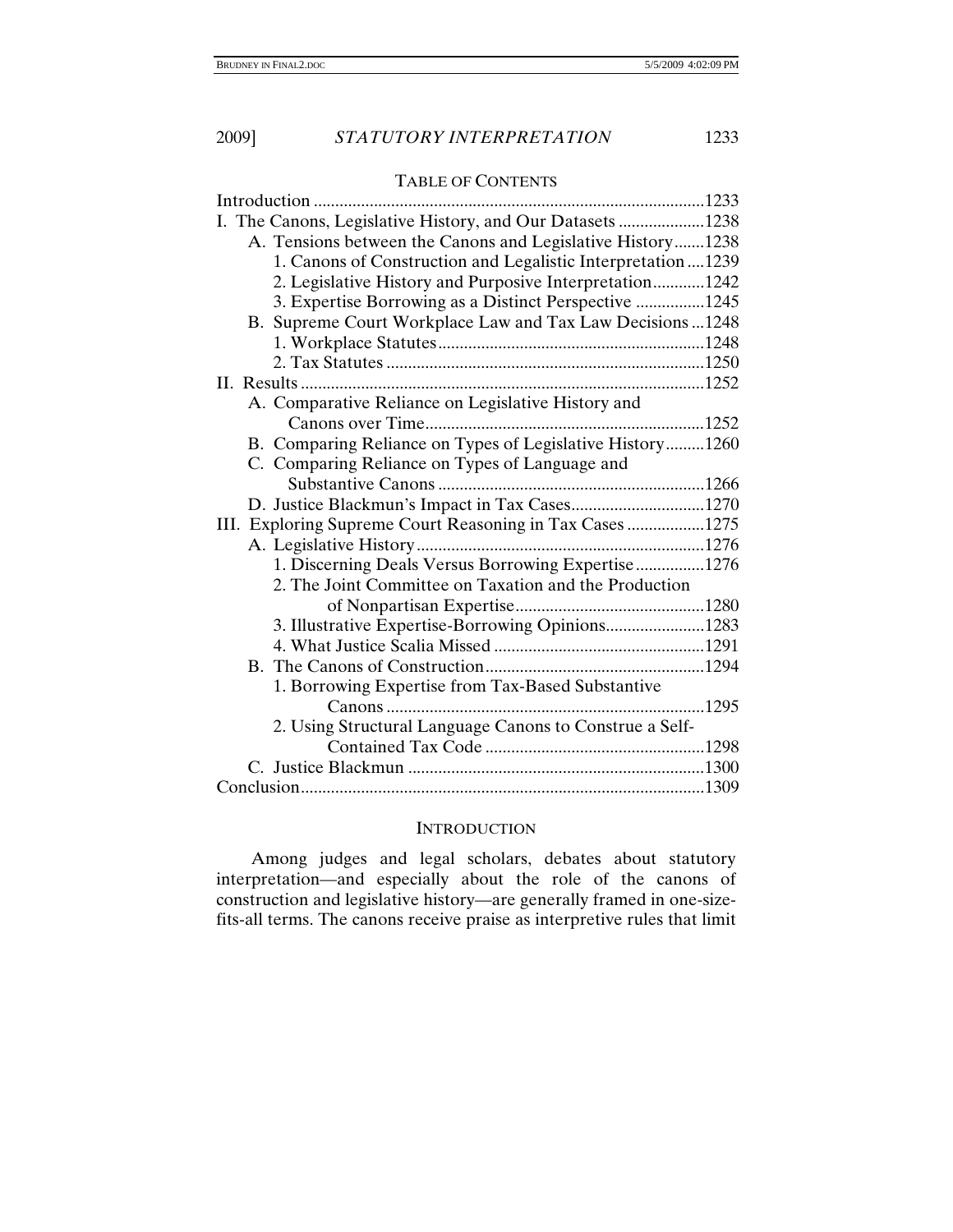TABLE OF CONTENTS

Introduction .......................................................................................... 1233
I. The Canons, Legislative History, and Our Datasets .................... 1238
  A. Tensions between the Canons and Legislative History ....... 1238
    1. Canons of Construction and Legalistic Interpretation .... 1239
    2. Legislative History and Purposive Interpretation ............ 1242
    3. Expertise Borrowing as a Distinct Perspective ................ 1245
  B. Supreme Court Workplace Law and Tax Law Decisions ... 1248
    1. Workplace Statutes ............................................................. 1248
    2. Tax Statutes .......................................................................... 1250
II. Results ............................................................................................. 1252
  A. Comparative Reliance on Legislative History and Canons over Time ................................................................. 1252
  B. Comparing Reliance on Types of Legislative History ......... 1260
  C. Comparing Reliance on Types of Language and Substantive Canons .............................................................. 1266
  D. Justice Blackmun's Impact in Tax Cases ............................... 1270
III. Exploring Supreme Court Reasoning in Tax Cases .................. 1275
  A. Legislative History ................................................................... 1276
    1. Discerning Deals Versus Borrowing Expertise ................ 1276
    2. The Joint Committee on Taxation and the Production of Nonpartisan Expertise ............................................ 1280
    3. Illustrative Expertise-Borrowing Opinions ....................... 1283
    4. What Justice Scalia Missed ................................................. 1291
  B. The Canons of Construction ................................................... 1294
    1. Borrowing Expertise from Tax-Based Substantive Canons .......................................................................... 1295
    2. Using Structural Language Canons to Construe a Self-Contained Tax Code ................................................... 1298
  C. Justice Blackmun ..................................................................... 1300
Conclusion ............................................................................................. 1309

## INTRODUCTION

Among judges and legal scholars, debates about statutory interpretation—and especially about the role of the canons of construction and legislative history—are generally framed in one-size-fits-all terms. The canons receive praise as interpretive rules that limit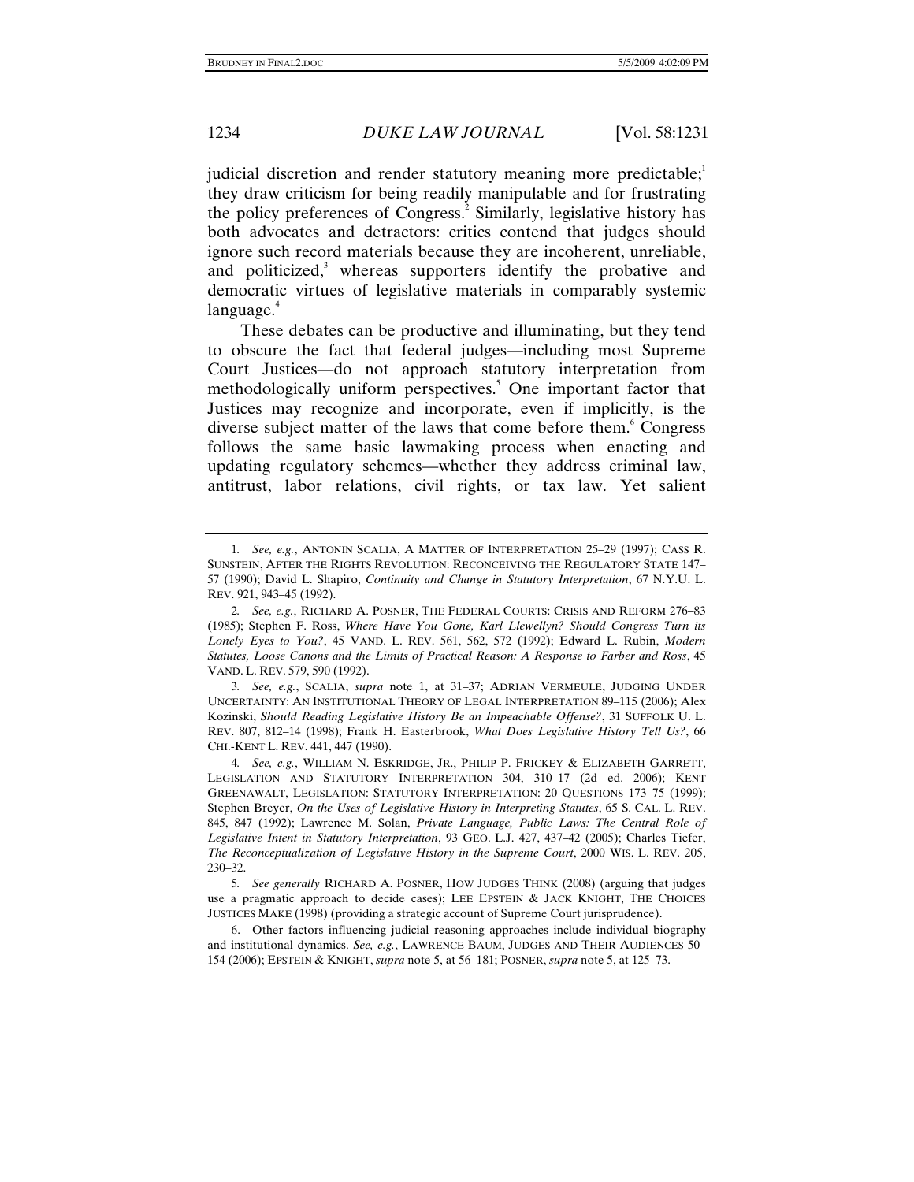judicial discretion and render statutory meaning more predictable;[1] they draw criticism for being readily manipulable and for frustrating the policy preferences of Congress.[2] Similarly, legislative history has both advocates and detractors: critics contend that judges should ignore such record materials because they are incoherent, unreliable, and politicized,[3] whereas supporters identify the probative and democratic virtues of legislative materials in comparably systemic language.[4]

These debates can be productive and illuminating, but they tend to obscure the fact that federal judges—including most Supreme Court Justices—do not approach statutory interpretation from methodologically uniform perspectives.[5] One important factor that Justices may recognize and incorporate, even if implicitly, is the diverse subject matter of the laws that come before them.[6] Congress follows the same basic lawmaking process when enacting and updating regulatory schemes—whether they address criminal law, antitrust, labor relations, civil rights, or tax law. Yet salient

---

1. *See, e.g.*, ANTONIN SCALIA, A MATTER OF INTERPRETATION 25–29 (1997); CASS R. SUNSTEIN, AFTER THE RIGHTS REVOLUTION: RECONCEIVING THE REGULATORY STATE 147–57 (1990); David L. Shapiro, *Continuity and Change in Statutory Interpretation*, 67 N.Y.U. L. REV. 921, 943–45 (1992).

2. *See, e.g.*, RICHARD A. POSNER, THE FEDERAL COURTS: CRISIS AND REFORM 276–83 (1985); Stephen F. Ross, *Where Have You Gone, Karl Llewellyn? Should Congress Turn its Lonely Eyes to You?*, 45 VAND. L. REV. 561, 562, 572 (1992); Edward L. Rubin, *Modern Statutes, Loose Canons and the Limits of Practical Reason: A Response to Farber and Ross*, 45 VAND. L. REV. 579, 590 (1992).

3. *See, e.g.*, SCALIA, *supra* note 1, at 31–37; ADRIAN VERMEULE, JUDGING UNDER UNCERTAINTY: AN INSTITUTIONAL THEORY OF LEGAL INTERPRETATION 89–115 (2006); Alex Kozinski, *Should Reading Legislative History Be an Impeachable Offense?*, 31 SUFFOLK U. L. REV. 807, 812–14 (1998); Frank H. Easterbrook, *What Does Legislative History Tell Us?*, 66 CHI.-KENT L. REV. 441, 447 (1990).

4. *See, e.g.*, WILLIAM N. ESKRIDGE, JR., PHILIP P. FRICKEY & ELIZABETH GARRETT, LEGISLATION AND STATUTORY INTERPRETATION 304, 310–17 (2d ed. 2006); KENT GREENAWALT, LEGISLATION: STATUTORY INTERPRETATION: 20 QUESTIONS 173–75 (1999); Stephen Breyer, *On the Uses of Legislative History in Interpreting Statutes*, 65 S. CAL. L. REV. 845, 847 (1992); Lawrence M. Solan, *Private Language, Public Laws: The Central Role of Legislative Intent in Statutory Interpretation*, 93 GEO. L.J. 427, 437–42 (2005); Charles Tiefer, *The Reconceptualization of Legislative History in the Supreme Court*, 2000 WIS. L. REV. 205, 230–32.

5. *See generally* RICHARD A. POSNER, HOW JUDGES THINK (2008) (arguing that judges use a pragmatic approach to decide cases); LEE EPSTEIN & JACK KNIGHT, THE CHOICES JUSTICES MAKE (1998) (providing a strategic account of Supreme Court jurisprudence).

6. Other factors influencing judicial reasoning approaches include individual biography and institutional dynamics. *See, e.g.*, LAWRENCE BAUM, JUDGES AND THEIR AUDIENCES 50–154 (2006); EPSTEIN & KNIGHT, *supra* note 5, at 56–181; POSNER, *supra* note 5, at 125–73.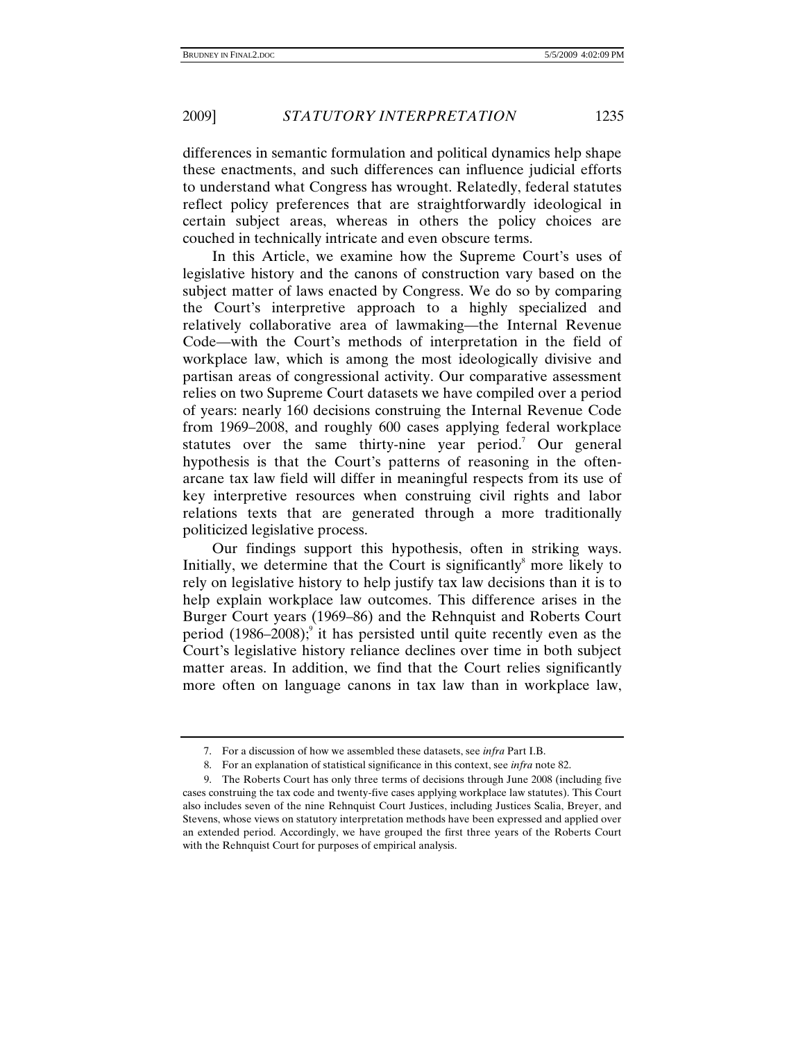differences in semantic formulation and political dynamics help shape these enactments, and such differences can influence judicial efforts to understand what Congress has wrought. Relatedly, federal statutes reflect policy preferences that are straightforwardly ideological in certain subject areas, whereas in others the policy choices are couched in technically intricate and even obscure terms.

In this Article, we examine how the Supreme Court's uses of legislative history and the canons of construction vary based on the subject matter of laws enacted by Congress. We do so by comparing the Court's interpretive approach to a highly specialized and relatively collaborative area of lawmaking—the Internal Revenue Code—with the Court's methods of interpretation in the field of workplace law, which is among the most ideologically divisive and partisan areas of congressional activity. Our comparative assessment relies on two Supreme Court datasets we have compiled over a period of years: nearly 160 decisions construing the Internal Revenue Code from 1969–2008, and roughly 600 cases applying federal workplace statutes over the same thirty-nine year period.[7] Our general hypothesis is that the Court's patterns of reasoning in the often-arcane tax law field will differ in meaningful respects from its use of key interpretive resources when construing civil rights and labor relations texts that are generated through a more traditionally politicized legislative process.

Our findings support this hypothesis, often in striking ways. Initially, we determine that the Court is significantly[8] more likely to rely on legislative history to help justify tax law decisions than it is to help explain workplace law outcomes. This difference arises in the Burger Court years (1969–86) and the Rehnquist and Roberts Court period (1986–2008);[9] it has persisted until quite recently even as the Court's legislative history reliance declines over time in both subject matter areas. In addition, we find that the Court relies significantly more often on language canons in tax law than in workplace law,

---

7. For a discussion of how we assembled these datasets, see *infra* Part I.B.

8. For an explanation of statistical significance in this context, see *infra* note 82.

9. The Roberts Court has only three terms of decisions through June 2008 (including five cases construing the tax code and twenty-five cases applying workplace law statutes). This Court also includes seven of the nine Rehnquist Court Justices, including Justices Scalia, Breyer, and Stevens, whose views on statutory interpretation methods have been expressed and applied over an extended period. Accordingly, we have grouped the first three years of the Roberts Court with the Rehnquist Court for purposes of empirical analysis.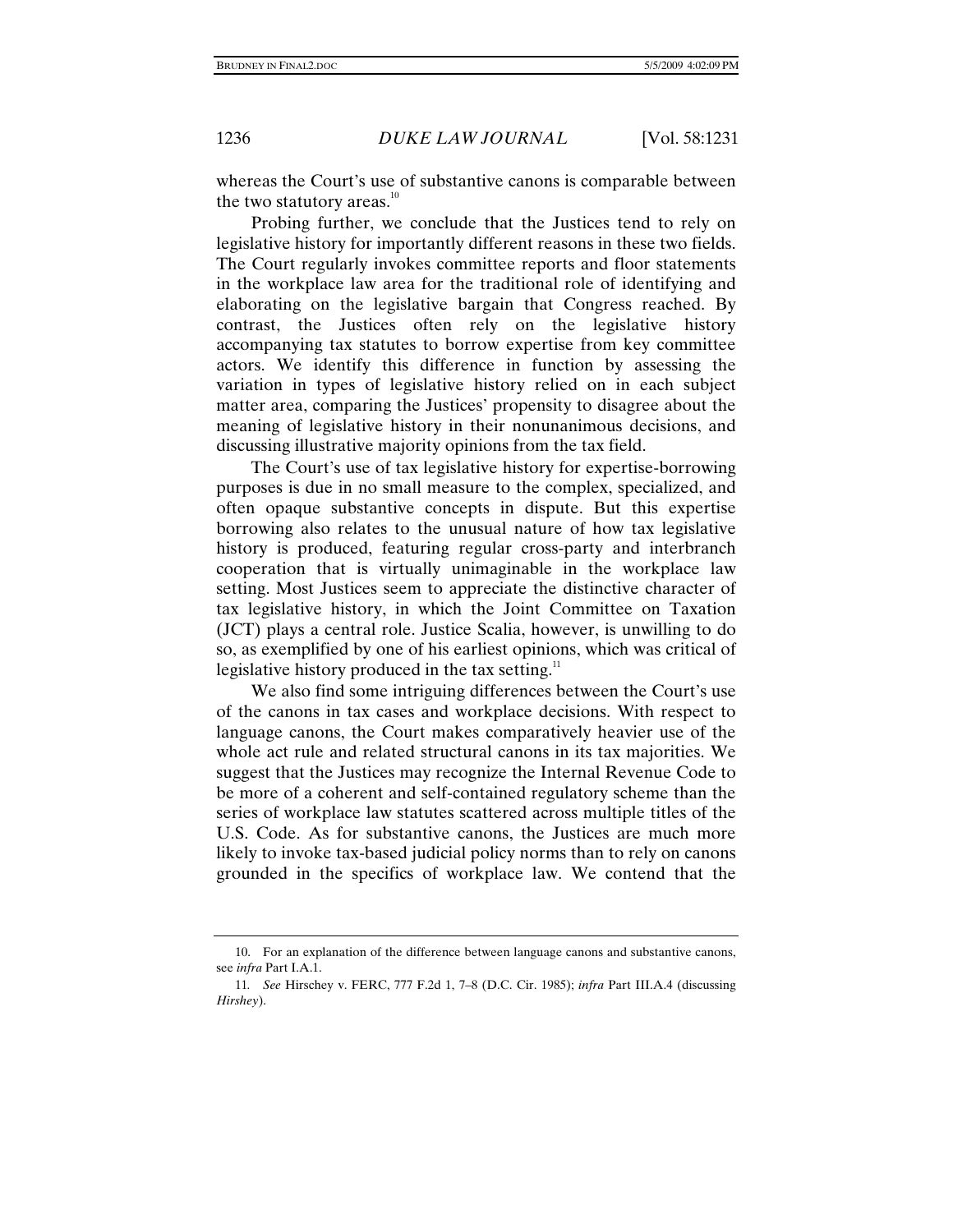whereas the Court's use of substantive canons is comparable between the two statutory areas.[10]

Probing further, we conclude that the Justices tend to rely on legislative history for importantly different reasons in these two fields. The Court regularly invokes committee reports and floor statements in the workplace law area for the traditional role of identifying and elaborating on the legislative bargain that Congress reached. By contrast, the Justices often rely on the legislative history accompanying tax statutes to borrow expertise from key committee actors. We identify this difference in function by assessing the variation in types of legislative history relied on in each subject matter area, comparing the Justices' propensity to disagree about the meaning of legislative history in their nonunanimous decisions, and discussing illustrative majority opinions from the tax field.

The Court's use of tax legislative history for expertise-borrowing purposes is due in no small measure to the complex, specialized, and often opaque substantive concepts in dispute. But this expertise borrowing also relates to the unusual nature of how tax legislative history is produced, featuring regular cross-party and interbranch cooperation that is virtually unimaginable in the workplace law setting. Most Justices seem to appreciate the distinctive character of tax legislative history, in which the Joint Committee on Taxation (JCT) plays a central role. Justice Scalia, however, is unwilling to do so, as exemplified by one of his earliest opinions, which was critical of legislative history produced in the tax setting.[11]

We also find some intriguing differences between the Court's use of the canons in tax cases and workplace decisions. With respect to language canons, the Court makes comparatively heavier use of the whole act rule and related structural canons in its tax majorities. We suggest that the Justices may recognize the Internal Revenue Code to be more of a coherent and self-contained regulatory scheme than the series of workplace law statutes scattered across multiple titles of the U.S. Code. As for substantive canons, the Justices are much more likely to invoke tax-based judicial policy norms than to rely on canons grounded in the specifics of workplace law. We contend that the

---

10. For an explanation of the difference between language canons and substantive canons, see *infra* Part I.A.1.

11. *See* Hirschey v. FERC, 777 F.2d 1, 7–8 (D.C. Cir. 1985); *infra* Part III.A.4 (discussing *Hirshey*).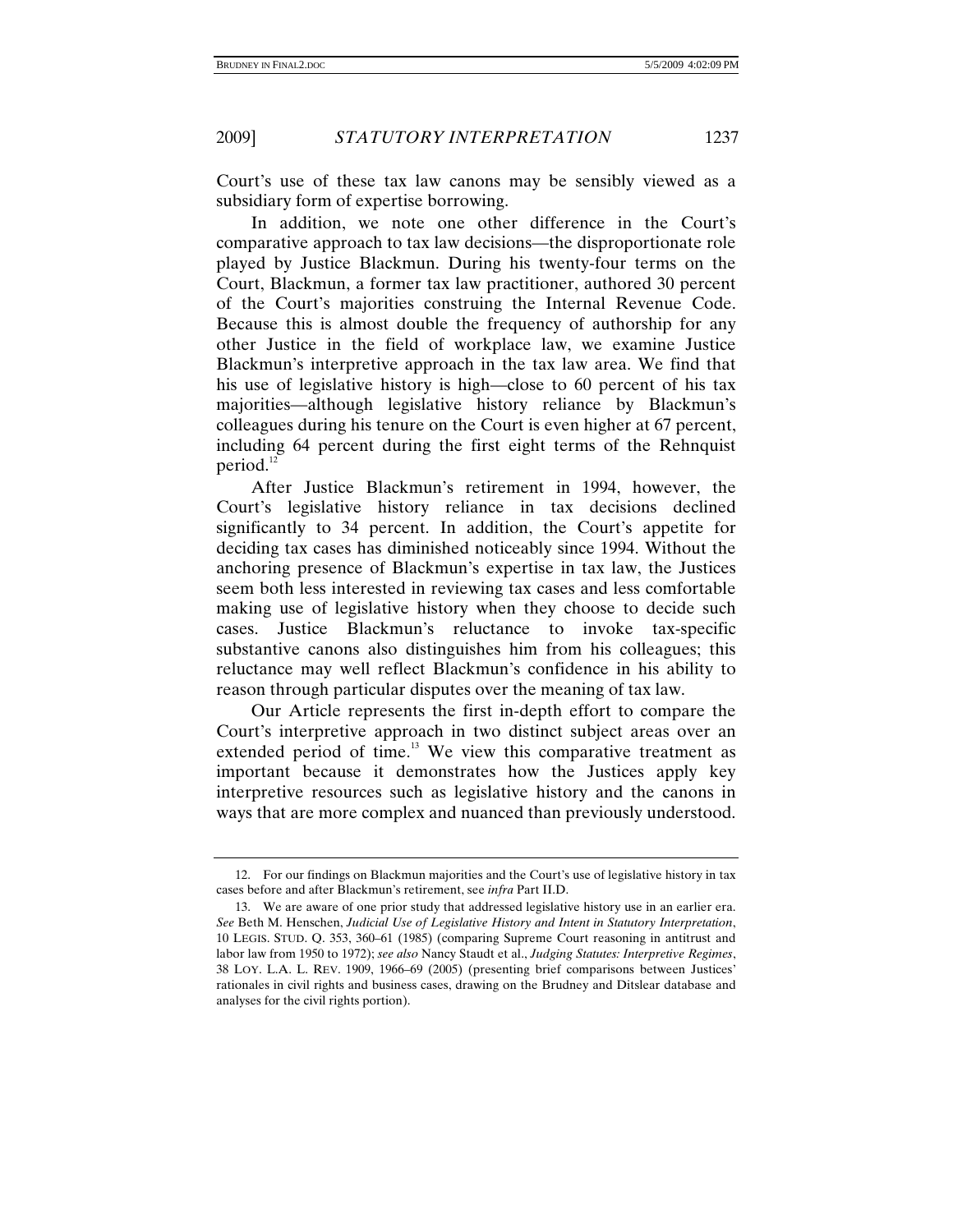Court's use of these tax law canons may be sensibly viewed as a subsidiary form of expertise borrowing.

In addition, we note one other difference in the Court's comparative approach to tax law decisions—the disproportionate role played by Justice Blackmun. During his twenty-four terms on the Court, Blackmun, a former tax law practitioner, authored 30 percent of the Court's majorities construing the Internal Revenue Code. Because this is almost double the frequency of authorship for any other Justice in the field of workplace law, we examine Justice Blackmun's interpretive approach in the tax law area. We find that his use of legislative history is high—close to 60 percent of his tax majorities—although legislative history reliance by Blackmun's colleagues during his tenure on the Court is even higher at 67 percent, including 64 percent during the first eight terms of the Rehnquist period.[12]

After Justice Blackmun's retirement in 1994, however, the Court's legislative history reliance in tax decisions declined significantly to 34 percent. In addition, the Court's appetite for deciding tax cases has diminished noticeably since 1994. Without the anchoring presence of Blackmun's expertise in tax law, the Justices seem both less interested in reviewing tax cases and less comfortable making use of legislative history when they choose to decide such cases. Justice Blackmun's reluctance to invoke tax-specific substantive canons also distinguishes him from his colleagues; this reluctance may well reflect Blackmun's confidence in his ability to reason through particular disputes over the meaning of tax law.

Our Article represents the first in-depth effort to compare the Court's interpretive approach in two distinct subject areas over an extended period of time.[13] We view this comparative treatment as important because it demonstrates how the Justices apply key interpretive resources such as legislative history and the canons in ways that are more complex and nuanced than previously understood.

---

12. For our findings on Blackmun majorities and the Court's use of legislative history in tax cases before and after Blackmun's retirement, see *infra* Part II.D.

13. We are aware of one prior study that addressed legislative history use in an earlier era. *See* Beth M. Henschen, *Judicial Use of Legislative History and Intent in Statutory Interpretation*, 10 LEGIS. STUD. Q. 353, 360–61 (1985) (comparing Supreme Court reasoning in antitrust and labor law from 1950 to 1972); *see also* Nancy Staudt et al., *Judging Statutes: Interpretive Regimes*, 38 LOY. L.A. L. REV. 1909, 1966–69 (2005) (presenting brief comparisons between Justices' rationales in civil rights and business cases, drawing on the Brudney and Ditslear database and analyses for the civil rights portion).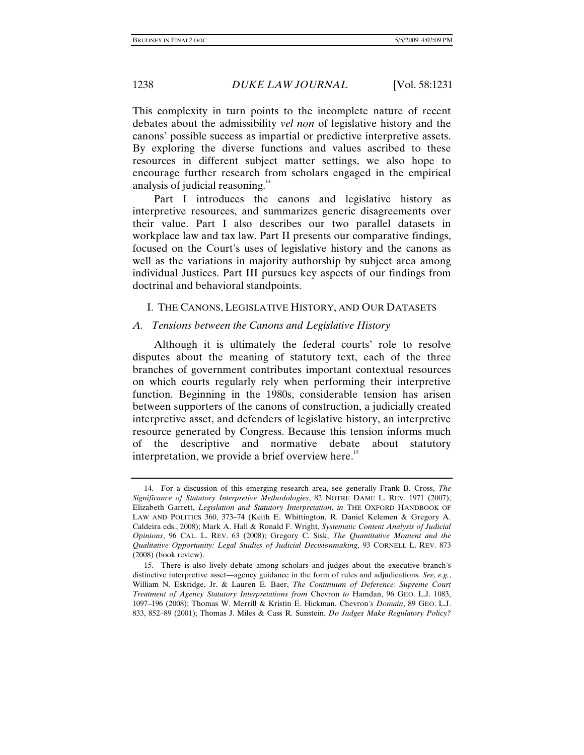This complexity in turn points to the incomplete nature of recent debates about the admissibility *vel non* of legislative history and the canons' possible success as impartial or predictive interpretive assets. By exploring the diverse functions and values ascribed to these resources in different subject matter settings, we also hope to encourage further research from scholars engaged in the empirical analysis of judicial reasoning.[14]

Part I introduces the canons and legislative history as interpretive resources, and summarizes generic disagreements over their value. Part I also describes our two parallel datasets in workplace law and tax law. Part II presents our comparative findings, focused on the Court's uses of legislative history and the canons as well as the variations in majority authorship by subject area among individual Justices. Part III pursues key aspects of our findings from doctrinal and behavioral standpoints.

## I. THE CANONS, LEGISLATIVE HISTORY, AND OUR DATASETS

### *A. Tensions between the Canons and Legislative History*

Although it is ultimately the federal courts' role to resolve disputes about the meaning of statutory text, each of the three branches of government contributes important contextual resources on which courts regularly rely when performing their interpretive function. Beginning in the 1980s, considerable tension has arisen between supporters of the canons of construction, a judicially created interpretive asset, and defenders of legislative history, an interpretive resource generated by Congress. Because this tension informs much of the descriptive and normative debate about statutory interpretation, we provide a brief overview here.[15]

---

14. For a discussion of this emerging research area, see generally Frank B. Cross, *The Significance of Statutory Interpretive Methodologies*, 82 NOTRE DAME L. REV. 1971 (2007); Elizabeth Garrett, *Legislation and Statutory Interpretation*, *in* THE OXFORD HANDBOOK OF LAW AND POLITICS 360, 373–74 (Keith E. Whittington, R. Daniel Kelemen & Gregory A. Caldeira eds., 2008); Mark A. Hall & Ronald F. Wright, *Systematic Content Analysis of Judicial Opinions*, 96 CAL. L. REV. 63 (2008); Gregory C. Sisk, *The Quantitative Moment and the Qualitative Opportunity: Legal Studies of Judicial Decisionmaking*, 93 CORNELL L. REV. 873 (2008) (book review).

15. There is also lively debate among scholars and judges about the executive branch's distinctive interpretive asset—agency guidance in the form of rules and adjudications. *See, e.g.*, William N. Eskridge, Jr. & Lauren E. Baer, *The Continuum of Deference: Supreme Court Treatment of Agency Statutory Interpretations from* Chevron *to* Hamdan, 96 GEO. L.J. 1083, 1097–196 (2008); Thomas W. Merrill & Kristin E. Hickman, Chevron*'s Domain*, 89 GEO. L.J. 833, 852–89 (2001); Thomas J. Miles & Cass R. Sunstein, *Do Judges Make Regulatory Policy?*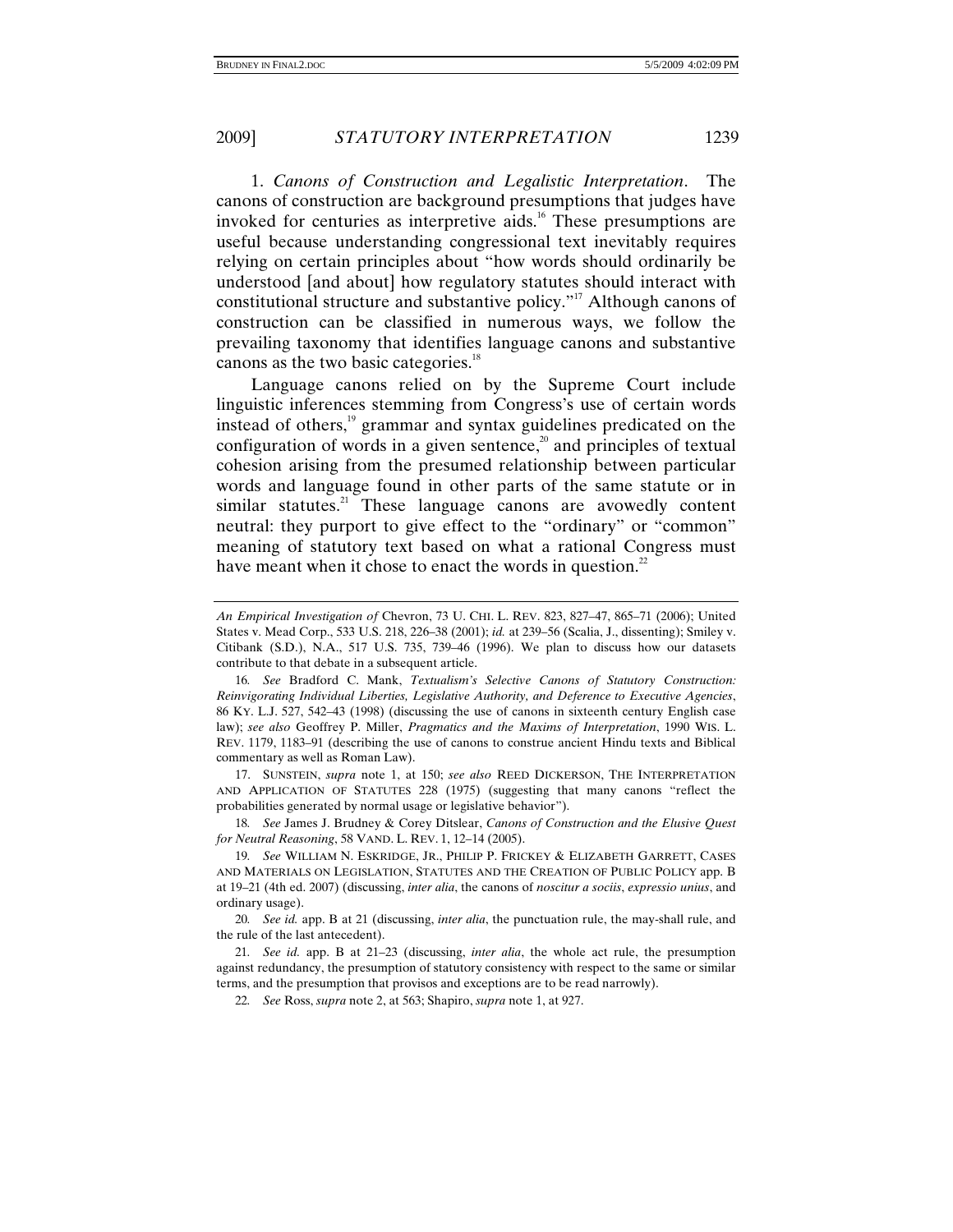1. *Canons of Construction and Legalistic Interpretation*. The canons of construction are background presumptions that judges have invoked for centuries as interpretive aids.[16] These presumptions are useful because understanding congressional text inevitably requires relying on certain principles about "how words should ordinarily be understood [and about] how regulatory statutes should interact with constitutional structure and substantive policy."[17] Although canons of construction can be classified in numerous ways, we follow the prevailing taxonomy that identifies language canons and substantive canons as the two basic categories.[18]

Language canons relied on by the Supreme Court include linguistic inferences stemming from Congress's use of certain words instead of others,[19] grammar and syntax guidelines predicated on the configuration of words in a given sentence,[20] and principles of textual cohesion arising from the presumed relationship between particular words and language found in other parts of the same statute or in similar statutes.[21] These language canons are avowedly content neutral: they purport to give effect to the "ordinary" or "common" meaning of statutory text based on what a rational Congress must have meant when it chose to enact the words in question.[22]

---

*An Empirical Investigation of* Chevron, 73 U. CHI. L. REV. 823, 827–47, 865–71 (2006); United States v. Mead Corp., 533 U.S. 218, 226–38 (2001); *id.* at 239–56 (Scalia, J., dissenting); Smiley v. Citibank (S.D.), N.A., 517 U.S. 735, 739–46 (1996). We plan to discuss how our datasets contribute to that debate in a subsequent article.

16. *See* Bradford C. Mank, *Textualism's Selective Canons of Statutory Construction: Reinvigorating Individual Liberties, Legislative Authority, and Deference to Executive Agencies*, 86 KY. L.J. 527, 542–43 (1998) (discussing the use of canons in sixteenth century English case law); *see also* Geoffrey P. Miller, *Pragmatics and the Maxims of Interpretation*, 1990 WIS. L. REV. 1179, 1183–91 (describing the use of canons to construe ancient Hindu texts and Biblical commentary as well as Roman Law).

17. SUNSTEIN, *supra* note 1, at 150; *see also* REED DICKERSON, THE INTERPRETATION AND APPLICATION OF STATUTES 228 (1975) (suggesting that many canons "reflect the probabilities generated by normal usage or legislative behavior").

18. *See* James J. Brudney & Corey Ditslear, *Canons of Construction and the Elusive Quest for Neutral Reasoning*, 58 VAND. L. REV. 1, 12–14 (2005).

19. *See* WILLIAM N. ESKRIDGE, JR., PHILIP P. FRICKEY & ELIZABETH GARRETT, CASES AND MATERIALS ON LEGISLATION, STATUTES AND THE CREATION OF PUBLIC POLICY app. B at 19–21 (4th ed. 2007) (discussing, *inter alia*, the canons of *noscitur a sociis*, *expressio unius*, and ordinary usage).

20. *See id.* app. B at 21 (discussing, *inter alia*, the punctuation rule, the may-shall rule, and the rule of the last antecedent).

21. *See id.* app. B at 21–23 (discussing, *inter alia*, the whole act rule, the presumption against redundancy, the presumption of statutory consistency with respect to the same or similar terms, and the presumption that provisos and exceptions are to be read narrowly).

22. *See* Ross, *supra* note 2, at 563; Shapiro, *supra* note 1, at 927.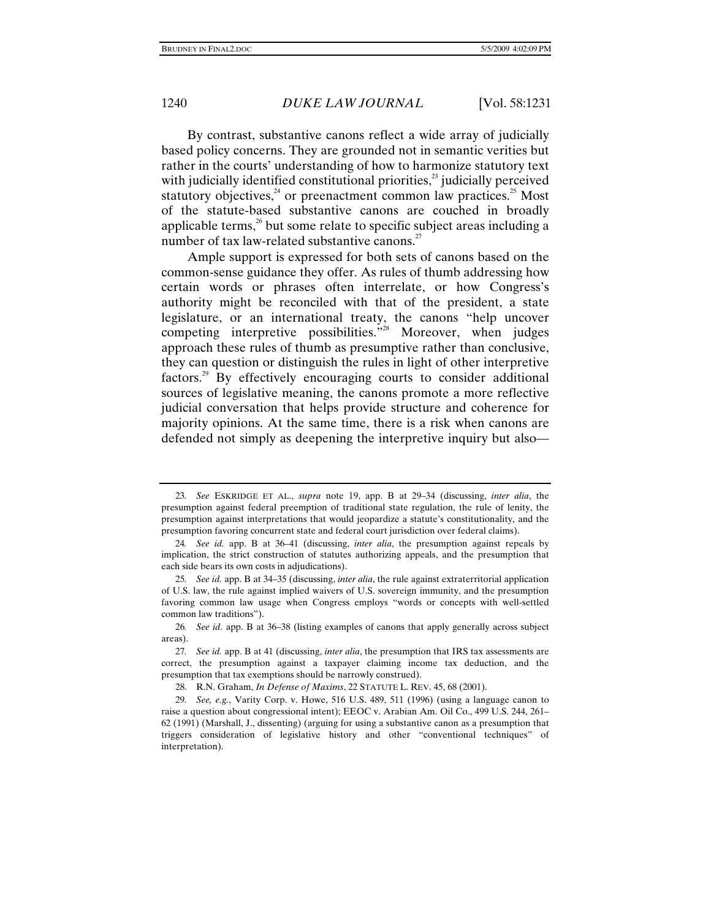By contrast, substantive canons reflect a wide array of judicially based policy concerns. They are grounded not in semantic verities but rather in the courts' understanding of how to harmonize statutory text with judicially identified constitutional priorities,[23] judicially perceived statutory objectives,[24] or preenactment common law practices.[25] Most of the statute-based substantive canons are couched in broadly applicable terms,[26] but some relate to specific subject areas including a number of tax law-related substantive canons.[27]

Ample support is expressed for both sets of canons based on the common-sense guidance they offer. As rules of thumb addressing how certain words or phrases often interrelate, or how Congress's authority might be reconciled with that of the president, a state legislature, or an international treaty, the canons "help uncover competing interpretive possibilities."[28] Moreover, when judges approach these rules of thumb as presumptive rather than conclusive, they can question or distinguish the rules in light of other interpretive factors.[29] By effectively encouraging courts to consider additional sources of legislative meaning, the canons promote a more reflective judicial conversation that helps provide structure and coherence for majority opinions. At the same time, there is a risk when canons are defended not simply as deepening the interpretive inquiry but also—

---

23. *See* ESKRIDGE ET AL., *supra* note 19, app. B at 29–34 (discussing, *inter alia*, the presumption against federal preemption of traditional state regulation, the rule of lenity, the presumption against interpretations that would jeopardize a statute's constitutionality, and the presumption favoring concurrent state and federal court jurisdiction over federal claims).

24. *See id.* app. B at 36–41 (discussing, *inter alia*, the presumption against repeals by implication, the strict construction of statutes authorizing appeals, and the presumption that each side bears its own costs in adjudications).

25. *See id.* app. B at 34–35 (discussing, *inter alia*, the rule against extraterritorial application of U.S. law, the rule against implied waivers of U.S. sovereign immunity, and the presumption favoring common law usage when Congress employs "words or concepts with well-settled common law traditions").

26. *See id.* app. B at 36–38 (listing examples of canons that apply generally across subject areas).

27. *See id.* app. B at 41 (discussing, *inter alia*, the presumption that IRS tax assessments are correct, the presumption against a taxpayer claiming income tax deduction, and the presumption that tax exemptions should be narrowly construed).

28. R.N. Graham, *In Defense of Maxims*, 22 STATUTE L. REV. 45, 68 (2001).

29. *See, e.g.*, Varity Corp. v. Howe, 516 U.S. 489, 511 (1996) (using a language canon to raise a question about congressional intent); EEOC v. Arabian Am. Oil Co., 499 U.S. 244, 261–62 (1991) (Marshall, J., dissenting) (arguing for using a substantive canon as a presumption that triggers consideration of legislative history and other "conventional techniques" of interpretation).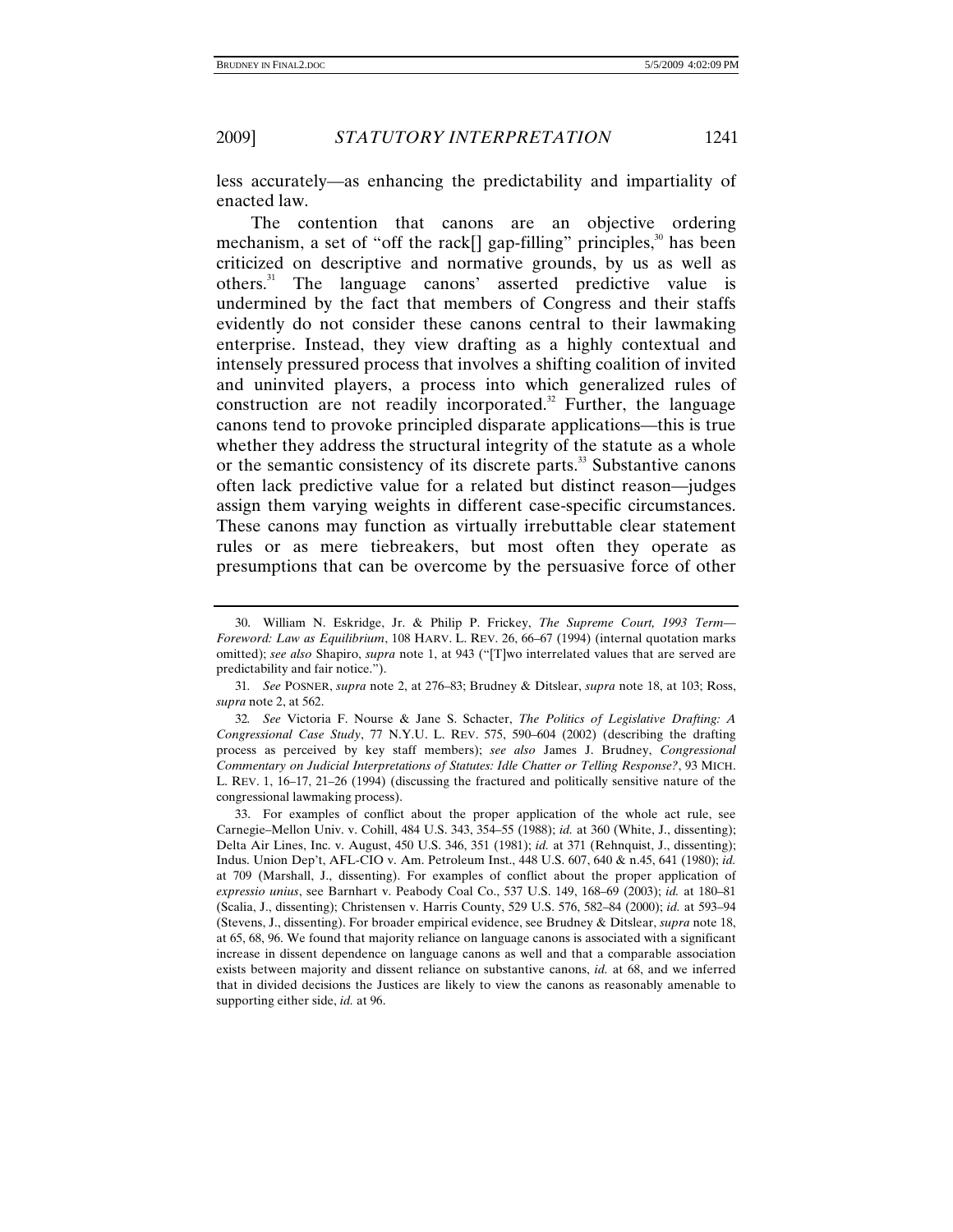less accurately—as enhancing the predictability and impartiality of enacted law.

The contention that canons are an objective ordering mechanism, a set of "off the rack[] gap-filling" principles,[30] has been criticized on descriptive and normative grounds, by us as well as others.[31] The language canons' asserted predictive value is undermined by the fact that members of Congress and their staffs evidently do not consider these canons central to their lawmaking enterprise. Instead, they view drafting as a highly contextual and intensely pressured process that involves a shifting coalition of invited and uninvited players, a process into which generalized rules of construction are not readily incorporated.[32] Further, the language canons tend to provoke principled disparate applications—this is true whether they address the structural integrity of the statute as a whole or the semantic consistency of its discrete parts.[33] Substantive canons often lack predictive value for a related but distinct reason—judges assign them varying weights in different case-specific circumstances. These canons may function as virtually irrebuttable clear statement rules or as mere tiebreakers, but most often they operate as presumptions that can be overcome by the persuasive force of other

---

30. William N. Eskridge, Jr. & Philip P. Frickey, *The Supreme Court, 1993 Term—Foreword: Law as Equilibrium*, 108 HARV. L. REV. 26, 66–67 (1994) (internal quotation marks omitted); *see also* Shapiro, *supra* note 1, at 943 ("[T]wo interrelated values that are served are predictability and fair notice.").

31. *See* POSNER, *supra* note 2, at 276–83; Brudney & Ditslear, *supra* note 18, at 103; Ross, *supra* note 2, at 562.

32. *See* Victoria F. Nourse & Jane S. Schacter, *The Politics of Legislative Drafting: A Congressional Case Study*, 77 N.Y.U. L. REV. 575, 590–604 (2002) (describing the drafting process as perceived by key staff members); *see also* James J. Brudney, *Congressional Commentary on Judicial Interpretations of Statutes: Idle Chatter or Telling Response?*, 93 MICH. L. REV. 1, 16–17, 21–26 (1994) (discussing the fractured and politically sensitive nature of the congressional lawmaking process).

33. For examples of conflict about the proper application of the whole act rule, see Carnegie–Mellon Univ. v. Cohill, 484 U.S. 343, 354–55 (1988); *id.* at 360 (White, J., dissenting); Delta Air Lines, Inc. v. August, 450 U.S. 346, 351 (1981); *id.* at 371 (Rehnquist, J., dissenting); Indus. Union Dep't, AFL-CIO v. Am. Petroleum Inst., 448 U.S. 607, 640 & n.45, 641 (1980); *id.* at 709 (Marshall, J., dissenting). For examples of conflict about the proper application of *expressio unius*, see Barnhart v. Peabody Coal Co., 537 U.S. 149, 168–69 (2003); *id.* at 180–81 (Scalia, J., dissenting); Christensen v. Harris County, 529 U.S. 576, 582–84 (2000); *id.* at 593–94 (Stevens, J., dissenting). For broader empirical evidence, see Brudney & Ditslear, *supra* note 18, at 65, 68, 96. We found that majority reliance on language canons is associated with a significant increase in dissent dependence on language canons as well and that a comparable association exists between majority and dissent reliance on substantive canons, *id.* at 68, and we inferred that in divided decisions the Justices are likely to view the canons as reasonably amenable to supporting either side, *id.* at 96.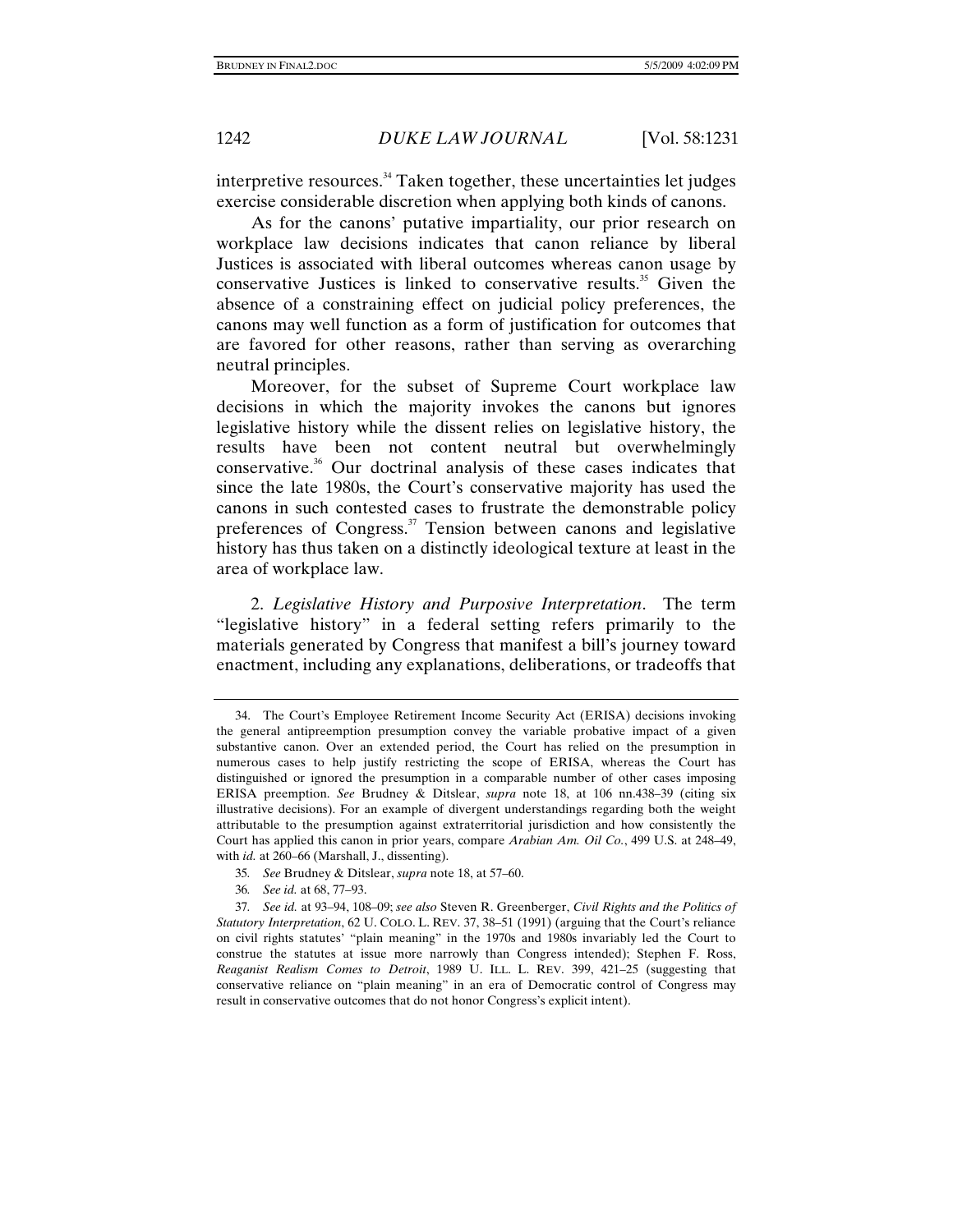interpretive resources.[34] Taken together, these uncertainties let judges exercise considerable discretion when applying both kinds of canons.

As for the canons' putative impartiality, our prior research on workplace law decisions indicates that canon reliance by liberal Justices is associated with liberal outcomes whereas canon usage by conservative Justices is linked to conservative results.[35] Given the absence of a constraining effect on judicial policy preferences, the canons may well function as a form of justification for outcomes that are favored for other reasons, rather than serving as overarching neutral principles.

Moreover, for the subset of Supreme Court workplace law decisions in which the majority invokes the canons but ignores legislative history while the dissent relies on legislative history, the results have been not content neutral but overwhelmingly conservative.[36] Our doctrinal analysis of these cases indicates that since the late 1980s, the Court's conservative majority has used the canons in such contested cases to frustrate the demonstrable policy preferences of Congress.[37] Tension between canons and legislative history has thus taken on a distinctly ideological texture at least in the area of workplace law.

2. *Legislative History and Purposive Interpretation*. The term "legislative history" in a federal setting refers primarily to the materials generated by Congress that manifest a bill's journey toward enactment, including any explanations, deliberations, or tradeoffs that

---

34. The Court's Employee Retirement Income Security Act (ERISA) decisions invoking the general antipreemption presumption convey the variable probative impact of a given substantive canon. Over an extended period, the Court has relied on the presumption in numerous cases to help justify restricting the scope of ERISA, whereas the Court has distinguished or ignored the presumption in a comparable number of other cases imposing ERISA preemption. *See* Brudney & Ditslear, *supra* note 18, at 106 nn.438–39 (citing six illustrative decisions). For an example of divergent understandings regarding both the weight attributable to the presumption against extraterritorial jurisdiction and how consistently the Court has applied this canon in prior years, compare *Arabian Am. Oil Co.*, 499 U.S. at 248–49, with *id.* at 260–66 (Marshall, J., dissenting).

35. *See* Brudney & Ditslear, *supra* note 18, at 57–60.

36. *See id.* at 68, 77–93.

37. *See id.* at 93–94, 108–09; *see also* Steven R. Greenberger, *Civil Rights and the Politics of Statutory Interpretation*, 62 U. COLO. L. REV. 37, 38–51 (1991) (arguing that the Court's reliance on civil rights statutes' "plain meaning" in the 1970s and 1980s invariably led the Court to construe the statutes at issue more narrowly than Congress intended); Stephen F. Ross, *Reaganist Realism Comes to Detroit*, 1989 U. ILL. L. REV. 399, 421–25 (suggesting that conservative reliance on "plain meaning" in an era of Democratic control of Congress may result in conservative outcomes that do not honor Congress's explicit intent).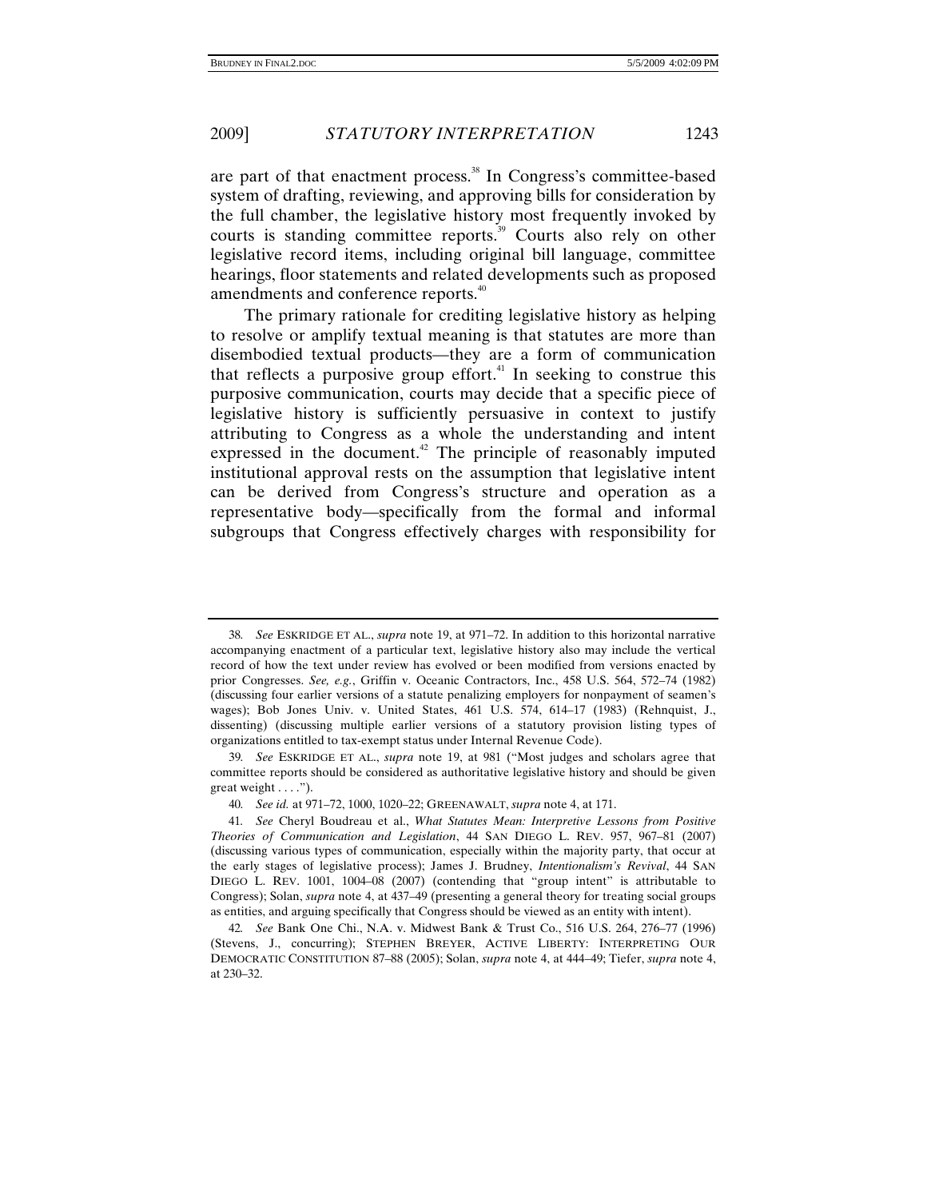are part of that enactment process.[38] In Congress's committee-based system of drafting, reviewing, and approving bills for consideration by the full chamber, the legislative history most frequently invoked by courts is standing committee reports.[39] Courts also rely on other legislative record items, including original bill language, committee hearings, floor statements and related developments such as proposed amendments and conference reports.[40]

The primary rationale for crediting legislative history as helping to resolve or amplify textual meaning is that statutes are more than disembodied textual products—they are a form of communication that reflects a purposive group effort.[41] In seeking to construe this purposive communication, courts may decide that a specific piece of legislative history is sufficiently persuasive in context to justify attributing to Congress as a whole the understanding and intent expressed in the document.[42] The principle of reasonably imputed institutional approval rests on the assumption that legislative intent can be derived from Congress's structure and operation as a representative body—specifically from the formal and informal subgroups that Congress effectively charges with responsibility for

---

38. *See* ESKRIDGE ET AL., *supra* note 19, at 971–72. In addition to this horizontal narrative accompanying enactment of a particular text, legislative history also may include the vertical record of how the text under review has evolved or been modified from versions enacted by prior Congresses. *See, e.g.*, Griffin v. Oceanic Contractors, Inc., 458 U.S. 564, 572–74 (1982) (discussing four earlier versions of a statute penalizing employers for nonpayment of seamen's wages); Bob Jones Univ. v. United States, 461 U.S. 574, 614–17 (1983) (Rehnquist, J., dissenting) (discussing multiple earlier versions of a statutory provision listing types of organizations entitled to tax-exempt status under Internal Revenue Code).

39. *See* ESKRIDGE ET AL., *supra* note 19, at 981 ("Most judges and scholars agree that committee reports should be considered as authoritative legislative history and should be given great weight . . . .").

40. *See id.* at 971–72, 1000, 1020–22; GREENAWALT, *supra* note 4, at 171.

41. *See* Cheryl Boudreau et al., *What Statutes Mean: Interpretive Lessons from Positive Theories of Communication and Legislation*, 44 SAN DIEGO L. REV. 957, 967–81 (2007) (discussing various types of communication, especially within the majority party, that occur at the early stages of legislative process); James J. Brudney, *Intentionalism's Revival*, 44 SAN DIEGO L. REV. 1001, 1004–08 (2007) (contending that "group intent" is attributable to Congress); Solan, *supra* note 4, at 437–49 (presenting a general theory for treating social groups as entities, and arguing specifically that Congress should be viewed as an entity with intent).

42. *See* Bank One Chi., N.A. v. Midwest Bank & Trust Co., 516 U.S. 264, 276–77 (1996) (Stevens, J., concurring); STEPHEN BREYER, ACTIVE LIBERTY: INTERPRETING OUR DEMOCRATIC CONSTITUTION 87–88 (2005); Solan, *supra* note 4, at 444–49; Tiefer, *supra* note 4, at 230–32.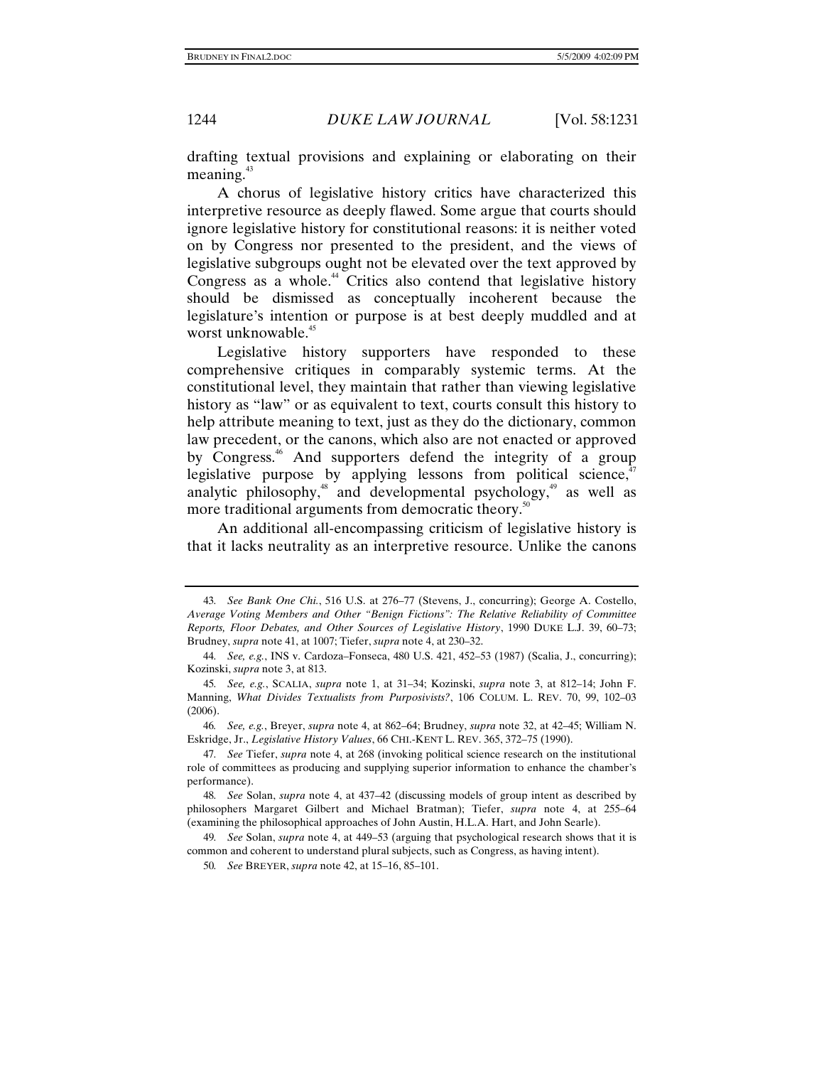drafting textual provisions and explaining or elaborating on their meaning.[43]

A chorus of legislative history critics have characterized this interpretive resource as deeply flawed. Some argue that courts should ignore legislative history for constitutional reasons: it is neither voted on by Congress nor presented to the president, and the views of legislative subgroups ought not be elevated over the text approved by Congress as a whole.[44] Critics also contend that legislative history should be dismissed as conceptually incoherent because the legislature's intention or purpose is at best deeply muddled and at worst unknowable.[45]

Legislative history supporters have responded to these comprehensive critiques in comparably systemic terms. At the constitutional level, they maintain that rather than viewing legislative history as "law" or as equivalent to text, courts consult this history to help attribute meaning to text, just as they do the dictionary, common law precedent, or the canons, which also are not enacted or approved by Congress.[46] And supporters defend the integrity of a group legislative purpose by applying lessons from political science,[47] analytic philosophy,[48] and developmental psychology,[49] as well as more traditional arguments from democratic theory.[50]

An additional all-encompassing criticism of legislative history is that it lacks neutrality as an interpretive resource. Unlike the canons

---

43. *See Bank One Chi.*, 516 U.S. at 276–77 (Stevens, J., concurring); George A. Costello, *Average Voting Members and Other "Benign Fictions": The Relative Reliability of Committee Reports, Floor Debates, and Other Sources of Legislative History*, 1990 DUKE L.J. 39, 60–73; Brudney, *supra* note 41, at 1007; Tiefer, *supra* note 4, at 230–32.

44. *See, e.g.*, INS v. Cardoza–Fonseca, 480 U.S. 421, 452–53 (1987) (Scalia, J., concurring); Kozinski, *supra* note 3, at 813.

45. *See, e.g.*, SCALIA, *supra* note 1, at 31–34; Kozinski, *supra* note 3, at 812–14; John F. Manning, *What Divides Textualists from Purposivists?*, 106 COLUM. L. REV. 70, 99, 102–03 (2006).

46. *See, e.g.*, Breyer, *supra* note 4, at 862–64; Brudney, *supra* note 32, at 42–45; William N. Eskridge, Jr., *Legislative History Values*, 66 CHI.-KENT L. REV. 365, 372–75 (1990).

47. *See* Tiefer, *supra* note 4, at 268 (invoking political science research on the institutional role of committees as producing and supplying superior information to enhance the chamber's performance).

48. *See* Solan, *supra* note 4, at 437–42 (discussing models of group intent as described by philosophers Margaret Gilbert and Michael Bratman); Tiefer, *supra* note 4, at 255–64 (examining the philosophical approaches of John Austin, H.L.A. Hart, and John Searle).

49. *See* Solan, *supra* note 4, at 449–53 (arguing that psychological research shows that it is common and coherent to understand plural subjects, such as Congress, as having intent).

50. *See* BREYER, *supra* note 42, at 15–16, 85–101.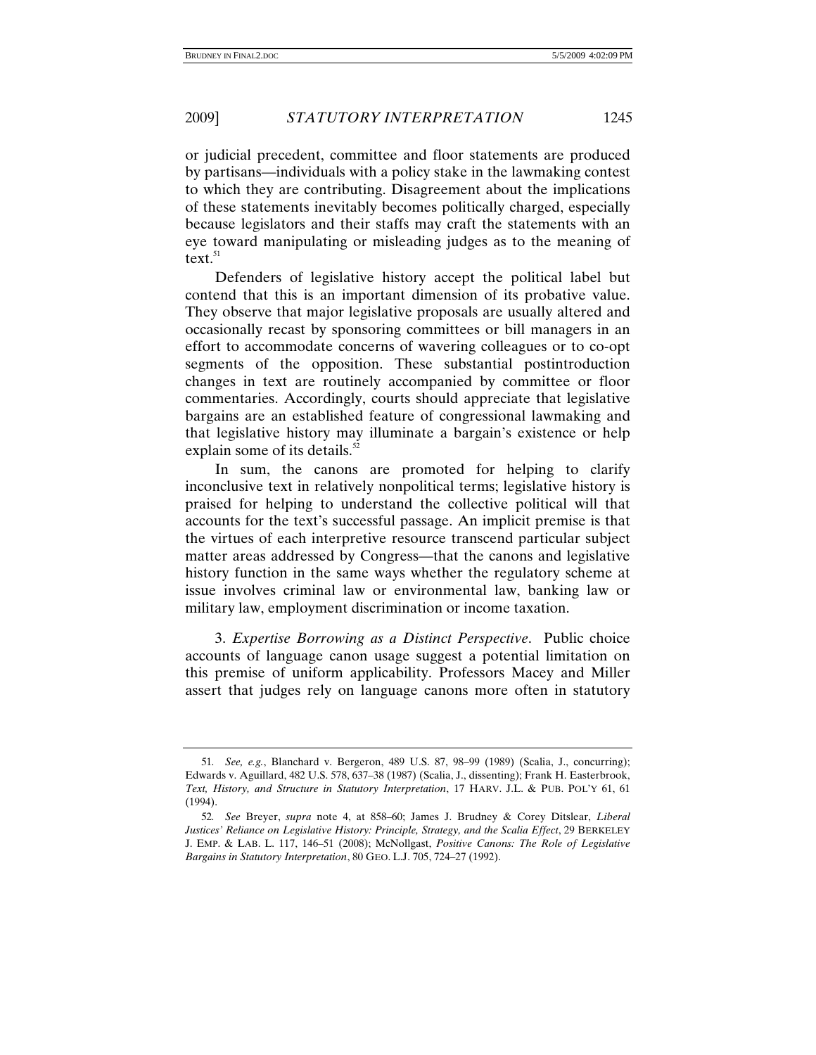or judicial precedent, committee and floor statements are produced by partisans—individuals with a policy stake in the lawmaking contest to which they are contributing. Disagreement about the implications of these statements inevitably becomes politically charged, especially because legislators and their staffs may craft the statements with an eye toward manipulating or misleading judges as to the meaning of text.[51]

Defenders of legislative history accept the political label but contend that this is an important dimension of its probative value. They observe that major legislative proposals are usually altered and occasionally recast by sponsoring committees or bill managers in an effort to accommodate concerns of wavering colleagues or to co-opt segments of the opposition. These substantial postintroduction changes in text are routinely accompanied by committee or floor commentaries. Accordingly, courts should appreciate that legislative bargains are an established feature of congressional lawmaking and that legislative history may illuminate a bargain's existence or help explain some of its details.[52]

In sum, the canons are promoted for helping to clarify inconclusive text in relatively nonpolitical terms; legislative history is praised for helping to understand the collective political will that accounts for the text's successful passage. An implicit premise is that the virtues of each interpretive resource transcend particular subject matter areas addressed by Congress—that the canons and legislative history function in the same ways whether the regulatory scheme at issue involves criminal law or environmental law, banking law or military law, employment discrimination or income taxation.

3. *Expertise Borrowing as a Distinct Perspective*. Public choice accounts of language canon usage suggest a potential limitation on this premise of uniform applicability. Professors Macey and Miller assert that judges rely on language canons more often in statutory

---

51. *See, e.g.*, Blanchard v. Bergeron, 489 U.S. 87, 98–99 (1989) (Scalia, J., concurring); Edwards v. Aguillard, 482 U.S. 578, 637–38 (1987) (Scalia, J., dissenting); Frank H. Easterbrook, *Text, History, and Structure in Statutory Interpretation*, 17 HARV. J.L. & PUB. POL'Y 61, 61 (1994).

52. *See* Breyer, *supra* note 4, at 858–60; James J. Brudney & Corey Ditslear, *Liberal Justices' Reliance on Legislative History: Principle, Strategy, and the Scalia Effect*, 29 BERKELEY J. EMP. & LAB. L. 117, 146–51 (2008); McNollgast, *Positive Canons: The Role of Legislative Bargains in Statutory Interpretation*, 80 GEO. L.J. 705, 724–27 (1992).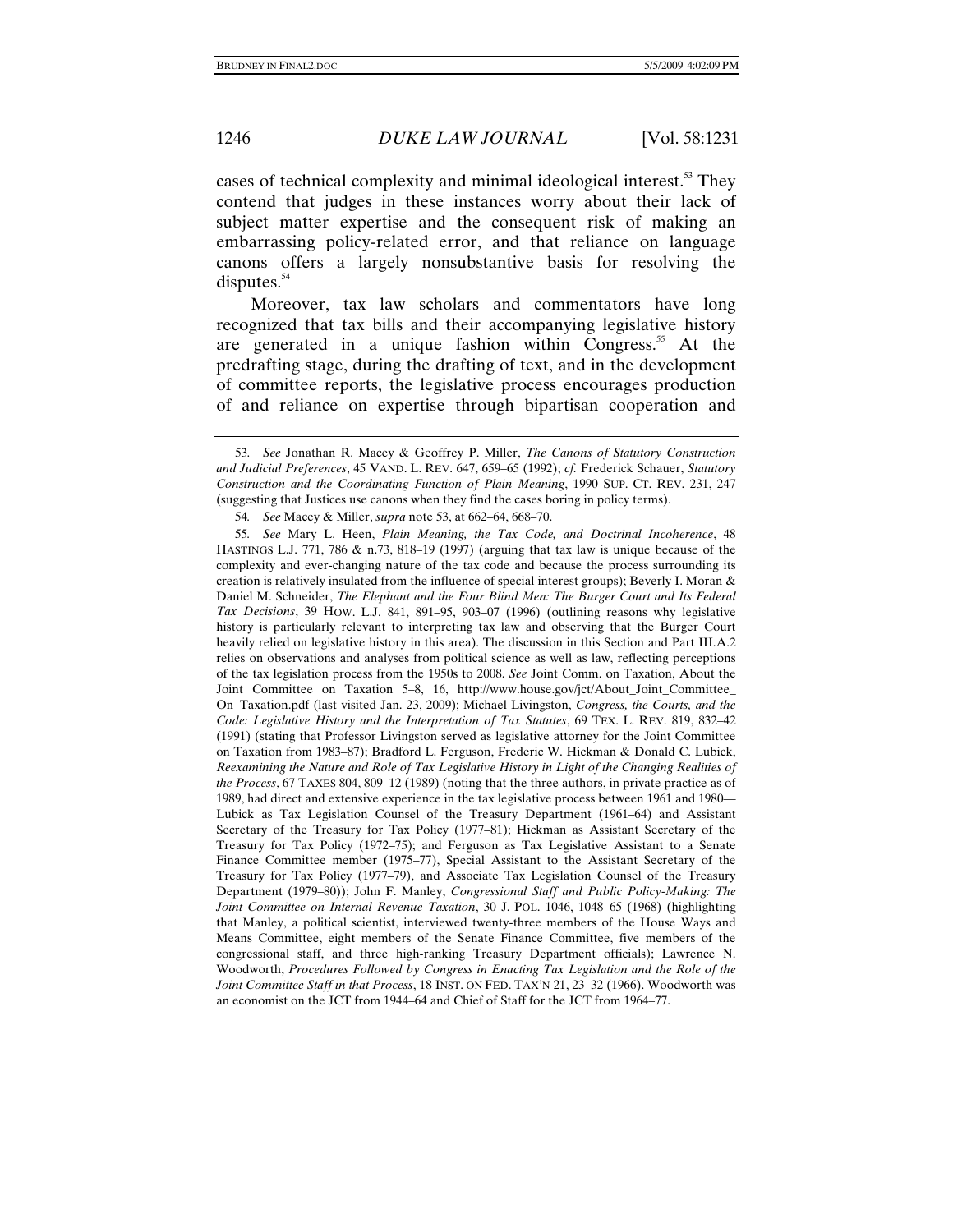cases of technical complexity and minimal ideological interest.[53] They contend that judges in these instances worry about their lack of subject matter expertise and the consequent risk of making an embarrassing policy-related error, and that reliance on language canons offers a largely nonsubstantive basis for resolving the disputes.[54]

Moreover, tax law scholars and commentators have long recognized that tax bills and their accompanying legislative history are generated in a unique fashion within Congress.[55] At the predrafting stage, during the drafting of text, and in the development of committee reports, the legislative process encourages production of and reliance on expertise through bipartisan cooperation and

---

53. *See* Jonathan R. Macey & Geoffrey P. Miller, *The Canons of Statutory Construction and Judicial Preferences*, 45 VAND. L. REV. 647, 659–65 (1992); *cf.* Frederick Schauer, *Statutory Construction and the Coordinating Function of Plain Meaning*, 1990 SUP. CT. REV. 231, 247 (suggesting that Justices use canons when they find the cases boring in policy terms).

54. *See* Macey & Miller, *supra* note 53, at 662–64, 668–70.

55. *See* Mary L. Heen, *Plain Meaning, the Tax Code, and Doctrinal Incoherence*, 48 HASTINGS L.J. 771, 786 & n.73, 818–19 (1997) (arguing that tax law is unique because of the complexity and ever-changing nature of the tax code and because the process surrounding its creation is relatively insulated from the influence of special interest groups); Beverly I. Moran & Daniel M. Schneider, *The Elephant and the Four Blind Men: The Burger Court and Its Federal Tax Decisions*, 39 HOW. L.J. 841, 891–95, 903–07 (1996) (outlining reasons why legislative history is particularly relevant to interpreting tax law and observing that the Burger Court heavily relied on legislative history in this area). The discussion in this Section and Part III.A.2 relies on observations and analyses from political science as well as law, reflecting perceptions of the tax legislation process from the 1950s to 2008. *See* Joint Comm. on Taxation, About the Joint Committee on Taxation 5–8, 16, http://www.house.gov/jct/About_Joint_Committee_On_Taxation.pdf (last visited Jan. 23, 2009); Michael Livingston, *Congress, the Courts, and the Code: Legislative History and the Interpretation of Tax Statutes*, 69 TEX. L. REV. 819, 832–42 (1991) (stating that Professor Livingston served as legislative attorney for the Joint Committee on Taxation from 1983–87); Bradford L. Ferguson, Frederic W. Hickman & Donald C. Lubick, *Reexamining the Nature and Role of Tax Legislative History in Light of the Changing Realities of the Process*, 67 TAXES 804, 809–12 (1989) (noting that the three authors, in private practice as of 1989, had direct and extensive experience in the tax legislative process between 1961 and 1980—Lubick as Tax Legislation Counsel of the Treasury Department (1961–64) and Assistant Secretary of the Treasury for Tax Policy (1977–81); Hickman as Assistant Secretary of the Treasury for Tax Policy (1972–75); and Ferguson as Tax Legislative Assistant to a Senate Finance Committee member (1975–77), Special Assistant to the Assistant Secretary of the Treasury for Tax Policy (1977–79), and Associate Tax Legislation Counsel of the Treasury Department (1979–80)); John F. Manley, *Congressional Staff and Public Policy-Making: The Joint Committee on Internal Revenue Taxation*, 30 J. POL. 1046, 1048–65 (1968) (highlighting that Manley, a political scientist, interviewed twenty-three members of the House Ways and Means Committee, eight members of the Senate Finance Committee, five members of the congressional staff, and three high-ranking Treasury Department officials); Lawrence N. Woodworth, *Procedures Followed by Congress in Enacting Tax Legislation and the Role of the Joint Committee Staff in that Process*, 18 INST. ON FED. TAX'N 21, 23–32 (1966). Woodworth was an economist on the JCT from 1944–64 and Chief of Staff for the JCT from 1964–77.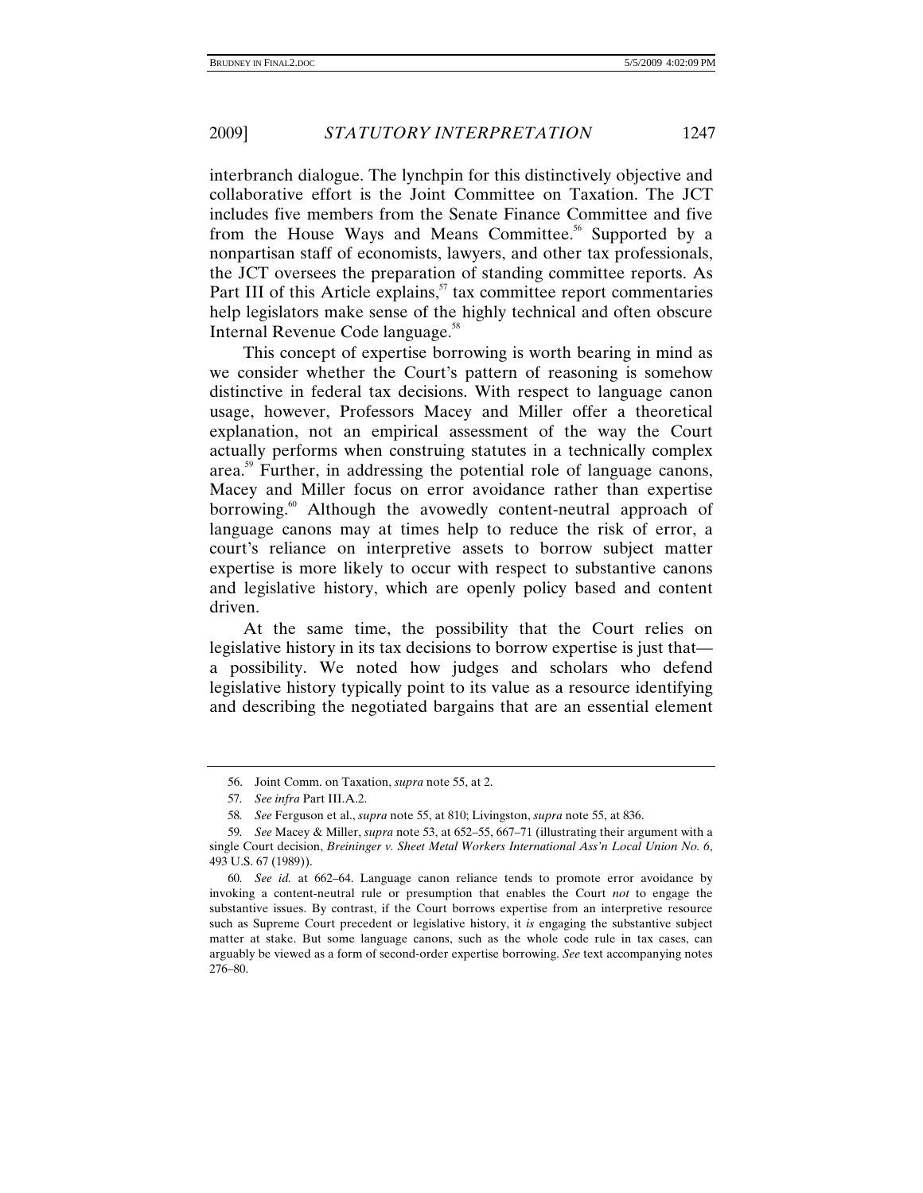interbranch dialogue. The lynchpin for this distinctively objective and collaborative effort is the Joint Committee on Taxation. The JCT includes five members from the Senate Finance Committee and five from the House Ways and Means Committee.[56] Supported by a nonpartisan staff of economists, lawyers, and other tax professionals, the JCT oversees the preparation of standing committee reports. As Part III of this Article explains,[57] tax committee report commentaries help legislators make sense of the highly technical and often obscure Internal Revenue Code language.[58]

This concept of expertise borrowing is worth bearing in mind as we consider whether the Court's pattern of reasoning is somehow distinctive in federal tax decisions. With respect to language canon usage, however, Professors Macey and Miller offer a theoretical explanation, not an empirical assessment of the way the Court actually performs when construing statutes in a technically complex area.[59] Further, in addressing the potential role of language canons, Macey and Miller focus on error avoidance rather than expertise borrowing.[60] Although the avowedly content-neutral approach of language canons may at times help to reduce the risk of error, a court's reliance on interpretive assets to borrow subject matter expertise is more likely to occur with respect to substantive canons and legislative history, which are openly policy based and content driven.

At the same time, the possibility that the Court relies on legislative history in its tax decisions to borrow expertise is just that—a possibility. We noted how judges and scholars who defend legislative history typically point to its value as a resource identifying and describing the negotiated bargains that are an essential element

---

56. Joint Comm. on Taxation, *supra* note 55, at 2.

57. *See infra* Part III.A.2.

58. *See* Ferguson et al., *supra* note 55, at 810; Livingston, *supra* note 55, at 836.

59. *See* Macey & Miller, *supra* note 53, at 652–55, 667–71 (illustrating their argument with a single Court decision, *Breininger v. Sheet Metal Workers International Ass'n Local Union No. 6*, 493 U.S. 67 (1989)).

60. *See id.* at 662–64. Language canon reliance tends to promote error avoidance by invoking a content-neutral rule or presumption that enables the Court *not* to engage the substantive issues. By contrast, if the Court borrows expertise from an interpretive resource such as Supreme Court precedent or legislative history, it *is* engaging the substantive subject matter at stake. But some language canons, such as the whole code rule in tax cases, can arguably be viewed as a form of second-order expertise borrowing. *See* text accompanying notes 276–80.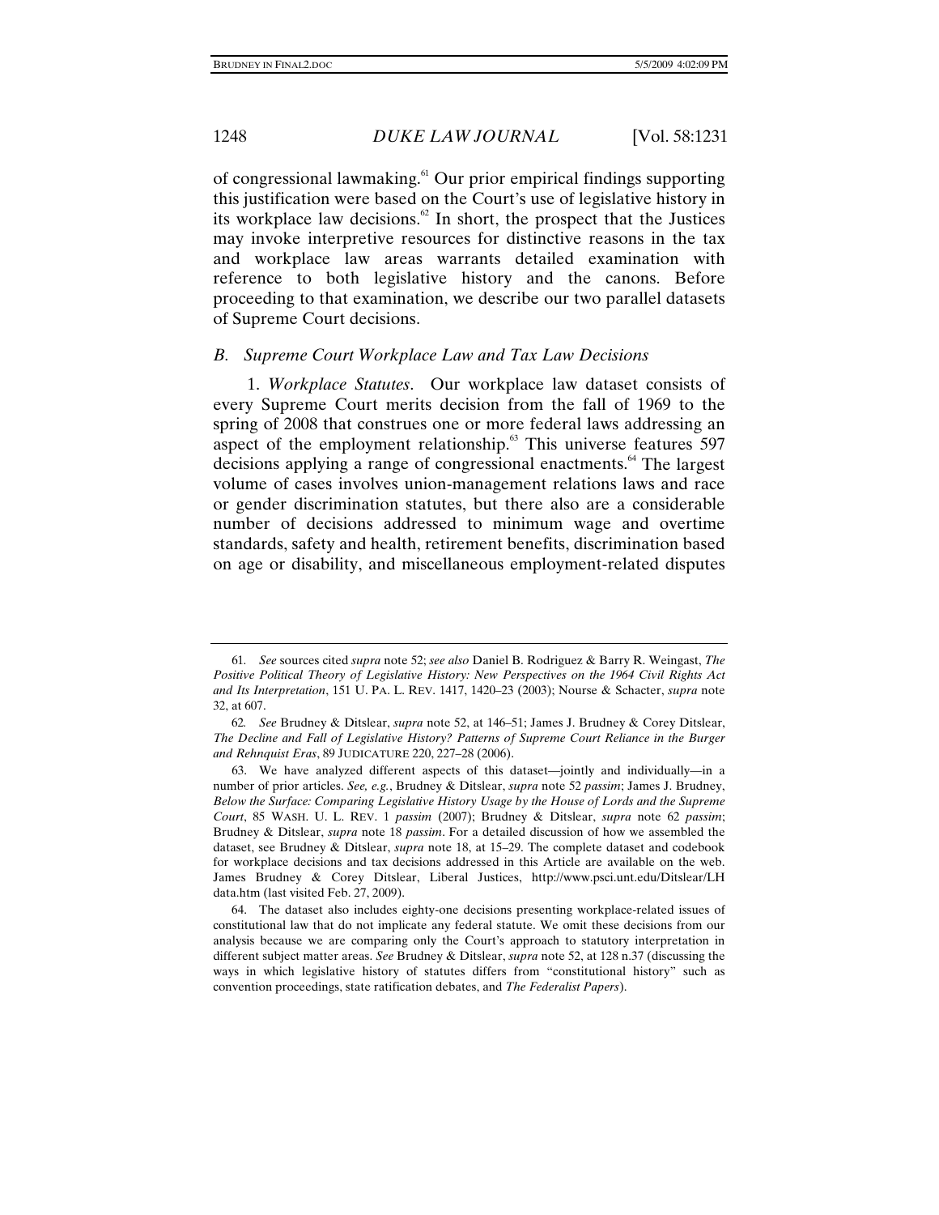of congressional lawmaking.[61] Our prior empirical findings supporting this justification were based on the Court's use of legislative history in its workplace law decisions.[62] In short, the prospect that the Justices may invoke interpretive resources for distinctive reasons in the tax and workplace law areas warrants detailed examination with reference to both legislative history and the canons. Before proceeding to that examination, we describe our two parallel datasets of Supreme Court decisions.

### *B. Supreme Court Workplace Law and Tax Law Decisions*

1. *Workplace Statutes*. Our workplace law dataset consists of every Supreme Court merits decision from the fall of 1969 to the spring of 2008 that construes one or more federal laws addressing an aspect of the employment relationship.[63] This universe features 597 decisions applying a range of congressional enactments.[64] The largest volume of cases involves union-management relations laws and race or gender discrimination statutes, but there also are a considerable number of decisions addressed to minimum wage and overtime standards, safety and health, retirement benefits, discrimination based on age or disability, and miscellaneous employment-related disputes

---

61. *See* sources cited *supra* note 52; *see also* Daniel B. Rodriguez & Barry R. Weingast, *The Positive Political Theory of Legislative History: New Perspectives on the 1964 Civil Rights Act and Its Interpretation*, 151 U. PA. L. REV. 1417, 1420–23 (2003); Nourse & Schacter, *supra* note 32, at 607.

62. *See* Brudney & Ditslear, *supra* note 52, at 146–51; James J. Brudney & Corey Ditslear, *The Decline and Fall of Legislative History? Patterns of Supreme Court Reliance in the Burger and Rehnquist Eras*, 89 JUDICATURE 220, 227–28 (2006).

63. We have analyzed different aspects of this dataset—jointly and individually—in a number of prior articles. *See, e.g.*, Brudney & Ditslear, *supra* note 52 *passim*; James J. Brudney, *Below the Surface: Comparing Legislative History Usage by the House of Lords and the Supreme Court*, 85 WASH. U. L. REV. 1 *passim* (2007); Brudney & Ditslear, *supra* note 62 *passim*; Brudney & Ditslear, *supra* note 18 *passim*. For a detailed discussion of how we assembled the dataset, see Brudney & Ditslear, *supra* note 18, at 15–29. The complete dataset and codebook for workplace decisions and tax decisions addressed in this Article are available on the web. James Brudney & Corey Ditslear, Liberal Justices, http://www.psci.unt.edu/Ditslear/LHdata.htm (last visited Feb. 27, 2009).

64. The dataset also includes eighty-one decisions presenting workplace-related issues of constitutional law that do not implicate any federal statute. We omit these decisions from our analysis because we are comparing only the Court's approach to statutory interpretation in different subject matter areas. *See* Brudney & Ditslear, *supra* note 52, at 128 n.37 (discussing the ways in which legislative history of statutes differs from "constitutional history" such as convention proceedings, state ratification debates, and *The Federalist Papers*).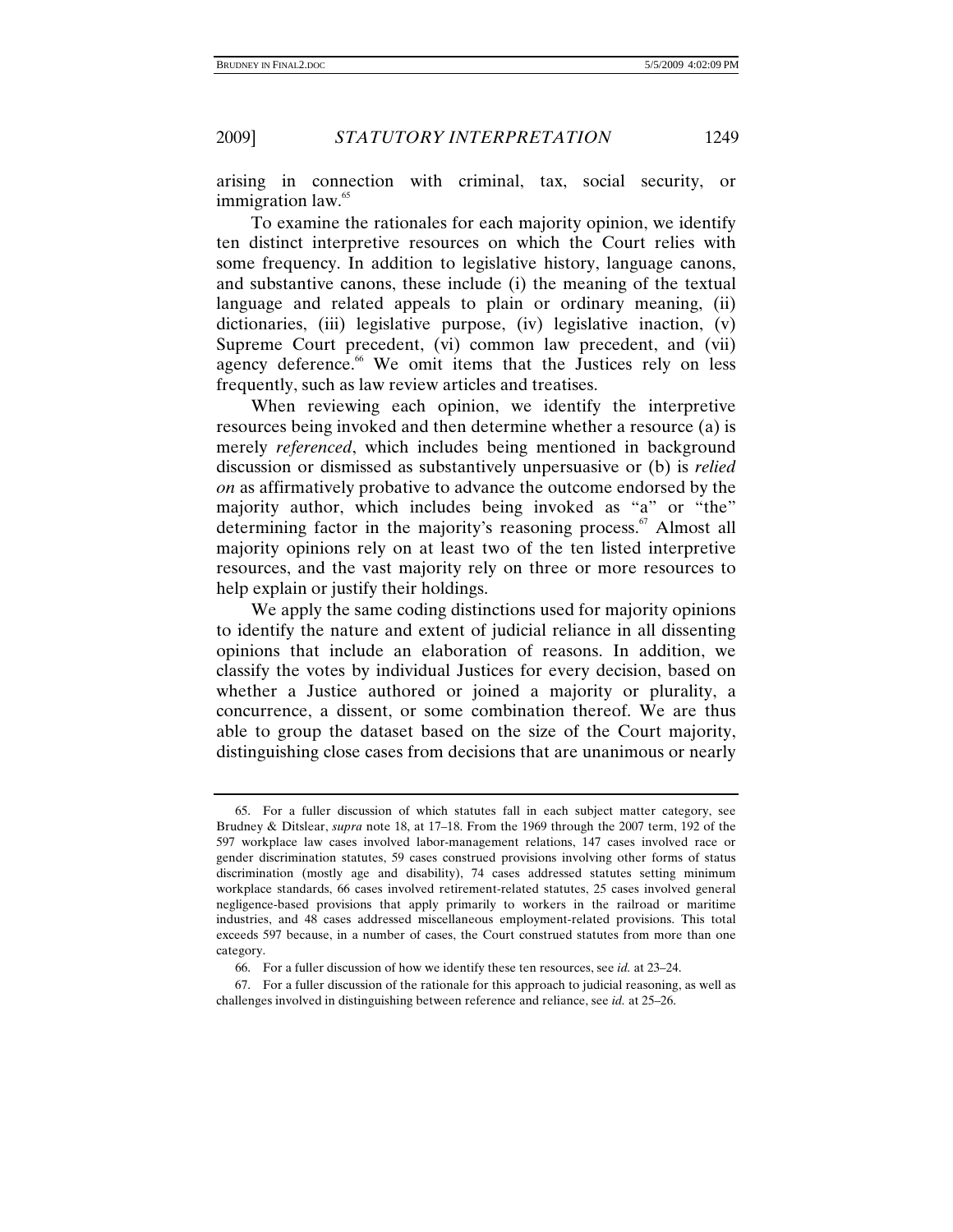arising in connection with criminal, tax, social security, or immigration law.[65]

To examine the rationales for each majority opinion, we identify ten distinct interpretive resources on which the Court relies with some frequency. In addition to legislative history, language canons, and substantive canons, these include (i) the meaning of the textual language and related appeals to plain or ordinary meaning, (ii) dictionaries, (iii) legislative purpose, (iv) legislative inaction, (v) Supreme Court precedent, (vi) common law precedent, and (vii) agency deference.[66] We omit items that the Justices rely on less frequently, such as law review articles and treatises.

When reviewing each opinion, we identify the interpretive resources being invoked and then determine whether a resource (a) is merely *referenced*, which includes being mentioned in background discussion or dismissed as substantively unpersuasive or (b) is *relied on* as affirmatively probative to advance the outcome endorsed by the majority author, which includes being invoked as "a" or "the" determining factor in the majority's reasoning process.[67] Almost all majority opinions rely on at least two of the ten listed interpretive resources, and the vast majority rely on three or more resources to help explain or justify their holdings.

We apply the same coding distinctions used for majority opinions to identify the nature and extent of judicial reliance in all dissenting opinions that include an elaboration of reasons. In addition, we classify the votes by individual Justices for every decision, based on whether a Justice authored or joined a majority or plurality, a concurrence, a dissent, or some combination thereof. We are thus able to group the dataset based on the size of the Court majority, distinguishing close cases from decisions that are unanimous or nearly

---

65. For a fuller discussion of which statutes fall in each subject matter category, see Brudney & Ditslear, *supra* note 18, at 17–18. From the 1969 through the 2007 term, 192 of the 597 workplace law cases involved labor-management relations, 147 cases involved race or gender discrimination statutes, 59 cases construed provisions involving other forms of status discrimination (mostly age and disability), 74 cases addressed statutes setting minimum workplace standards, 66 cases involved retirement-related statutes, 25 cases involved general negligence-based provisions that apply primarily to workers in the railroad or maritime industries, and 48 cases addressed miscellaneous employment-related provisions. This total exceeds 597 because, in a number of cases, the Court construed statutes from more than one category.

66. For a fuller discussion of how we identify these ten resources, see *id.* at 23–24.

67. For a fuller discussion of the rationale for this approach to judicial reasoning, as well as challenges involved in distinguishing between reference and reliance, see *id.* at 25–26.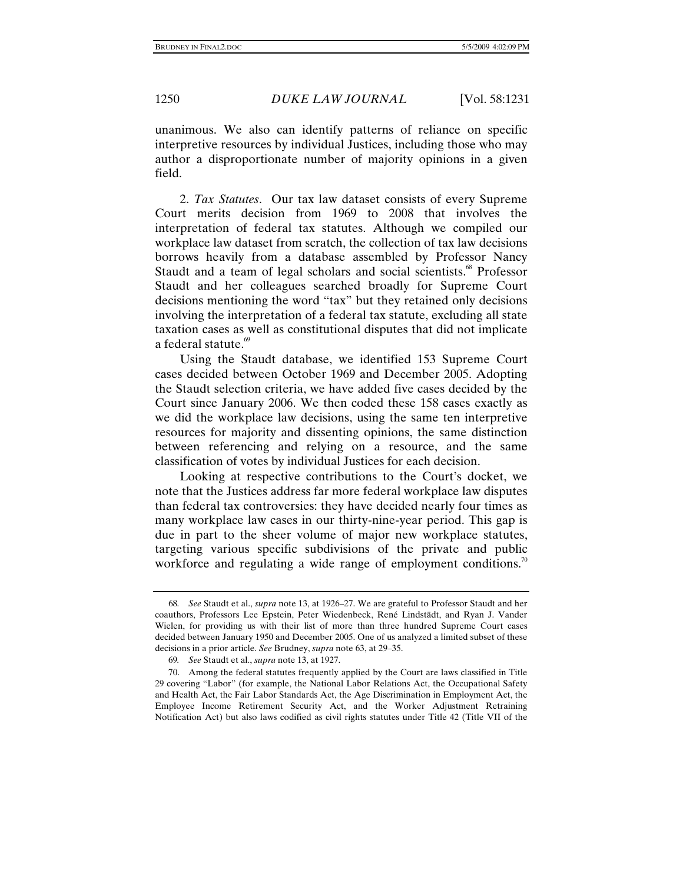unanimous. We also can identify patterns of reliance on specific interpretive resources by individual Justices, including those who may author a disproportionate number of majority opinions in a given field.

2. *Tax Statutes*. Our tax law dataset consists of every Supreme Court merits decision from 1969 to 2008 that involves the interpretation of federal tax statutes. Although we compiled our workplace law dataset from scratch, the collection of tax law decisions borrows heavily from a database assembled by Professor Nancy Staudt and a team of legal scholars and social scientists.[68] Professor Staudt and her colleagues searched broadly for Supreme Court decisions mentioning the word "tax" but they retained only decisions involving the interpretation of a federal tax statute, excluding all state taxation cases as well as constitutional disputes that did not implicate a federal statute.[69]

Using the Staudt database, we identified 153 Supreme Court cases decided between October 1969 and December 2005. Adopting the Staudt selection criteria, we have added five cases decided by the Court since January 2006. We then coded these 158 cases exactly as we did the workplace law decisions, using the same ten interpretive resources for majority and dissenting opinions, the same distinction between referencing and relying on a resource, and the same classification of votes by individual Justices for each decision.

Looking at respective contributions to the Court's docket, we note that the Justices address far more federal workplace law disputes than federal tax controversies: they have decided nearly four times as many workplace law cases in our thirty-nine-year period. This gap is due in part to the sheer volume of major new workplace statutes, targeting various specific subdivisions of the private and public workforce and regulating a wide range of employment conditions.[70]

---

68. *See* Staudt et al., *supra* note 13, at 1926–27. We are grateful to Professor Staudt and her coauthors, Professors Lee Epstein, Peter Wiedenbeck, René Lindstädt, and Ryan J. Vander Wielen, for providing us with their list of more than three hundred Supreme Court cases decided between January 1950 and December 2005. One of us analyzed a limited subset of these decisions in a prior article. *See* Brudney, *supra* note 63, at 29–35.

69. *See* Staudt et al., *supra* note 13, at 1927.

70. Among the federal statutes frequently applied by the Court are laws classified in Title 29 covering "Labor" (for example, the National Labor Relations Act, the Occupational Safety and Health Act, the Fair Labor Standards Act, the Age Discrimination in Employment Act, the Employee Income Retirement Security Act, and the Worker Adjustment Retraining Notification Act) but also laws codified as civil rights statutes under Title 42 (Title VII of the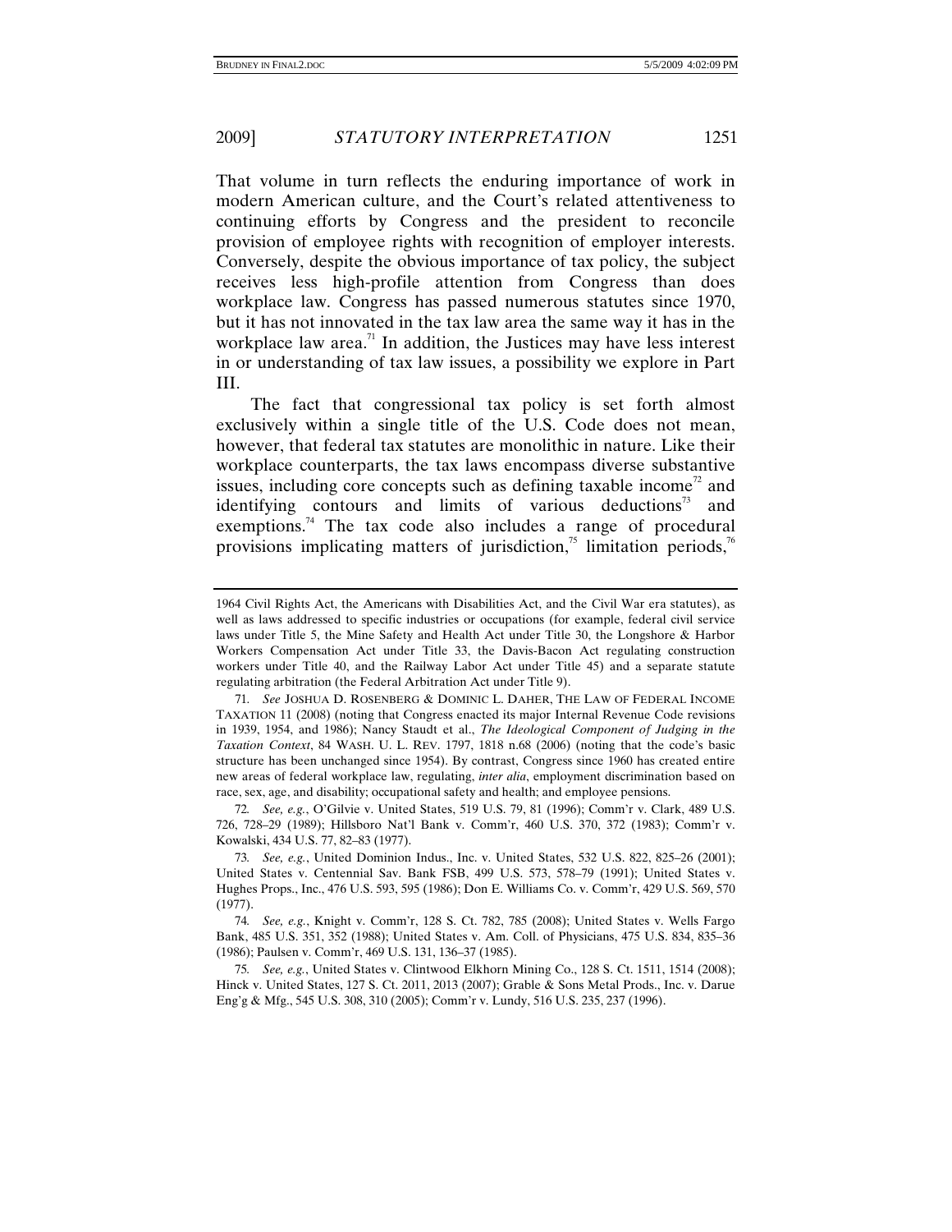That volume in turn reflects the enduring importance of work in modern American culture, and the Court's related attentiveness to continuing efforts by Congress and the president to reconcile provision of employee rights with recognition of employer interests. Conversely, despite the obvious importance of tax policy, the subject receives less high-profile attention from Congress than does workplace law. Congress has passed numerous statutes since 1970, but it has not innovated in the tax law area the same way it has in the workplace law area.[71] In addition, the Justices may have less interest in or understanding of tax law issues, a possibility we explore in Part III.

The fact that congressional tax policy is set forth almost exclusively within a single title of the U.S. Code does not mean, however, that federal tax statutes are monolithic in nature. Like their workplace counterparts, the tax laws encompass diverse substantive issues, including core concepts such as defining taxable income[72] and identifying contours and limits of various deductions[73] and exemptions.[74] The tax code also includes a range of procedural provisions implicating matters of jurisdiction,[75] limitation periods,[76]

---

1964 Civil Rights Act, the Americans with Disabilities Act, and the Civil War era statutes), as well as laws addressed to specific industries or occupations (for example, federal civil service laws under Title 5, the Mine Safety and Health Act under Title 30, the Longshore & Harbor Workers Compensation Act under Title 33, the Davis-Bacon Act regulating construction workers under Title 40, and the Railway Labor Act under Title 45) and a separate statute regulating arbitration (the Federal Arbitration Act under Title 9).

71. *See* JOSHUA D. ROSENBERG & DOMINIC L. DAHER, THE LAW OF FEDERAL INCOME TAXATION 11 (2008) (noting that Congress enacted its major Internal Revenue Code revisions in 1939, 1954, and 1986); Nancy Staudt et al., *The Ideological Component of Judging in the Taxation Context*, 84 WASH. U. L. REV. 1797, 1818 n.68 (2006) (noting that the code's basic structure has been unchanged since 1954). By contrast, Congress since 1960 has created entire new areas of federal workplace law, regulating, *inter alia*, employment discrimination based on race, sex, age, and disability; occupational safety and health; and employee pensions.

72. *See, e.g.*, O'Gilvie v. United States, 519 U.S. 79, 81 (1996); Comm'r v. Clark, 489 U.S. 726, 728–29 (1989); Hillsboro Nat'l Bank v. Comm'r, 460 U.S. 370, 372 (1983); Comm'r v. Kowalski, 434 U.S. 77, 82–83 (1977).

73. *See, e.g.*, United Dominion Indus., Inc. v. United States, 532 U.S. 822, 825–26 (2001); United States v. Centennial Sav. Bank FSB, 499 U.S. 573, 578–79 (1991); United States v. Hughes Props., Inc., 476 U.S. 593, 595 (1986); Don E. Williams Co. v. Comm'r, 429 U.S. 569, 570 (1977).

74. *See, e.g.*, Knight v. Comm'r, 128 S. Ct. 782, 785 (2008); United States v. Wells Fargo Bank, 485 U.S. 351, 352 (1988); United States v. Am. Coll. of Physicians, 475 U.S. 834, 835–36 (1986); Paulsen v. Comm'r, 469 U.S. 131, 136–37 (1985).

75. *See, e.g.*, United States v. Clintwood Elkhorn Mining Co., 128 S. Ct. 1511, 1514 (2008); Hinck v. United States, 127 S. Ct. 2011, 2013 (2007); Grable & Sons Metal Prods., Inc. v. Darue Eng'g & Mfg., 545 U.S. 308, 310 (2005); Comm'r v. Lundy, 516 U.S. 235, 237 (1996).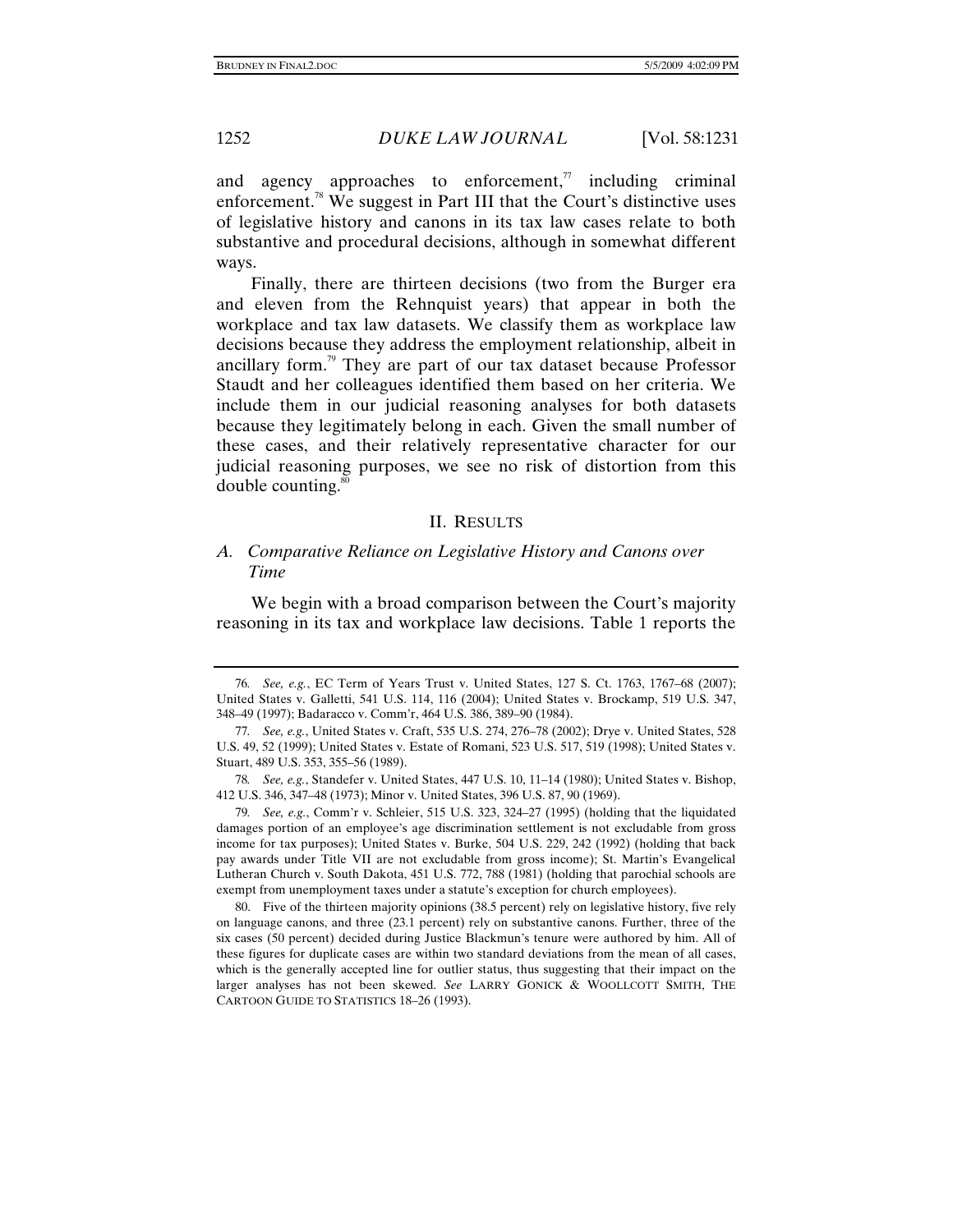and agency approaches to enforcement,[77] including criminal enforcement.[78] We suggest in Part III that the Court's distinctive uses of legislative history and canons in its tax law cases relate to both substantive and procedural decisions, although in somewhat different ways.

Finally, there are thirteen decisions (two from the Burger era and eleven from the Rehnquist years) that appear in both the workplace and tax law datasets. We classify them as workplace law decisions because they address the employment relationship, albeit in ancillary form.[79] They are part of our tax dataset because Professor Staudt and her colleagues identified them based on her criteria. We include them in our judicial reasoning analyses for both datasets because they legitimately belong in each. Given the small number of these cases, and their relatively representative character for our judicial reasoning purposes, we see no risk of distortion from this double counting.[80]

## II. RESULTS

### *A. Comparative Reliance on Legislative History and Canons over Time*

We begin with a broad comparison between the Court's majority reasoning in its tax and workplace law decisions. Table 1 reports the

---

76. *See, e.g.*, EC Term of Years Trust v. United States, 127 S. Ct. 1763, 1767–68 (2007); United States v. Galletti, 541 U.S. 114, 116 (2004); United States v. Brockamp, 519 U.S. 347, 348–49 (1997); Badaracco v. Comm'r, 464 U.S. 386, 389–90 (1984).

77. *See, e.g.*, United States v. Craft, 535 U.S. 274, 276–78 (2002); Drye v. United States, 528 U.S. 49, 52 (1999); United States v. Estate of Romani, 523 U.S. 517, 519 (1998); United States v. Stuart, 489 U.S. 353, 355–56 (1989).

78. *See, e.g.*, Standefer v. United States, 447 U.S. 10, 11–14 (1980); United States v. Bishop, 412 U.S. 346, 347–48 (1973); Minor v. United States, 396 U.S. 87, 90 (1969).

79. *See, e.g.*, Comm'r v. Schleier, 515 U.S. 323, 324–27 (1995) (holding that the liquidated damages portion of an employee's age discrimination settlement is not excludable from gross income for tax purposes); United States v. Burke, 504 U.S. 229, 242 (1992) (holding that back pay awards under Title VII are not excludable from gross income); St. Martin's Evangelical Lutheran Church v. South Dakota, 451 U.S. 772, 788 (1981) (holding that parochial schools are exempt from unemployment taxes under a statute's exception for church employees).

80. Five of the thirteen majority opinions (38.5 percent) rely on legislative history, five rely on language canons, and three (23.1 percent) rely on substantive canons. Further, three of the six cases (50 percent) decided during Justice Blackmun's tenure were authored by him. All of these figures for duplicate cases are within two standard deviations from the mean of all cases, which is the generally accepted line for outlier status, thus suggesting that their impact on the larger analyses has not been skewed. *See* LARRY GONICK & WOOLLCOTT SMITH, THE CARTOON GUIDE TO STATISTICS 18–26 (1993).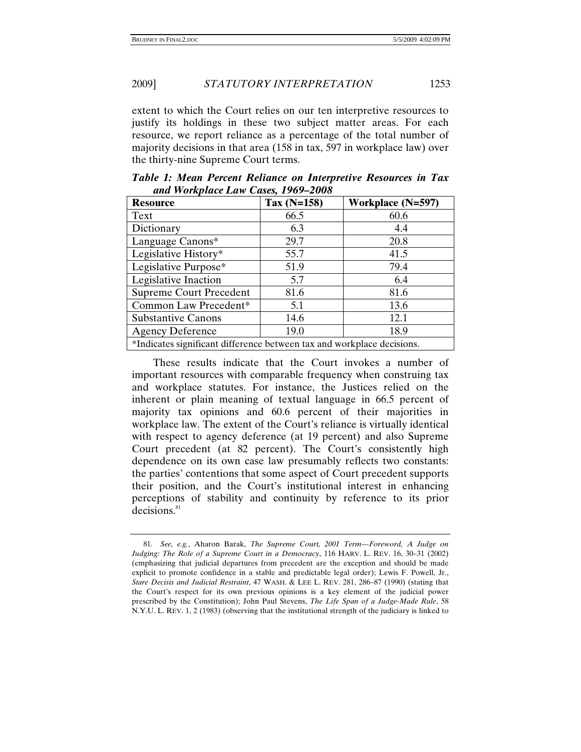extent to which the Court relies on our ten interpretive resources to justify its holdings in these two subject matter areas. For each resource, we report reliance as a percentage of the total number of majority decisions in that area (158 in tax, 597 in workplace law) over the thirty-nine Supreme Court terms.

***Table 1: Mean Percent Reliance on Interpretive Resources in Tax and Workplace Law Cases, 1969–2008***

| Resource | Tax (N=158) | Workplace (N=597) |
|---|---|---|
| Text | 66.5 | 60.6 |
| Dictionary | 6.3 | 4.4 |
| Language Canons* | 29.7 | 20.8 |
| Legislative History* | 55.7 | 41.5 |
| Legislative Purpose* | 51.9 | 79.4 |
| Legislative Inaction | 5.7 | 6.4 |
| Supreme Court Precedent | 81.6 | 81.6 |
| Common Law Precedent* | 5.1 | 13.6 |
| Substantive Canons | 14.6 | 12.1 |
| Agency Deference | 19.0 | 18.9 |

*Indicates significant difference between tax and workplace decisions.

These results indicate that the Court invokes a number of important resources with comparable frequency when construing tax and workplace statutes. For instance, the Justices relied on the inherent or plain meaning of textual language in 66.5 percent of majority tax opinions and 60.6 percent of their majorities in workplace law. The extent of the Court's reliance is virtually identical with respect to agency deference (at 19 percent) and also Supreme Court precedent (at 82 percent). The Court's consistently high dependence on its own case law presumably reflects two constants: the parties' contentions that some aspect of Court precedent supports their position, and the Court's institutional interest in enhancing perceptions of stability and continuity by reference to its prior decisions.[81]

81. *See, e.g.*, Aharon Barak, *The Supreme Court, 2001 Term—Foreword, A Judge on Judging: The Role of a Supreme Court in a Democracy*, 116 HARV. L. REV. 16, 30–31 (2002) (emphasizing that judicial departures from precedent are the exception and should be made explicit to promote confidence in a stable and predictable legal order); Lewis F. Powell, Jr., *Stare Decisis and Judicial Restraint*, 47 WASH. & LEE L. REV. 281, 286–87 (1990) (stating that the Court's respect for its own previous opinions is a key element of the judicial power prescribed by the Constitution); John Paul Stevens, *The Life Span of a Judge-Made Rule*, 58 N.Y.U. L. REV. 1, 2 (1983) (observing that the institutional strength of the judiciary is linked to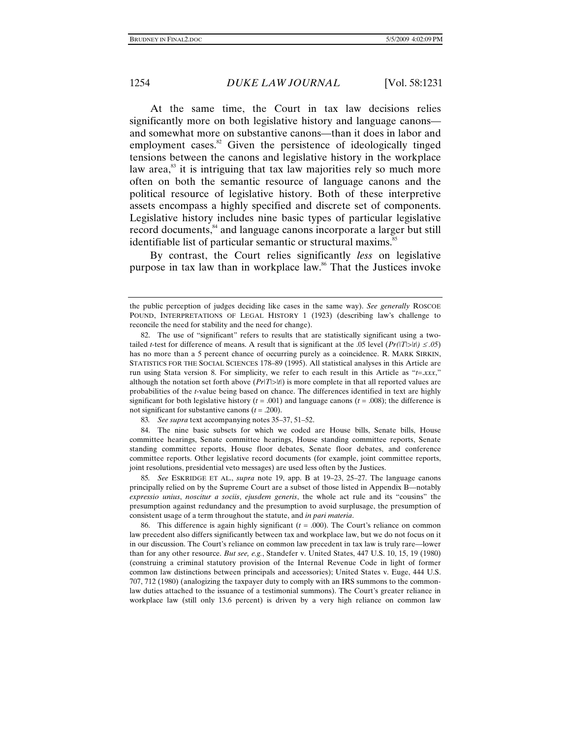At the same time, the Court in tax law decisions relies significantly more on both legislative history and language canons—and somewhat more on substantive canons—than it does in labor and employment cases.[82] Given the persistence of ideologically tinged tensions between the canons and legislative history in the workplace law area,[83] it is intriguing that tax law majorities rely so much more often on both the semantic resource of language canons and the political resource of legislative history. Both of these interpretive assets encompass a highly specified and discrete set of components. Legislative history includes nine basic types of particular legislative record documents,[84] and language canons incorporate a larger but still identifiable list of particular semantic or structural maxims.[85]

By contrast, the Court relies significantly *less* on legislative purpose in tax law than in workplace law.[86] That the Justices invoke

---

the public perception of judges deciding like cases in the same way). *See generally* ROSCOE POUND, INTERPRETATIONS OF LEGAL HISTORY 1 (1923) (describing law's challenge to reconcile the need for stability and the need for change).

82. The use of "significant" refers to results that are statistically significant using a two-tailed *t*-test for difference of means. A result that is significant at the .05 level ($Pr(|T|>|t|) \leq .05$) has no more than a 5 percent chance of occurring purely as a coincidence. R. MARK SIRKIN, STATISTICS FOR THE SOCIAL SCIENCES 178–89 (1995). All statistical analyses in this Article are run using Stata version 8. For simplicity, we refer to each result in this Article as "*t*=.*xxx*," although the notation set forth above ($Pr|T|>|t|$) is more complete in that all reported values are probabilities of the *t*-value being based on chance. The differences identified in text are highly significant for both legislative history ($t = .001$) and language canons ($t = .008$); the difference is not significant for substantive canons ($t = .200$).

83. *See supra* text accompanying notes 35–37, 51–52.

84. The nine basic subsets for which we coded are House bills, Senate bills, House committee hearings, Senate committee hearings, House standing committee reports, Senate standing committee reports, House floor debates, Senate floor debates, and conference committee reports. Other legislative record documents (for example, joint committee reports, joint resolutions, presidential veto messages) are used less often by the Justices.

85. *See* ESKRIDGE ET AL., *supra* note 19, app. B at 19–23, 25–27. The language canons principally relied on by the Supreme Court are a subset of those listed in Appendix B—notably *expressio unius*, *noscitur a sociis*, *ejusdem generis*, the whole act rule and its "cousins" the presumption against redundancy and the presumption to avoid surplusage, the presumption of consistent usage of a term throughout the statute, and *in pari materia*.

86. This difference is again highly significant ($t = .000$). The Court's reliance on common law precedent also differs significantly between tax and workplace law, but we do not focus on it in our discussion. The Court's reliance on common law precedent in tax law is truly rare—lower than for any other resource. *But see, e.g.*, Standefer v. United States, 447 U.S. 10, 15, 19 (1980) (construing a criminal statutory provision of the Internal Revenue Code in light of former common law distinctions between principals and accessories); United States v. Euge, 444 U.S. 707, 712 (1980) (analogizing the taxpayer duty to comply with an IRS summons to the common-law duties attached to the issuance of a testimonial summons). The Court's greater reliance in workplace law (still only 13.6 percent) is driven by a very high reliance on common law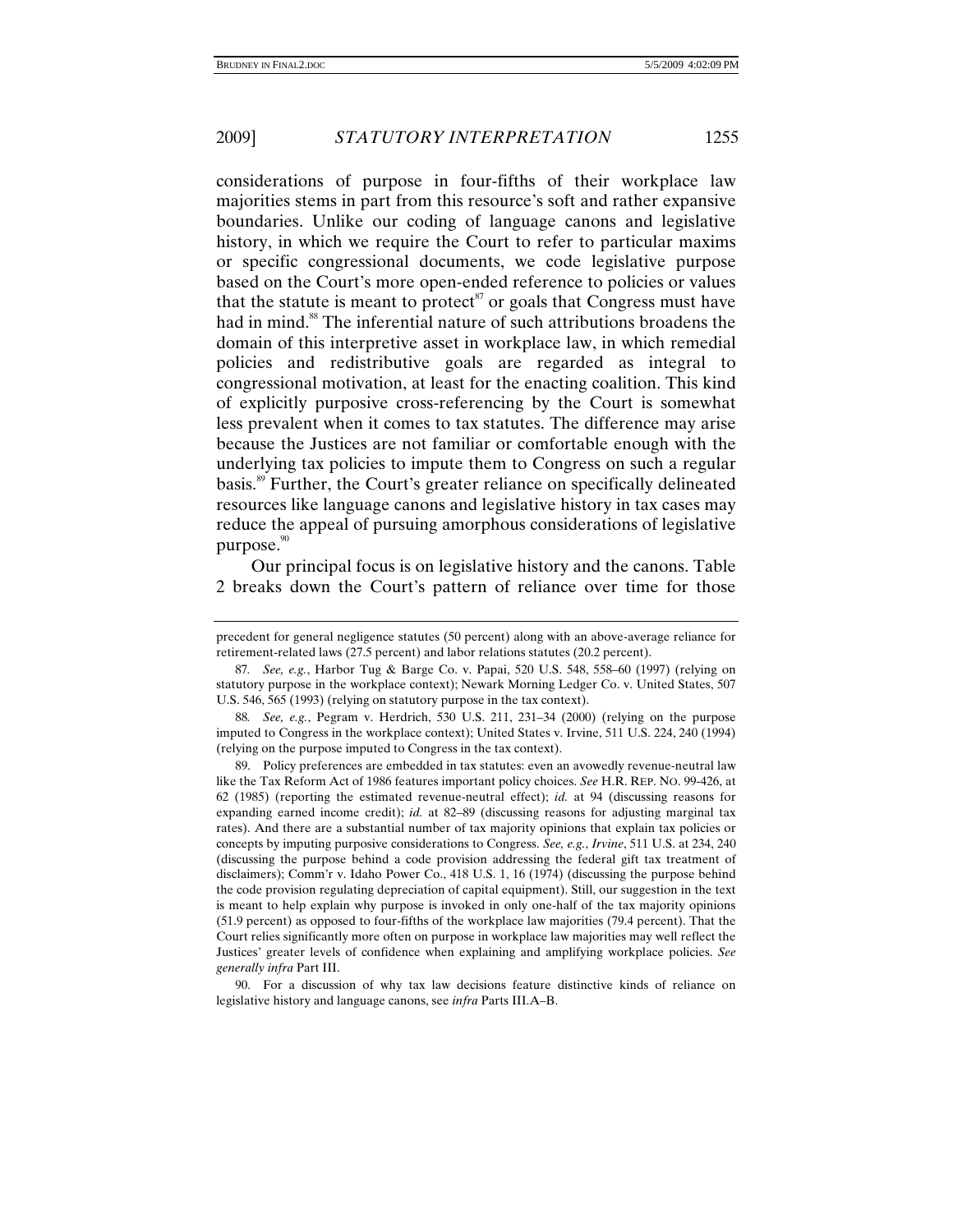considerations of purpose in four-fifths of their workplace law majorities stems in part from this resource's soft and rather expansive boundaries. Unlike our coding of language canons and legislative history, in which we require the Court to refer to particular maxims or specific congressional documents, we code legislative purpose based on the Court's more open-ended reference to policies or values that the statute is meant to protect[87] or goals that Congress must have had in mind.[88] The inferential nature of such attributions broadens the domain of this interpretive asset in workplace law, in which remedial policies and redistributive goals are regarded as integral to congressional motivation, at least for the enacting coalition. This kind of explicitly purposive cross-referencing by the Court is somewhat less prevalent when it comes to tax statutes. The difference may arise because the Justices are not familiar or comfortable enough with the underlying tax policies to impute them to Congress on such a regular basis.[89] Further, the Court's greater reliance on specifically delineated resources like language canons and legislative history in tax cases may reduce the appeal of pursuing amorphous considerations of legislative purpose.[90]

Our principal focus is on legislative history and the canons. Table 2 breaks down the Court's pattern of reliance over time for those

---

precedent for general negligence statutes (50 percent) along with an above-average reliance for retirement-related laws (27.5 percent) and labor relations statutes (20.2 percent).

87. *See, e.g.*, Harbor Tug & Barge Co. v. Papai, 520 U.S. 548, 558–60 (1997) (relying on statutory purpose in the workplace context); Newark Morning Ledger Co. v. United States, 507 U.S. 546, 565 (1993) (relying on statutory purpose in the tax context).

88. *See, e.g.*, Pegram v. Herdrich, 530 U.S. 211, 231–34 (2000) (relying on the purpose imputed to Congress in the workplace context); United States v. Irvine, 511 U.S. 224, 240 (1994) (relying on the purpose imputed to Congress in the tax context).

89. Policy preferences are embedded in tax statutes: even an avowedly revenue-neutral law like the Tax Reform Act of 1986 features important policy choices. *See* H.R. REP. NO. 99-426, at 62 (1985) (reporting the estimated revenue-neutral effect); *id.* at 94 (discussing reasons for expanding earned income credit); *id.* at 82–89 (discussing reasons for adjusting marginal tax rates). And there are a substantial number of tax majority opinions that explain tax policies or concepts by imputing purposive considerations to Congress. *See, e.g.*, *Irvine*, 511 U.S. at 234, 240 (discussing the purpose behind a code provision addressing the federal gift tax treatment of disclaimers); Comm'r v. Idaho Power Co., 418 U.S. 1, 16 (1974) (discussing the purpose behind the code provision regulating depreciation of capital equipment). Still, our suggestion in the text is meant to help explain why purpose is invoked in only one-half of the tax majority opinions (51.9 percent) as opposed to four-fifths of the workplace law majorities (79.4 percent). That the Court relies significantly more often on purpose in workplace law majorities may well reflect the Justices' greater levels of confidence when explaining and amplifying workplace policies. *See generally infra* Part III.

90. For a discussion of why tax law decisions feature distinctive kinds of reliance on legislative history and language canons, see *infra* Parts III.A–B.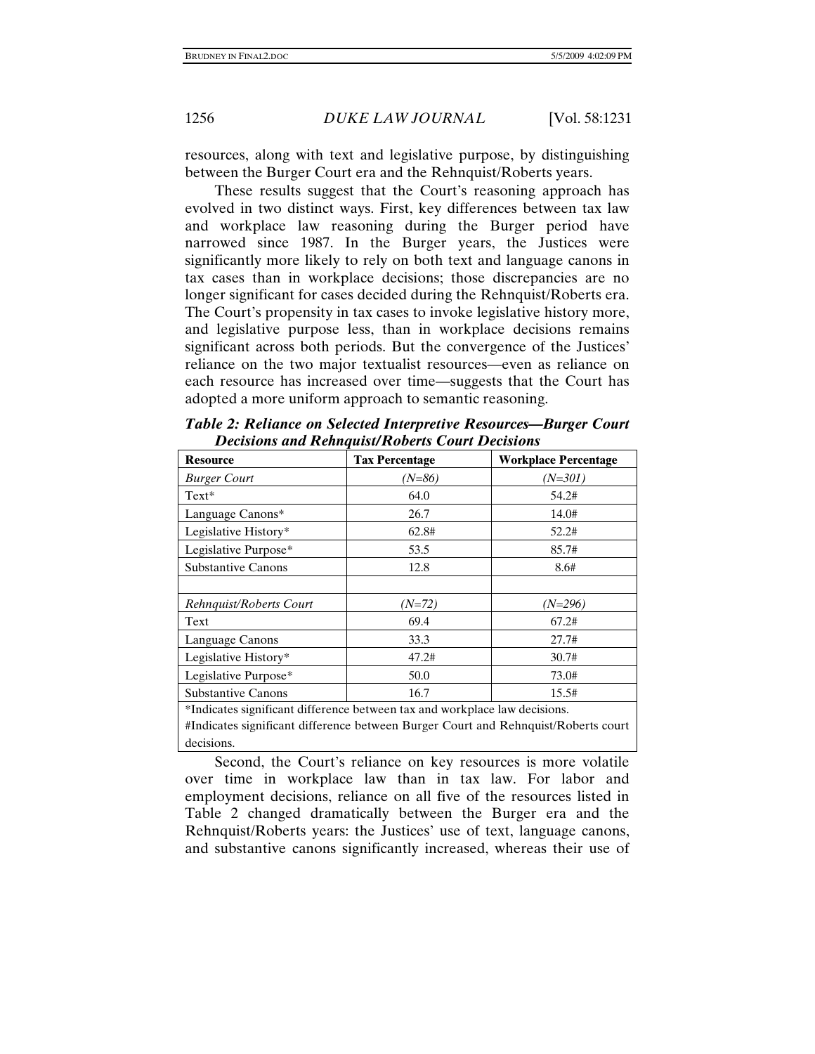resources, along with text and legislative purpose, by distinguishing between the Burger Court era and the Rehnquist/Roberts years.

These results suggest that the Court's reasoning approach has evolved in two distinct ways. First, key differences between tax law and workplace law reasoning during the Burger period have narrowed since 1987. In the Burger years, the Justices were significantly more likely to rely on both text and language canons in tax cases than in workplace decisions; those discrepancies are no longer significant for cases decided during the Rehnquist/Roberts era. The Court's propensity in tax cases to invoke legislative history more, and legislative purpose less, than in workplace decisions remains significant across both periods. But the convergence of the Justices' reliance on the two major textualist resources—even as reliance on each resource has increased over time—suggests that the Court has adopted a more uniform approach to semantic reasoning.

***Table 2: Reliance on Selected Interpretive Resources—Burger Court Decisions and Rehnquist/Roberts Court Decisions***

| Resource | Tax Percentage | Workplace Percentage |
|---|---|---|
| *Burger Court* | *(N=86)* | *(N=301)* |
| Text* | 64.0 | 54.2# |
| Language Canons* | 26.7 | 14.0# |
| Legislative History* | 62.8# | 52.2# |
| Legislative Purpose* | 53.5 | 85.7# |
| Substantive Canons | 12.8 | 8.6# |
| | | |
| *Rehnquist/Roberts Court* | *(N=72)* | *(N=296)* |
| Text | 69.4 | 67.2# |
| Language Canons | 33.3 | 27.7# |
| Legislative History* | 47.2# | 30.7# |
| Legislative Purpose* | 50.0 | 73.0# |
| Substantive Canons | 16.7 | 15.5# |

*Indicates significant difference between tax and workplace law decisions.
#Indicates significant difference between Burger Court and Rehnquist/Roberts court decisions.

Second, the Court's reliance on key resources is more volatile over time in workplace law than in tax law. For labor and employment decisions, reliance on all five of the resources listed in Table 2 changed dramatically between the Burger era and the Rehnquist/Roberts years: the Justices' use of text, language canons, and substantive canons significantly increased, whereas their use of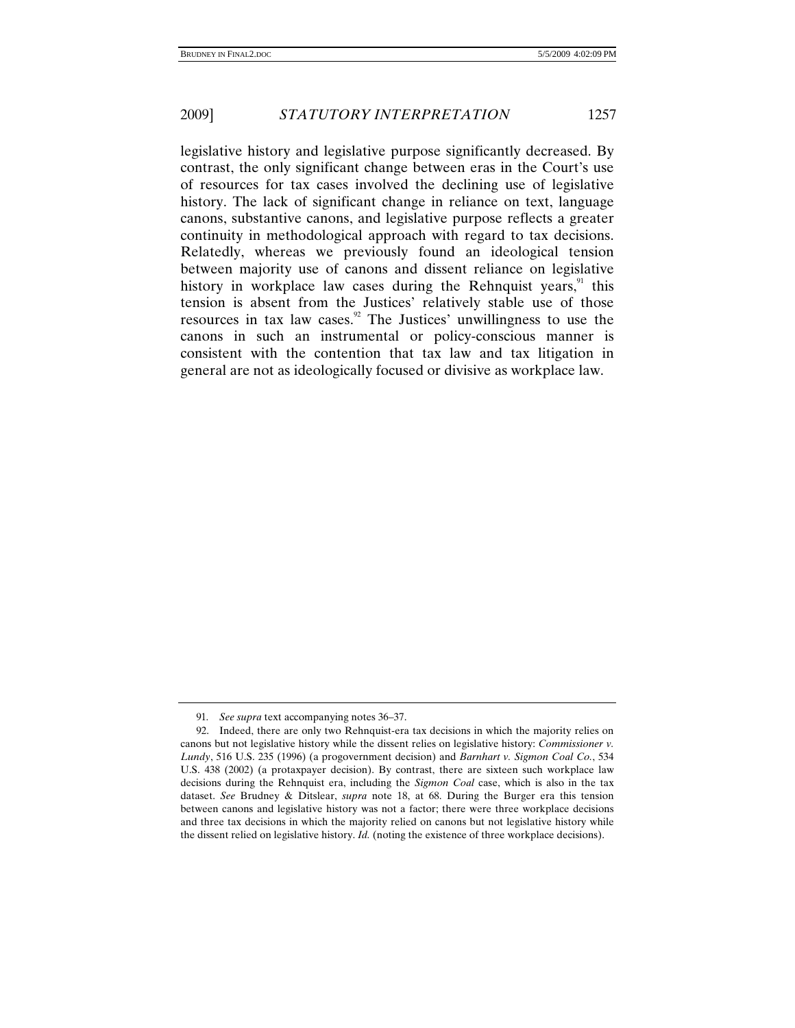legislative history and legislative purpose significantly decreased. By contrast, the only significant change between eras in the Court's use of resources for tax cases involved the declining use of legislative history. The lack of significant change in reliance on text, language canons, substantive canons, and legislative purpose reflects a greater continuity in methodological approach with regard to tax decisions. Relatedly, whereas we previously found an ideological tension between majority use of canons and dissent reliance on legislative history in workplace law cases during the Rehnquist years,[91] this tension is absent from the Justices' relatively stable use of those resources in tax law cases.[92] The Justices' unwillingness to use the canons in such an instrumental or policy-conscious manner is consistent with the contention that tax law and tax litigation in general are not as ideologically focused or divisive as workplace law.

---

91. *See supra* text accompanying notes 36–37.

92. Indeed, there are only two Rehnquist-era tax decisions in which the majority relies on canons but not legislative history while the dissent relies on legislative history: *Commissioner v. Lundy*, 516 U.S. 235 (1996) (a progovernment decision) and *Barnhart v. Sigmon Coal Co.*, 534 U.S. 438 (2002) (a protaxpayer decision). By contrast, there are sixteen such workplace law decisions during the Rehnquist era, including the *Sigmon Coal* case, which is also in the tax dataset. *See* Brudney & Ditslear, *supra* note 18, at 68. During the Burger era this tension between canons and legislative history was not a factor; there were three workplace decisions and three tax decisions in which the majority relied on canons but not legislative history while the dissent relied on legislative history. *Id.* (noting the existence of three workplace decisions).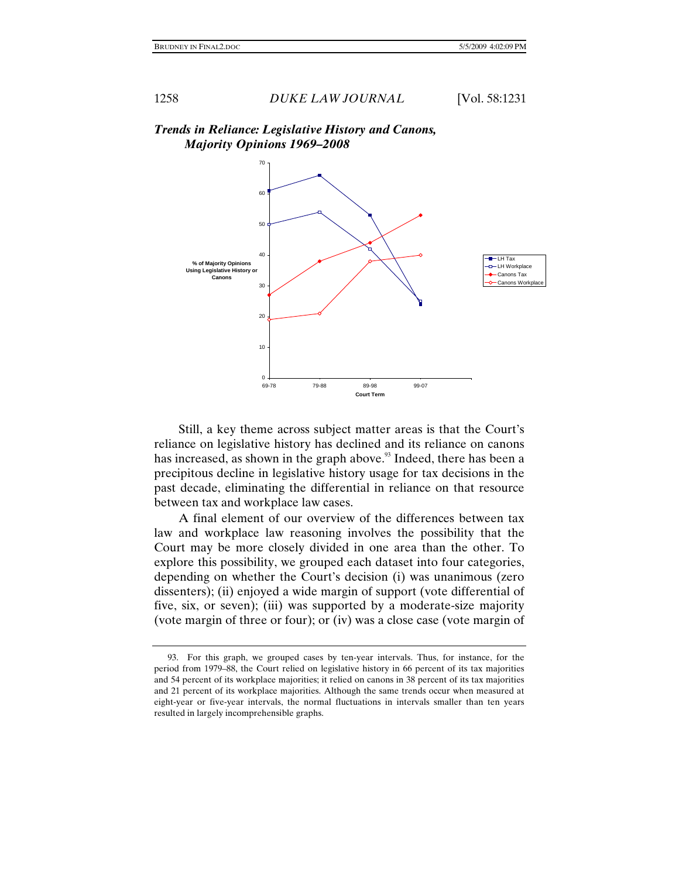***Trends in Reliance: Legislative History and Canons, Majority Opinions 1969–2008***

Still, a key theme across subject matter areas is that the Court's reliance on legislative history has declined and its reliance on canons has increased, as shown in the graph above.[93] Indeed, there has been a precipitous decline in legislative history usage for tax decisions in the past decade, eliminating the differential in reliance on that resource between tax and workplace law cases.

A final element of our overview of the differences between tax law and workplace law reasoning involves the possibility that the Court may be more closely divided in one area than the other. To explore this possibility, we grouped each dataset into four categories, depending on whether the Court's decision (i) was unanimous (zero dissenters); (ii) enjoyed a wide margin of support (vote differential of five, six, or seven); (iii) was supported by a moderate-size majority (vote margin of three or four); or (iv) was a close case (vote margin of

93. For this graph, we grouped cases by ten-year intervals. Thus, for instance, for the period from 1979–88, the Court relied on legislative history in 66 percent of its tax majorities and 54 percent of its workplace majorities; it relied on canons in 38 percent of its tax majorities and 21 percent of its workplace majorities. Although the same trends occur when measured at eight-year or five-year intervals, the normal fluctuations in intervals smaller than ten years resulted in largely incomprehensible graphs.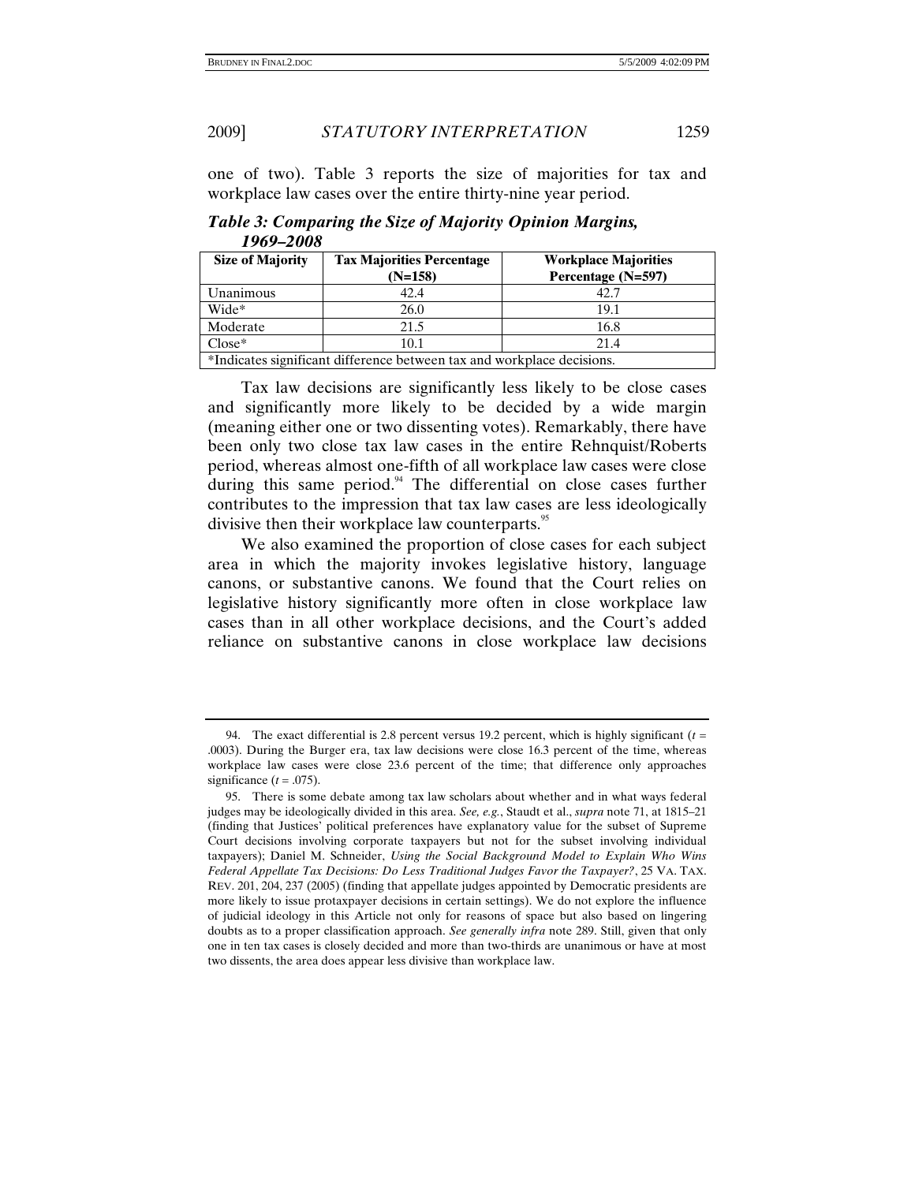one of two). Table 3 reports the size of majorities for tax and workplace law cases over the entire thirty-nine year period.

***Table 3: Comparing the Size of Majority Opinion Margins, 1969–2008***

| Size of Majority | Tax Majorities Percentage (N=158) | Workplace Majorities Percentage (N=597) |
|---|---|---|
| Unanimous | 42.4 | 42.7 |
| Wide* | 26.0 | 19.1 |
| Moderate | 21.5 | 16.8 |
| Close* | 10.1 | 21.4 |
| *Indicates significant difference between tax and workplace decisions. | | |

Tax law decisions are significantly less likely to be close cases and significantly more likely to be decided by a wide margin (meaning either one or two dissenting votes). Remarkably, there have been only two close tax law cases in the entire Rehnquist/Roberts period, whereas almost one-fifth of all workplace law cases were close during this same period.[94] The differential on close cases further contributes to the impression that tax law cases are less ideologically divisive then their workplace law counterparts.[95]

We also examined the proportion of close cases for each subject area in which the majority invokes legislative history, language canons, or substantive canons. We found that the Court relies on legislative history significantly more often in close workplace law cases than in all other workplace decisions, and the Court's added reliance on substantive canons in close workplace law decisions

---

94. The exact differential is 2.8 percent versus 19.2 percent, which is highly significant ($t$ = .0003). During the Burger era, tax law decisions were close 16.3 percent of the time, whereas workplace law cases were close 23.6 percent of the time; that difference only approaches significance ($t$ = .075).

95. There is some debate among tax law scholars about whether and in what ways federal judges may be ideologically divided in this area. *See, e.g.*, Staudt et al., *supra* note 71, at 1815–21 (finding that Justices' political preferences have explanatory value for the subset of Supreme Court decisions involving corporate taxpayers but not for the subset involving individual taxpayers); Daniel M. Schneider, *Using the Social Background Model to Explain Who Wins Federal Appellate Tax Decisions: Do Less Traditional Judges Favor the Taxpayer?*, 25 VA. TAX. REV. 201, 204, 237 (2005) (finding that appellate judges appointed by Democratic presidents are more likely to issue protaxpayer decisions in certain settings). We do not explore the influence of judicial ideology in this Article not only for reasons of space but also based on lingering doubts as to a proper classification approach. *See generally infra* note 289. Still, given that only one in ten tax cases is closely decided and more than two-thirds are unanimous or have at most two dissents, the area does appear less divisive than workplace law.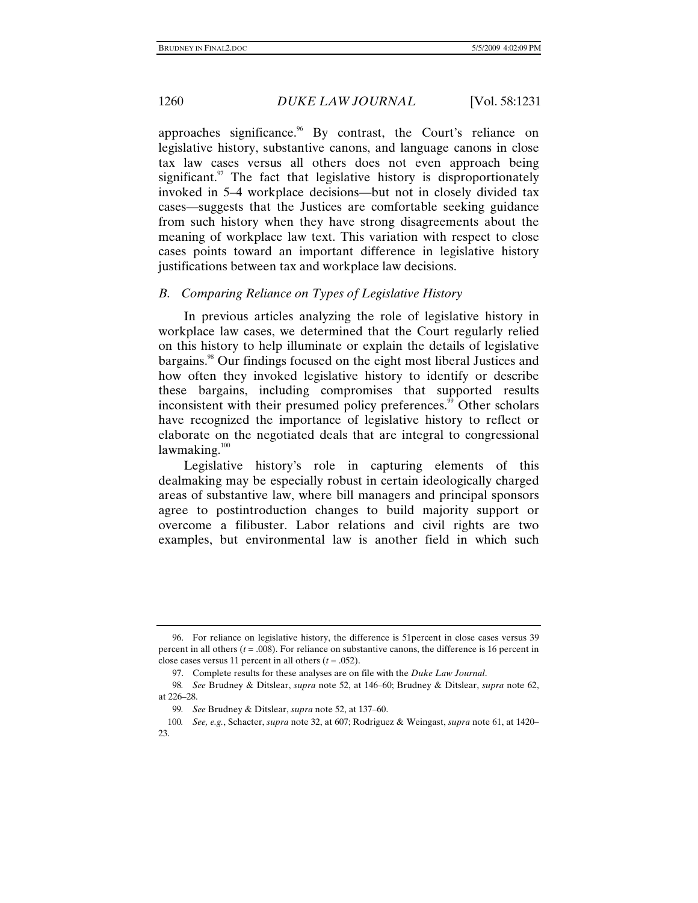approaches significance.[96] By contrast, the Court's reliance on legislative history, substantive canons, and language canons in close tax law cases versus all others does not even approach being significant.[97] The fact that legislative history is disproportionately invoked in 5–4 workplace decisions—but not in closely divided tax cases—suggests that the Justices are comfortable seeking guidance from such history when they have strong disagreements about the meaning of workplace law text. This variation with respect to close cases points toward an important difference in legislative history justifications between tax and workplace law decisions.

### *B. Comparing Reliance on Types of Legislative History*

In previous articles analyzing the role of legislative history in workplace law cases, we determined that the Court regularly relied on this history to help illuminate or explain the details of legislative bargains.[98] Our findings focused on the eight most liberal Justices and how often they invoked legislative history to identify or describe these bargains, including compromises that supported results inconsistent with their presumed policy preferences.[99] Other scholars have recognized the importance of legislative history to reflect or elaborate on the negotiated deals that are integral to congressional lawmaking.[100]

Legislative history's role in capturing elements of this dealmaking may be especially robust in certain ideologically charged areas of substantive law, where bill managers and principal sponsors agree to postintroduction changes to build majority support or overcome a filibuster. Labor relations and civil rights are two examples, but environmental law is another field in which such

---

96. For reliance on legislative history, the difference is 51percent in close cases versus 39 percent in all others ($t = .008$). For reliance on substantive canons, the difference is 16 percent in close cases versus 11 percent in all others ($t = .052$).

97. Complete results for these analyses are on file with the *Duke Law Journal*.

98. *See* Brudney & Ditslear, *supra* note 52, at 146–60; Brudney & Ditslear, *supra* note 62, at 226–28.

99. *See* Brudney & Ditslear, *supra* note 52, at 137–60.

100. *See, e.g.*, Schacter, *supra* note 32, at 607; Rodriguez & Weingast, *supra* note 61, at 1420–23.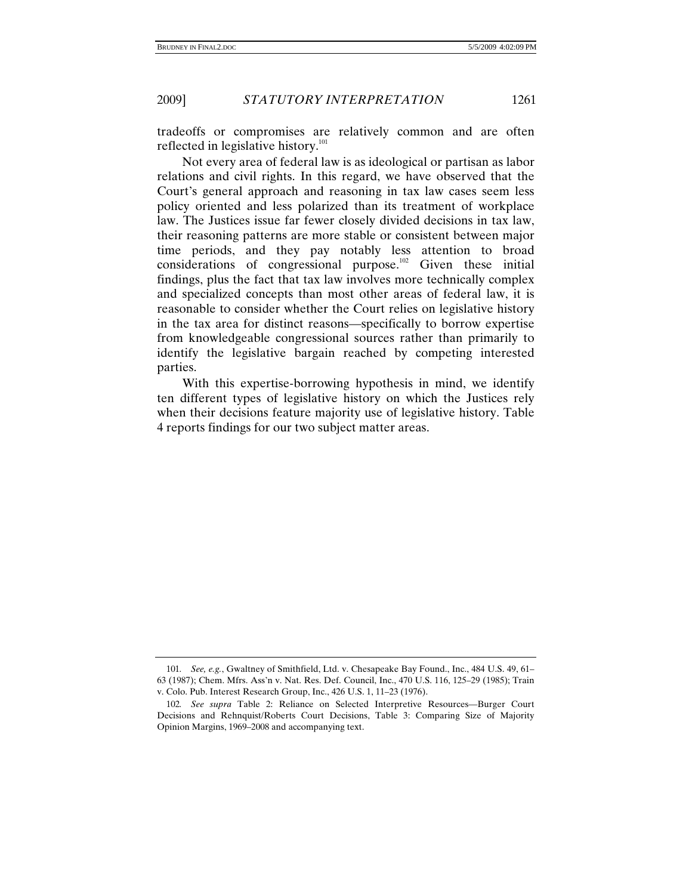tradeoffs or compromises are relatively common and are often reflected in legislative history.[101]

Not every area of federal law is as ideological or partisan as labor relations and civil rights. In this regard, we have observed that the Court's general approach and reasoning in tax law cases seem less policy oriented and less polarized than its treatment of workplace law. The Justices issue far fewer closely divided decisions in tax law, their reasoning patterns are more stable or consistent between major time periods, and they pay notably less attention to broad considerations of congressional purpose.[102] Given these initial findings, plus the fact that tax law involves more technically complex and specialized concepts than most other areas of federal law, it is reasonable to consider whether the Court relies on legislative history in the tax area for distinct reasons—specifically to borrow expertise from knowledgeable congressional sources rather than primarily to identify the legislative bargain reached by competing interested parties.

With this expertise-borrowing hypothesis in mind, we identify ten different types of legislative history on which the Justices rely when their decisions feature majority use of legislative history. Table 4 reports findings for our two subject matter areas.

---

101. *See, e.g.*, Gwaltney of Smithfield, Ltd. v. Chesapeake Bay Found., Inc., 484 U.S. 49, 61–63 (1987); Chem. Mfrs. Ass'n v. Nat. Res. Def. Council, Inc., 470 U.S. 116, 125–29 (1985); Train v. Colo. Pub. Interest Research Group, Inc., 426 U.S. 1, 11–23 (1976).

102. *See supra* Table 2: Reliance on Selected Interpretive Resources—Burger Court Decisions and Rehnquist/Roberts Court Decisions, Table 3: Comparing Size of Majority Opinion Margins, 1969–2008 and accompanying text.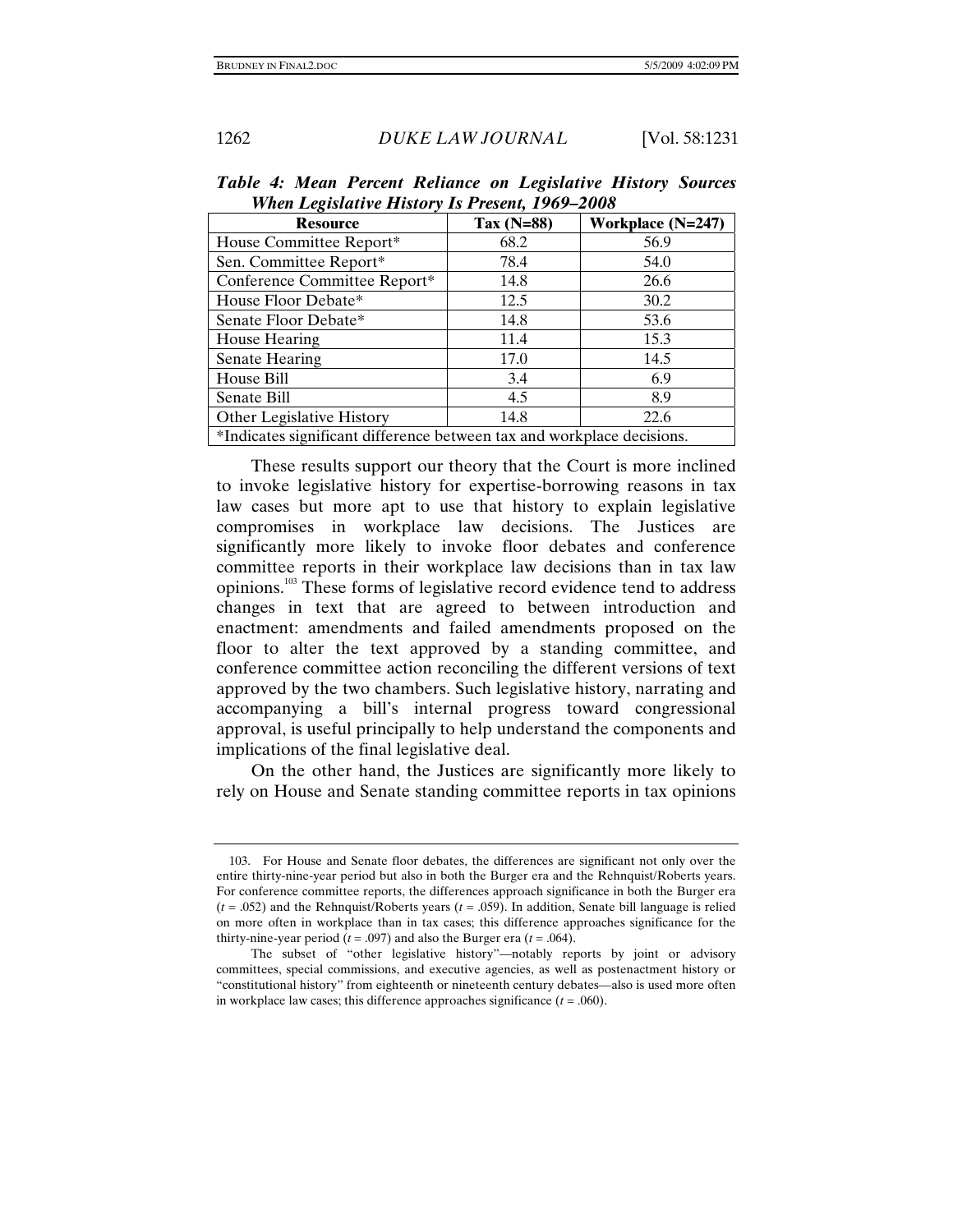***Table 4: Mean Percent Reliance on Legislative History Sources When Legislative History Is Present, 1969–2008***

| Resource | Tax (N=88) | Workplace (N=247) |
|---|---|---|
| House Committee Report* | 68.2 | 56.9 |
| Sen. Committee Report* | 78.4 | 54.0 |
| Conference Committee Report* | 14.8 | 26.6 |
| House Floor Debate* | 12.5 | 30.2 |
| Senate Floor Debate* | 14.8 | 53.6 |
| House Hearing | 11.4 | 15.3 |
| Senate Hearing | 17.0 | 14.5 |
| House Bill | 3.4 | 6.9 |
| Senate Bill | 4.5 | 8.9 |
| Other Legislative History | 14.8 | 22.6 |

*Indicates significant difference between tax and workplace decisions.

These results support our theory that the Court is more inclined to invoke legislative history for expertise-borrowing reasons in tax law cases but more apt to use that history to explain legislative compromises in workplace law decisions. The Justices are significantly more likely to invoke floor debates and conference committee reports in their workplace law decisions than in tax law opinions.[103] These forms of legislative record evidence tend to address changes in text that are agreed to between introduction and enactment: amendments and failed amendments proposed on the floor to alter the text approved by a standing committee, and conference committee action reconciling the different versions of text approved by the two chambers. Such legislative history, narrating and accompanying a bill's internal progress toward congressional approval, is useful principally to help understand the components and implications of the final legislative deal.

On the other hand, the Justices are significantly more likely to rely on House and Senate standing committee reports in tax opinions

---

103. For House and Senate floor debates, the differences are significant not only over the entire thirty-nine-year period but also in both the Burger era and the Rehnquist/Roberts years. For conference committee reports, the differences approach significance in both the Burger era ($t = .052$) and the Rehnquist/Roberts years ($t = .059$). In addition, Senate bill language is relied on more often in workplace than in tax cases; this difference approaches significance for the thirty-nine-year period ($t = .097$) and also the Burger era ($t = .064$).

The subset of "other legislative history"—notably reports by joint or advisory committees, special commissions, and executive agencies, as well as postenactment history or "constitutional history" from eighteenth or nineteenth century debates—also is used more often in workplace law cases; this difference approaches significance ($t = .060$).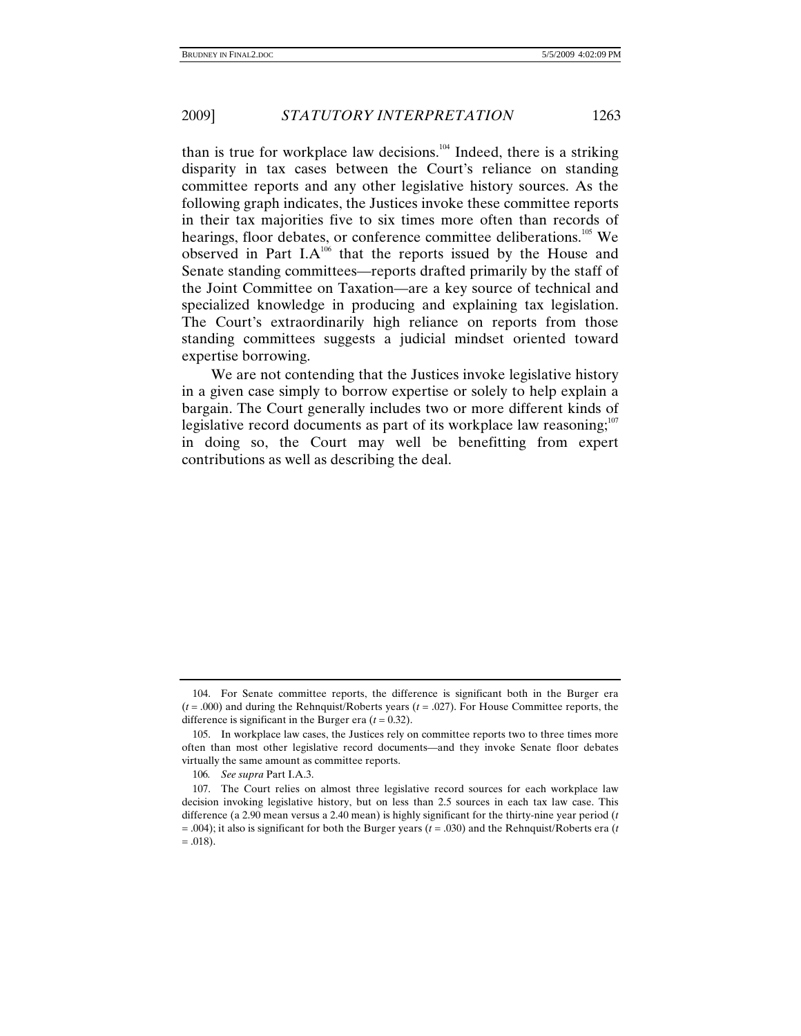than is true for workplace law decisions.[104] Indeed, there is a striking disparity in tax cases between the Court's reliance on standing committee reports and any other legislative history sources. As the following graph indicates, the Justices invoke these committee reports in their tax majorities five to six times more often than records of hearings, floor debates, or conference committee deliberations.[105] We observed in Part I.A[106] that the reports issued by the House and Senate standing committees—reports drafted primarily by the staff of the Joint Committee on Taxation—are a key source of technical and specialized knowledge in producing and explaining tax legislation. The Court's extraordinarily high reliance on reports from those standing committees suggests a judicial mindset oriented toward expertise borrowing.

We are not contending that the Justices invoke legislative history in a given case simply to borrow expertise or solely to help explain a bargain. The Court generally includes two or more different kinds of legislative record documents as part of its workplace law reasoning;[107] in doing so, the Court may well be benefitting from expert contributions as well as describing the deal.

---

104. For Senate committee reports, the difference is significant both in the Burger era ($t = .000$) and during the Rehnquist/Roberts years ($t = .027$). For House Committee reports, the difference is significant in the Burger era ($t = 0.32$).

105. In workplace law cases, the Justices rely on committee reports two to three times more often than most other legislative record documents—and they invoke Senate floor debates virtually the same amount as committee reports.

106. *See supra* Part I.A.3.

107. The Court relies on almost three legislative record sources for each workplace law decision invoking legislative history, but on less than 2.5 sources in each tax law case. This difference (a 2.90 mean versus a 2.40 mean) is highly significant for the thirty-nine year period ($t = .004$); it also is significant for both the Burger years ($t = .030$) and the Rehnquist/Roberts era ($t = .018$).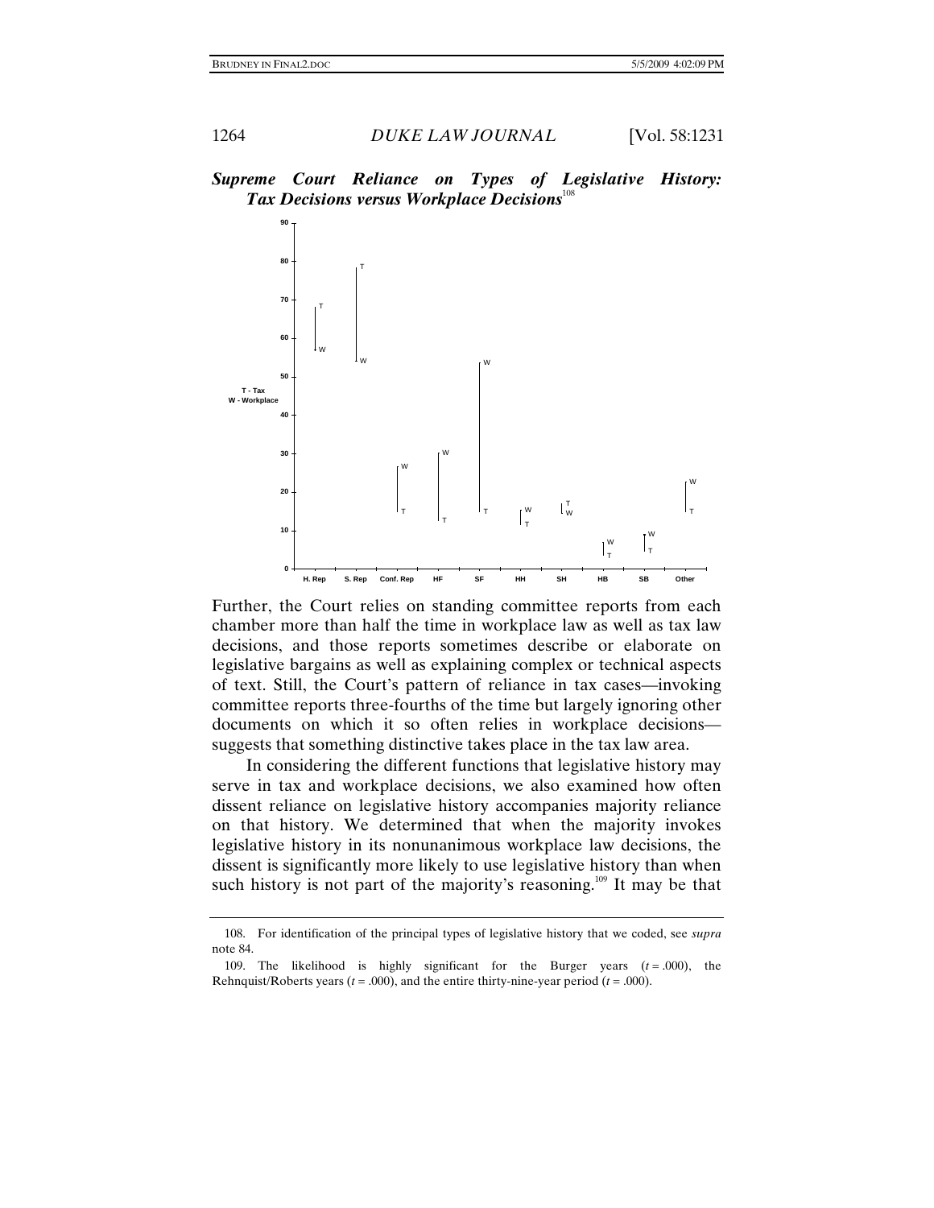***Supreme Court Reliance on Types of Legislative History: Tax Decisions versus Workplace Decisions***[108]

Further, the Court relies on standing committee reports from each chamber more than half the time in workplace law as well as tax law decisions, and those reports sometimes describe or elaborate on legislative bargains as well as explaining complex or technical aspects of text. Still, the Court's pattern of reliance in tax cases—invoking committee reports three-fourths of the time but largely ignoring other documents on which it so often relies in workplace decisions—suggests that something distinctive takes place in the tax law area.

In considering the different functions that legislative history may serve in tax and workplace decisions, we also examined how often dissent reliance on legislative history accompanies majority reliance on that history. We determined that when the majority invokes legislative history in its nonunanimous workplace law decisions, the dissent is significantly more likely to use legislative history than when such history is not part of the majority's reasoning.[109] It may be that

---

108. For identification of the principal types of legislative history that we coded, see *supra* note 84.

109. The likelihood is highly significant for the Burger years ($t = .000$), the Rehnquist/Roberts years ($t = .000$), and the entire thirty-nine-year period ($t = .000$).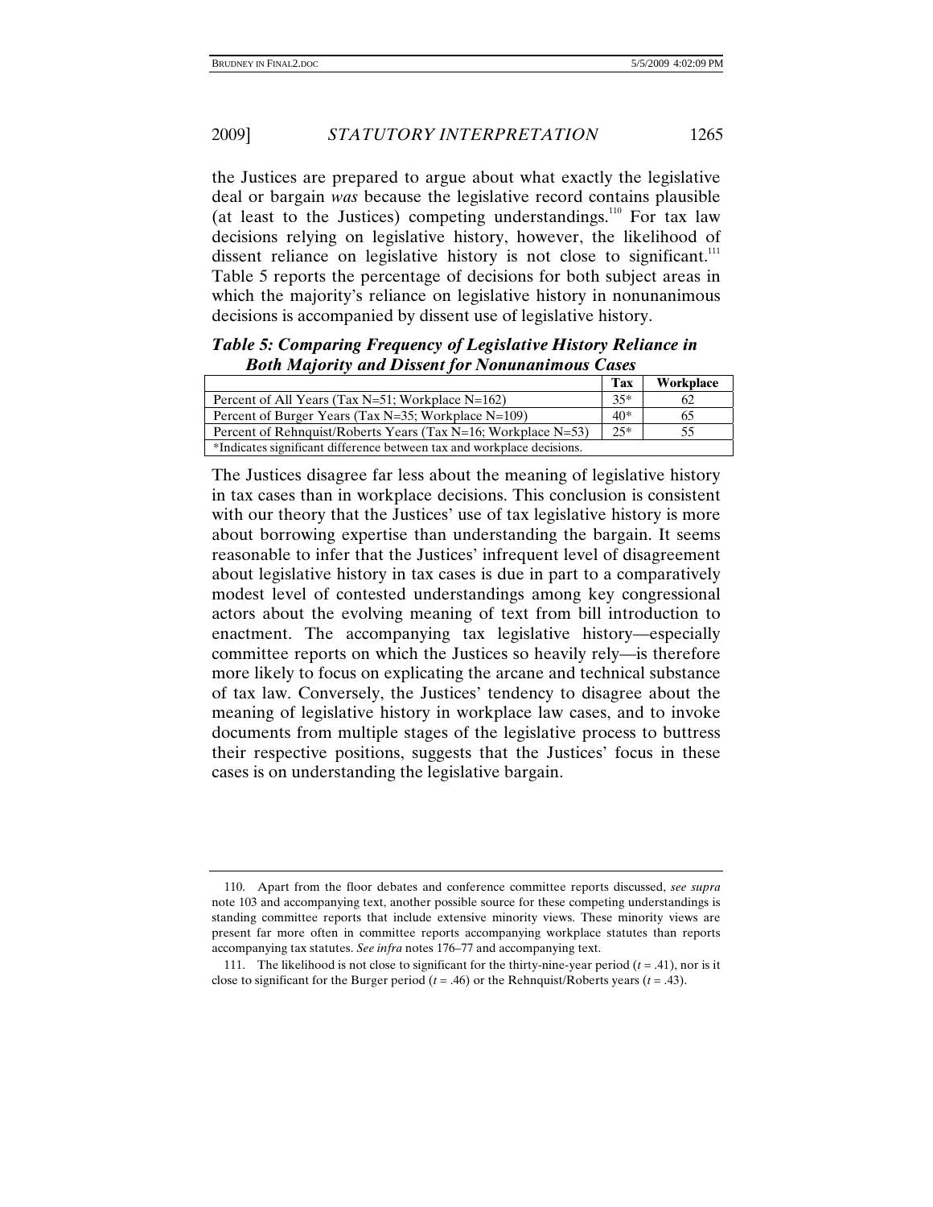the Justices are prepared to argue about what exactly the legislative deal or bargain *was* because the legislative record contains plausible (at least to the Justices) competing understandings.[110] For tax law decisions relying on legislative history, however, the likelihood of dissent reliance on legislative history is not close to significant.[111] Table 5 reports the percentage of decisions for both subject areas in which the majority's reliance on legislative history in nonunanimous decisions is accompanied by dissent use of legislative history.

***Table 5: Comparing Frequency of Legislative History Reliance in Both Majority and Dissent for Nonunanimous Cases***

| | Tax | Workplace |
|---|---|---|
| Percent of All Years (Tax N=51; Workplace N=162) | 35* | 62 |
| Percent of Burger Years (Tax N=35; Workplace N=109) | 40* | 65 |
| Percent of Rehnquist/Roberts Years (Tax N=16; Workplace N=53) | 25* | 55 |
| *Indicates significant difference between tax and workplace decisions. | | |

The Justices disagree far less about the meaning of legislative history in tax cases than in workplace decisions. This conclusion is consistent with our theory that the Justices' use of tax legislative history is more about borrowing expertise than understanding the bargain. It seems reasonable to infer that the Justices' infrequent level of disagreement about legislative history in tax cases is due in part to a comparatively modest level of contested understandings among key congressional actors about the evolving meaning of text from bill introduction to enactment. The accompanying tax legislative history—especially committee reports on which the Justices so heavily rely—is therefore more likely to focus on explicating the arcane and technical substance of tax law. Conversely, the Justices' tendency to disagree about the meaning of legislative history in workplace law cases, and to invoke documents from multiple stages of the legislative process to buttress their respective positions, suggests that the Justices' focus in these cases is on understanding the legislative bargain.

---

110. Apart from the floor debates and conference committee reports discussed, *see supra* note 103 and accompanying text, another possible source for these competing understandings is standing committee reports that include extensive minority views. These minority views are present far more often in committee reports accompanying workplace statutes than reports accompanying tax statutes. *See infra* notes 176–77 and accompanying text.

111. The likelihood is not close to significant for the thirty-nine-year period ($t = .41$), nor is it close to significant for the Burger period ($t = .46$) or the Rehnquist/Roberts years ($t = .43$).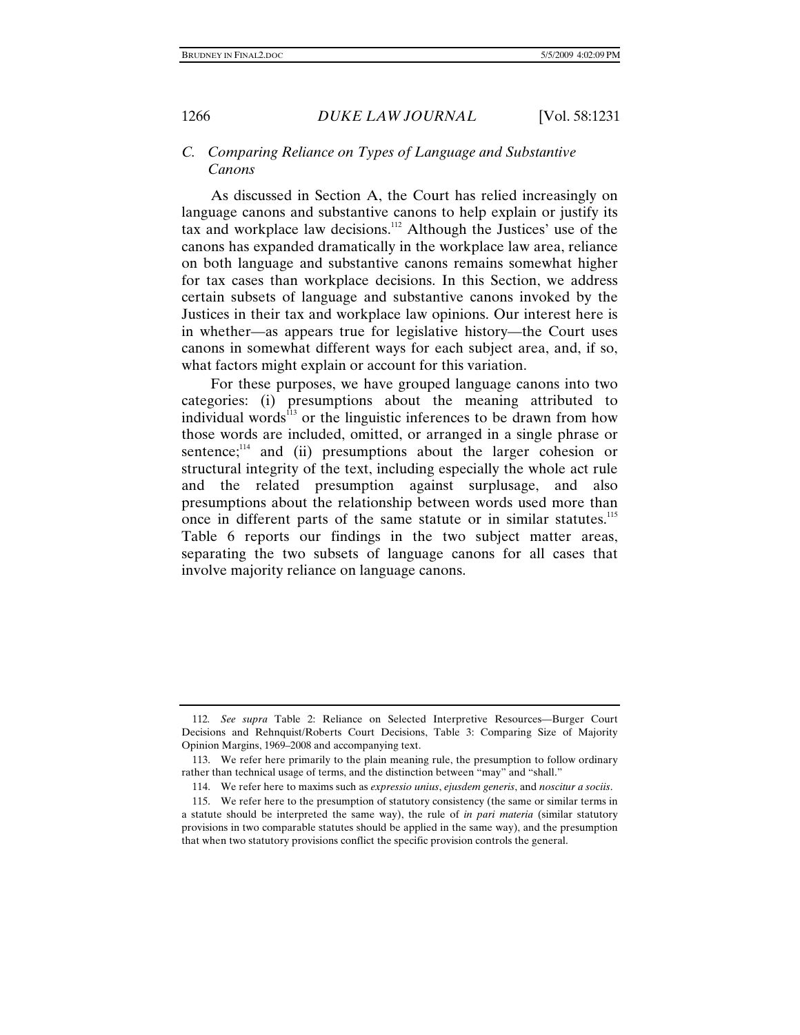### C. Comparing Reliance on Types of Language and Substantive Canons

As discussed in Section A, the Court has relied increasingly on language canons and substantive canons to help explain or justify its tax and workplace law decisions.[112] Although the Justices' use of the canons has expanded dramatically in the workplace law area, reliance on both language and substantive canons remains somewhat higher for tax cases than workplace decisions. In this Section, we address certain subsets of language and substantive canons invoked by the Justices in their tax and workplace law opinions. Our interest here is in whether—as appears true for legislative history—the Court uses canons in somewhat different ways for each subject area, and, if so, what factors might explain or account for this variation.

For these purposes, we have grouped language canons into two categories: (i) presumptions about the meaning attributed to individual words[113] or the linguistic inferences to be drawn from how those words are included, omitted, or arranged in a single phrase or sentence;[114] and (ii) presumptions about the larger cohesion or structural integrity of the text, including especially the whole act rule and the related presumption against surplusage, and also presumptions about the relationship between words used more than once in different parts of the same statute or in similar statutes.[115] Table 6 reports our findings in the two subject matter areas, separating the two subsets of language canons for all cases that involve majority reliance on language canons.

---

112. *See supra* Table 2: Reliance on Selected Interpretive Resources—Burger Court Decisions and Rehnquist/Roberts Court Decisions, Table 3: Comparing Size of Majority Opinion Margins, 1969–2008 and accompanying text.

113. We refer here primarily to the plain meaning rule, the presumption to follow ordinary rather than technical usage of terms, and the distinction between "may" and "shall."

114. We refer here to maxims such as *expressio unius*, *ejusdem generis*, and *noscitur a sociis*.

115. We refer here to the presumption of statutory consistency (the same or similar terms in a statute should be interpreted the same way), the rule of *in pari materia* (similar statutory provisions in two comparable statutes should be applied in the same way), and the presumption that when two statutory provisions conflict the specific provision controls the general.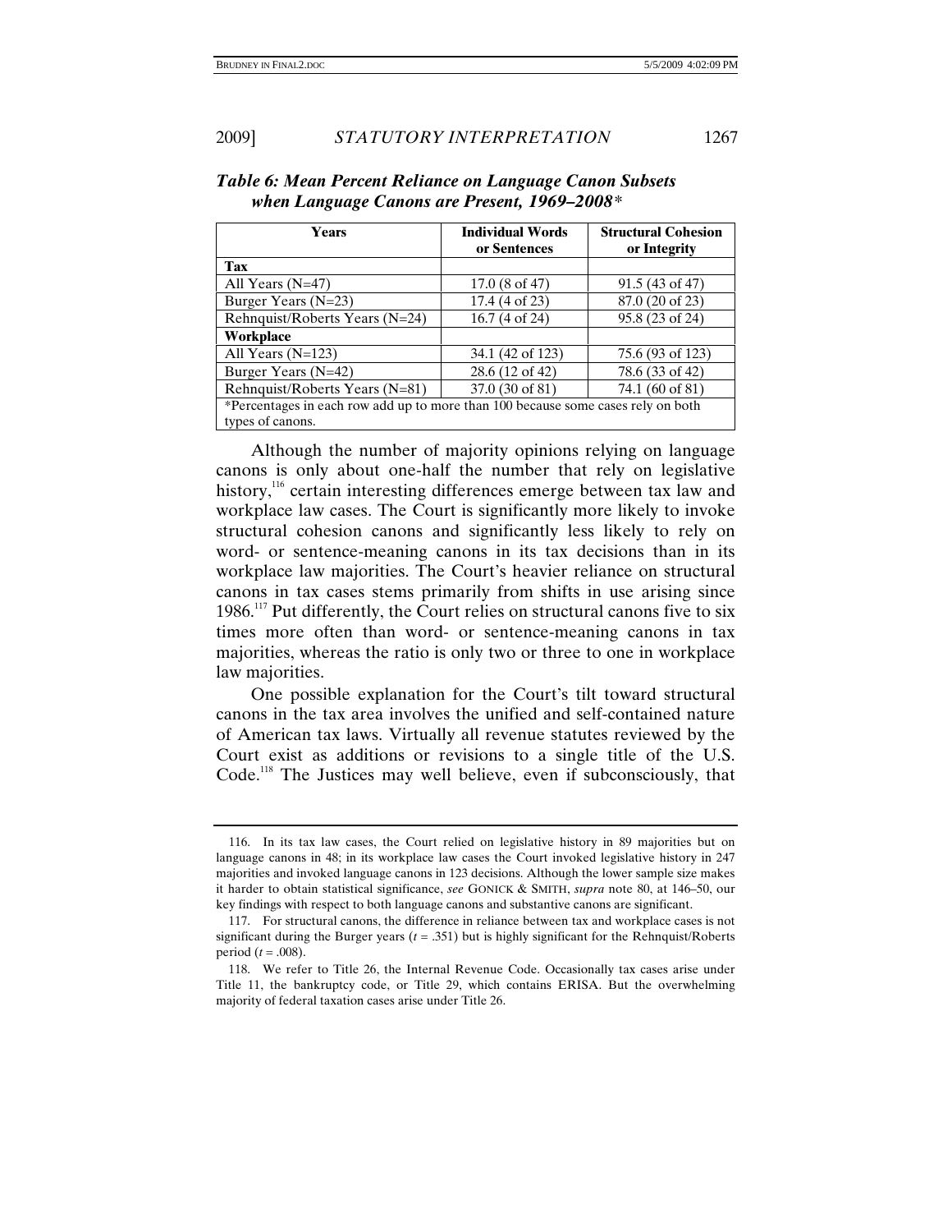*Table 6: Mean Percent Reliance on Language Canon Subsets when Language Canons are Present, 1969–2008**

| Years | Individual Words or Sentences | Structural Cohesion or Integrity |
|---|---|---|
| **Tax** | | |
| All Years (N=47) | 17.0 (8 of 47) | 91.5 (43 of 47) |
| Burger Years (N=23) | 17.4 (4 of 23) | 87.0 (20 of 23) |
| Rehnquist/Roberts Years (N=24) | 16.7 (4 of 24) | 95.8 (23 of 24) |
| **Workplace** | | |
| All Years (N=123) | 34.1 (42 of 123) | 75.6 (93 of 123) |
| Burger Years (N=42) | 28.6 (12 of 42) | 78.6 (33 of 42) |
| Rehnquist/Roberts Years (N=81) | 37.0 (30 of 81) | 74.1 (60 of 81) |

*Percentages in each row add up to more than 100 because some cases rely on both types of canons.

Although the number of majority opinions relying on language canons is only about one-half the number that rely on legislative history,[116] certain interesting differences emerge between tax law and workplace law cases. The Court is significantly more likely to invoke structural cohesion canons and significantly less likely to rely on word- or sentence-meaning canons in its tax decisions than in its workplace law majorities. The Court's heavier reliance on structural canons in tax cases stems primarily from shifts in use arising since 1986.[117] Put differently, the Court relies on structural canons five to six times more often than word- or sentence-meaning canons in tax majorities, whereas the ratio is only two or three to one in workplace law majorities.

One possible explanation for the Court's tilt toward structural canons in the tax area involves the unified and self-contained nature of American tax laws. Virtually all revenue statutes reviewed by the Court exist as additions or revisions to a single title of the U.S. Code.[118] The Justices may well believe, even if subconsciously, that

---

116. In its tax law cases, the Court relied on legislative history in 89 majorities but on language canons in 48; in its workplace law cases the Court invoked legislative history in 247 majorities and invoked language canons in 123 decisions. Although the lower sample size makes it harder to obtain statistical significance, *see* GONICK & SMITH, *supra* note 80, at 146–50, our key findings with respect to both language canons and substantive canons are significant.

117. For structural canons, the difference in reliance between tax and workplace cases is not significant during the Burger years ($t = .351$) but is highly significant for the Rehnquist/Roberts period ($t = .008$).

118. We refer to Title 26, the Internal Revenue Code. Occasionally tax cases arise under Title 11, the bankruptcy code, or Title 29, which contains ERISA. But the overwhelming majority of federal taxation cases arise under Title 26.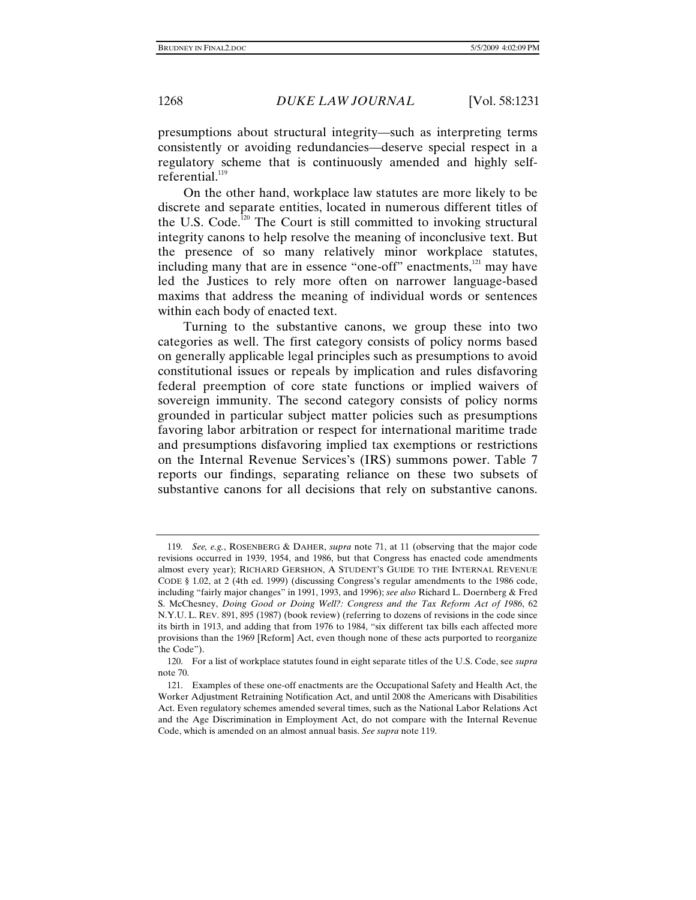presumptions about structural integrity—such as interpreting terms consistently or avoiding redundancies—deserve special respect in a regulatory scheme that is continuously amended and highly self-referential.[119]

On the other hand, workplace law statutes are more likely to be discrete and separate entities, located in numerous different titles of the U.S. Code.[120] The Court is still committed to invoking structural integrity canons to help resolve the meaning of inconclusive text. But the presence of so many relatively minor workplace statutes, including many that are in essence "one-off" enactments,[121] may have led the Justices to rely more often on narrower language-based maxims that address the meaning of individual words or sentences within each body of enacted text.

Turning to the substantive canons, we group these into two categories as well. The first category consists of policy norms based on generally applicable legal principles such as presumptions to avoid constitutional issues or repeals by implication and rules disfavoring federal preemption of core state functions or implied waivers of sovereign immunity. The second category consists of policy norms grounded in particular subject matter policies such as presumptions favoring labor arbitration or respect for international maritime trade and presumptions disfavoring implied tax exemptions or restrictions on the Internal Revenue Services's (IRS) summons power. Table 7 reports our findings, separating reliance on these two subsets of substantive canons for all decisions that rely on substantive canons.

---

119. *See, e.g.*, ROSENBERG & DAHER, *supra* note 71, at 11 (observing that the major code revisions occurred in 1939, 1954, and 1986, but that Congress has enacted code amendments almost every year); RICHARD GERSHON, A STUDENT'S GUIDE TO THE INTERNAL REVENUE CODE § 1.02, at 2 (4th ed. 1999) (discussing Congress's regular amendments to the 1986 code, including "fairly major changes" in 1991, 1993, and 1996); *see also* Richard L. Doernberg & Fred S. McChesney, *Doing Good or Doing Well?: Congress and the Tax Reform Act of 1986*, 62 N.Y.U. L. REV. 891, 895 (1987) (book review) (referring to dozens of revisions in the code since its birth in 1913, and adding that from 1976 to 1984, "six different tax bills each affected more provisions than the 1969 [Reform] Act, even though none of these acts purported to reorganize the Code").

120. For a list of workplace statutes found in eight separate titles of the U.S. Code, see *supra* note 70.

121. Examples of these one-off enactments are the Occupational Safety and Health Act, the Worker Adjustment Retraining Notification Act, and until 2008 the Americans with Disabilities Act. Even regulatory schemes amended several times, such as the National Labor Relations Act and the Age Discrimination in Employment Act, do not compare with the Internal Revenue Code, which is amended on an almost annual basis. *See supra* note 119.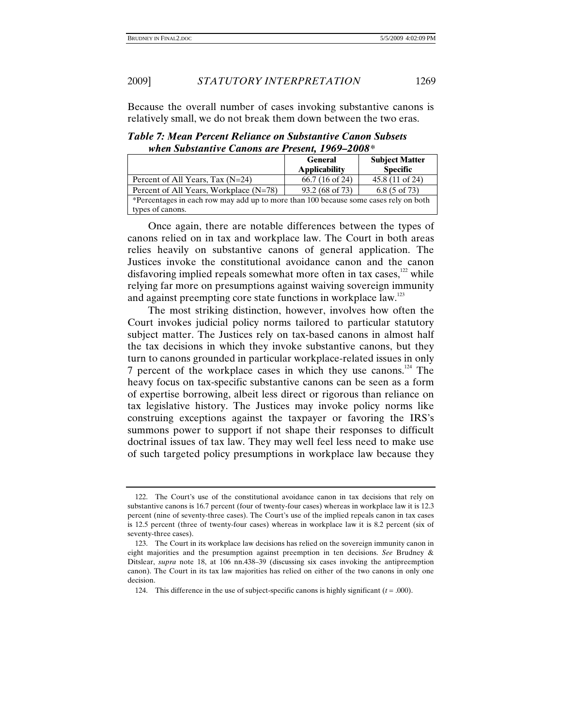Because the overall number of cases invoking substantive canons is relatively small, we do not break them down between the two eras.

***Table 7: Mean Percent Reliance on Substantive Canon Subsets when Substantive Canons are Present, 1969–2008****

| | **General Applicability** | **Subject Matter Specific** |
|---|---|---|
| Percent of All Years, Tax (N=24) | 66.7 (16 of 24) | 45.8 (11 of 24) |
| Percent of All Years, Workplace (N=78) | 93.2 (68 of 73) | 6.8 (5 of 73) |
| *Percentages in each row may add up to more than 100 because some cases rely on both types of canons. | | |

Once again, there are notable differences between the types of canons relied on in tax and workplace law. The Court in both areas relies heavily on substantive canons of general application. The Justices invoke the constitutional avoidance canon and the canon disfavoring implied repeals somewhat more often in tax cases,[122] while relying far more on presumptions against waiving sovereign immunity and against preempting core state functions in workplace law.[123]

The most striking distinction, however, involves how often the Court invokes judicial policy norms tailored to particular statutory subject matter. The Justices rely on tax-based canons in almost half the tax decisions in which they invoke substantive canons, but they turn to canons grounded in particular workplace-related issues in only 7 percent of the workplace cases in which they use canons.[124] The heavy focus on tax-specific substantive canons can be seen as a form of expertise borrowing, albeit less direct or rigorous than reliance on tax legislative history. The Justices may invoke policy norms like construing exceptions against the taxpayer or favoring the IRS's summons power to support if not shape their responses to difficult doctrinal issues of tax law. They may well feel less need to make use of such targeted policy presumptions in workplace law because they

122. The Court's use of the constitutional avoidance canon in tax decisions that rely on substantive canons is 16.7 percent (four of twenty-four cases) whereas in workplace law it is 12.3 percent (nine of seventy-three cases). The Court's use of the implied repeals canon in tax cases is 12.5 percent (three of twenty-four cases) whereas in workplace law it is 8.2 percent (six of seventy-three cases).

123. The Court in its workplace law decisions has relied on the sovereign immunity canon in eight majorities and the presumption against preemption in ten decisions. *See* Brudney & Ditslear, *supra* note 18, at 106 nn.438–39 (discussing six cases invoking the antipreemption canon). The Court in its tax law majorities has relied on either of the two canons in only one decision.

124. This difference in the use of subject-specific canons is highly significant ($t = .000$).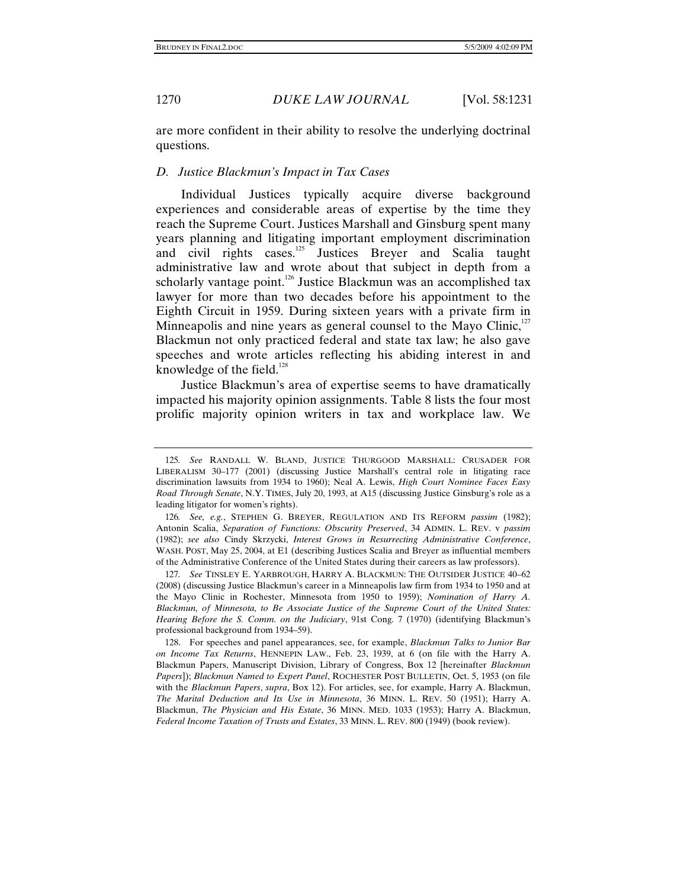are more confident in their ability to resolve the underlying doctrinal questions.

### *D. Justice Blackmun's Impact in Tax Cases*

Individual Justices typically acquire diverse background experiences and considerable areas of expertise by the time they reach the Supreme Court. Justices Marshall and Ginsburg spent many years planning and litigating important employment discrimination and civil rights cases.[125] Justices Breyer and Scalia taught administrative law and wrote about that subject in depth from a scholarly vantage point.[126] Justice Blackmun was an accomplished tax lawyer for more than two decades before his appointment to the Eighth Circuit in 1959. During sixteen years with a private firm in Minneapolis and nine years as general counsel to the Mayo Clinic,[127] Blackmun not only practiced federal and state tax law; he also gave speeches and wrote articles reflecting his abiding interest in and knowledge of the field.[128]

Justice Blackmun's area of expertise seems to have dramatically impacted his majority opinion assignments. Table 8 lists the four most prolific majority opinion writers in tax and workplace law. We

---

125. *See* RANDALL W. BLAND, JUSTICE THURGOOD MARSHALL: CRUSADER FOR LIBERALISM 30–177 (2001) (discussing Justice Marshall's central role in litigating race discrimination lawsuits from 1934 to 1960); Neal A. Lewis, *High Court Nominee Faces Easy Road Through Senate*, N.Y. TIMES, July 20, 1993, at A15 (discussing Justice Ginsburg's role as a leading litigator for women's rights).

126. *See, e.g.*, STEPHEN G. BREYER, REGULATION AND ITS REFORM *passim* (1982); Antonin Scalia, *Separation of Functions: Obscurity Preserved*, 34 ADMIN. L. REV. v *passim* (1982); *see also* Cindy Skrzycki, *Interest Grows in Resurrecting Administrative Conference*, WASH. POST, May 25, 2004, at E1 (describing Justices Scalia and Breyer as influential members of the Administrative Conference of the United States during their careers as law professors).

127. *See* TINSLEE E. YARBROUGH, HARRY A. BLACKMUN: THE OUTSIDER JUSTICE 40–62 (2008) (discussing Justice Blackmun's career in a Minneapolis law firm from 1934 to 1950 and at the Mayo Clinic in Rochester, Minnesota from 1950 to 1959); *Nomination of Harry A. Blackmun, of Minnesota, to Be Associate Justice of the Supreme Court of the United States: Hearing Before the S. Comm. on the Judiciary*, 91st Cong. 7 (1970) (identifying Blackmun's professional background from 1934–59).

128. For speeches and panel appearances, see, for example, *Blackmun Talks to Junior Bar on Income Tax Returns*, HENNEPIN LAW., Feb. 23, 1939, at 6 (on file with the Harry A. Blackmun Papers, Manuscript Division, Library of Congress, Box 12 [hereinafter *Blackmun Papers*]); *Blackmun Named to Expert Panel*, ROCHESTER POST BULLETIN, Oct. 5, 1953 (on file with the *Blackmun Papers*, *supra*, Box 12). For articles, see, for example, Harry A. Blackmun, *The Marital Deduction and Its Use in Minnesota*, 36 MINN. L. REV. 50 (1951); Harry A. Blackmun, *The Physician and His Estate*, 36 MINN. MED. 1033 (1953); Harry A. Blackmun, *Federal Income Taxation of Trusts and Estates*, 33 MINN. L. REV. 800 (1949) (book review).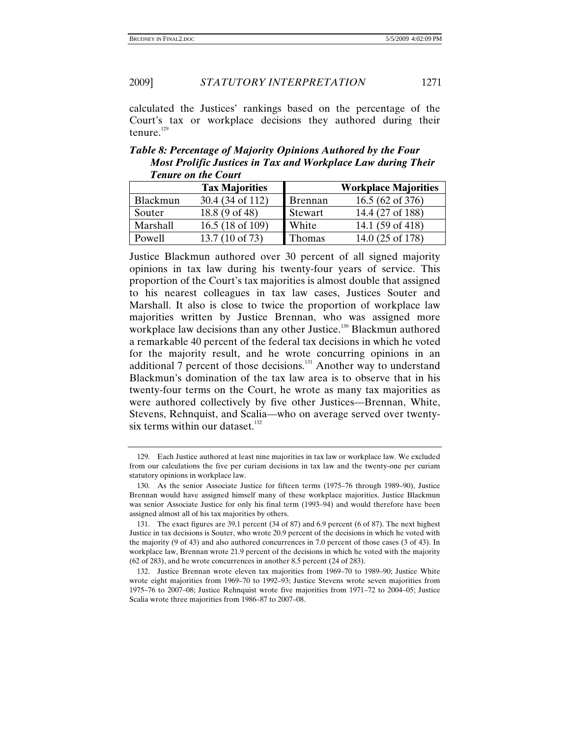calculated the Justices' rankings based on the percentage of the Court's tax or workplace decisions they authored during their tenure.[129]

***Table 8: Percentage of Majority Opinions Authored by the Four Most Prolific Justices in Tax and Workplace Law during Their Tenure on the Court***

| | Tax Majorities | | Workplace Majorities |
|---|---|---|---|
| Blackmun | 30.4 (34 of 112) | Brennan | 16.5 (62 of 376) |
| Souter | 18.8 (9 of 48) | Stewart | 14.4 (27 of 188) |
| Marshall | 16.5 (18 of 109) | White | 14.1 (59 of 418) |
| Powell | 13.7 (10 of 73) | Thomas | 14.0 (25 of 178) |

Justice Blackmun authored over 30 percent of all signed majority opinions in tax law during his twenty-four years of service. This proportion of the Court's tax majorities is almost double that assigned to his nearest colleagues in tax law cases, Justices Souter and Marshall. It also is close to twice the proportion of workplace law majorities written by Justice Brennan, who was assigned more workplace law decisions than any other Justice.[130] Blackmun authored a remarkable 40 percent of the federal tax decisions in which he voted for the majority result, and he wrote concurring opinions in an additional 7 percent of those decisions.[131] Another way to understand Blackmun's domination of the tax law area is to observe that in his twenty-four terms on the Court, he wrote as many tax majorities as were authored collectively by five other Justices—Brennan, White, Stevens, Rehnquist, and Scalia—who on average served over twenty-six terms within our dataset.[132]

---

129. Each Justice authored at least nine majorities in tax law or workplace law. We excluded from our calculations the five per curiam decisions in tax law and the twenty-one per curiam statutory opinions in workplace law.

130. As the senior Associate Justice for fifteen terms (1975–76 through 1989–90), Justice Brennan would have assigned himself many of these workplace majorities. Justice Blackmun was senior Associate Justice for only his final term (1993–94) and would therefore have been assigned almost all of his tax majorities by others.

131. The exact figures are 39.1 percent (34 of 87) and 6.9 percent (6 of 87). The next highest Justice in tax decisions is Souter, who wrote 20.9 percent of the decisions in which he voted with the majority (9 of 43) and also authored concurrences in 7.0 percent of those cases (3 of 43). In workplace law, Brennan wrote 21.9 percent of the decisions in which he voted with the majority (62 of 283), and he wrote concurrences in another 8.5 percent (24 of 283).

132. Justice Brennan wrote eleven tax majorities from 1969–70 to 1989–90; Justice White wrote eight majorities from 1969–70 to 1992–93; Justice Stevens wrote seven majorities from 1975–76 to 2007–08; Justice Rehnquist wrote five majorities from 1971–72 to 2004–05; Justice Scalia wrote three majorities from 1986–87 to 2007–08.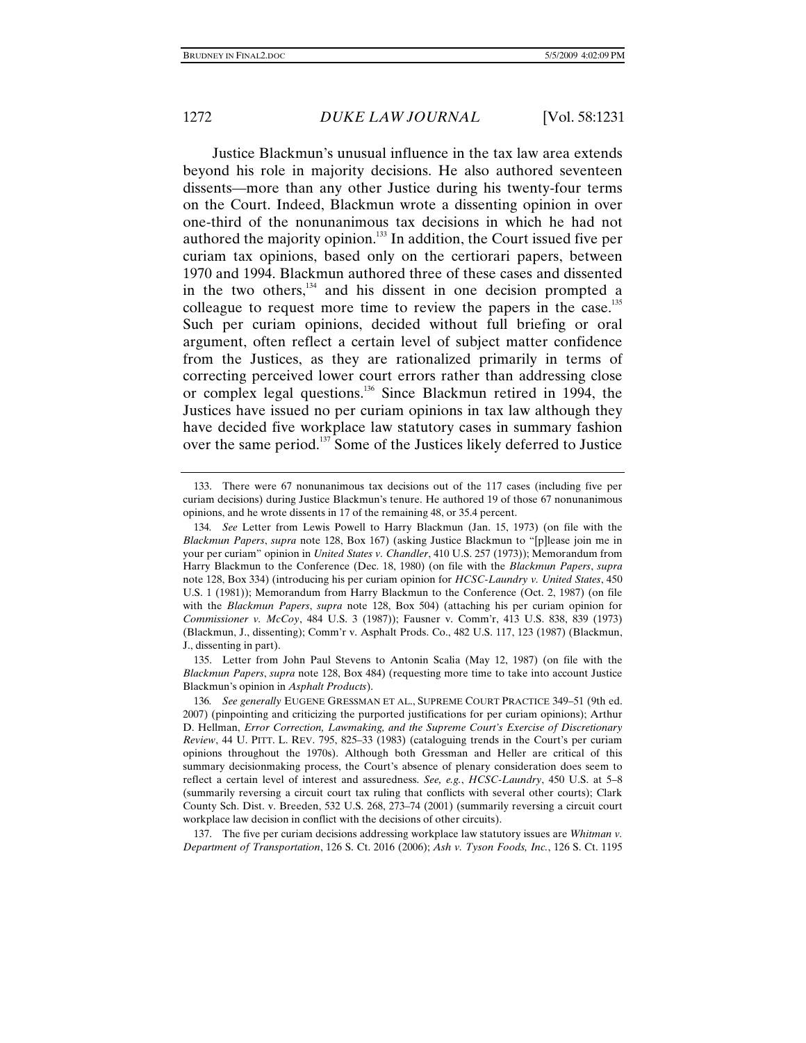Justice Blackmun's unusual influence in the tax law area extends beyond his role in majority decisions. He also authored seventeen dissents—more than any other Justice during his twenty-four terms on the Court. Indeed, Blackmun wrote a dissenting opinion in over one-third of the nonunanimous tax decisions in which he had not authored the majority opinion.[133] In addition, the Court issued five per curiam tax opinions, based only on the certiorari papers, between 1970 and 1994. Blackmun authored three of these cases and dissented in the two others,[134] and his dissent in one decision prompted a colleague to request more time to review the papers in the case.[135] Such per curiam opinions, decided without full briefing or oral argument, often reflect a certain level of subject matter confidence from the Justices, as they are rationalized primarily in terms of correcting perceived lower court errors rather than addressing close or complex legal questions.[136] Since Blackmun retired in 1994, the Justices have issued no per curiam opinions in tax law although they have decided five workplace law statutory cases in summary fashion over the same period.[137] Some of the Justices likely deferred to Justice

---

133. There were 67 nonunanimous tax decisions out of the 117 cases (including five per curiam decisions) during Justice Blackmun's tenure. He authored 19 of those 67 nonunanimous opinions, and he wrote dissents in 17 of the remaining 48, or 35.4 percent.

134. *See* Letter from Lewis Powell to Harry Blackmun (Jan. 15, 1973) (on file with the *Blackmun Papers*, *supra* note 128, Box 167) (asking Justice Blackmun to "[p]lease join me in your per curiam" opinion in *United States v. Chandler*, 410 U.S. 257 (1973)); Memorandum from Harry Blackmun to the Conference (Dec. 18, 1980) (on file with the *Blackmun Papers*, *supra* note 128, Box 334) (introducing his per curiam opinion for *HCSC-Laundry v. United States*, 450 U.S. 1 (1981)); Memorandum from Harry Blackmun to the Conference (Oct. 2, 1987) (on file with the *Blackmun Papers*, *supra* note 128, Box 504) (attaching his per curiam opinion for *Commissioner v. McCoy*, 484 U.S. 3 (1987)); Fausner v. Comm'r, 413 U.S. 838, 839 (1973) (Blackmun, J., dissenting); Comm'r v. Asphalt Prods. Co., 482 U.S. 117, 123 (1987) (Blackmun, J., dissenting in part).

135. Letter from John Paul Stevens to Antonin Scalia (May 12, 1987) (on file with the *Blackmun Papers*, *supra* note 128, Box 484) (requesting more time to take into account Justice Blackmun's opinion in *Asphalt Products*).

136. *See generally* EUGENE GRESSMAN ET AL., SUPREME COURT PRACTICE 349–51 (9th ed. 2007) (pinpointing and criticizing the purported justifications for per curiam opinions); Arthur D. Hellman, *Error Correction, Lawmaking, and the Supreme Court's Exercise of Discretionary Review*, 44 U. PITT. L. REV. 795, 825–33 (1983) (cataloguing trends in the Court's per curiam opinions throughout the 1970s). Although both Gressman and Heller are critical of this summary decisionmaking process, the Court's absence of plenary consideration does seem to reflect a certain level of interest and assuredness. *See, e.g.*, *HCSC-Laundry*, 450 U.S. at 5–8 (summarily reversing a circuit court tax ruling that conflicts with several other courts); Clark County Sch. Dist. v. Breeden, 532 U.S. 268, 273–74 (2001) (summarily reversing a circuit court workplace law decision in conflict with the decisions of other circuits).

137. The five per curiam decisions addressing workplace law statutory issues are *Whitman v. Department of Transportation*, 126 S. Ct. 2016 (2006); *Ash v. Tyson Foods, Inc.*, 126 S. Ct. 1195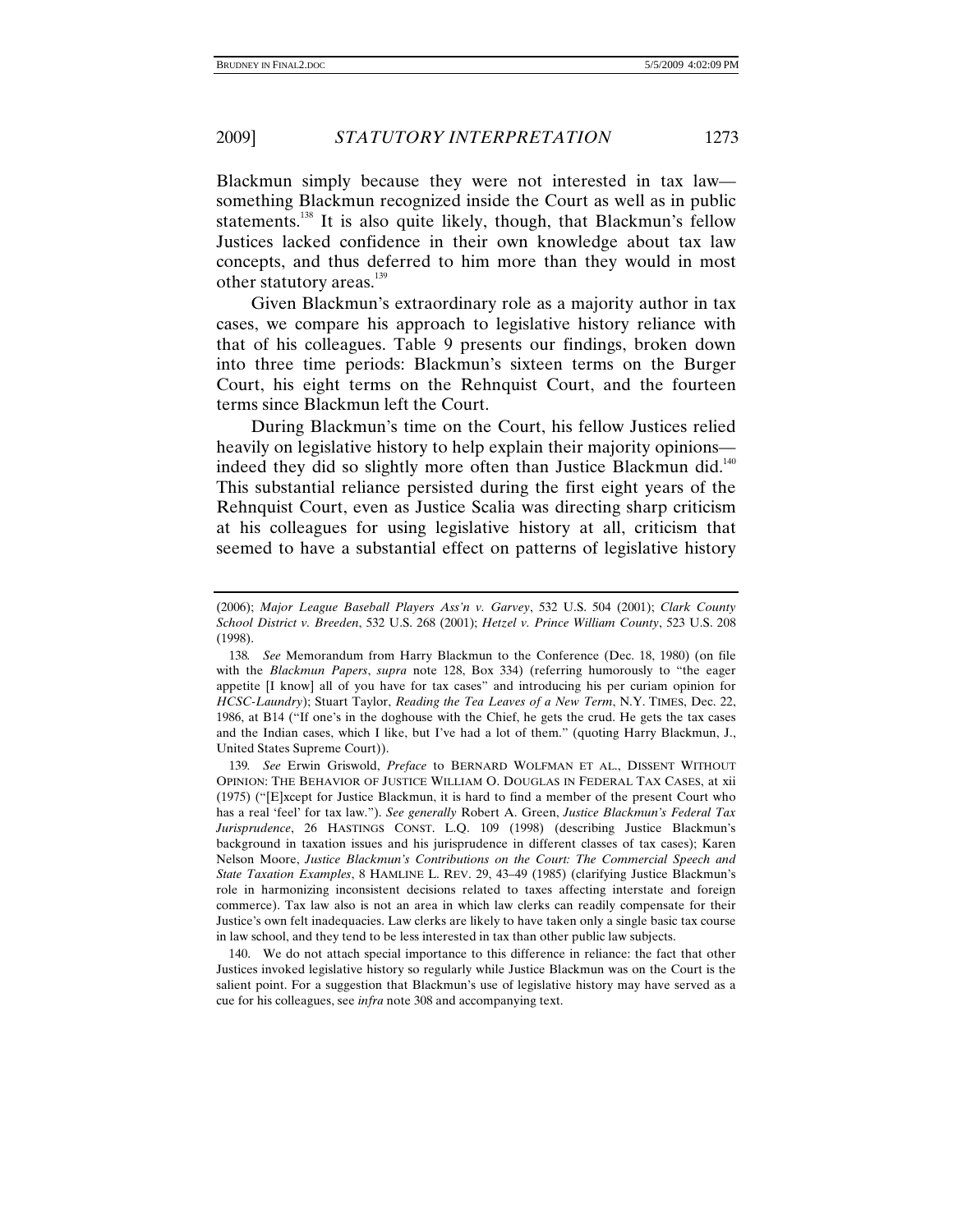Blackmun simply because they were not interested in tax law—something Blackmun recognized inside the Court as well as in public statements.[138] It is also quite likely, though, that Blackmun's fellow Justices lacked confidence in their own knowledge about tax law concepts, and thus deferred to him more than they would in most other statutory areas.[139]

Given Blackmun's extraordinary role as a majority author in tax cases, we compare his approach to legislative history reliance with that of his colleagues. Table 9 presents our findings, broken down into three time periods: Blackmun's sixteen terms on the Burger Court, his eight terms on the Rehnquist Court, and the fourteen terms since Blackmun left the Court.

During Blackmun's time on the Court, his fellow Justices relied heavily on legislative history to help explain their majority opinions—indeed they did so slightly more often than Justice Blackmun did.[140] This substantial reliance persisted during the first eight years of the Rehnquist Court, even as Justice Scalia was directing sharp criticism at his colleagues for using legislative history at all, criticism that seemed to have a substantial effect on patterns of legislative history

---

(2006); *Major League Baseball Players Ass'n v. Garvey*, 532 U.S. 504 (2001); *Clark County School District v. Breeden*, 532 U.S. 268 (2001); *Hetzel v. Prince William County*, 523 U.S. 208 (1998).

138. *See* Memorandum from Harry Blackmun to the Conference (Dec. 18, 1980) (on file with the *Blackmun Papers*, *supra* note 128, Box 334) (referring humorously to "the eager appetite [I know] all of you have for tax cases" and introducing his per curiam opinion for *HCSC-Laundry*); Stuart Taylor, *Reading the Tea Leaves of a New Term*, N.Y. TIMES, Dec. 22, 1986, at B14 ("If one's in the doghouse with the Chief, he gets the crud. He gets the tax cases and the Indian cases, which I like, but I've had a lot of them." (quoting Harry Blackmun, J., United States Supreme Court)).

139. *See* Erwin Griswold, *Preface* to BERNARD WOLFMAN ET AL., DISSENT WITHOUT OPINION: THE BEHAVIOR OF JUSTICE WILLIAM O. DOUGLAS IN FEDERAL TAX CASES, at xii (1975) ("[E]xcept for Justice Blackmun, it is hard to find a member of the present Court who has a real 'feel' for tax law."). *See generally* Robert A. Green, *Justice Blackmun's Federal Tax Jurisprudence*, 26 HASTINGS CONST. L.Q. 109 (1998) (describing Justice Blackmun's background in taxation issues and his jurisprudence in different classes of tax cases); Karen Nelson Moore, *Justice Blackmun's Contributions on the Court: The Commercial Speech and State Taxation Examples*, 8 HAMLINE L. REV. 29, 43–49 (1985) (clarifying Justice Blackmun's role in harmonizing inconsistent decisions related to taxes affecting interstate and foreign commerce). Tax law also is not an area in which law clerks can readily compensate for their Justice's own felt inadequacies. Law clerks are likely to have taken only a single basic tax course in law school, and they tend to be less interested in tax than other public law subjects.

140. We do not attach special importance to this difference in reliance: the fact that other Justices invoked legislative history so regularly while Justice Blackmun was on the Court is the salient point. For a suggestion that Blackmun's use of legislative history may have served as a cue for his colleagues, see *infra* note 308 and accompanying text.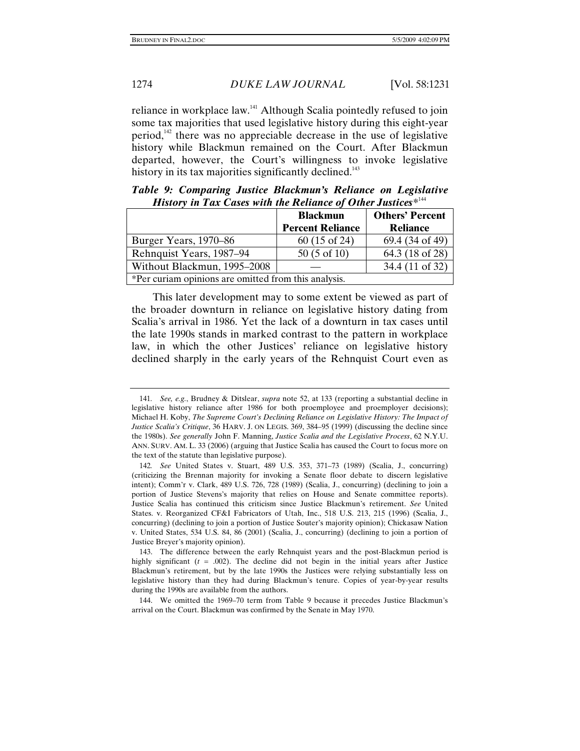reliance in workplace law.[141] Although Scalia pointedly refused to join some tax majorities that used legislative history during this eight-year period,[142] there was no appreciable decrease in the use of legislative history while Blackmun remained on the Court. After Blackmun departed, however, the Court's willingness to invoke legislative history in its tax majorities significantly declined.[143]

***Table 9: Comparing Justice Blackmun's Reliance on Legislative History in Tax Cases with the Reliance of Other Justices****[144]

| | **Blackmun Percent Reliance** | **Others' Percent Reliance** |
|---|---|---|
| Burger Years, 1970–86 | 60 (15 of 24) | 69.4 (34 of 49) |
| Rehnquist Years, 1987–94 | 50 (5 of 10) | 64.3 (18 of 28) |
| Without Blackmun, 1995–2008 | — | 34.4 (11 of 32) |
| *Per curiam opinions are omitted from this analysis. | | |

This later development may to some extent be viewed as part of the broader downturn in reliance on legislative history dating from Scalia's arrival in 1986. Yet the lack of a downturn in tax cases until the late 1990s stands in marked contrast to the pattern in workplace law, in which the other Justices' reliance on legislative history declined sharply in the early years of the Rehnquist Court even as

---

141. *See, e.g.*, Brudney & Ditslear, *supra* note 52, at 133 (reporting a substantial decline in legislative history reliance after 1986 for both proemployee and proemployer decisions); Michael H. Koby, *The Supreme Court's Declining Reliance on Legislative History: The Impact of Justice Scalia's Critique*, 36 HARV. J. ON LEGIS. 369, 384–95 (1999) (discussing the decline since the 1980s). *See generally* John F. Manning, *Justice Scalia and the Legislative Process*, 62 N.Y.U. ANN. SURV. AM. L. 33 (2006) (arguing that Justice Scalia has caused the Court to focus more on the text of the statute than legislative purpose).

142. *See* United States v. Stuart, 489 U.S. 353, 371–73 (1989) (Scalia, J., concurring) (criticizing the Brennan majority for invoking a Senate floor debate to discern legislative intent); Comm'r v. Clark, 489 U.S. 726, 728 (1989) (Scalia, J., concurring) (declining to join a portion of Justice Stevens's majority that relies on House and Senate committee reports). Justice Scalia has continued this criticism since Justice Blackmun's retirement. *See* United States. v. Reorganized CF&I Fabricators of Utah, Inc., 518 U.S. 213, 215 (1996) (Scalia, J., concurring) (declining to join a portion of Justice Souter's majority opinion); Chickasaw Nation v. United States, 534 U.S. 84, 86 (2001) (Scalia, J., concurring) (declining to join a portion of Justice Breyer's majority opinion).

143. The difference between the early Rehnquist years and the post-Blackmun period is highly significant ($t$ = .002). The decline did not begin in the initial years after Justice Blackmun's retirement, but by the late 1990s the Justices were relying substantially less on legislative history than they had during Blackmun's tenure. Copies of year-by-year results during the 1990s are available from the authors.

144. We omitted the 1969–70 term from Table 9 because it precedes Justice Blackmun's arrival on the Court. Blackmun was confirmed by the Senate in May 1970.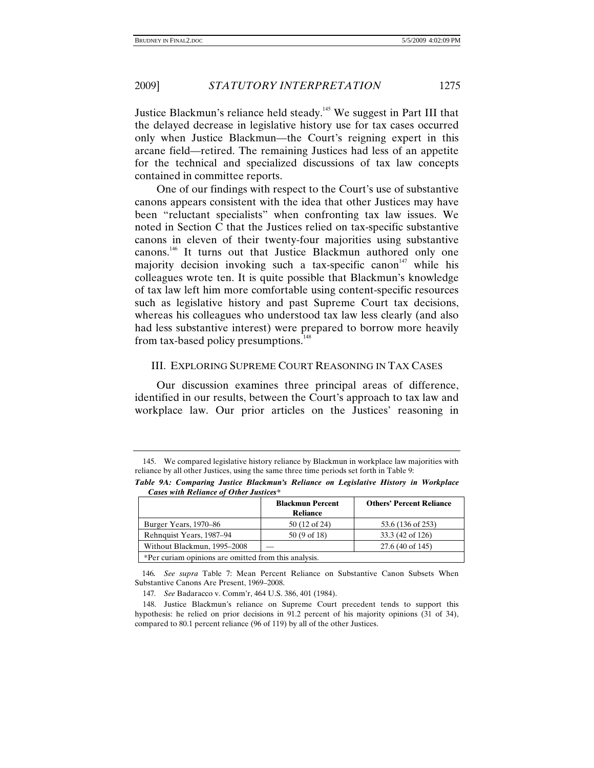Justice Blackmun's reliance held steady.[145] We suggest in Part III that the delayed decrease in legislative history use for tax cases occurred only when Justice Blackmun—the Court's reigning expert in this arcane field—retired. The remaining Justices had less of an appetite for the technical and specialized discussions of tax law concepts contained in committee reports.

One of our findings with respect to the Court's use of substantive canons appears consistent with the idea that other Justices may have been "reluctant specialists" when confronting tax law issues. We noted in Section C that the Justices relied on tax-specific substantive canons in eleven of their twenty-four majorities using substantive canons.[146] It turns out that Justice Blackmun authored only one majority decision invoking such a tax-specific canon[147] while his colleagues wrote ten. It is quite possible that Blackmun's knowledge of tax law left him more comfortable using content-specific resources such as legislative history and past Supreme Court tax decisions, whereas his colleagues who understood tax law less clearly (and also had less substantive interest) were prepared to borrow more heavily from tax-based policy presumptions.[148]

## III. EXPLORING SUPREME COURT REASONING IN TAX CASES

Our discussion examines three principal areas of difference, identified in our results, between the Court's approach to tax law and workplace law. Our prior articles on the Justices' reasoning in

---

145. We compared legislative history reliance by Blackmun in workplace law majorities with reliance by all other Justices, using the same three time periods set forth in Table 9:

***Table 9A: Comparing Justice Blackmun's Reliance on Legislative History in Workplace Cases with Reliance of Other Justices****

| | **Blackmun Percent Reliance** | **Others' Percent Reliance** |
|---|---|---|
| Burger Years, 1970–86 | 50 (12 of 24) | 53.6 (136 of 253) |
| Rehnquist Years, 1987–94 | 50 (9 of 18) | 33.3 (42 of 126) |
| Without Blackmun, 1995–2008 | — | 27.6 (40 of 145) |
| *Per curiam opinions are omitted from this analysis. | | |

146. *See supra* Table 7: Mean Percent Reliance on Substantive Canon Subsets When Substantive Canons Are Present, 1969–2008.

147. *See* Badaracco v. Comm'r, 464 U.S. 386, 401 (1984).

148. Justice Blackmun's reliance on Supreme Court precedent tends to support this hypothesis: he relied on prior decisions in 91.2 percent of his majority opinions (31 of 34), compared to 80.1 percent reliance (96 of 119) by all of the other Justices.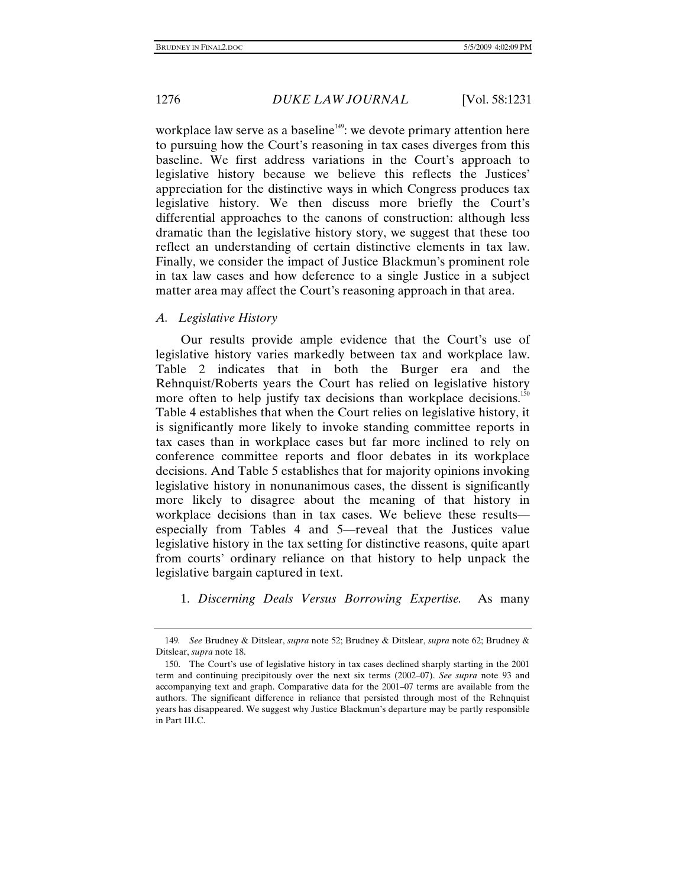workplace law serve as a baseline[149]: we devote primary attention here to pursuing how the Court's reasoning in tax cases diverges from this baseline. We first address variations in the Court's approach to legislative history because we believe this reflects the Justices' appreciation for the distinctive ways in which Congress produces tax legislative history. We then discuss more briefly the Court's differential approaches to the canons of construction: although less dramatic than the legislative history story, we suggest that these too reflect an understanding of certain distinctive elements in tax law. Finally, we consider the impact of Justice Blackmun's prominent role in tax law cases and how deference to a single Justice in a subject matter area may affect the Court's reasoning approach in that area.

### *A. Legislative History*

Our results provide ample evidence that the Court's use of legislative history varies markedly between tax and workplace law. Table 2 indicates that in both the Burger era and the Rehnquist/Roberts years the Court has relied on legislative history more often to help justify tax decisions than workplace decisions.[150] Table 4 establishes that when the Court relies on legislative history, it is significantly more likely to invoke standing committee reports in tax cases than in workplace cases but far more inclined to rely on conference committee reports and floor debates in its workplace decisions. And Table 5 establishes that for majority opinions invoking legislative history in nonunanimous cases, the dissent is significantly more likely to disagree about the meaning of that history in workplace decisions than in tax cases. We believe these results—especially from Tables 4 and 5—reveal that the Justices value legislative history in the tax setting for distinctive reasons, quite apart from courts' ordinary reliance on that history to help unpack the legislative bargain captured in text.

1. *Discerning Deals Versus Borrowing Expertise.* As many

---

149. *See* Brudney & Ditslear, *supra* note 52; Brudney & Ditslear, *supra* note 62; Brudney & Ditslear, *supra* note 18.

150. The Court's use of legislative history in tax cases declined sharply starting in the 2001 term and continuing precipitously over the next six terms (2002–07). *See supra* note 93 and accompanying text and graph. Comparative data for the 2001–07 terms are available from the authors. The significant difference in reliance that persisted through most of the Rehnquist years has disappeared. We suggest why Justice Blackmun's departure may be partly responsible in Part III.C.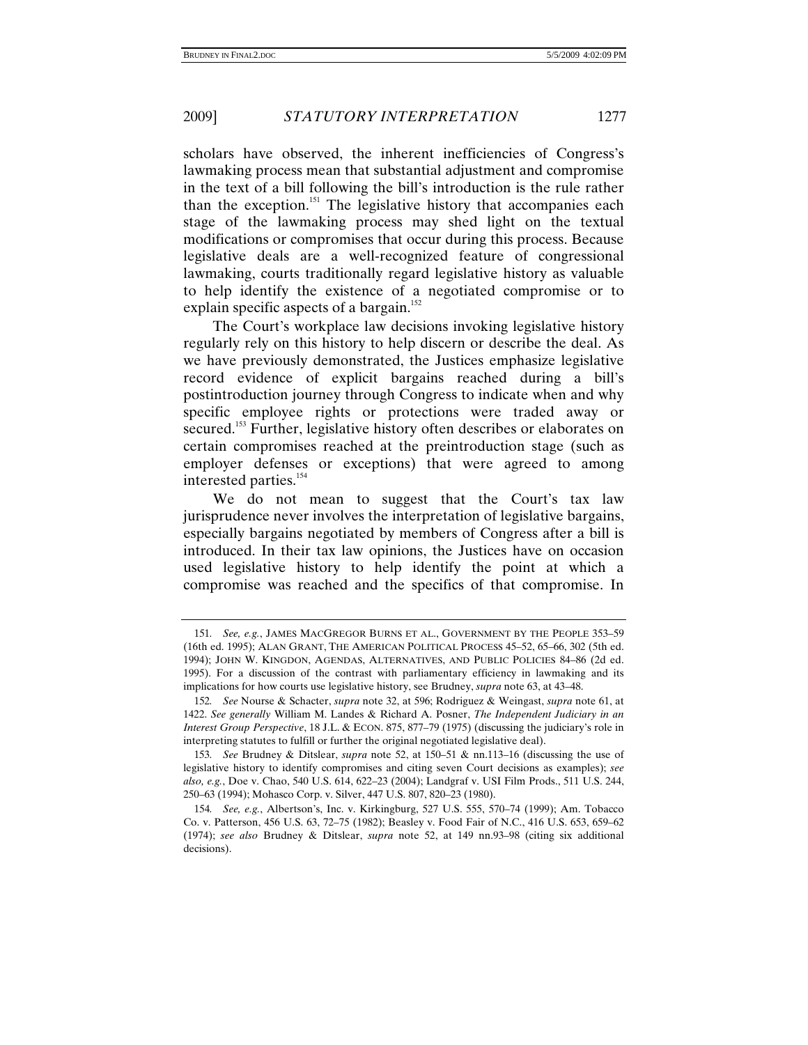scholars have observed, the inherent inefficiencies of Congress's lawmaking process mean that substantial adjustment and compromise in the text of a bill following the bill's introduction is the rule rather than the exception.[151] The legislative history that accompanies each stage of the lawmaking process may shed light on the textual modifications or compromises that occur during this process. Because legislative deals are a well-recognized feature of congressional lawmaking, courts traditionally regard legislative history as valuable to help identify the existence of a negotiated compromise or to explain specific aspects of a bargain.[152]

The Court's workplace law decisions invoking legislative history regularly rely on this history to help discern or describe the deal. As we have previously demonstrated, the Justices emphasize legislative record evidence of explicit bargains reached during a bill's postintroduction journey through Congress to indicate when and why specific employee rights or protections were traded away or secured.[153] Further, legislative history often describes or elaborates on certain compromises reached at the preintroduction stage (such as employer defenses or exceptions) that were agreed to among interested parties.[154]

We do not mean to suggest that the Court's tax law jurisprudence never involves the interpretation of legislative bargains, especially bargains negotiated by members of Congress after a bill is introduced. In their tax law opinions, the Justices have on occasion used legislative history to help identify the point at which a compromise was reached and the specifics of that compromise. In

---

151. *See, e.g.*, JAMES MACGREGOR BURNS ET AL., GOVERNMENT BY THE PEOPLE 353–59 (16th ed. 1995); ALAN GRANT, THE AMERICAN POLITICAL PROCESS 45–52, 65–66, 302 (5th ed. 1994); JOHN W. KINGDON, AGENDAS, ALTERNATIVES, AND PUBLIC POLICIES 84–86 (2d ed. 1995). For a discussion of the contrast with parliamentary efficiency in lawmaking and its implications for how courts use legislative history, see Brudney, *supra* note 63, at 43–48.

152. *See* Nourse & Schacter, *supra* note 32, at 596; Rodriguez & Weingast, *supra* note 61, at 1422. *See generally* William M. Landes & Richard A. Posner, *The Independent Judiciary in an Interest Group Perspective*, 18 J.L. & ECON. 875, 877–79 (1975) (discussing the judiciary's role in interpreting statutes to fulfill or further the original negotiated legislative deal).

153. *See* Brudney & Ditslear, *supra* note 52, at 150–51 & nn.113–16 (discussing the use of legislative history to identify compromises and citing seven Court decisions as examples); *see also, e.g.*, Doe v. Chao, 540 U.S. 614, 622–23 (2004); Landgraf v. USI Film Prods., 511 U.S. 244, 250–63 (1994); Mohasco Corp. v. Silver, 447 U.S. 807, 820–23 (1980).

154. *See, e.g.*, Albertson's, Inc. v. Kirkingburg, 527 U.S. 555, 570–74 (1999); Am. Tobacco Co. v. Patterson, 456 U.S. 63, 72–75 (1982); Beasley v. Food Fair of N.C., 416 U.S. 653, 659–62 (1974); *see also* Brudney & Ditslear, *supra* note 52, at 149 nn.93–98 (citing six additional decisions).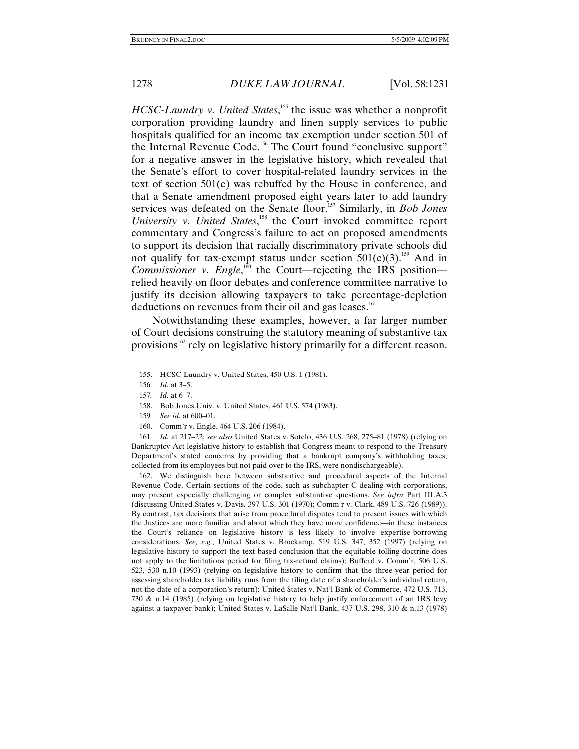*HCSC-Laundry v. United States*,[155] the issue was whether a nonprofit corporation providing laundry and linen supply services to public hospitals qualified for an income tax exemption under section 501 of the Internal Revenue Code.[156] The Court found "conclusive support" for a negative answer in the legislative history, which revealed that the Senate's effort to cover hospital-related laundry services in the text of section 501(e) was rebuffed by the House in conference, and that a Senate amendment proposed eight years later to add laundry services was defeated on the Senate floor.[157] Similarly, in *Bob Jones University v. United States*,[158] the Court invoked committee report commentary and Congress's failure to act on proposed amendments to support its decision that racially discriminatory private schools did not qualify for tax-exempt status under section 501(c)(3).[159] And in *Commissioner v. Engle*,[160] the Court—rejecting the IRS position—relied heavily on floor debates and conference committee narrative to justify its decision allowing taxpayers to take percentage-depletion deductions on revenues from their oil and gas leases.[161]

Notwithstanding these examples, however, a far larger number of Court decisions construing the statutory meaning of substantive tax provisions[162] rely on legislative history primarily for a different reason.

---

155. HCSC-Laundry v. United States, 450 U.S. 1 (1981).

156. *Id.* at 3–5.

157. *Id.* at 6–7.

158. Bob Jones Univ. v. United States, 461 U.S. 574 (1983).

159. *See id.* at 600–01.

160. Comm'r v. Engle, 464 U.S. 206 (1984).

161. *Id.* at 217–22; *see also* United States v. Sotelo, 436 U.S. 268, 275–81 (1978) (relying on Bankruptcy Act legislative history to establish that Congress meant to respond to the Treasury Department's stated concerns by providing that a bankrupt company's withholding taxes, collected from its employees but not paid over to the IRS, were nondischargeable).

162. We distinguish here between substantive and procedural aspects of the Internal Revenue Code. Certain sections of the code, such as subchapter C dealing with corporations, may present especially challenging or complex substantive questions. *See infra* Part III.A.3 (discussing United States v. Davis, 397 U.S. 301 (1970); Comm'r v. Clark, 489 U.S. 726 (1989)). By contrast, tax decisions that arise from procedural disputes tend to present issues with which the Justices are more familiar and about which they have more confidence—in these instances the Court's reliance on legislative history is less likely to involve expertise-borrowing considerations. *See, e.g.*, United States v. Brockamp, 519 U.S. 347, 352 (1997) (relying on legislative history to support the text-based conclusion that the equitable tolling doctrine does not apply to the limitations period for filing tax-refund claims); Bufferd v. Comm'r, 506 U.S. 523, 530 n.10 (1993) (relying on legislative history to confirm that the three-year period for assessing shareholder tax liability runs from the filing date of a shareholder's individual return, not the date of a corporation's return); United States v. Nat'l Bank of Commerce, 472 U.S. 713, 730 & n.14 (1985) (relying on legislative history to help justify enforcement of an IRS levy against a taxpayer bank); United States v. LaSalle Nat'l Bank, 437 U.S. 298, 310 & n.13 (1978)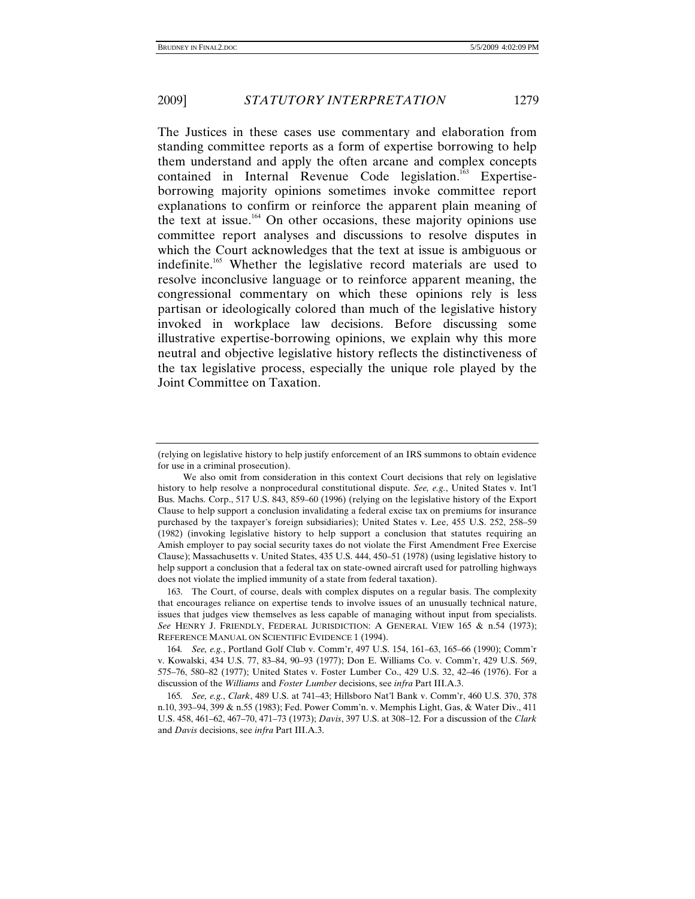The Justices in these cases use commentary and elaboration from standing committee reports as a form of expertise borrowing to help them understand and apply the often arcane and complex concepts contained in Internal Revenue Code legislation.[163] Expertise-borrowing majority opinions sometimes invoke committee report explanations to confirm or reinforce the apparent plain meaning of the text at issue.[164] On other occasions, these majority opinions use committee report analyses and discussions to resolve disputes in which the Court acknowledges that the text at issue is ambiguous or indefinite.[165] Whether the legislative record materials are used to resolve inconclusive language or to reinforce apparent meaning, the congressional commentary on which these opinions rely is less partisan or ideologically colored than much of the legislative history invoked in workplace law decisions. Before discussing some illustrative expertise-borrowing opinions, we explain why this more neutral and objective legislative history reflects the distinctiveness of the tax legislative process, especially the unique role played by the Joint Committee on Taxation.

---

(relying on legislative history to help justify enforcement of an IRS summons to obtain evidence for use in a criminal prosecution).

We also omit from consideration in this context Court decisions that rely on legislative history to help resolve a nonprocedural constitutional dispute. *See, e.g.*, United States v. Int'l Bus. Machs. Corp., 517 U.S. 843, 859–60 (1996) (relying on the legislative history of the Export Clause to help support a conclusion invalidating a federal excise tax on premiums for insurance purchased by the taxpayer's foreign subsidiaries); United States v. Lee, 455 U.S. 252, 258–59 (1982) (invoking legislative history to help support a conclusion that statutes requiring an Amish employer to pay social security taxes do not violate the First Amendment Free Exercise Clause); Massachusetts v. United States, 435 U.S. 444, 450–51 (1978) (using legislative history to help support a conclusion that a federal tax on state-owned aircraft used for patrolling highways does not violate the implied immunity of a state from federal taxation).

163. The Court, of course, deals with complex disputes on a regular basis. The complexity that encourages reliance on expertise tends to involve issues of an unusually technical nature, issues that judges view themselves as less capable of managing without input from specialists. *See* HENRY J. FRIENDLY, FEDERAL JURISDICTION: A GENERAL VIEW 165 & n.54 (1973); REFERENCE MANUAL ON SCIENTIFIC EVIDENCE 1 (1994).

164. *See, e.g.*, Portland Golf Club v. Comm'r, 497 U.S. 154, 161–63, 165–66 (1990); Comm'r v. Kowalski, 434 U.S. 77, 83–84, 90–93 (1977); Don E. Williams Co. v. Comm'r, 429 U.S. 569, 575–76, 580–82 (1977); United States v. Foster Lumber Co., 429 U.S. 32, 42–46 (1976). For a discussion of the *Williams* and *Foster Lumber* decisions, see *infra* Part III.A.3.

165. *See, e.g.*, *Clark*, 489 U.S. at 741–43; Hillsboro Nat'l Bank v. Comm'r, 460 U.S. 370, 378 n.10, 393–94, 399 & n.55 (1983); Fed. Power Comm'n. v. Memphis Light, Gas, & Water Div., 411 U.S. 458, 461–62, 467–70, 471–73 (1973); *Davis*, 397 U.S. at 308–12. For a discussion of the *Clark* and *Davis* decisions, see *infra* Part III.A.3.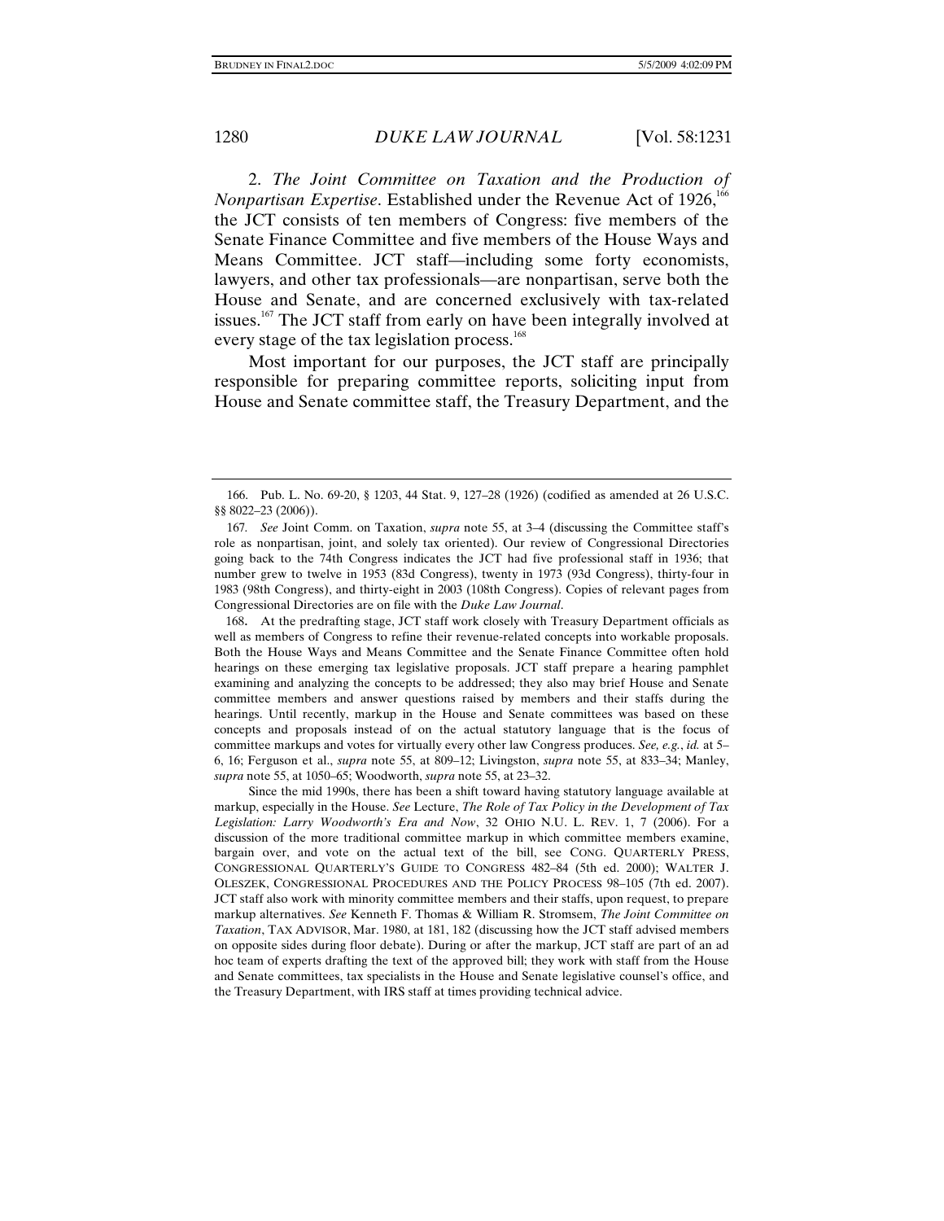2. *The Joint Committee on Taxation and the Production of Nonpartisan Expertise*. Established under the Revenue Act of 1926,[166] the JCT consists of ten members of Congress: five members of the Senate Finance Committee and five members of the House Ways and Means Committee. JCT staff—including some forty economists, lawyers, and other tax professionals—are nonpartisan, serve both the House and Senate, and are concerned exclusively with tax-related issues.[167] The JCT staff from early on have been integrally involved at every stage of the tax legislation process.[168]

Most important for our purposes, the JCT staff are principally responsible for preparing committee reports, soliciting input from House and Senate committee staff, the Treasury Department, and the

---

166. Pub. L. No. 69-20, § 1203, 44 Stat. 9, 127–28 (1926) (codified as amended at 26 U.S.C. §§ 8022–23 (2006)).

167. *See* Joint Comm. on Taxation, *supra* note 55, at 3–4 (discussing the Committee staff's role as nonpartisan, joint, and solely tax oriented). Our review of Congressional Directories going back to the 74th Congress indicates the JCT had five professional staff in 1936; that number grew to twelve in 1953 (83d Congress), twenty in 1973 (93d Congress), thirty-four in 1983 (98th Congress), and thirty-eight in 2003 (108th Congress). Copies of relevant pages from Congressional Directories are on file with the *Duke Law Journal*.

168. At the predrafting stage, JCT staff work closely with Treasury Department officials as well as members of Congress to refine their revenue-related concepts into workable proposals. Both the House Ways and Means Committee and the Senate Finance Committee often hold hearings on these emerging tax legislative proposals. JCT staff prepare a hearing pamphlet examining and analyzing the concepts to be addressed; they also may brief House and Senate committee members and answer questions raised by members and their staffs during the hearings. Until recently, markup in the House and Senate committees was based on these concepts and proposals instead of on the actual statutory language that is the focus of committee markups and votes for virtually every other law Congress produces. *See, e.g.*, *id.* at 5–6, 16; Ferguson et al., *supra* note 55, at 809–12; Livingston, *supra* note 55, at 833–34; Manley, *supra* note 55, at 1050–65; Woodworth, *supra* note 55, at 23–32.

Since the mid 1990s, there has been a shift toward having statutory language available at markup, especially in the House. *See* Lecture, *The Role of Tax Policy in the Development of Tax Legislation: Larry Woodworth's Era and Now*, 32 OHIO N.U. L. REV. 1, 7 (2006). For a discussion of the more traditional committee markup in which committee members examine, bargain over, and vote on the actual text of the bill, see CONG. QUARTERLY PRESS, CONGRESSIONAL QUARTERLY'S GUIDE TO CONGRESS 482–84 (5th ed. 2000); WALTER J. OLESZEK, CONGRESSIONAL PROCEDURES AND THE POLICY PROCESS 98–105 (7th ed. 2007). JCT staff also work with minority committee members and their staffs, upon request, to prepare markup alternatives. *See* Kenneth F. Thomas & William R. Stromsem, *The Joint Committee on Taxation*, TAX ADVISOR, Mar. 1980, at 181, 182 (discussing how the JCT staff advised members on opposite sides during floor debate). During or after the markup, JCT staff are part of an ad hoc team of experts drafting the text of the approved bill; they work with staff from the House and Senate committees, tax specialists in the House and Senate legislative counsel's office, and the Treasury Department, with IRS staff at times providing technical advice.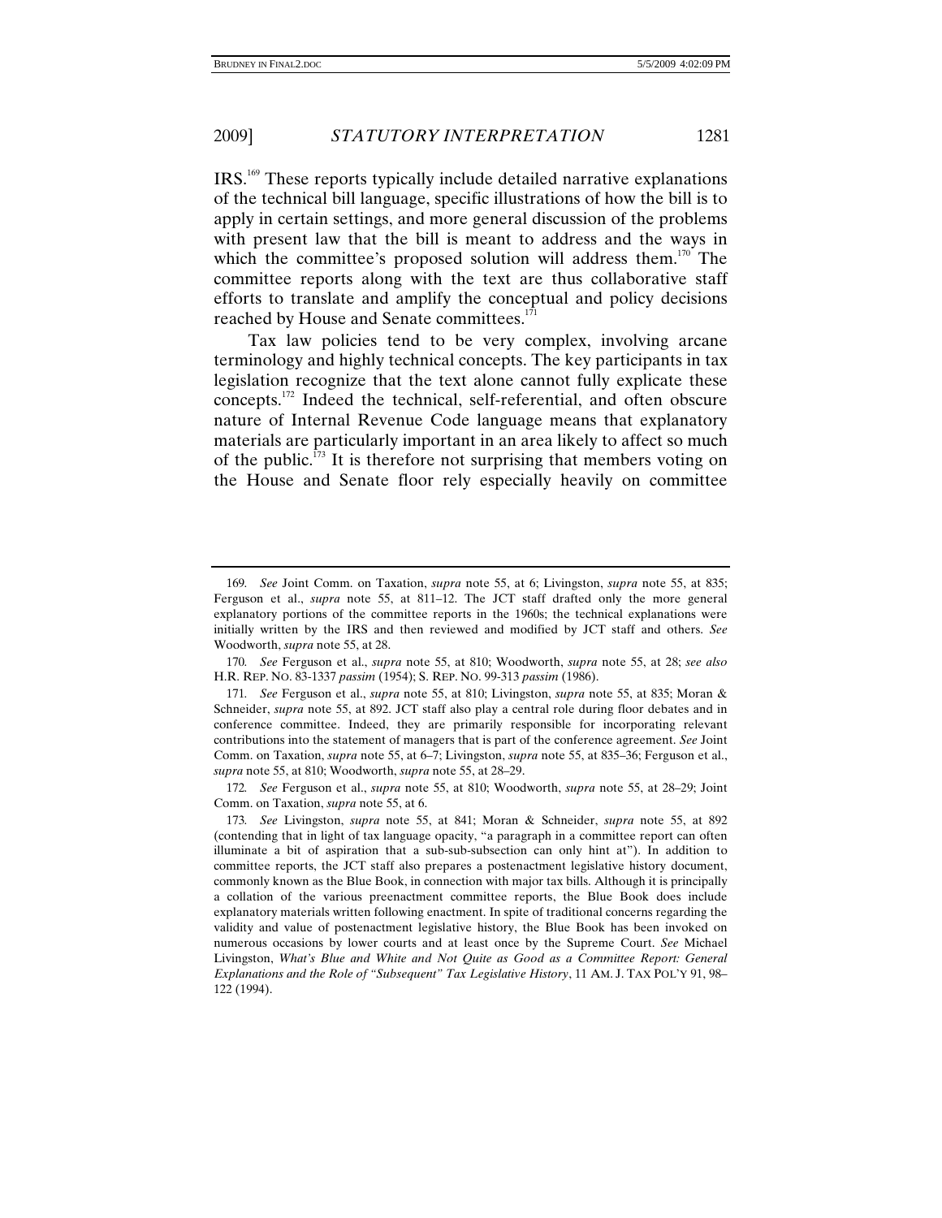IRS.[169] These reports typically include detailed narrative explanations of the technical bill language, specific illustrations of how the bill is to apply in certain settings, and more general discussion of the problems with present law that the bill is meant to address and the ways in which the committee's proposed solution will address them.[170] The committee reports along with the text are thus collaborative staff efforts to translate and amplify the conceptual and policy decisions reached by House and Senate committees.[171]

Tax law policies tend to be very complex, involving arcane terminology and highly technical concepts. The key participants in tax legislation recognize that the text alone cannot fully explicate these concepts.[172] Indeed the technical, self-referential, and often obscure nature of Internal Revenue Code language means that explanatory materials are particularly important in an area likely to affect so much of the public.[173] It is therefore not surprising that members voting on the House and Senate floor rely especially heavily on committee

---

169. *See* Joint Comm. on Taxation, *supra* note 55, at 6; Livingston, *supra* note 55, at 835; Ferguson et al., *supra* note 55, at 811–12. The JCT staff drafted only the more general explanatory portions of the committee reports in the 1960s; the technical explanations were initially written by the IRS and then reviewed and modified by JCT staff and others. *See* Woodworth, *supra* note 55, at 28.

170. *See* Ferguson et al., *supra* note 55, at 810; Woodworth, *supra* note 55, at 28; *see also* H.R. REP. NO. 83-1337 *passim* (1954); S. REP. NO. 99-313 *passim* (1986).

171. *See* Ferguson et al., *supra* note 55, at 810; Livingston, *supra* note 55, at 835; Moran & Schneider, *supra* note 55, at 892. JCT staff also play a central role during floor debates and in conference committee. Indeed, they are primarily responsible for incorporating relevant contributions into the statement of managers that is part of the conference agreement. *See* Joint Comm. on Taxation, *supra* note 55, at 6–7; Livingston, *supra* note 55, at 835–36; Ferguson et al., *supra* note 55, at 810; Woodworth, *supra* note 55, at 28–29.

172. *See* Ferguson et al., *supra* note 55, at 810; Woodworth, *supra* note 55, at 28–29; Joint Comm. on Taxation, *supra* note 55, at 6.

173. *See* Livingston, *supra* note 55, at 841; Moran & Schneider, *supra* note 55, at 892 (contending that in light of tax language opacity, "a paragraph in a committee report can often illuminate a bit of aspiration that a sub-sub-subsection can only hint at"). In addition to committee reports, the JCT staff also prepares a postenactment legislative history document, commonly known as the Blue Book, in connection with major tax bills. Although it is principally a collation of the various preenactment committee reports, the Blue Book does include explanatory materials written following enactment. In spite of traditional concerns regarding the validity and value of postenactment legislative history, the Blue Book has been invoked on numerous occasions by lower courts and at least once by the Supreme Court. *See* Michael Livingston, *What's Blue and White and Not Quite as Good as a Committee Report: General Explanations and the Role of "Subsequent" Tax Legislative History*, 11 AM. J. TAX POL'Y 91, 98–122 (1994).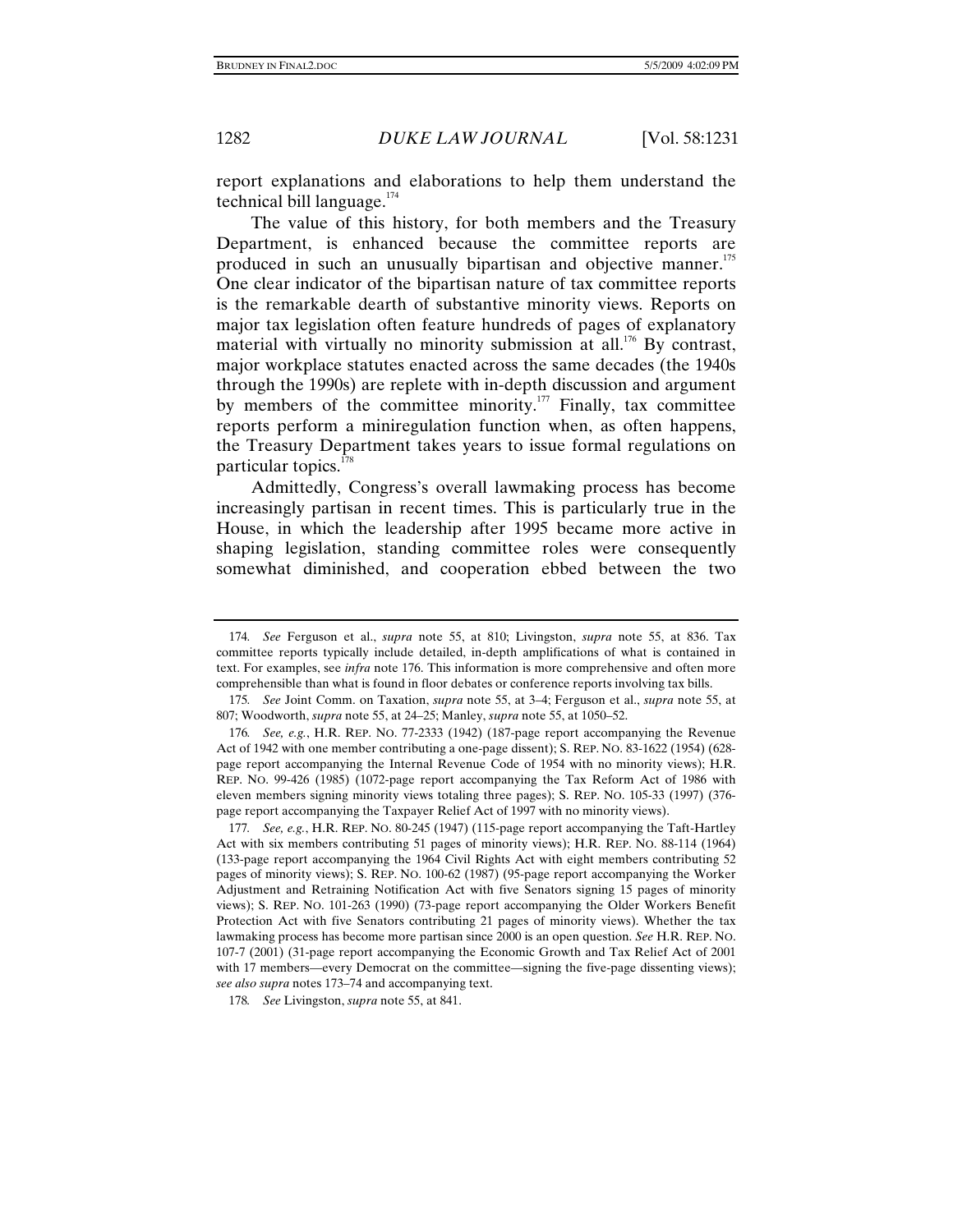report explanations and elaborations to help them understand the technical bill language.[174]

The value of this history, for both members and the Treasury Department, is enhanced because the committee reports are produced in such an unusually bipartisan and objective manner.[175] One clear indicator of the bipartisan nature of tax committee reports is the remarkable dearth of substantive minority views. Reports on major tax legislation often feature hundreds of pages of explanatory material with virtually no minority submission at all.[176] By contrast, major workplace statutes enacted across the same decades (the 1940s through the 1990s) are replete with in-depth discussion and argument by members of the committee minority.[177] Finally, tax committee reports perform a miniregulation function when, as often happens, the Treasury Department takes years to issue formal regulations on particular topics.[178]

Admittedly, Congress's overall lawmaking process has become increasingly partisan in recent times. This is particularly true in the House, in which the leadership after 1995 became more active in shaping legislation, standing committee roles were consequently somewhat diminished, and cooperation ebbed between the two

---

174. *See* Ferguson et al., *supra* note 55, at 810; Livingston, *supra* note 55, at 836. Tax committee reports typically include detailed, in-depth amplifications of what is contained in text. For examples, see *infra* note 176. This information is more comprehensive and often more comprehensible than what is found in floor debates or conference reports involving tax bills.

175. *See* Joint Comm. on Taxation, *supra* note 55, at 3–4; Ferguson et al., *supra* note 55, at 807; Woodworth, *supra* note 55, at 24–25; Manley, *supra* note 55, at 1050–52.

176. *See, e.g.*, H.R. REP. NO. 77-2333 (1942) (187-page report accompanying the Revenue Act of 1942 with one member contributing a one-page dissent); S. REP. NO. 83-1622 (1954) (628-page report accompanying the Internal Revenue Code of 1954 with no minority views); H.R. REP. NO. 99-426 (1985) (1072-page report accompanying the Tax Reform Act of 1986 with eleven members signing minority views totaling three pages); S. REP. NO. 105-33 (1997) (376-page report accompanying the Taxpayer Relief Act of 1997 with no minority views).

177. *See, e.g.*, H.R. REP. NO. 80-245 (1947) (115-page report accompanying the Taft-Hartley Act with six members contributing 51 pages of minority views); H.R. REP. NO. 88-114 (1964) (133-page report accompanying the 1964 Civil Rights Act with eight members contributing 52 pages of minority views); S. REP. NO. 100-62 (1987) (95-page report accompanying the Worker Adjustment and Retraining Notification Act with five Senators signing 15 pages of minority views); S. REP. NO. 101-263 (1990) (73-page report accompanying the Older Workers Benefit Protection Act with five Senators contributing 21 pages of minority views). Whether the tax lawmaking process has become more partisan since 2000 is an open question. *See* H.R. REP. NO. 107-7 (2001) (31-page report accompanying the Economic Growth and Tax Relief Act of 2001 with 17 members—every Democrat on the committee—signing the five-page dissenting views); *see also supra* notes 173–74 and accompanying text.

178. *See* Livingston, *supra* note 55, at 841.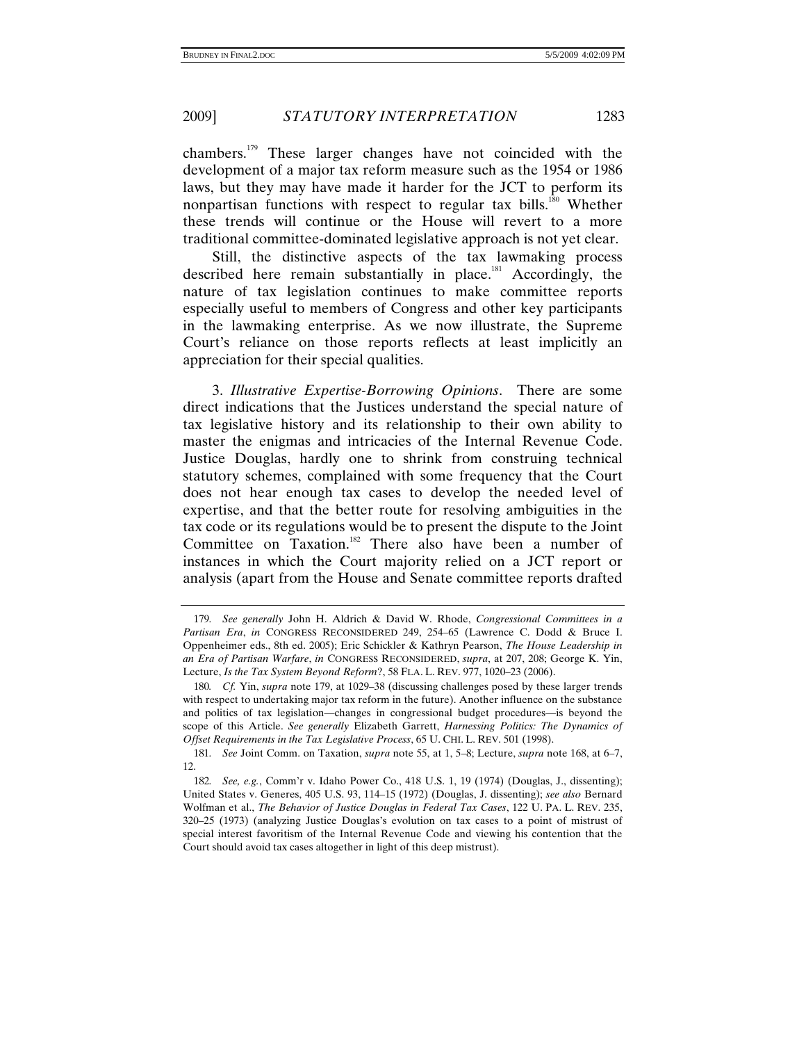chambers.[179] These larger changes have not coincided with the development of a major tax reform measure such as the 1954 or 1986 laws, but they may have made it harder for the JCT to perform its nonpartisan functions with respect to regular tax bills.[180] Whether these trends will continue or the House will revert to a more traditional committee-dominated legislative approach is not yet clear.

Still, the distinctive aspects of the tax lawmaking process described here remain substantially in place.[181] Accordingly, the nature of tax legislation continues to make committee reports especially useful to members of Congress and other key participants in the lawmaking enterprise. As we now illustrate, the Supreme Court's reliance on those reports reflects at least implicitly an appreciation for their special qualities.

3. *Illustrative Expertise-Borrowing Opinions*. There are some direct indications that the Justices understand the special nature of tax legislative history and its relationship to their own ability to master the enigmas and intricacies of the Internal Revenue Code. Justice Douglas, hardly one to shrink from construing technical statutory schemes, complained with some frequency that the Court does not hear enough tax cases to develop the needed level of expertise, and that the better route for resolving ambiguities in the tax code or its regulations would be to present the dispute to the Joint Committee on Taxation.[182] There also have been a number of instances in which the Court majority relied on a JCT report or analysis (apart from the House and Senate committee reports drafted

---

179. *See generally* John H. Aldrich & David W. Rhode, *Congressional Committees in a Partisan Era*, *in* CONGRESS RECONSIDERED 249, 254–65 (Lawrence C. Dodd & Bruce I. Oppenheimer eds., 8th ed. 2005); Eric Schickler & Kathryn Pearson, *The House Leadership in an Era of Partisan Warfare*, *in* CONGRESS RECONSIDERED, *supra*, at 207, 208; George K. Yin, Lecture, *Is the Tax System Beyond Reform?*, 58 FLA. L. REV. 977, 1020–23 (2006).

180. *Cf.* Yin, *supra* note 179, at 1029–38 (discussing challenges posed by these larger trends with respect to undertaking major tax reform in the future). Another influence on the substance and politics of tax legislation—changes in congressional budget procedures—is beyond the scope of this Article. *See generally* Elizabeth Garrett, *Harnessing Politics: The Dynamics of Offset Requirements in the Tax Legislative Process*, 65 U. CHI. L. REV. 501 (1998).

181. *See* Joint Comm. on Taxation, *supra* note 55, at 1, 5–8; Lecture, *supra* note 168, at 6–7, 12.

182. *See, e.g.*, Comm'r v. Idaho Power Co., 418 U.S. 1, 19 (1974) (Douglas, J., dissenting); United States v. Generes, 405 U.S. 93, 114–15 (1972) (Douglas, J. dissenting); *see also* Bernard Wolfman et al., *The Behavior of Justice Douglas in Federal Tax Cases*, 122 U. PA. L. REV. 235, 320–25 (1973) (analyzing Justice Douglas's evolution on tax cases to a point of mistrust of special interest favoritism of the Internal Revenue Code and viewing his contention that the Court should avoid tax cases altogether in light of this deep mistrust).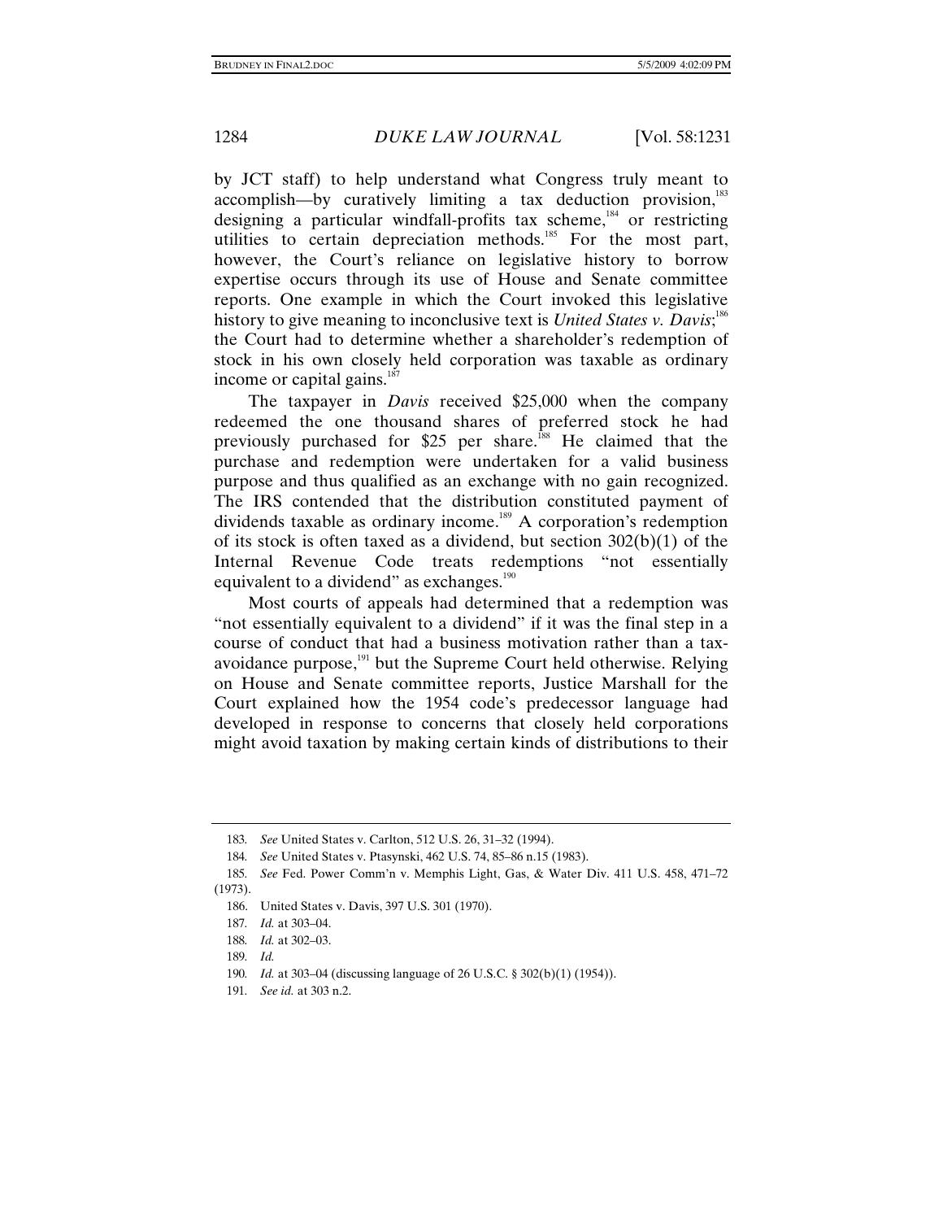by JCT staff) to help understand what Congress truly meant to accomplish—by curatively limiting a tax deduction provision,[183] designing a particular windfall-profits tax scheme,[184] or restricting utilities to certain depreciation methods.[185] For the most part, however, the Court's reliance on legislative history to borrow expertise occurs through its use of House and Senate committee reports. One example in which the Court invoked this legislative history to give meaning to inconclusive text is *United States v. Davis*;[186] the Court had to determine whether a shareholder's redemption of stock in his own closely held corporation was taxable as ordinary income or capital gains.[187]

The taxpayer in *Davis* received $25,000 when the company redeemed the one thousand shares of preferred stock he had previously purchased for $25 per share.[188] He claimed that the purchase and redemption were undertaken for a valid business purpose and thus qualified as an exchange with no gain recognized. The IRS contended that the distribution constituted payment of dividends taxable as ordinary income.[189] A corporation's redemption of its stock is often taxed as a dividend, but section 302(b)(1) of the Internal Revenue Code treats redemptions "not essentially equivalent to a dividend" as exchanges.[190]

Most courts of appeals had determined that a redemption was "not essentially equivalent to a dividend" if it was the final step in a course of conduct that had a business motivation rather than a tax-avoidance purpose,[191] but the Supreme Court held otherwise. Relying on House and Senate committee reports, Justice Marshall for the Court explained how the 1954 code's predecessor language had developed in response to concerns that closely held corporations might avoid taxation by making certain kinds of distributions to their

---

183. *See* United States v. Carlton, 512 U.S. 26, 31–32 (1994).

184. *See* United States v. Ptasynski, 462 U.S. 74, 85–86 n.15 (1983).

185. *See* Fed. Power Comm'n v. Memphis Light, Gas, & Water Div. 411 U.S. 458, 471–72 (1973).

186. United States v. Davis, 397 U.S. 301 (1970).

187. *Id.* at 303–04.

188. *Id.* at 302–03.

189. *Id.*

190. *Id.* at 303–04 (discussing language of 26 U.S.C. § 302(b)(1) (1954)).

191. *See id.* at 303 n.2.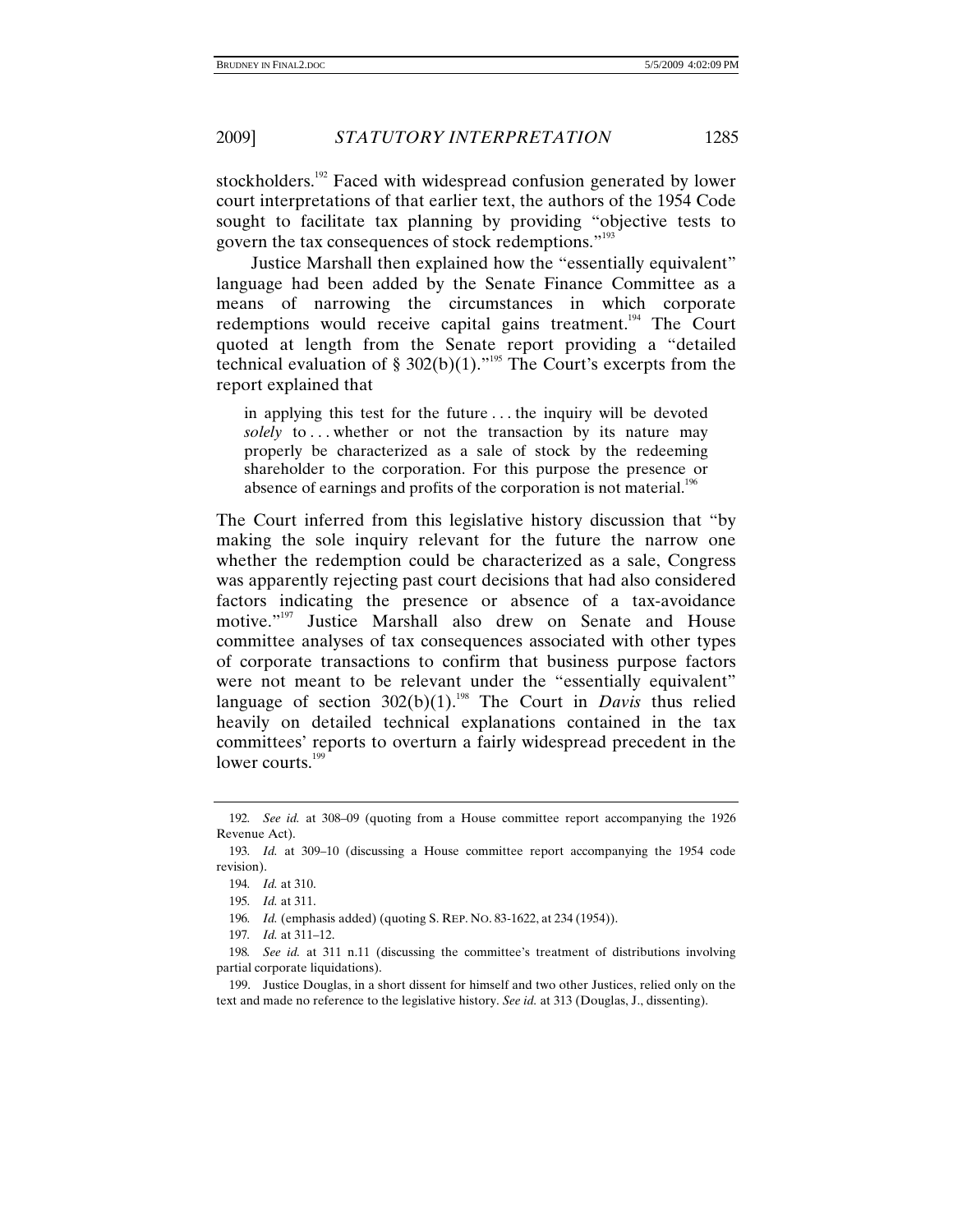stockholders.[192] Faced with widespread confusion generated by lower court interpretations of that earlier text, the authors of the 1954 Code sought to facilitate tax planning by providing "objective tests to govern the tax consequences of stock redemptions."[193]

Justice Marshall then explained how the "essentially equivalent" language had been added by the Senate Finance Committee as a means of narrowing the circumstances in which corporate redemptions would receive capital gains treatment.[194] The Court quoted at length from the Senate report providing a "detailed technical evaluation of § 302(b)(1)."[195] The Court's excerpts from the report explained that

> in applying this test for the future . . . the inquiry will be devoted *solely* to . . . whether or not the transaction by its nature may properly be characterized as a sale of stock by the redeeming shareholder to the corporation. For this purpose the presence or absence of earnings and profits of the corporation is not material.[196]

The Court inferred from this legislative history discussion that "by making the sole inquiry relevant for the future the narrow one whether the redemption could be characterized as a sale, Congress was apparently rejecting past court decisions that had also considered factors indicating the presence or absence of a tax-avoidance motive."[197] Justice Marshall also drew on Senate and House committee analyses of tax consequences associated with other types of corporate transactions to confirm that business purpose factors were not meant to be relevant under the "essentially equivalent" language of section 302(b)(1).[198] The Court in *Davis* thus relied heavily on detailed technical explanations contained in the tax committees' reports to overturn a fairly widespread precedent in the lower courts.[199]

---

192. *See id.* at 308–09 (quoting from a House committee report accompanying the 1926 Revenue Act).

193. *Id.* at 309–10 (discussing a House committee report accompanying the 1954 code revision).

194. *Id.* at 310.

195. *Id.* at 311.

196. *Id.* (emphasis added) (quoting S. REP. NO. 83-1622, at 234 (1954)).

197. *Id.* at 311–12.

198. *See id.* at 311 n.11 (discussing the committee's treatment of distributions involving partial corporate liquidations).

199. Justice Douglas, in a short dissent for himself and two other Justices, relied only on the text and made no reference to the legislative history. *See id.* at 313 (Douglas, J., dissenting).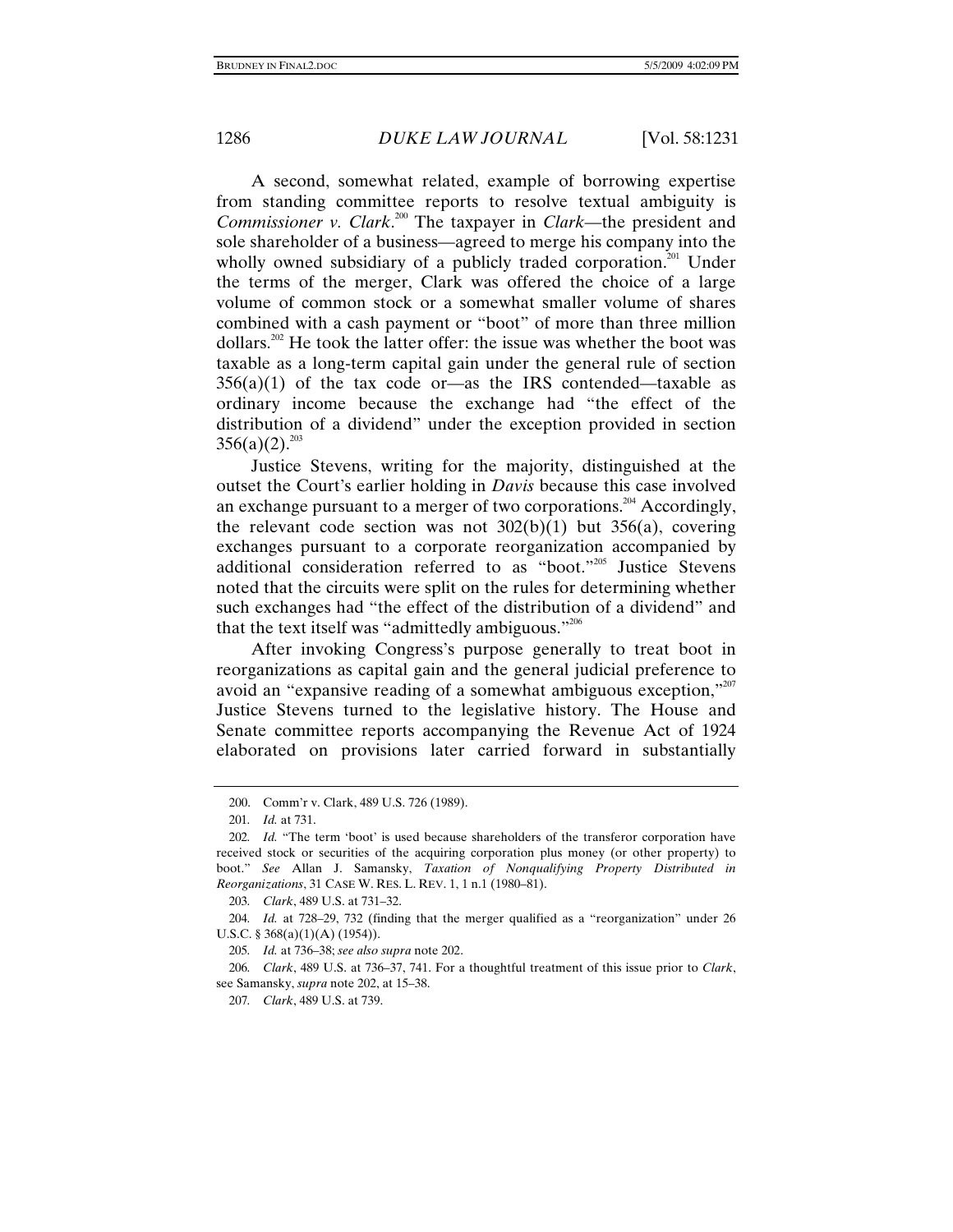A second, somewhat related, example of borrowing expertise from standing committee reports to resolve textual ambiguity is *Commissioner v. Clark*.[200] The taxpayer in *Clark*—the president and sole shareholder of a business—agreed to merge his company into the wholly owned subsidiary of a publicly traded corporation.[201] Under the terms of the merger, Clark was offered the choice of a large volume of common stock or a somewhat smaller volume of shares combined with a cash payment or "boot" of more than three million dollars.[202] He took the latter offer: the issue was whether the boot was taxable as a long-term capital gain under the general rule of section 356(a)(1) of the tax code or—as the IRS contended—taxable as ordinary income because the exchange had "the effect of the distribution of a dividend" under the exception provided in section 356(a)(2).[203]

Justice Stevens, writing for the majority, distinguished at the outset the Court's earlier holding in *Davis* because this case involved an exchange pursuant to a merger of two corporations.[204] Accordingly, the relevant code section was not 302(b)(1) but 356(a), covering exchanges pursuant to a corporate reorganization accompanied by additional consideration referred to as "boot."[205] Justice Stevens noted that the circuits were split on the rules for determining whether such exchanges had "the effect of the distribution of a dividend" and that the text itself was "admittedly ambiguous."[206]

After invoking Congress's purpose generally to treat boot in reorganizations as capital gain and the general judicial preference to avoid an "expansive reading of a somewhat ambiguous exception,"[207] Justice Stevens turned to the legislative history. The House and Senate committee reports accompanying the Revenue Act of 1924 elaborated on provisions later carried forward in substantially

---

200. Comm'r v. Clark, 489 U.S. 726 (1989).

201. *Id.* at 731.

202. *Id.* "The term 'boot' is used because shareholders of the transferor corporation have received stock or securities of the acquiring corporation plus money (or other property) to boot." *See* Allan J. Samansky, *Taxation of Nonqualifying Property Distributed in Reorganizations*, 31 CASE W. RES. L. REV. 1, 1 n.1 (1980–81).

203. *Clark*, 489 U.S. at 731–32.

204. *Id.* at 728–29, 732 (finding that the merger qualified as a "reorganization" under 26 U.S.C. § 368(a)(1)(A) (1954)).

205. *Id.* at 736–38; *see also supra* note 202.

206. *Clark*, 489 U.S. at 736–37, 741. For a thoughtful treatment of this issue prior to *Clark*, see Samansky, *supra* note 202, at 15–38.

207. *Clark*, 489 U.S. at 739.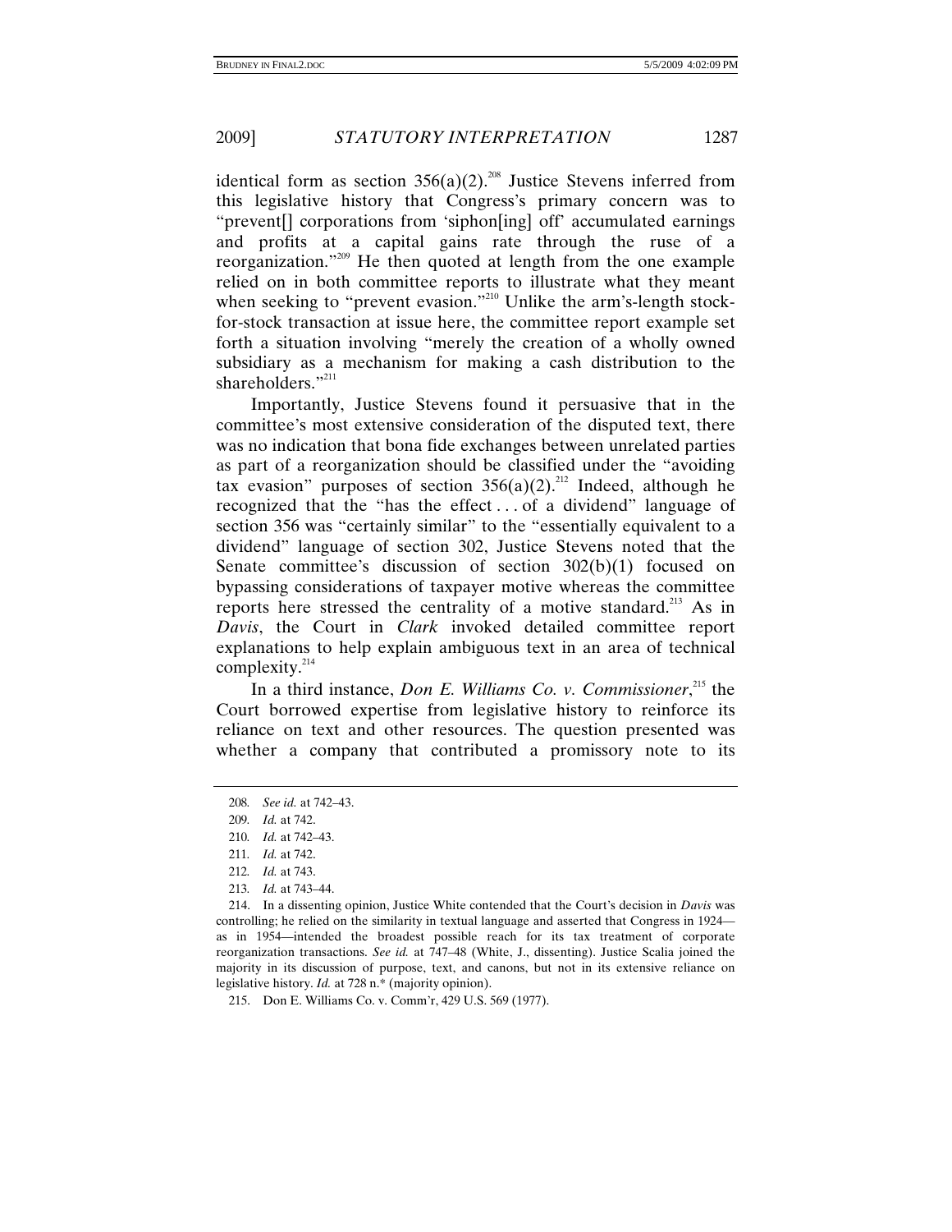identical form as section 356(a)(2).[208] Justice Stevens inferred from this legislative history that Congress's primary concern was to "prevent[] corporations from 'siphon[ing] off' accumulated earnings and profits at a capital gains rate through the ruse of a reorganization."[209] He then quoted at length from the one example relied on in both committee reports to illustrate what they meant when seeking to "prevent evasion."[210] Unlike the arm's-length stock-for-stock transaction at issue here, the committee report example set forth a situation involving "merely the creation of a wholly owned subsidiary as a mechanism for making a cash distribution to the shareholders."[211]

Importantly, Justice Stevens found it persuasive that in the committee's most extensive consideration of the disputed text, there was no indication that bona fide exchanges between unrelated parties as part of a reorganization should be classified under the "avoiding tax evasion" purposes of section 356(a)(2).[212] Indeed, although he recognized that the "has the effect . . . of a dividend" language of section 356 was "certainly similar" to the "essentially equivalent to a dividend" language of section 302, Justice Stevens noted that the Senate committee's discussion of section 302(b)(1) focused on bypassing considerations of taxpayer motive whereas the committee reports here stressed the centrality of a motive standard.[213] As in *Davis*, the Court in *Clark* invoked detailed committee report explanations to help explain ambiguous text in an area of technical complexity.[214]

In a third instance, *Don E. Williams Co. v. Commissioner*,[215] the Court borrowed expertise from legislative history to reinforce its reliance on text and other resources. The question presented was whether a company that contributed a promissory note to its

208. *See id.* at 742–43.

209. *Id.* at 742.

210. *Id.* at 742–43.

211. *Id.* at 742.

212. *Id.* at 743.

213. *Id.* at 743–44.

214. In a dissenting opinion, Justice White contended that the Court's decision in *Davis* was controlling; he relied on the similarity in textual language and asserted that Congress in 1924—as in 1954—intended the broadest possible reach for its tax treatment of corporate reorganization transactions. *See id.* at 747–48 (White, J., dissenting). Justice Scalia joined the majority in its discussion of purpose, text, and canons, but not in its extensive reliance on legislative history. *Id.* at 728 n.* (majority opinion).

215. Don E. Williams Co. v. Comm'r, 429 U.S. 569 (1977).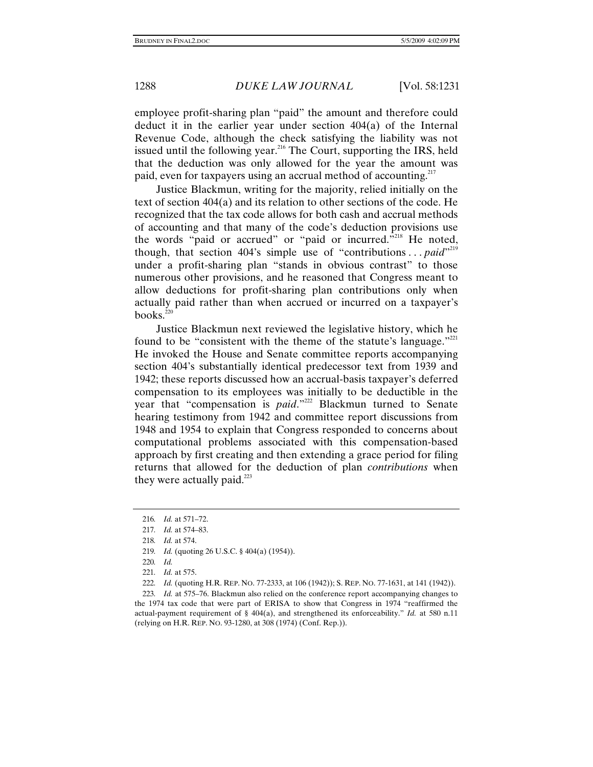employee profit-sharing plan "paid" the amount and therefore could deduct it in the earlier year under section 404(a) of the Internal Revenue Code, although the check satisfying the liability was not issued until the following year.[216] The Court, supporting the IRS, held that the deduction was only allowed for the year the amount was paid, even for taxpayers using an accrual method of accounting.[217]

Justice Blackmun, writing for the majority, relied initially on the text of section 404(a) and its relation to other sections of the code. He recognized that the tax code allows for both cash and accrual methods of accounting and that many of the code's deduction provisions use the words "paid or accrued" or "paid or incurred."[218] He noted, though, that section 404's simple use of "contributions . . . *paid*"[219] under a profit-sharing plan "stands in obvious contrast" to those numerous other provisions, and he reasoned that Congress meant to allow deductions for profit-sharing plan contributions only when actually paid rather than when accrued or incurred on a taxpayer's books.[220]

Justice Blackmun next reviewed the legislative history, which he found to be "consistent with the theme of the statute's language."[221] He invoked the House and Senate committee reports accompanying section 404's substantially identical predecessor text from 1939 and 1942; these reports discussed how an accrual-basis taxpayer's deferred compensation to its employees was initially to be deductible in the year that "compensation is *paid*."[222] Blackmun turned to Senate hearing testimony from 1942 and committee report discussions from 1948 and 1954 to explain that Congress responded to concerns about computational problems associated with this compensation-based approach by first creating and then extending a grace period for filing returns that allowed for the deduction of plan *contributions* when they were actually paid.[223]

---

216. *Id.* at 571–72.

217. *Id.* at 574–83.

218. *Id.* at 574.

219. *Id.* (quoting 26 U.S.C. § 404(a) (1954)).

220. *Id.*

221. *Id.* at 575.

222. *Id.* (quoting H.R. REP. NO. 77-2333, at 106 (1942)); S. REP. NO. 77-1631, at 141 (1942)).

223. *Id.* at 575–76. Blackmun also relied on the conference report accompanying changes to the 1974 tax code that were part of ERISA to show that Congress in 1974 "reaffirmed the actual-payment requirement of § 404(a), and strengthened its enforceability." *Id.* at 580 n.11 (relying on H.R. REP. NO. 93-1280, at 308 (1974) (Conf. Rep.)).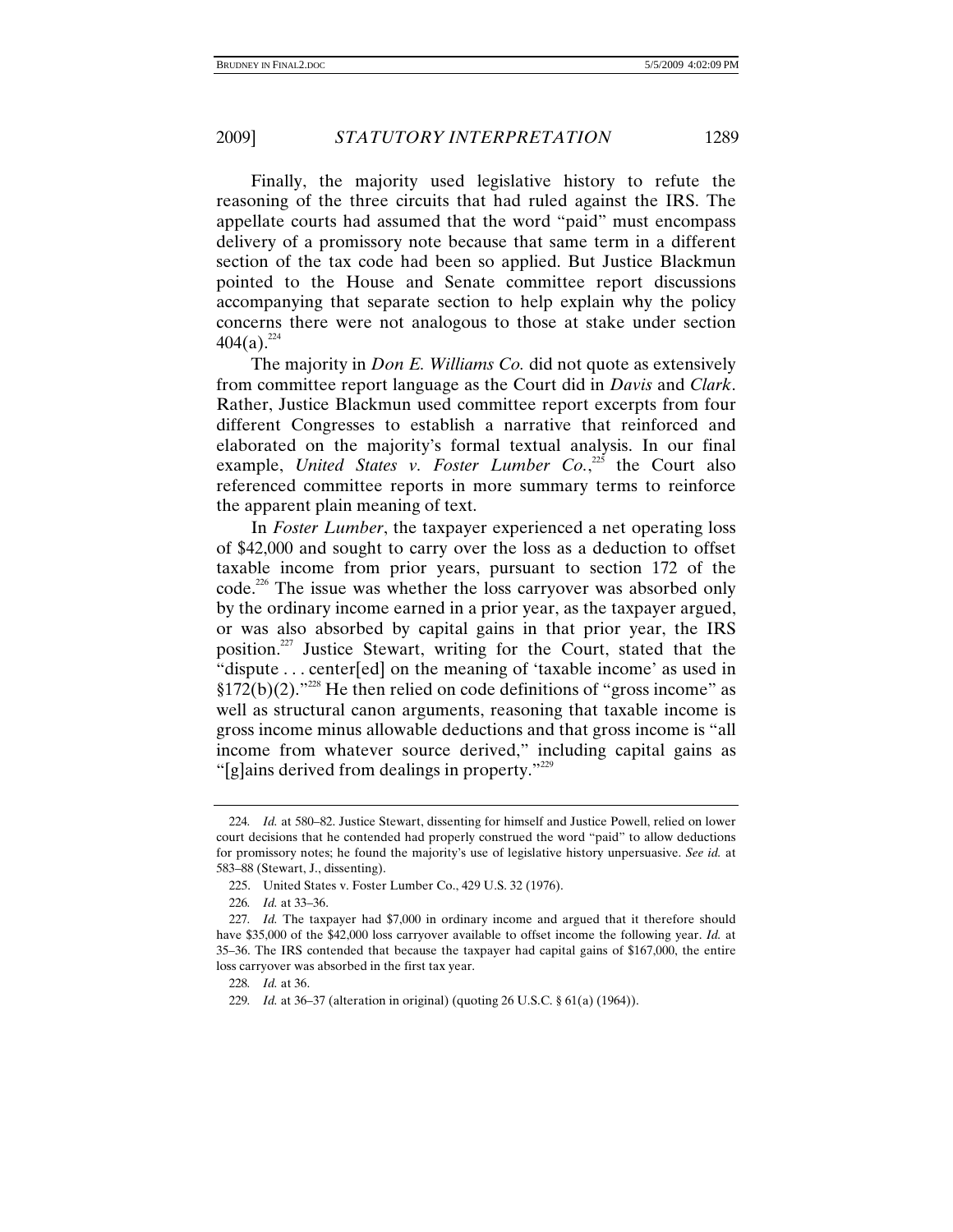Finally, the majority used legislative history to refute the reasoning of the three circuits that had ruled against the IRS. The appellate courts had assumed that the word "paid" must encompass delivery of a promissory note because that same term in a different section of the tax code had been so applied. But Justice Blackmun pointed to the House and Senate committee report discussions accompanying that separate section to help explain why the policy concerns there were not analogous to those at stake under section 404(a).[224]

The majority in *Don E. Williams Co.* did not quote as extensively from committee report language as the Court did in *Davis* and *Clark*. Rather, Justice Blackmun used committee report excerpts from four different Congresses to establish a narrative that reinforced and elaborated on the majority's formal textual analysis. In our final example, *United States v. Foster Lumber Co.*,[225] the Court also referenced committee reports in more summary terms to reinforce the apparent plain meaning of text.

In *Foster Lumber*, the taxpayer experienced a net operating loss of $42,000 and sought to carry over the loss as a deduction to offset taxable income from prior years, pursuant to section 172 of the code.[226] The issue was whether the loss carryover was absorbed only by the ordinary income earned in a prior year, as the taxpayer argued, or was also absorbed by capital gains in that prior year, the IRS position.[227] Justice Stewart, writing for the Court, stated that the "dispute . . . center[ed] on the meaning of 'taxable income' as used in §172(b)(2)."[228] He then relied on code definitions of "gross income" as well as structural canon arguments, reasoning that taxable income is gross income minus allowable deductions and that gross income is "all income from whatever source derived," including capital gains as "[g]ains derived from dealings in property."[229]

---

224. *Id.* at 580–82. Justice Stewart, dissenting for himself and Justice Powell, relied on lower court decisions that he contended had properly construed the word "paid" to allow deductions for promissory notes; he found the majority's use of legislative history unpersuasive. *See id.* at 583–88 (Stewart, J., dissenting).

225. United States v. Foster Lumber Co., 429 U.S. 32 (1976).

226. *Id.* at 33–36.

227. *Id.* The taxpayer had $7,000 in ordinary income and argued that it therefore should have $35,000 of the $42,000 loss carryover available to offset income the following year. *Id.* at 35–36. The IRS contended that because the taxpayer had capital gains of $167,000, the entire loss carryover was absorbed in the first tax year.

228. *Id.* at 36.

229. *Id.* at 36–37 (alteration in original) (quoting 26 U.S.C. § 61(a) (1964)).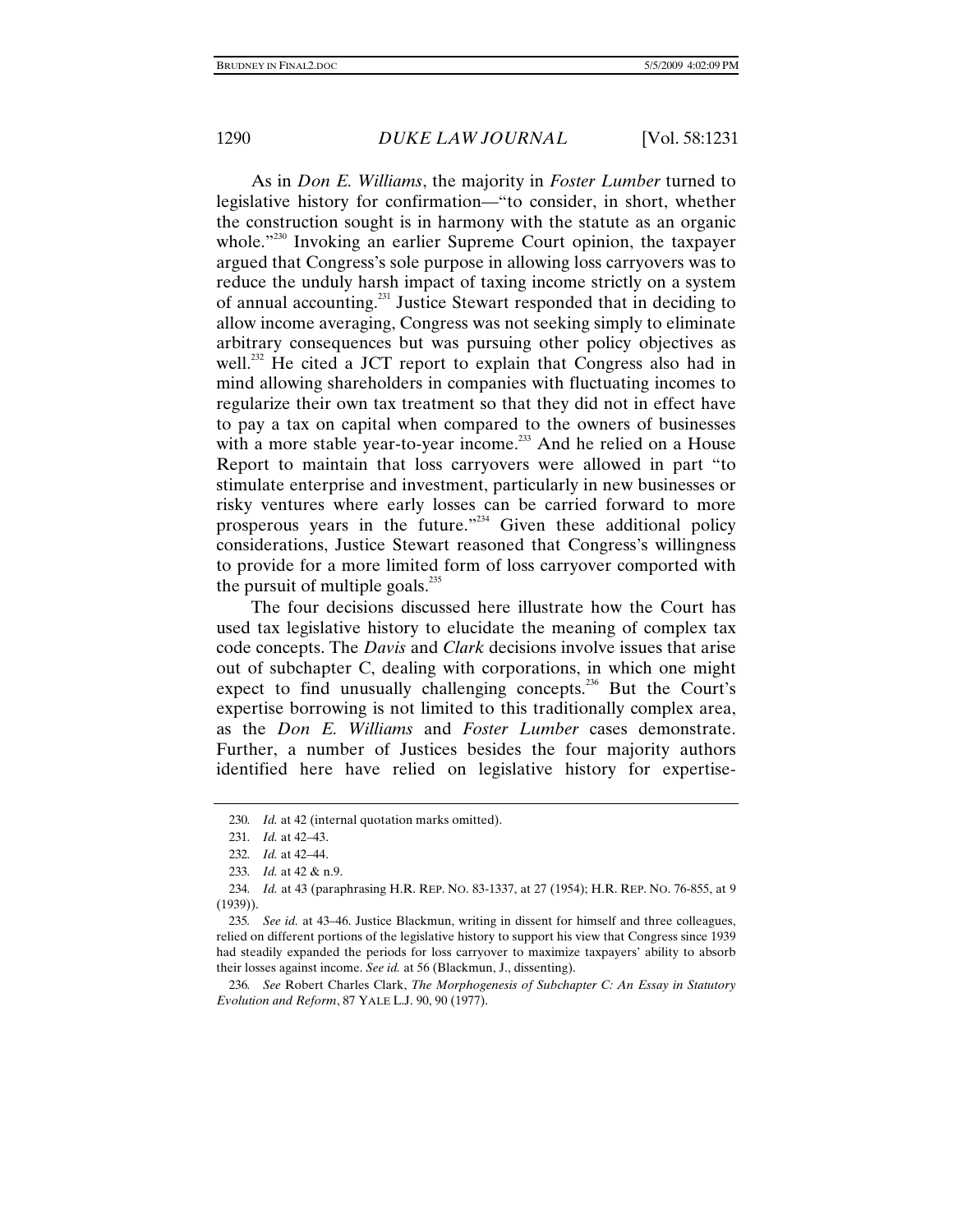As in *Don E. Williams*, the majority in *Foster Lumber* turned to legislative history for confirmation—"to consider, in short, whether the construction sought is in harmony with the statute as an organic whole."[230] Invoking an earlier Supreme Court opinion, the taxpayer argued that Congress's sole purpose in allowing loss carryovers was to reduce the unduly harsh impact of taxing income strictly on a system of annual accounting.[231] Justice Stewart responded that in deciding to allow income averaging, Congress was not seeking simply to eliminate arbitrary consequences but was pursuing other policy objectives as well.[232] He cited a JCT report to explain that Congress also had in mind allowing shareholders in companies with fluctuating incomes to regularize their own tax treatment so that they did not in effect have to pay a tax on capital when compared to the owners of businesses with a more stable year-to-year income.[233] And he relied on a House Report to maintain that loss carryovers were allowed in part "to stimulate enterprise and investment, particularly in new businesses or risky ventures where early losses can be carried forward to more prosperous years in the future."[234] Given these additional policy considerations, Justice Stewart reasoned that Congress's willingness to provide for a more limited form of loss carryover comported with the pursuit of multiple goals.[235]

The four decisions discussed here illustrate how the Court has used tax legislative history to elucidate the meaning of complex tax code concepts. The *Davis* and *Clark* decisions involve issues that arise out of subchapter C, dealing with corporations, in which one might expect to find unusually challenging concepts.[236] But the Court's expertise borrowing is not limited to this traditionally complex area, as the *Don E. Williams* and *Foster Lumber* cases demonstrate. Further, a number of Justices besides the four majority authors identified here have relied on legislative history for expertise-

---

230. *Id.* at 42 (internal quotation marks omitted).

231. *Id.* at 42–43.

232. *Id.* at 42–44.

233. *Id.* at 42 & n.9.

234. *Id.* at 43 (paraphrasing H.R. REP. NO. 83-1337, at 27 (1954); H.R. REP. NO. 76-855, at 9 (1939)).

235. *See id.* at 43–46. Justice Blackmun, writing in dissent for himself and three colleagues, relied on different portions of the legislative history to support his view that Congress since 1939 had steadily expanded the periods for loss carryover to maximize taxpayers' ability to absorb their losses against income. *See id.* at 56 (Blackmun, J., dissenting).

236. *See* Robert Charles Clark, *The Morphogenesis of Subchapter C: An Essay in Statutory Evolution and Reform*, 87 YALE L.J. 90, 90 (1977).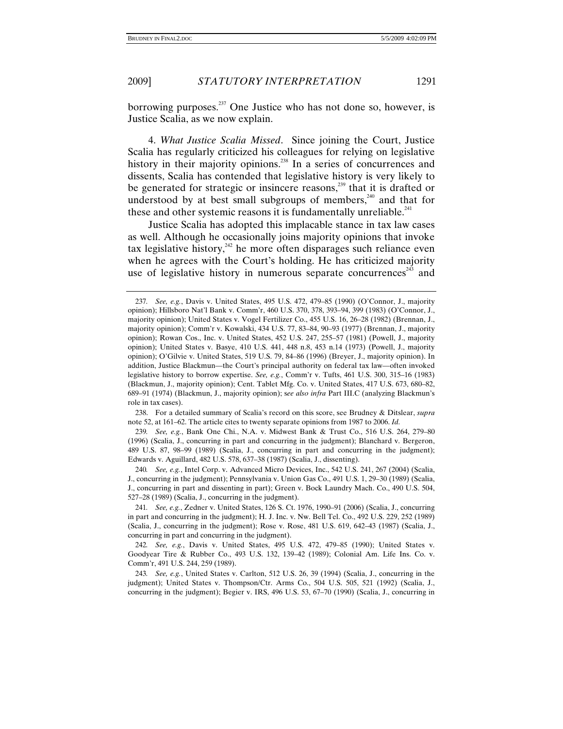borrowing purposes.[237] One Justice who has not done so, however, is Justice Scalia, as we now explain.

4. *What Justice Scalia Missed*. Since joining the Court, Justice Scalia has regularly criticized his colleagues for relying on legislative history in their majority opinions.[238] In a series of concurrences and dissents, Scalia has contended that legislative history is very likely to be generated for strategic or insincere reasons,[239] that it is drafted or understood by at best small subgroups of members,[240] and that for these and other systemic reasons it is fundamentally unreliable.[241]

Justice Scalia has adopted this implacable stance in tax law cases as well. Although he occasionally joins majority opinions that invoke tax legislative history,[242] he more often disparages such reliance even when he agrees with the Court's holding. He has criticized majority use of legislative history in numerous separate concurrences[243] and

---

237. *See, e.g.*, Davis v. United States, 495 U.S. 472, 479–85 (1990) (O'Connor, J., majority opinion); Hillsboro Nat'l Bank v. Comm'r, 460 U.S. 370, 378, 393–94, 399 (1983) (O'Connor, J., majority opinion); United States v. Vogel Fertilizer Co., 455 U.S. 16, 26–28 (1982) (Brennan, J., majority opinion); Comm'r v. Kowalski, 434 U.S. 77, 83–84, 90–93 (1977) (Brennan, J., majority opinion); Rowan Cos., Inc. v. United States, 452 U.S. 247, 255–57 (1981) (Powell, J., majority opinion); United States v. Basye, 410 U.S. 441, 448 n.8, 453 n.14 (1973) (Powell, J., majority opinion); O'Gilvie v. United States, 519 U.S. 79, 84–86 (1996) (Breyer, J., majority opinion). In addition, Justice Blackmun—the Court's principal authority on federal tax law—often invoked legislative history to borrow expertise. *See, e.g.*, Comm'r v. Tufts, 461 U.S. 300, 315–16 (1983) (Blackmun, J., majority opinion); Cent. Tablet Mfg. Co. v. United States, 417 U.S. 673, 680–82, 689–91 (1974) (Blackmun, J., majority opinion); s*ee also infra* Part III.C (analyzing Blackmun's role in tax cases).

238. For a detailed summary of Scalia's record on this score, see Brudney & Ditslear, *supra* note 52, at 161–62. The article cites to twenty separate opinions from 1987 to 2006. *Id.*

239. *See, e.g.*, Bank One Chi., N.A. v. Midwest Bank & Trust Co., 516 U.S. 264, 279–80 (1996) (Scalia, J., concurring in part and concurring in the judgment); Blanchard v. Bergeron, 489 U.S. 87, 98–99 (1989) (Scalia, J., concurring in part and concurring in the judgment); Edwards v. Aguillard, 482 U.S. 578, 637–38 (1987) (Scalia, J., dissenting).

240. *See, e.g.*, Intel Corp. v. Advanced Micro Devices, Inc., 542 U.S. 241, 267 (2004) (Scalia, J., concurring in the judgment); Pennsylvania v. Union Gas Co., 491 U.S. 1, 29–30 (1989) (Scalia, J., concurring in part and dissenting in part); Green v. Bock Laundry Mach. Co., 490 U.S. 504, 527–28 (1989) (Scalia, J., concurring in the judgment).

241. *See, e.g.*, Zedner v. United States, 126 S. Ct. 1976, 1990–91 (2006) (Scalia, J., concurring in part and concurring in the judgment); H. J. Inc. v. Nw. Bell Tel. Co., 492 U.S. 229, 252 (1989) (Scalia, J., concurring in the judgment); Rose v. Rose, 481 U.S. 619, 642–43 (1987) (Scalia, J., concurring in part and concurring in the judgment).

242. *See, e.g.*, Davis v. United States, 495 U.S. 472, 479–85 (1990); United States v. Goodyear Tire & Rubber Co., 493 U.S. 132, 139–42 (1989); Colonial Am. Life Ins. Co. v. Comm'r, 491 U.S. 244, 259 (1989).

243. *See, e.g.*, United States v. Carlton, 512 U.S. 26, 39 (1994) (Scalia, J., concurring in the judgment); United States v. Thompson/Ctr. Arms Co., 504 U.S. 505, 521 (1992) (Scalia, J., concurring in the judgment); Begier v. IRS, 496 U.S. 53, 67–70 (1990) (Scalia, J., concurring in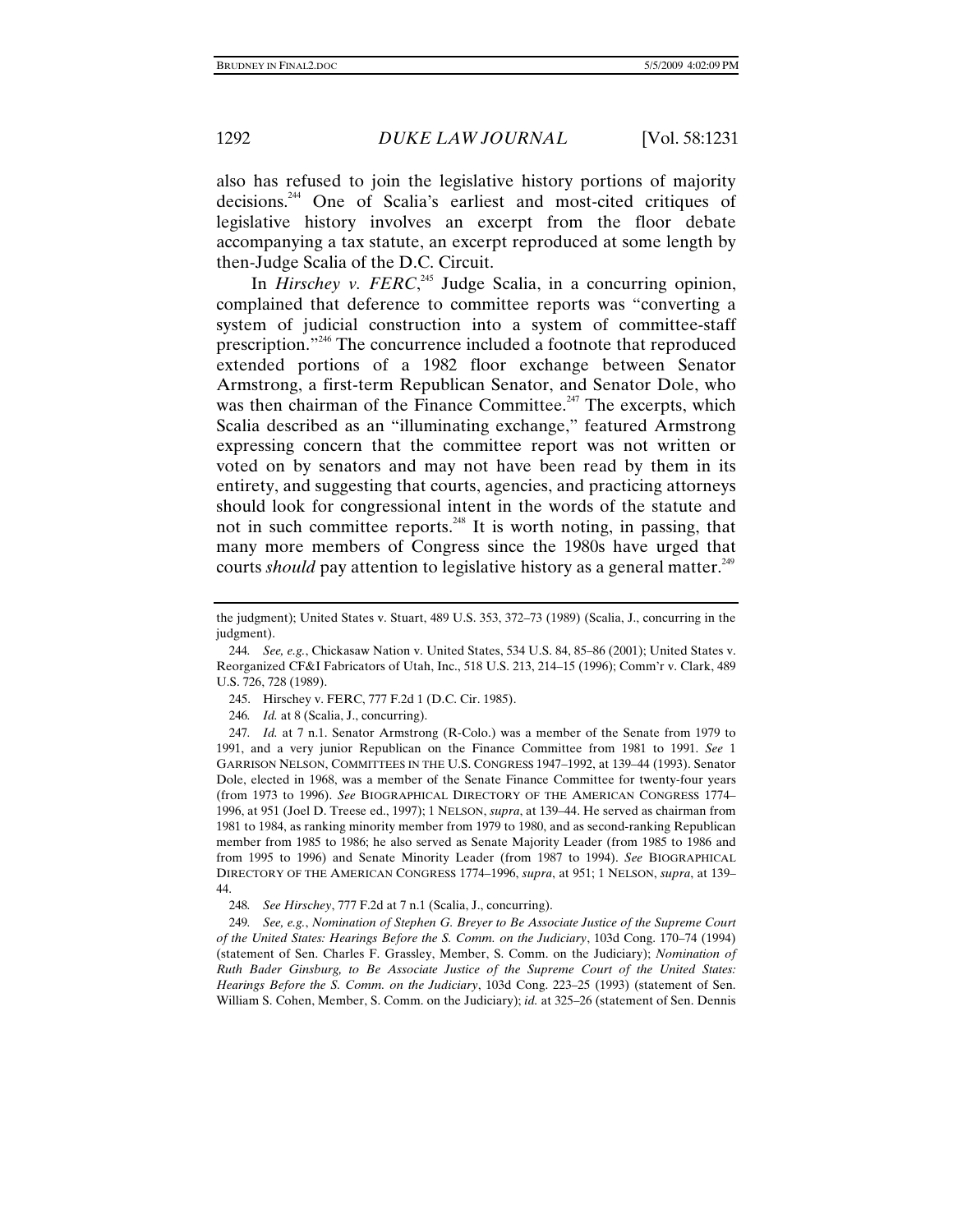also has refused to join the legislative history portions of majority decisions.[244] One of Scalia's earliest and most-cited critiques of legislative history involves an excerpt from the floor debate accompanying a tax statute, an excerpt reproduced at some length by then-Judge Scalia of the D.C. Circuit.

In *Hirschey v. FERC*,[245] Judge Scalia, in a concurring opinion, complained that deference to committee reports was "converting a system of judicial construction into a system of committee-staff prescription."[246] The concurrence included a footnote that reproduced extended portions of a 1982 floor exchange between Senator Armstrong, a first-term Republican Senator, and Senator Dole, who was then chairman of the Finance Committee.[247] The excerpts, which Scalia described as an "illuminating exchange," featured Armstrong expressing concern that the committee report was not written or voted on by senators and may not have been read by them in its entirety, and suggesting that courts, agencies, and practicing attorneys should look for congressional intent in the words of the statute and not in such committee reports.[248] It is worth noting, in passing, that many more members of Congress since the 1980s have urged that courts *should* pay attention to legislative history as a general matter.[249]

---

the judgment); United States v. Stuart, 489 U.S. 353, 372–73 (1989) (Scalia, J., concurring in the judgment).

244. *See, e.g.*, Chickasaw Nation v. United States, 534 U.S. 84, 85–86 (2001); United States v. Reorganized CF&I Fabricators of Utah, Inc., 518 U.S. 213, 214–15 (1996); Comm'r v. Clark, 489 U.S. 726, 728 (1989).

245. Hirschey v. FERC, 777 F.2d 1 (D.C. Cir. 1985).

246. *Id.* at 8 (Scalia, J., concurring).

247. *Id.* at 7 n.1. Senator Armstrong (R-Colo.) was a member of the Senate from 1979 to 1991, and a very junior Republican on the Finance Committee from 1981 to 1991. *See* 1 GARRISON NELSON, COMMITTEES IN THE U.S. CONGRESS 1947–1992, at 139–44 (1993). Senator Dole, elected in 1968, was a member of the Senate Finance Committee for twenty-four years (from 1973 to 1996). *See* BIOGRAPHICAL DIRECTORY OF THE AMERICAN CONGRESS 1774–1996, at 951 (Joel D. Treese ed., 1997); 1 NELSON, *supra*, at 139–44. He served as chairman from 1981 to 1984, as ranking minority member from 1979 to 1980, and as second-ranking Republican member from 1985 to 1986; he also served as Senate Majority Leader (from 1985 to 1986 and from 1995 to 1996) and Senate Minority Leader (from 1987 to 1994). *See* BIOGRAPHICAL DIRECTORY OF THE AMERICAN CONGRESS 1774–1996, *supra*, at 951; 1 NELSON, *supra*, at 139–44.

248. *See Hirschey*, 777 F.2d at 7 n.1 (Scalia, J., concurring).

249. *See, e.g.*, *Nomination of Stephen G. Breyer to Be Associate Justice of the Supreme Court of the United States: Hearings Before the S. Comm. on the Judiciary*, 103d Cong. 170–74 (1994) (statement of Sen. Charles F. Grassley, Member, S. Comm. on the Judiciary); *Nomination of Ruth Bader Ginsburg, to Be Associate Justice of the Supreme Court of the United States: Hearings Before the S. Comm. on the Judiciary*, 103d Cong. 223–25 (1993) (statement of Sen. William S. Cohen, Member, S. Comm. on the Judiciary); *id.* at 325–26 (statement of Sen. Dennis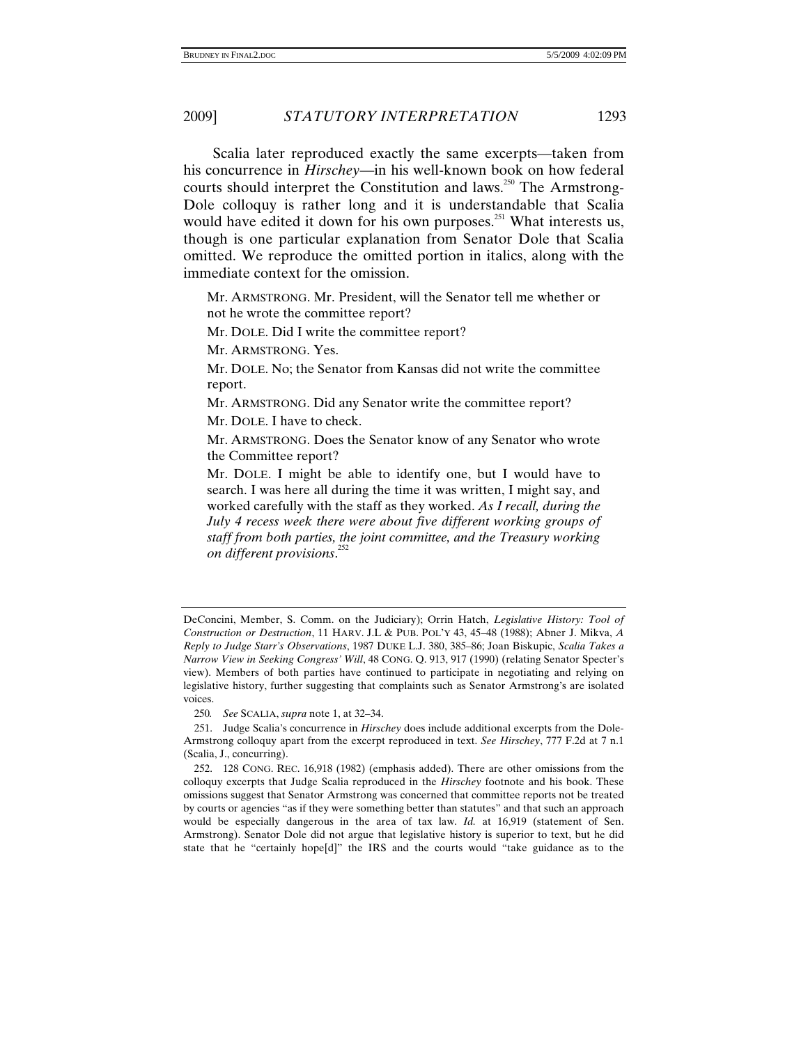Scalia later reproduced exactly the same excerpts—taken from his concurrence in *Hirschey*—in his well-known book on how federal courts should interpret the Constitution and laws.[250] The Armstrong-Dole colloquy is rather long and it is understandable that Scalia would have edited it down for his own purposes.[251] What interests us, though is one particular explanation from Senator Dole that Scalia omitted. We reproduce the omitted portion in italics, along with the immediate context for the omission.

> Mr. ARMSTRONG. Mr. President, will the Senator tell me whether or not he wrote the committee report?
>
> Mr. DOLE. Did I write the committee report?
>
> Mr. ARMSTRONG. Yes.
>
> Mr. DOLE. No; the Senator from Kansas did not write the committee report.
>
> Mr. ARMSTRONG. Did any Senator write the committee report?
>
> Mr. DOLE. I have to check.
>
> Mr. ARMSTRONG. Does the Senator know of any Senator who wrote the Committee report?
>
> Mr. DOLE. I might be able to identify one, but I would have to search. I was here all during the time it was written, I might say, and worked carefully with the staff as they worked. *As I recall, during the July 4 recess week there were about five different working groups of staff from both parties, the joint committee, and the Treasury working on different provisions*.[252]

---

DeConcini, Member, S. Comm. on the Judiciary); Orrin Hatch, *Legislative History: Tool of Construction or Destruction*, 11 HARV. J.L & PUB. POL'Y 43, 45–48 (1988); Abner J. Mikva, *A Reply to Judge Starr's Observations*, 1987 DUKE L.J. 380, 385–86; Joan Biskupic, *Scalia Takes a Narrow View in Seeking Congress' Will*, 48 CONG. Q. 913, 917 (1990) (relating Senator Specter's view). Members of both parties have continued to participate in negotiating and relying on legislative history, further suggesting that complaints such as Senator Armstrong's are isolated voices.

250. *See* SCALIA, *supra* note 1, at 32–34.

251. Judge Scalia's concurrence in *Hirschey* does include additional excerpts from the Dole-Armstrong colloquy apart from the excerpt reproduced in text. *See Hirschey*, 777 F.2d at 7 n.1 (Scalia, J., concurring).

252. 128 CONG. REC. 16,918 (1982) (emphasis added). There are other omissions from the colloquy excerpts that Judge Scalia reproduced in the *Hirschey* footnote and his book. These omissions suggest that Senator Armstrong was concerned that committee reports not be treated by courts or agencies "as if they were something better than statutes" and that such an approach would be especially dangerous in the area of tax law. *Id.* at 16,919 (statement of Sen. Armstrong). Senator Dole did not argue that legislative history is superior to text, but he did state that he "certainly hope[d]" the IRS and the courts would "take guidance as to the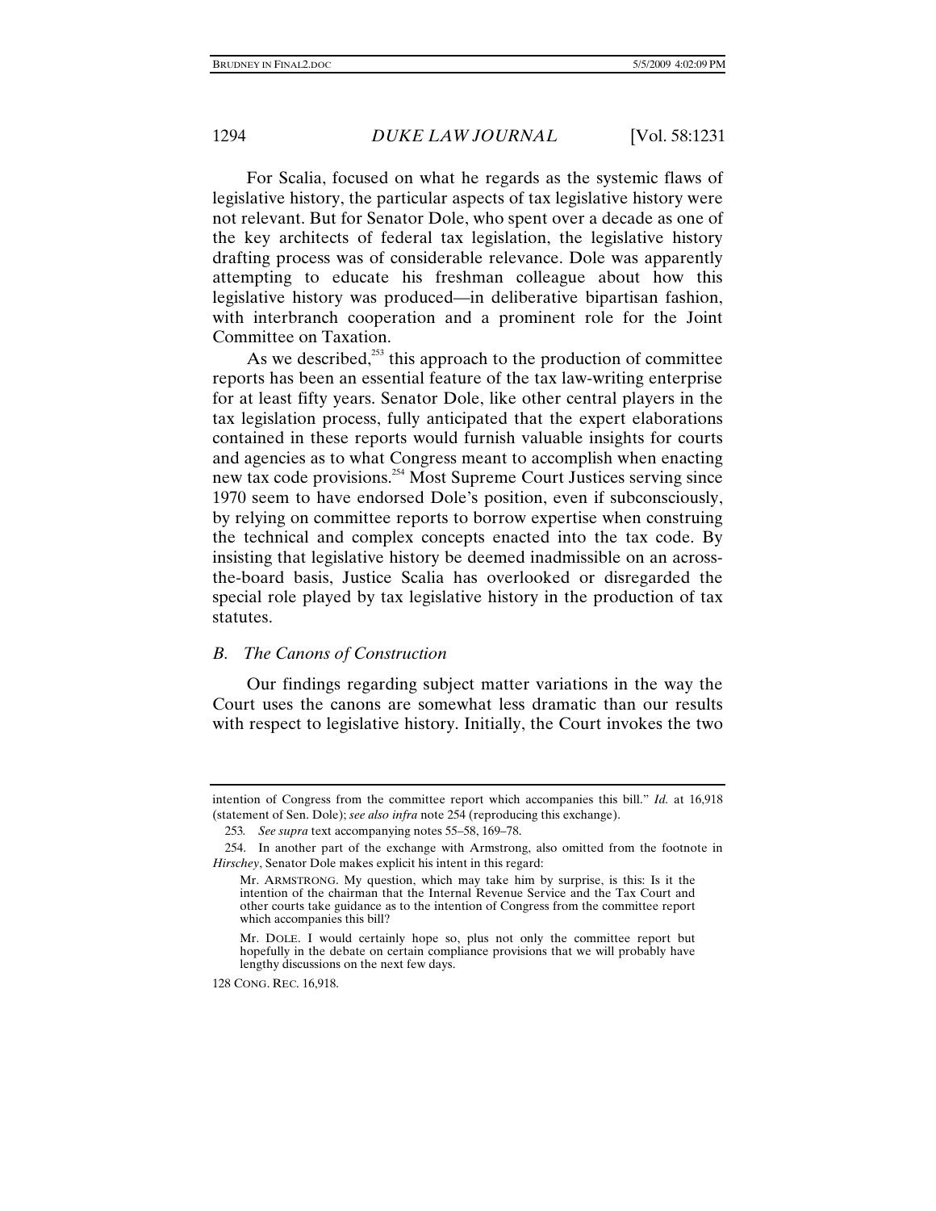For Scalia, focused on what he regards as the systemic flaws of legislative history, the particular aspects of tax legislative history were not relevant. But for Senator Dole, who spent over a decade as one of the key architects of federal tax legislation, the legislative history drafting process was of considerable relevance. Dole was apparently attempting to educate his freshman colleague about how this legislative history was produced—in deliberative bipartisan fashion, with interbranch cooperation and a prominent role for the Joint Committee on Taxation.

As we described,[253] this approach to the production of committee reports has been an essential feature of the tax law-writing enterprise for at least fifty years. Senator Dole, like other central players in the tax legislation process, fully anticipated that the expert elaborations contained in these reports would furnish valuable insights for courts and agencies as to what Congress meant to accomplish when enacting new tax code provisions.[254] Most Supreme Court Justices serving since 1970 seem to have endorsed Dole's position, even if subconsciously, by relying on committee reports to borrow expertise when construing the technical and complex concepts enacted into the tax code. By insisting that legislative history be deemed inadmissible on an across-the-board basis, Justice Scalia has overlooked or disregarded the special role played by tax legislative history in the production of tax statutes.

### *B. The Canons of Construction*

Our findings regarding subject matter variations in the way the Court uses the canons are somewhat less dramatic than our results with respect to legislative history. Initially, the Court invokes the two

---

intention of Congress from the committee report which accompanies this bill." *Id.* at 16,918 (statement of Sen. Dole); *see also infra* note 254 (reproducing this exchange).

253. *See supra* text accompanying notes 55–58, 169–78.

254. In another part of the exchange with Armstrong, also omitted from the footnote in *Hirschey*, Senator Dole makes explicit his intent in this regard:

> Mr. ARMSTRONG. My question, which may take him by surprise, is this: Is it the intention of the chairman that the Internal Revenue Service and the Tax Court and other courts take guidance as to the intention of Congress from the committee report which accompanies this bill?
>
> Mr. DOLE. I would certainly hope so, plus not only the committee report but hopefully in the debate on certain compliance provisions that we will probably have lengthy discussions on the next few days.

128 CONG. REC. 16,918.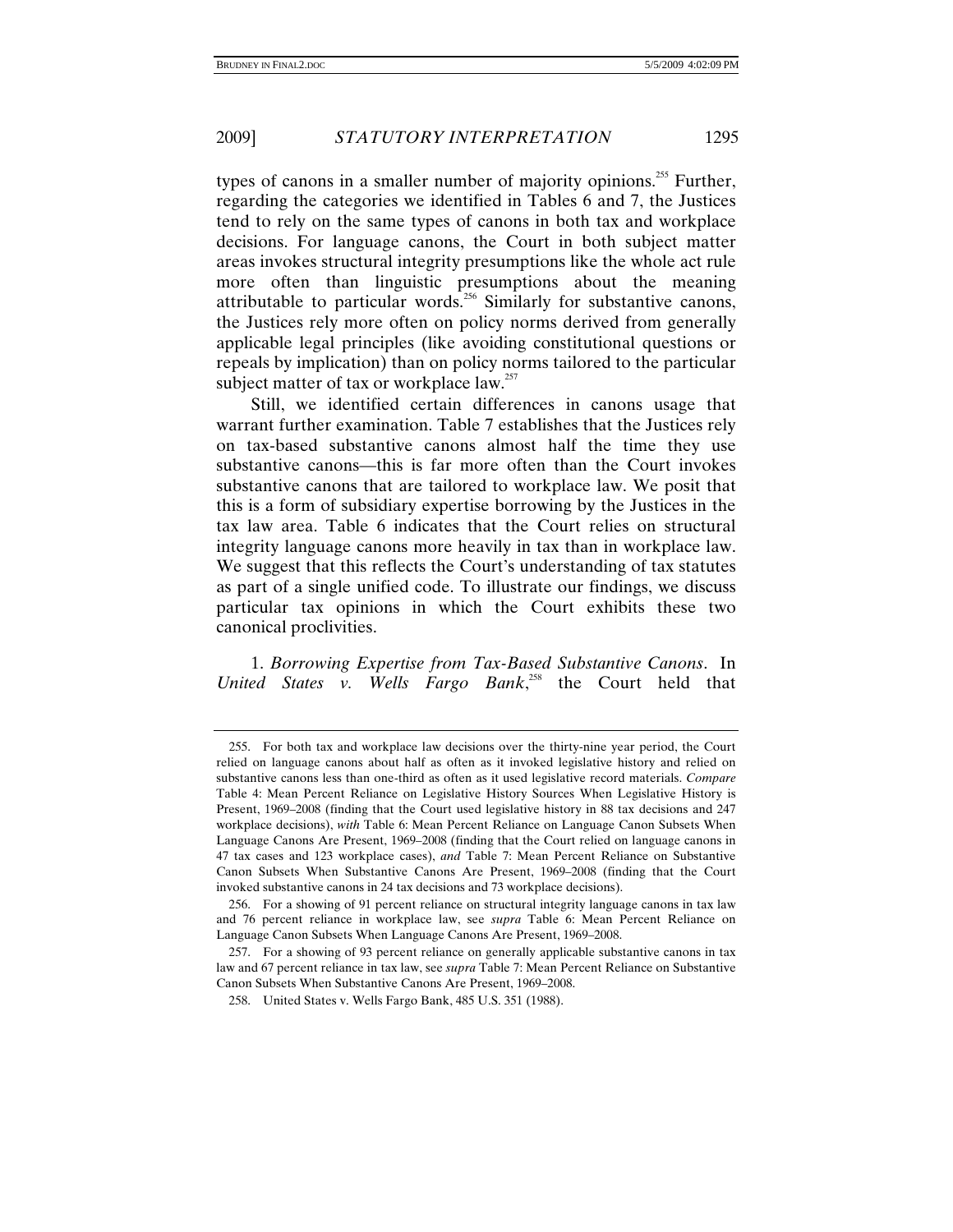types of canons in a smaller number of majority opinions.[255] Further, regarding the categories we identified in Tables 6 and 7, the Justices tend to rely on the same types of canons in both tax and workplace decisions. For language canons, the Court in both subject matter areas invokes structural integrity presumptions like the whole act rule more often than linguistic presumptions about the meaning attributable to particular words.[256] Similarly for substantive canons, the Justices rely more often on policy norms derived from generally applicable legal principles (like avoiding constitutional questions or repeals by implication) than on policy norms tailored to the particular subject matter of tax or workplace law.[257]

Still, we identified certain differences in canons usage that warrant further examination. Table 7 establishes that the Justices rely on tax-based substantive canons almost half the time they use substantive canons—this is far more often than the Court invokes substantive canons that are tailored to workplace law. We posit that this is a form of subsidiary expertise borrowing by the Justices in the tax law area. Table 6 indicates that the Court relies on structural integrity language canons more heavily in tax than in workplace law. We suggest that this reflects the Court's understanding of tax statutes as part of a single unified code. To illustrate our findings, we discuss particular tax opinions in which the Court exhibits these two canonical proclivities.

1. *Borrowing Expertise from Tax-Based Substantive Canons*. In *United States v. Wells Fargo Bank*,[258] the Court held that

---

255. For both tax and workplace law decisions over the thirty-nine year period, the Court relied on language canons about half as often as it invoked legislative history and relied on substantive canons less than one-third as often as it used legislative record materials. *Compare* Table 4: Mean Percent Reliance on Legislative History Sources When Legislative History is Present, 1969–2008 (finding that the Court used legislative history in 88 tax decisions and 247 workplace decisions), *with* Table 6: Mean Percent Reliance on Language Canon Subsets When Language Canons Are Present, 1969–2008 (finding that the Court relied on language canons in 47 tax cases and 123 workplace cases), *and* Table 7: Mean Percent Reliance on Substantive Canon Subsets When Substantive Canons Are Present, 1969–2008 (finding that the Court invoked substantive canons in 24 tax decisions and 73 workplace decisions).

256. For a showing of 91 percent reliance on structural integrity language canons in tax law and 76 percent reliance in workplace law, see *supra* Table 6: Mean Percent Reliance on Language Canon Subsets When Language Canons Are Present, 1969–2008.

257. For a showing of 93 percent reliance on generally applicable substantive canons in tax law and 67 percent reliance in tax law, see *supra* Table 7: Mean Percent Reliance on Substantive Canon Subsets When Substantive Canons Are Present, 1969–2008.

258. United States v. Wells Fargo Bank, 485 U.S. 351 (1988).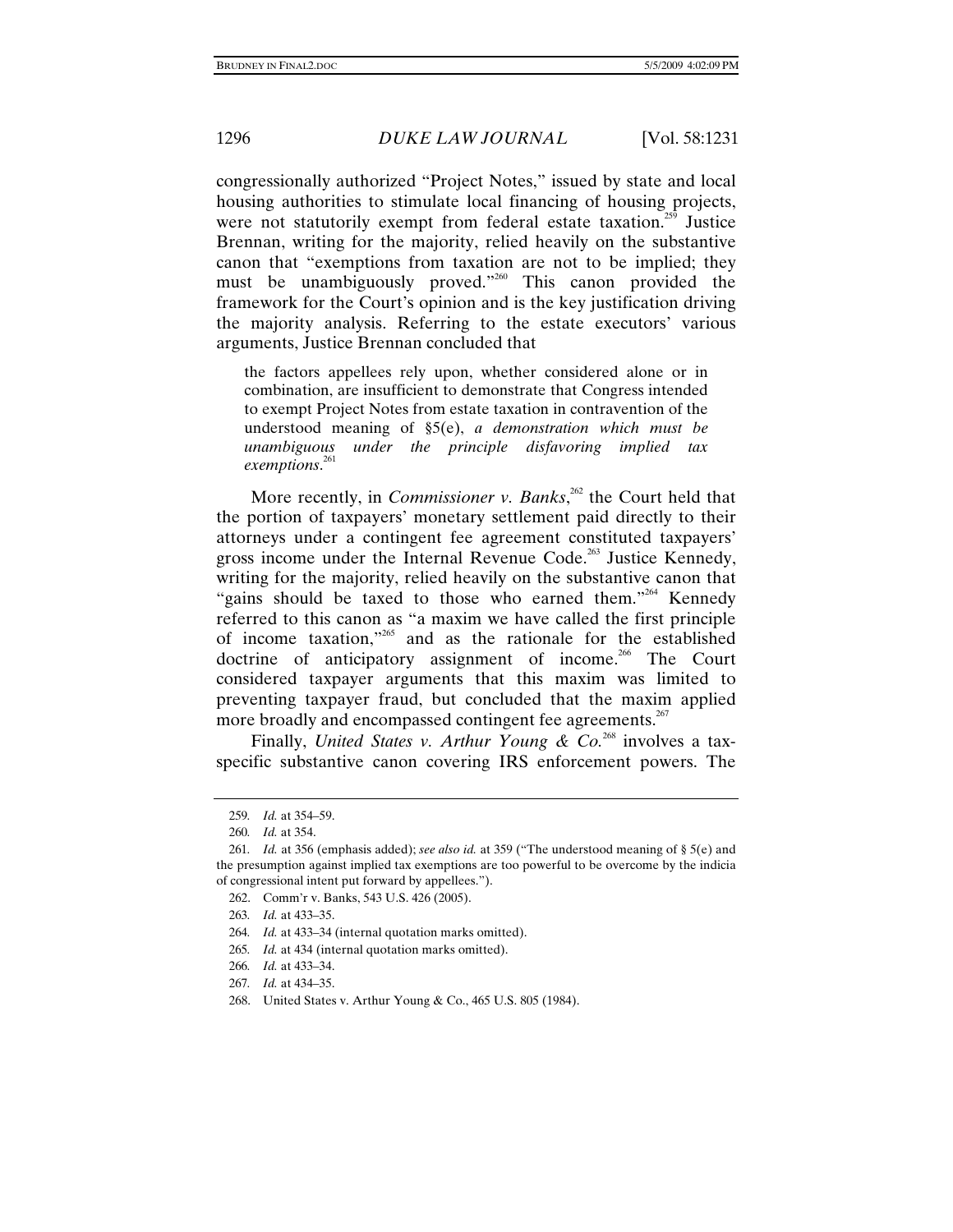congressionally authorized "Project Notes," issued by state and local housing authorities to stimulate local financing of housing projects, were not statutorily exempt from federal estate taxation.[259] Justice Brennan, writing for the majority, relied heavily on the substantive canon that "exemptions from taxation are not to be implied; they must be unambiguously proved."[260] This canon provided the framework for the Court's opinion and is the key justification driving the majority analysis. Referring to the estate executors' various arguments, Justice Brennan concluded that

> the factors appellees rely upon, whether considered alone or in combination, are insufficient to demonstrate that Congress intended to exempt Project Notes from estate taxation in contravention of the understood meaning of §5(e), *a demonstration which must be unambiguous under the principle disfavoring implied tax exemptions*.[261]

More recently, in *Commissioner v. Banks*,[262] the Court held that the portion of taxpayers' monetary settlement paid directly to their attorneys under a contingent fee agreement constituted taxpayers' gross income under the Internal Revenue Code.[263] Justice Kennedy, writing for the majority, relied heavily on the substantive canon that "gains should be taxed to those who earned them."[264] Kennedy referred to this canon as "a maxim we have called the first principle of income taxation,"[265] and as the rationale for the established doctrine of anticipatory assignment of income.[266] The Court considered taxpayer arguments that this maxim was limited to preventing taxpayer fraud, but concluded that the maxim applied more broadly and encompassed contingent fee agreements.[267]

Finally, *United States v. Arthur Young & Co.*[268] involves a tax-specific substantive canon covering IRS enforcement powers. The

---

259. *Id.* at 354–59.

260. *Id.* at 354.

261. *Id.* at 356 (emphasis added); *see also id.* at 359 ("The understood meaning of § 5(e) and the presumption against implied tax exemptions are too powerful to be overcome by the indicia of congressional intent put forward by appellees.").

262. Comm'r v. Banks, 543 U.S. 426 (2005).

263. *Id.* at 433–35.

264. *Id.* at 433–34 (internal quotation marks omitted).

265. *Id.* at 434 (internal quotation marks omitted).

266. *Id.* at 433–34.

267. *Id.* at 434–35.

268. United States v. Arthur Young & Co., 465 U.S. 805 (1984).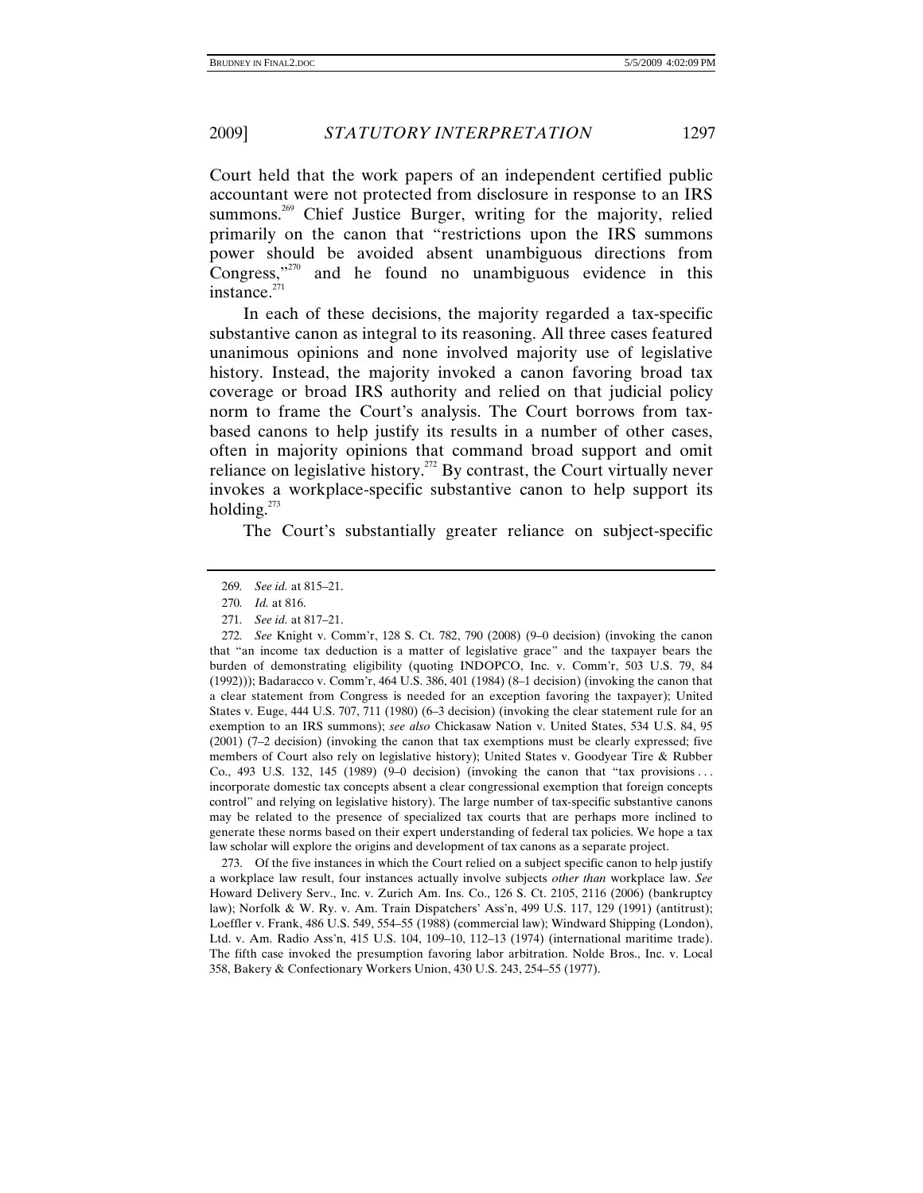Court held that the work papers of an independent certified public accountant were not protected from disclosure in response to an IRS summons.[269] Chief Justice Burger, writing for the majority, relied primarily on the canon that "restrictions upon the IRS summons power should be avoided absent unambiguous directions from Congress,"[270] and he found no unambiguous evidence in this instance.[271]

In each of these decisions, the majority regarded a tax-specific substantive canon as integral to its reasoning. All three cases featured unanimous opinions and none involved majority use of legislative history. Instead, the majority invoked a canon favoring broad tax coverage or broad IRS authority and relied on that judicial policy norm to frame the Court's analysis. The Court borrows from tax-based canons to help justify its results in a number of other cases, often in majority opinions that command broad support and omit reliance on legislative history.[272] By contrast, the Court virtually never invokes a workplace-specific substantive canon to help support its holding.[273]

The Court's substantially greater reliance on subject-specific

---

269. *See id.* at 815–21.

270. *Id.* at 816.

271. *See id.* at 817–21.

272. *See* Knight v. Comm'r, 128 S. Ct. 782, 790 (2008) (9–0 decision) (invoking the canon that "an income tax deduction is a matter of legislative grace" and the taxpayer bears the burden of demonstrating eligibility (quoting INDOPCO, Inc. v. Comm'r, 503 U.S. 79, 84 (1992))); Badaracco v. Comm'r, 464 U.S. 386, 401 (1984) (8–1 decision) (invoking the canon that a clear statement from Congress is needed for an exception favoring the taxpayer); United States v. Euge, 444 U.S. 707, 711 (1980) (6–3 decision) (invoking the clear statement rule for an exemption to an IRS summons); *see also* Chickasaw Nation v. United States, 534 U.S. 84, 95 (2001) (7–2 decision) (invoking the canon that tax exemptions must be clearly expressed; five members of Court also rely on legislative history); United States v. Goodyear Tire & Rubber Co., 493 U.S. 132, 145 (1989) (9–0 decision) (invoking the canon that "tax provisions . . . incorporate domestic tax concepts absent a clear congressional exemption that foreign concepts control" and relying on legislative history). The large number of tax-specific substantive canons may be related to the presence of specialized tax courts that are perhaps more inclined to generate these norms based on their expert understanding of federal tax policies. We hope a tax law scholar will explore the origins and development of tax canons as a separate project.

273. Of the five instances in which the Court relied on a subject specific canon to help justify a workplace law result, four instances actually involve subjects *other than* workplace law. *See* Howard Delivery Serv., Inc. v. Zurich Am. Ins. Co., 126 S. Ct. 2105, 2116 (2006) (bankruptcy law); Norfolk & W. Ry. v. Am. Train Dispatchers' Ass'n, 499 U.S. 117, 129 (1991) (antitrust); Loeffler v. Frank, 486 U.S. 549, 554–55 (1988) (commercial law); Windward Shipping (London), Ltd. v. Am. Radio Ass'n, 415 U.S. 104, 109–10, 112–13 (1974) (international maritime trade). The fifth case invoked the presumption favoring labor arbitration. Nolde Bros., Inc. v. Local 358, Bakery & Confectionary Workers Union, 430 U.S. 243, 254–55 (1977).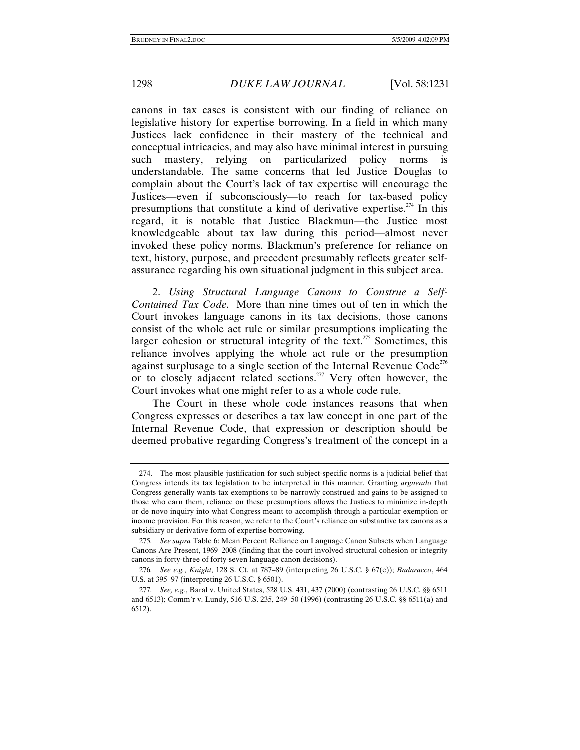canons in tax cases is consistent with our finding of reliance on legislative history for expertise borrowing. In a field in which many Justices lack confidence in their mastery of the technical and conceptual intricacies, and may also have minimal interest in pursuing such mastery, relying on particularized policy norms is understandable. The same concerns that led Justice Douglas to complain about the Court's lack of tax expertise will encourage the Justices—even if subconsciously—to reach for tax-based policy presumptions that constitute a kind of derivative expertise.[274] In this regard, it is notable that Justice Blackmun—the Justice most knowledgeable about tax law during this period—almost never invoked these policy norms. Blackmun's preference for reliance on text, history, purpose, and precedent presumably reflects greater self-assurance regarding his own situational judgment in this subject area.

2. *Using Structural Language Canons to Construe a Self-Contained Tax Code*. More than nine times out of ten in which the Court invokes language canons in its tax decisions, those canons consist of the whole act rule or similar presumptions implicating the larger cohesion or structural integrity of the text.[275] Sometimes, this reliance involves applying the whole act rule or the presumption against surplusage to a single section of the Internal Revenue Code[276] or to closely adjacent related sections.[277] Very often however, the Court invokes what one might refer to as a whole code rule.

The Court in these whole code instances reasons that when Congress expresses or describes a tax law concept in one part of the Internal Revenue Code, that expression or description should be deemed probative regarding Congress's treatment of the concept in a

---

274. The most plausible justification for such subject-specific norms is a judicial belief that Congress intends its tax legislation to be interpreted in this manner. Granting *arguendo* that Congress generally wants tax exemptions to be narrowly construed and gains to be assigned to those who earn them, reliance on these presumptions allows the Justices to minimize in-depth or de novo inquiry into what Congress meant to accomplish through a particular exemption or income provision. For this reason, we refer to the Court's reliance on substantive tax canons as a subsidiary or derivative form of expertise borrowing.

275. *See supra* Table 6: Mean Percent Reliance on Language Canon Subsets when Language Canons Are Present, 1969–2008 (finding that the court involved structural cohesion or integrity canons in forty-three of forty-seven language canon decisions).

276. *See e.g.*, *Knight*, 128 S. Ct. at 787–89 (interpreting 26 U.S.C. § 67(e)); *Badaracco*, 464 U.S. at 395–97 (interpreting 26 U.S.C. § 6501).

277. *See, e.g.*, Baral v. United States, 528 U.S. 431, 437 (2000) (contrasting 26 U.S.C. §§ 6511 and 6513); Comm'r v. Lundy, 516 U.S. 235, 249–50 (1996) (contrasting 26 U.S.C. §§ 6511(a) and 6512).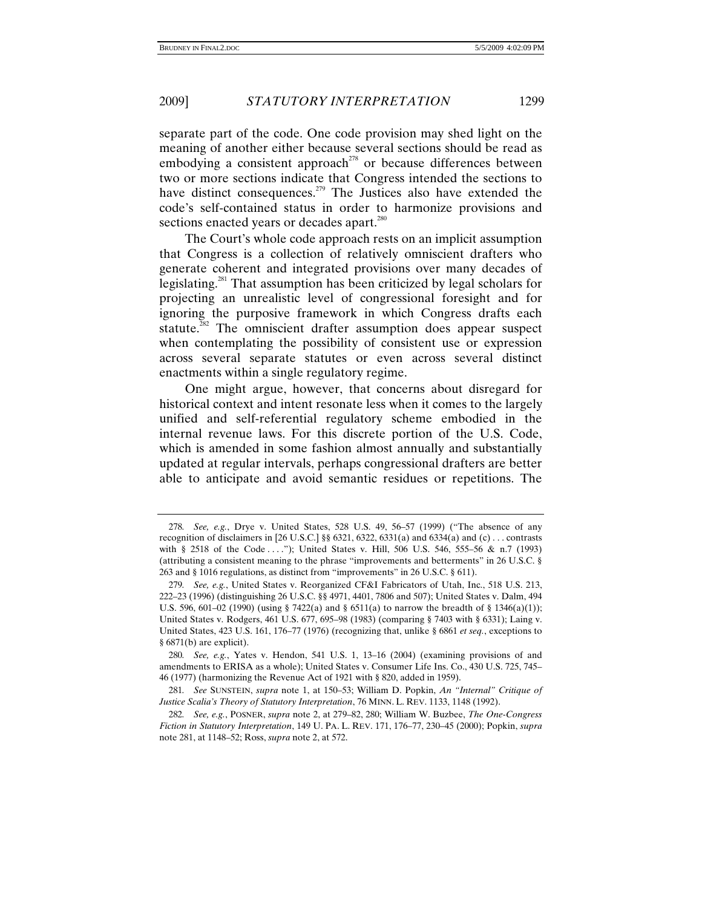separate part of the code. One code provision may shed light on the meaning of another either because several sections should be read as embodying a consistent approach[278] or because differences between two or more sections indicate that Congress intended the sections to have distinct consequences.[279] The Justices also have extended the code's self-contained status in order to harmonize provisions and sections enacted years or decades apart.[280]

The Court's whole code approach rests on an implicit assumption that Congress is a collection of relatively omniscient drafters who generate coherent and integrated provisions over many decades of legislating.[281] That assumption has been criticized by legal scholars for projecting an unrealistic level of congressional foresight and for ignoring the purposive framework in which Congress drafts each statute.[282] The omniscient drafter assumption does appear suspect when contemplating the possibility of consistent use or expression across several separate statutes or even across several distinct enactments within a single regulatory regime.

One might argue, however, that concerns about disregard for historical context and intent resonate less when it comes to the largely unified and self-referential regulatory scheme embodied in the internal revenue laws. For this discrete portion of the U.S. Code, which is amended in some fashion almost annually and substantially updated at regular intervals, perhaps congressional drafters are better able to anticipate and avoid semantic residues or repetitions. The

---

278. *See, e.g.*, Drye v. United States, 528 U.S. 49, 56–57 (1999) ("The absence of any recognition of disclaimers in [26 U.S.C.] §§ 6321, 6322, 6331(a) and 6334(a) and (c) . . . contrasts with § 2518 of the Code . . . ."); United States v. Hill, 506 U.S. 546, 555–56 & n.7 (1993) (attributing a consistent meaning to the phrase "improvements and betterments" in 26 U.S.C. § 263 and § 1016 regulations, as distinct from "improvements" in 26 U.S.C. § 611).

279. *See, e.g.*, United States v. Reorganized CF&I Fabricators of Utah, Inc., 518 U.S. 213, 222–23 (1996) (distinguishing 26 U.S.C. §§ 4971, 4401, 7806 and 507); United States v. Dalm, 494 U.S. 596, 601–02 (1990) (using § 7422(a) and § 6511(a) to narrow the breadth of § 1346(a)(1)); United States v. Rodgers, 461 U.S. 677, 695–98 (1983) (comparing § 7403 with § 6331); Laing v. United States, 423 U.S. 161, 176–77 (1976) (recognizing that, unlike § 6861 *et seq.*, exceptions to § 6871(b) are explicit).

280. *See, e.g.*, Yates v. Hendon, 541 U.S. 1, 13–16 (2004) (examining provisions of and amendments to ERISA as a whole); United States v. Consumer Life Ins. Co., 430 U.S. 725, 745–46 (1977) (harmonizing the Revenue Act of 1921 with § 820, added in 1959).

281. *See* SUNSTEIN, *supra* note 1, at 150–53; William D. Popkin, *An "Internal" Critique of Justice Scalia's Theory of Statutory Interpretation*, 76 MINN. L. REV. 1133, 1148 (1992).

282. *See, e.g.*, POSNER, *supra* note 2, at 279–82, 280; William W. Buzbee, *The One-Congress Fiction in Statutory Interpretation*, 149 U. PA. L. REV. 171, 176–77, 230–45 (2000); Popkin, *supra* note 281, at 1148–52; Ross, *supra* note 2, at 572.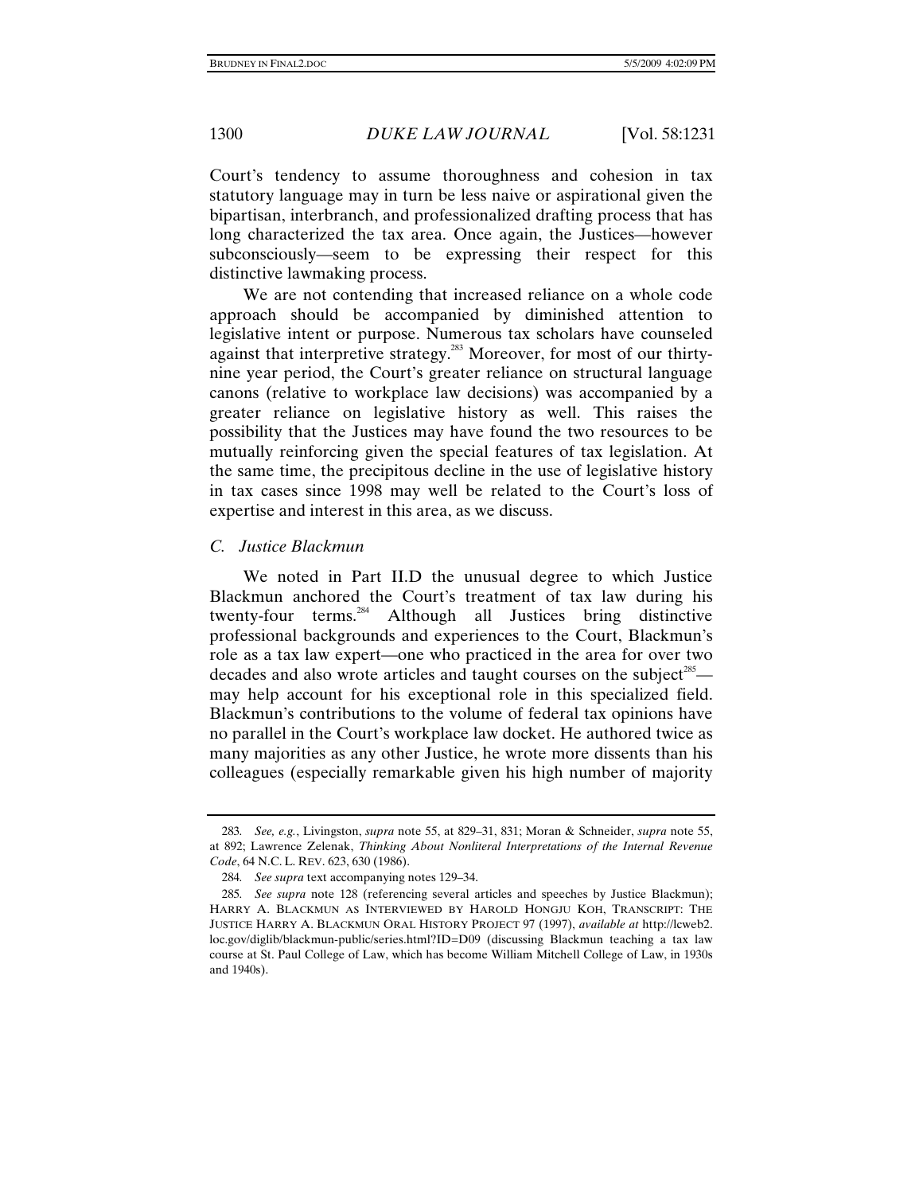Court's tendency to assume thoroughness and cohesion in tax statutory language may in turn be less naive or aspirational given the bipartisan, interbranch, and professionalized drafting process that has long characterized the tax area. Once again, the Justices—however subconsciously—seem to be expressing their respect for this distinctive lawmaking process.

We are not contending that increased reliance on a whole code approach should be accompanied by diminished attention to legislative intent or purpose. Numerous tax scholars have counseled against that interpretive strategy.[283] Moreover, for most of our thirty-nine year period, the Court's greater reliance on structural language canons (relative to workplace law decisions) was accompanied by a greater reliance on legislative history as well. This raises the possibility that the Justices may have found the two resources to be mutually reinforcing given the special features of tax legislation. At the same time, the precipitous decline in the use of legislative history in tax cases since 1998 may well be related to the Court's loss of expertise and interest in this area, as we discuss.

### *C. Justice Blackmun*

We noted in Part II.D the unusual degree to which Justice Blackmun anchored the Court's treatment of tax law during his twenty-four terms.[284] Although all Justices bring distinctive professional backgrounds and experiences to the Court, Blackmun's role as a tax law expert—one who practiced in the area for over two decades and also wrote articles and taught courses on the subject[285]—may help account for his exceptional role in this specialized field. Blackmun's contributions to the volume of federal tax opinions have no parallel in the Court's workplace law docket. He authored twice as many majorities as any other Justice, he wrote more dissents than his colleagues (especially remarkable given his high number of majority

---

283. *See, e.g.*, Livingston, *supra* note 55, at 829–31, 831; Moran & Schneider, *supra* note 55, at 892; Lawrence Zelenak, *Thinking About Nonliteral Interpretations of the Internal Revenue Code*, 64 N.C. L. REV. 623, 630 (1986).

284. *See supra* text accompanying notes 129–34.

285. *See supra* note 128 (referencing several articles and speeches by Justice Blackmun); HARRY A. BLACKMUN AS INTERVIEWED BY HAROLD HONGJU KOH, TRANSCRIPT: THE JUSTICE HARRY A. BLACKMUN ORAL HISTORY PROJECT 97 (1997), *available at* http://lcweb2.loc.gov/diglib/blackmun-public/series.html?ID=D09 (discussing Blackmun teaching a tax law course at St. Paul College of Law, which has become William Mitchell College of Law, in 1930s and 1940s).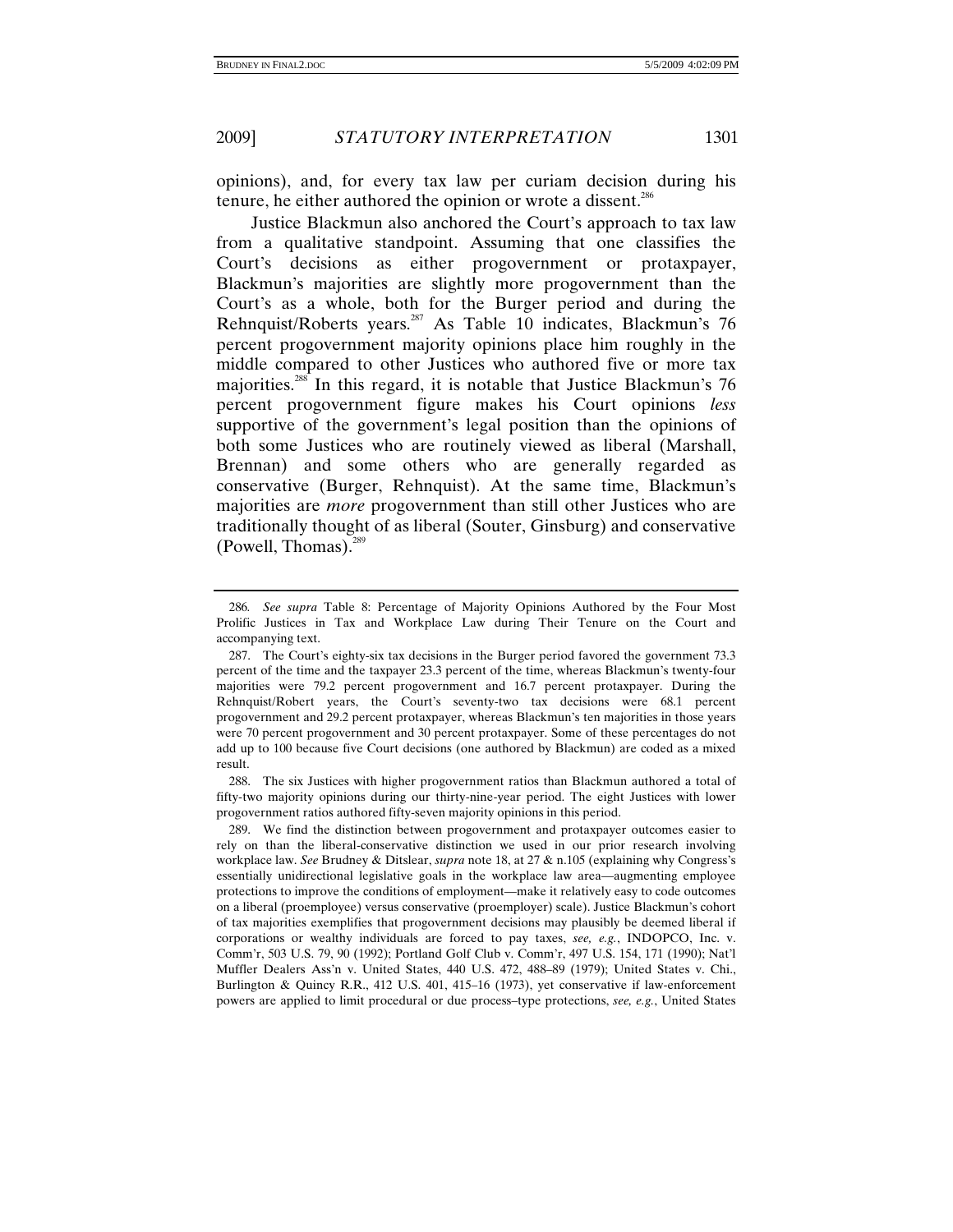opinions), and, for every tax law per curiam decision during his tenure, he either authored the opinion or wrote a dissent.[286]

Justice Blackmun also anchored the Court's approach to tax law from a qualitative standpoint. Assuming that one classifies the Court's decisions as either progovernment or protaxpayer, Blackmun's majorities are slightly more progovernment than the Court's as a whole, both for the Burger period and during the Rehnquist/Roberts years.[287] As Table 10 indicates, Blackmun's 76 percent progovernment majority opinions place him roughly in the middle compared to other Justices who authored five or more tax majorities.[288] In this regard, it is notable that Justice Blackmun's 76 percent progovernment figure makes his Court opinions *less* supportive of the government's legal position than the opinions of both some Justices who are routinely viewed as liberal (Marshall, Brennan) and some others who are generally regarded as conservative (Burger, Rehnquist). At the same time, Blackmun's majorities are *more* progovernment than still other Justices who are traditionally thought of as liberal (Souter, Ginsburg) and conservative (Powell, Thomas).[289]

---

286. *See supra* Table 8: Percentage of Majority Opinions Authored by the Four Most Prolific Justices in Tax and Workplace Law during Their Tenure on the Court and accompanying text.

287. The Court's eighty-six tax decisions in the Burger period favored the government 73.3 percent of the time and the taxpayer 23.3 percent of the time, whereas Blackmun's twenty-four majorities were 79.2 percent progovernment and 16.7 percent protaxpayer. During the Rehnquist/Robert years, the Court's seventy-two tax decisions were 68.1 percent progovernment and 29.2 percent protaxpayer, whereas Blackmun's ten majorities in those years were 70 percent progovernment and 30 percent protaxpayer. Some of these percentages do not add up to 100 because five Court decisions (one authored by Blackmun) are coded as a mixed result.

288. The six Justices with higher progovernment ratios than Blackmun authored a total of fifty-two majority opinions during our thirty-nine-year period. The eight Justices with lower progovernment ratios authored fifty-seven majority opinions in this period.

289. We find the distinction between progovernment and protaxpayer outcomes easier to rely on than the liberal-conservative distinction we used in our prior research involving workplace law. *See* Brudney & Ditslear, *supra* note 18, at 27 & n.105 (explaining why Congress's essentially unidirectional legislative goals in the workplace law area—augmenting employee protections to improve the conditions of employment—make it relatively easy to code outcomes on a liberal (proemployee) versus conservative (proemployer) scale). Justice Blackmun's cohort of tax majorities exemplifies that progovernment decisions may plausibly be deemed liberal if corporations or wealthy individuals are forced to pay taxes, *see, e.g.*, INDOPCO, Inc. v. Comm'r, 503 U.S. 79, 90 (1992); Portland Golf Club v. Comm'r, 497 U.S. 154, 171 (1990); Nat'l Muffler Dealers Ass'n v. United States, 440 U.S. 472, 488–89 (1979); United States v. Chi., Burlington & Quincy R.R., 412 U.S. 401, 415–16 (1973), yet conservative if law-enforcement powers are applied to limit procedural or due process–type protections, *see, e.g.*, United States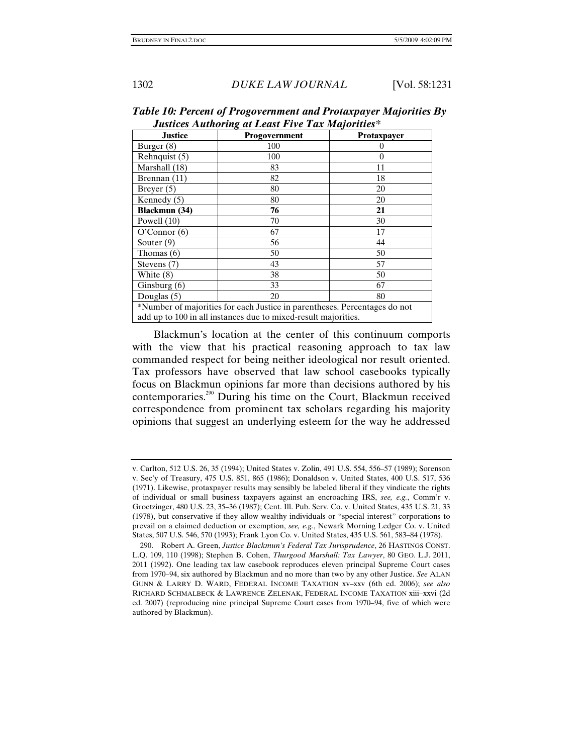***Table 10: Percent of Progovernment and Protaxpayer Majorities By Justices Authoring at Least Five Tax Majorities****

| Justice | Progovernment | Protaxpayer |
|---|---|---|
| Burger (8) | 100 | 0 |
| Rehnquist (5) | 100 | 0 |
| Marshall (18) | 83 | 11 |
| Brennan (11) | 82 | 18 |
| Breyer (5) | 80 | 20 |
| Kennedy (5) | 80 | 20 |
| **Blackmun (34)** | **76** | **21** |
| Powell (10) | 70 | 30 |
| O'Connor (6) | 67 | 17 |
| Souter (9) | 56 | 44 |
| Thomas (6) | 50 | 50 |
| Stevens (7) | 43 | 57 |
| White (8) | 38 | 50 |
| Ginsburg (6) | 33 | 67 |
| Douglas (5) | 20 | 80 |

*Number of majorities for each Justice in parentheses. Percentages do not add up to 100 in all instances due to mixed-result majorities.

Blackmun's location at the center of this continuum comports with the view that his practical reasoning approach to tax law commanded respect for being neither ideological nor result oriented. Tax professors have observed that law school casebooks typically focus on Blackmun opinions far more than decisions authored by his contemporaries.[290] During his time on the Court, Blackmun received correspondence from prominent tax scholars regarding his majority opinions that suggest an underlying esteem for the way he addressed

---

v. Carlton, 512 U.S. 26, 35 (1994); United States v. Zolin, 491 U.S. 554, 556–57 (1989); Sorenson v. Sec'y of Treasury, 475 U.S. 851, 865 (1986); Donaldson v. United States, 400 U.S. 517, 536 (1971). Likewise, protaxpayer results may sensibly be labeled liberal if they vindicate the rights of individual or small business taxpayers against an encroaching IRS, *see, e.g.*, Comm'r v. Groetzinger, 480 U.S. 23, 35–36 (1987); Cent. Ill. Pub. Serv. Co. v. United States, 435 U.S. 21, 33 (1978), but conservative if they allow wealthy individuals or "special interest" corporations to prevail on a claimed deduction or exemption, *see, e.g.*, Newark Morning Ledger Co. v. United States, 507 U.S. 546, 570 (1993); Frank Lyon Co. v. United States, 435 U.S. 561, 583–84 (1978).

290. Robert A. Green, *Justice Blackmun's Federal Tax Jurisprudence*, 26 HASTINGS CONST. L.Q. 109, 110 (1998); Stephen B. Cohen, *Thurgood Marshall: Tax Lawyer*, 80 GEO. L.J. 2011, 2011 (1992). One leading tax law casebook reproduces eleven principal Supreme Court cases from 1970–94, six authored by Blackmun and no more than two by any other Justice. *See* ALAN GUNN & LARRY D. WARD, FEDERAL INCOME TAXATION xv–xxv (6th ed. 2006); *see also* RICHARD SCHMALBECK & LAWRENCE ZELENAK, FEDERAL INCOME TAXATION xiii–xxvi (2d ed. 2007) (reproducing nine principal Supreme Court cases from 1970–94, five of which were authored by Blackmun).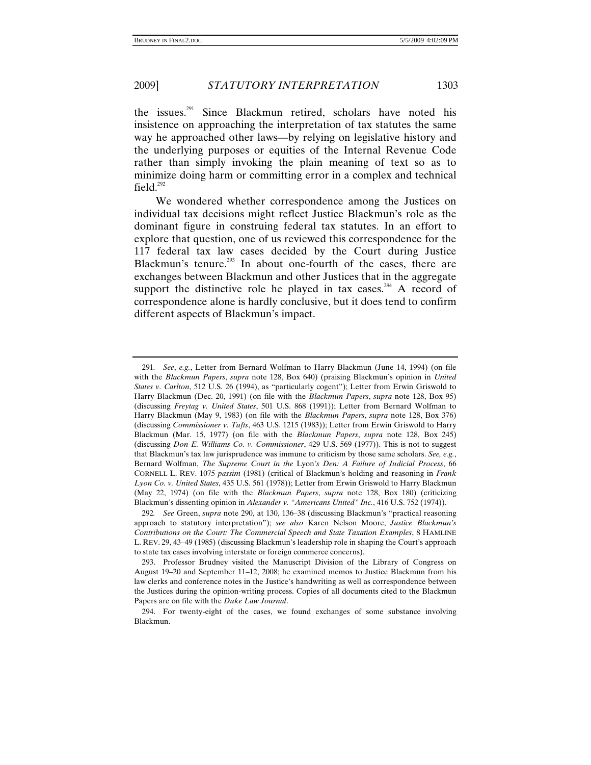the issues.[291] Since Blackmun retired, scholars have noted his insistence on approaching the interpretation of tax statutes the same way he approached other laws—by relying on legislative history and the underlying purposes or equities of the Internal Revenue Code rather than simply invoking the plain meaning of text so as to minimize doing harm or committing error in a complex and technical field.[292]

We wondered whether correspondence among the Justices on individual tax decisions might reflect Justice Blackmun's role as the dominant figure in construing federal tax statutes. In an effort to explore that question, one of us reviewed this correspondence for the 117 federal tax law cases decided by the Court during Justice Blackmun's tenure.[293] In about one-fourth of the cases, there are exchanges between Blackmun and other Justices that in the aggregate support the distinctive role he played in tax cases.[294] A record of correspondence alone is hardly conclusive, but it does tend to confirm different aspects of Blackmun's impact.

---

291. *See*, *e.g.*, Letter from Bernard Wolfman to Harry Blackmun (June 14, 1994) (on file with the *Blackmun Papers*, *supra* note 128, Box 640) (praising Blackmun's opinion in *United States v. Carlton*, 512 U.S. 26 (1994), as "particularly cogent"); Letter from Erwin Griswold to Harry Blackmun (Dec. 20, 1991) (on file with the *Blackmun Papers*, *supra* note 128, Box 95) (discussing *Freytag v. United States*, 501 U.S. 868 (1991)); Letter from Bernard Wolfman to Harry Blackmun (May 9, 1983) (on file with the *Blackmun Papers*, *supra* note 128, Box 376) (discussing *Commissioner v. Tufts*, 463 U.S. 1215 (1983)); Letter from Erwin Griswold to Harry Blackmun (Mar. 15, 1977) (on file with the *Blackmun Papers*, *supra* note 128, Box 245) (discussing *Don E. Williams Co. v. Commissioner*, 429 U.S. 569 (1977)). This is not to suggest that Blackmun's tax law jurisprudence was immune to criticism by those same scholars. *See, e.g.*, Bernard Wolfman, *The Supreme Court in the* Lyon*'s Den: A Failure of Judicial Process*, 66 CORNELL L. REV. 1075 *passim* (1981) (critical of Blackmun's holding and reasoning in *Frank Lyon Co. v. United States*, 435 U.S. 561 (1978)); Letter from Erwin Griswold to Harry Blackmun (May 22, 1974) (on file with the *Blackmun Papers*, *supra* note 128, Box 180) (criticizing Blackmun's dissenting opinion in *Alexander v. "Americans United" Inc.*, 416 U.S. 752 (1974)).

292. *See* Green, *supra* note 290, at 130, 136–38 (discussing Blackmun's "practical reasoning approach to statutory interpretation"); *see also* Karen Nelson Moore, *Justice Blackmun's Contributions on the Court: The Commercial Speech and State Taxation Examples*, 8 HAMLINE L. REV. 29, 43–49 (1985) (discussing Blackmun's leadership role in shaping the Court's approach to state tax cases involving interstate or foreign commerce concerns).

293. Professor Brudney visited the Manuscript Division of the Library of Congress on August 19–20 and September 11–12, 2008; he examined memos to Justice Blackmun from his law clerks and conference notes in the Justice's handwriting as well as correspondence between the Justices during the opinion-writing process. Copies of all documents cited to the Blackmun Papers are on file with the *Duke Law Journal*.

294. For twenty-eight of the cases, we found exchanges of some substance involving Blackmun.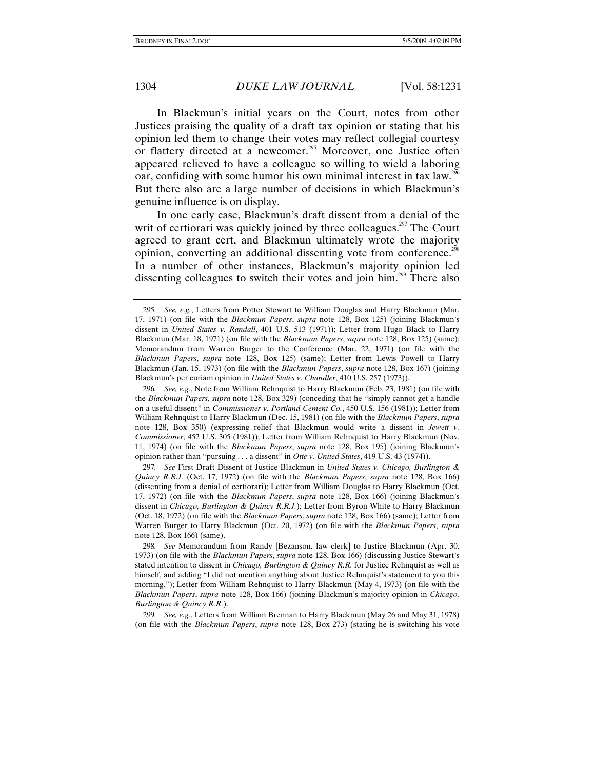In Blackmun's initial years on the Court, notes from other Justices praising the quality of a draft tax opinion or stating that his opinion led them to change their votes may reflect collegial courtesy or flattery directed at a newcomer.[295] Moreover, one Justice often appeared relieved to have a colleague so willing to wield a laboring oar, confiding with some humor his own minimal interest in tax law.[296] But there also are a large number of decisions in which Blackmun's genuine influence is on display.

In one early case, Blackmun's draft dissent from a denial of the writ of certiorari was quickly joined by three colleagues.[297] The Court agreed to grant cert, and Blackmun ultimately wrote the majority opinion, converting an additional dissenting vote from conference.[298] In a number of other instances, Blackmun's majority opinion led dissenting colleagues to switch their votes and join him.[299] There also

---

295. *See, e.g.*, Letters from Potter Stewart to William Douglas and Harry Blackmun (Mar. 17, 1971) (on file with the *Blackmun Papers*, *supra* note 128, Box 125) (joining Blackmun's dissent in *United States v. Randall*, 401 U.S. 513 (1971)); Letter from Hugo Black to Harry Blackmun (Mar. 18, 1971) (on file with the *Blackmun Papers*, *supra* note 128, Box 125) (same); Memorandum from Warren Burger to the Conference (Mar. 22, 1971) (on file with the *Blackmun Papers*, *supra* note 128, Box 125) (same); Letter from Lewis Powell to Harry Blackmun (Jan. 15, 1973) (on file with the *Blackmun Papers*, *supra* note 128, Box 167) (joining Blackmun's per curiam opinion in *United States v. Chandler*, 410 U.S. 257 (1973)).

296. *See, e.g.*, Note from William Rehnquist to Harry Blackmun (Feb. 23, 1981) (on file with the *Blackmun Papers*, *supra* note 128, Box 329) (conceding that he "simply cannot get a handle on a useful dissent" in *Commissioner v. Portland Cement Co.*, 450 U.S. 156 (1981)); Letter from William Rehnquist to Harry Blackmun (Dec. 15, 1981) (on file with the *Blackmun Papers*, *supra* note 128, Box 350) (expressing relief that Blackmun would write a dissent in *Jewett v. Commissioner*, 452 U.S. 305 (1981)); Letter from William Rehnquist to Harry Blackmun (Nov. 11, 1974) (on file with the *Blackmun Papers*, *supra* note 128, Box 195) (joining Blackmun's opinion rather than "pursuing . . . a dissent" in *Otte v. United States*, 419 U.S. 43 (1974)).

297. *See* First Draft Dissent of Justice Blackmun in *United States v. Chicago, Burlington & Quincy R.R.J.* (Oct. 17, 1972) (on file with the *Blackmun Papers*, *supra* note 128, Box 166) (dissenting from a denial of certiorari); Letter from William Douglas to Harry Blackmun (Oct. 17, 1972) (on file with the *Blackmun Papers*, *supra* note 128, Box 166) (joining Blackmun's dissent in *Chicago, Burlington & Quincy R.R.J.*); Letter from Byron White to Harry Blackmun (Oct. 18, 1972) (on file with the *Blackmun Papers*, *supra* note 128, Box 166) (same); Letter from Warren Burger to Harry Blackmun (Oct. 20, 1972) (on file with the *Blackmun Papers*, *supra* note 128, Box 166) (same).

298. *See* Memorandum from Randy [Bezanson, law clerk] to Justice Blackmun (Apr. 30, 1973) (on file with the *Blackmun Papers*, *supra* note 128, Box 166) (discussing Justice Stewart's stated intention to dissent in *Chicago, Burlington & Quincy R.R.* for Justice Rehnquist as well as himself, and adding "I did not mention anything about Justice Rehnquist's statement to you this morning."); Letter from William Rehnquist to Harry Blackmun (May 4, 1973) (on file with the *Blackmun Papers*, *supra* note 128, Box 166) (joining Blackmun's majority opinion in *Chicago, Burlington & Quincy R.R.*).

299. *See, e.g.*, Letters from William Brennan to Harry Blackmun (May 26 and May 31, 1978) (on file with the *Blackmun Papers*, *supra* note 128, Box 273) (stating he is switching his vote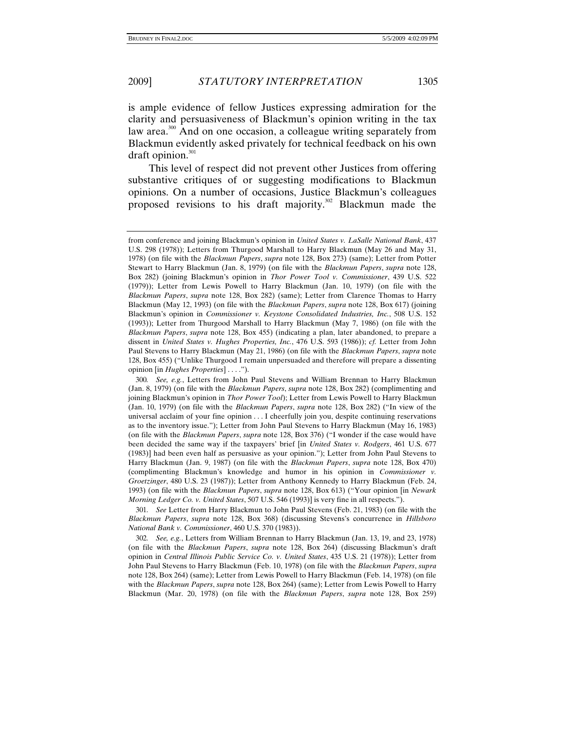is ample evidence of fellow Justices expressing admiration for the clarity and persuasiveness of Blackmun's opinion writing in the tax law area.[300] And on one occasion, a colleague writing separately from Blackmun evidently asked privately for technical feedback on his own draft opinion.[301]

This level of respect did not prevent other Justices from offering substantive critiques of or suggesting modifications to Blackmun opinions. On a number of occasions, Justice Blackmun's colleagues proposed revisions to his draft majority.[302] Blackmun made the

---

from conference and joining Blackmun's opinion in *United States v. LaSalle National Bank*, 437 U.S. 298 (1978)); Letters from Thurgood Marshall to Harry Blackmun (May 26 and May 31, 1978) (on file with the *Blackmun Papers*, *supra* note 128, Box 273) (same); Letter from Potter Stewart to Harry Blackmun (Jan. 8, 1979) (on file with the *Blackmun Papers*, *supra* note 128, Box 282) (joining Blackmun's opinion in *Thor Power Tool v. Commissioner*, 439 U.S. 522 (1979)); Letter from Lewis Powell to Harry Blackmun (Jan. 10, 1979) (on file with the *Blackmun Papers*, *supra* note 128, Box 282) (same); Letter from Clarence Thomas to Harry Blackmun (May 12, 1993) (on file with the *Blackmun Papers*, *supra* note 128, Box 617) (joining Blackmun's opinion in *Commissioner v. Keystone Consolidated Industries, Inc.*, 508 U.S. 152 (1993)); Letter from Thurgood Marshall to Harry Blackmun (May 7, 1986) (on file with the *Blackmun Papers*, *supra* note 128, Box 455) (indicating a plan, later abandoned, to prepare a dissent in *United States v. Hughes Properties, Inc.*, 476 U.S. 593 (1986)); *cf.* Letter from John Paul Stevens to Harry Blackmun (May 21, 1986) (on file with the *Blackmun Papers*, *supra* note 128, Box 455) ("Unlike Thurgood I remain unpersuaded and therefore will prepare a dissenting opinion [in *Hughes Properties*] . . . .").

300. *See, e.g.*, Letters from John Paul Stevens and William Brennan to Harry Blackmun (Jan. 8, 1979) (on file with the *Blackmun Papers*, *supra* note 128, Box 282) (complimenting and joining Blackmun's opinion in *Thor Power Tool*); Letter from Lewis Powell to Harry Blackmun (Jan. 10, 1979) (on file with the *Blackmun Papers*, *supra* note 128, Box 282) ("In view of the universal acclaim of your fine opinion . . . I cheerfully join you, despite continuing reservations as to the inventory issue."); Letter from John Paul Stevens to Harry Blackmun (May 16, 1983) (on file with the *Blackmun Papers*, *supra* note 128, Box 376) ("I wonder if the case would have been decided the same way if the taxpayers' brief [in *United States v. Rodgers*, 461 U.S. 677 (1983)] had been even half as persuasive as your opinion."); Letter from John Paul Stevens to Harry Blackmun (Jan. 9, 1987) (on file with the *Blackmun Papers*, *supra* note 128, Box 470) (complimenting Blackmun's knowledge and humor in his opinion in *Commissioner v. Groetzinger*, 480 U.S. 23 (1987)); Letter from Anthony Kennedy to Harry Blackmun (Feb. 24, 1993) (on file with the *Blackmun Papers*, *supra* note 128, Box 613) ("Your opinion [in *Newark Morning Ledger Co. v. United States*, 507 U.S. 546 (1993)] is very fine in all respects.").

301. *See* Letter from Harry Blackmun to John Paul Stevens (Feb. 21, 1983) (on file with the *Blackmun Papers*, *supra* note 128, Box 368) (discussing Stevens's concurrence in *Hillsboro National Bank v. Commissioner*, 460 U.S. 370 (1983)).

302. *See, e.g.*, Letters from William Brennan to Harry Blackmun (Jan. 13, 19, and 23, 1978) (on file with the *Blackmun Papers*, *supra* note 128, Box 264) (discussing Blackmun's draft opinion in *Central Illinois Public Service Co. v. United States*, 435 U.S. 21 (1978)); Letter from John Paul Stevens to Harry Blackmun (Feb. 10, 1978) (on file with the *Blackmun Papers*, *supra* note 128, Box 264) (same); Letter from Lewis Powell to Harry Blackmun (Feb. 14, 1978) (on file with the *Blackmun Papers*, *supra* note 128, Box 264) (same); Letter from Lewis Powell to Harry Blackmun (Mar. 20, 1978) (on file with the *Blackmun Papers*, *supra* note 128, Box 259)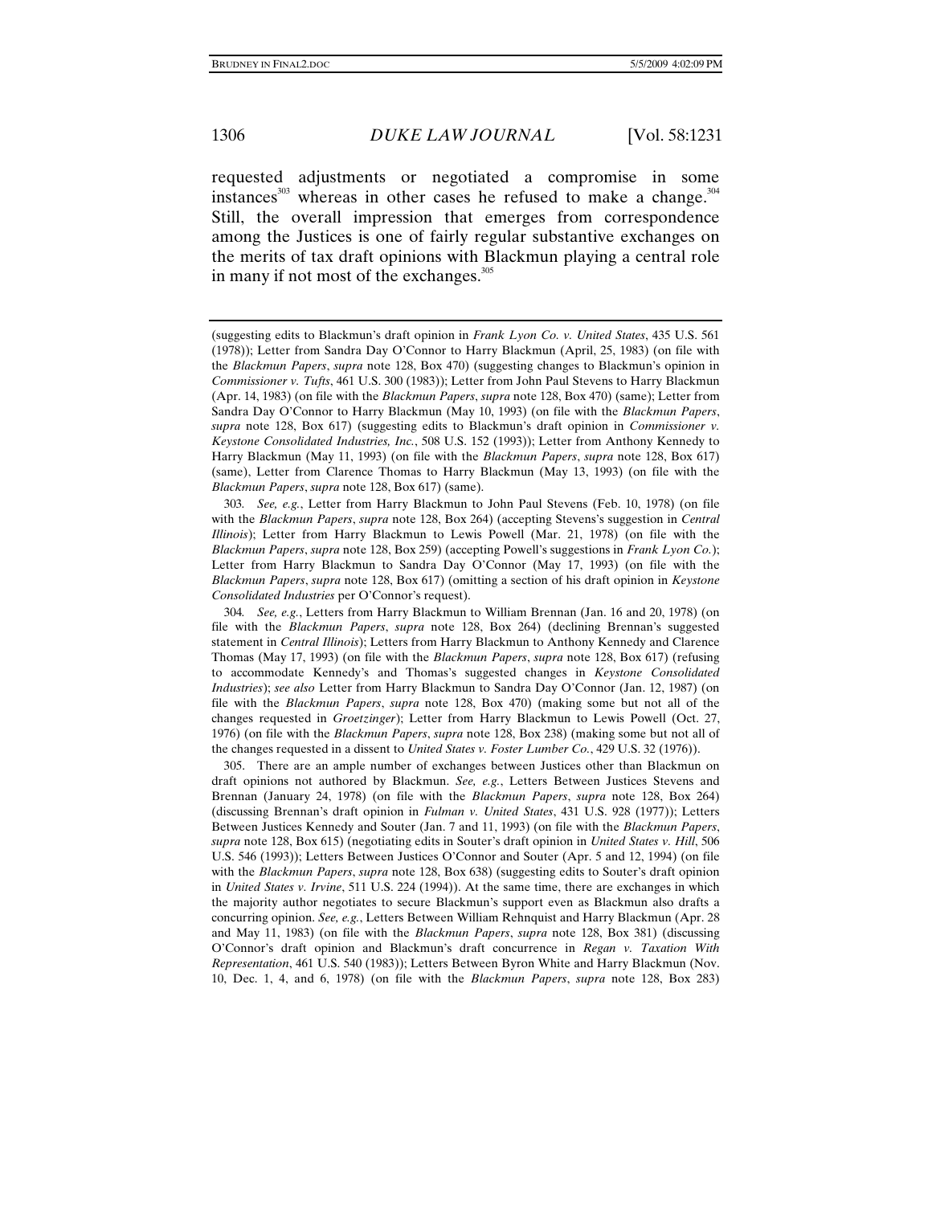requested adjustments or negotiated a compromise in some instances[303] whereas in other cases he refused to make a change.[304] Still, the overall impression that emerges from correspondence among the Justices is one of fairly regular substantive exchanges on the merits of tax draft opinions with Blackmun playing a central role in many if not most of the exchanges.[305]

---

(suggesting edits to Blackmun's draft opinion in *Frank Lyon Co. v. United States*, 435 U.S. 561 (1978)); Letter from Sandra Day O'Connor to Harry Blackmun (April, 25, 1983) (on file with the *Blackmun Papers*, *supra* note 128, Box 470) (suggesting changes to Blackmun's opinion in *Commissioner v. Tufts*, 461 U.S. 300 (1983)); Letter from John Paul Stevens to Harry Blackmun (Apr. 14, 1983) (on file with the *Blackmun Papers*, *supra* note 128, Box 470) (same); Letter from Sandra Day O'Connor to Harry Blackmun (May 10, 1993) (on file with the *Blackmun Papers*, *supra* note 128, Box 617) (suggesting edits to Blackmun's draft opinion in *Commissioner v. Keystone Consolidated Industries, Inc.*, 508 U.S. 152 (1993)); Letter from Anthony Kennedy to Harry Blackmun (May 11, 1993) (on file with the *Blackmun Papers*, *supra* note 128, Box 617) (same), Letter from Clarence Thomas to Harry Blackmun (May 13, 1993) (on file with the *Blackmun Papers*, *supra* note 128, Box 617) (same).

303. *See, e.g.*, Letter from Harry Blackmun to John Paul Stevens (Feb. 10, 1978) (on file with the *Blackmun Papers*, *supra* note 128, Box 264) (accepting Stevens's suggestion in *Central Illinois*); Letter from Harry Blackmun to Lewis Powell (Mar. 21, 1978) (on file with the *Blackmun Papers*, *supra* note 128, Box 259) (accepting Powell's suggestions in *Frank Lyon Co.*); Letter from Harry Blackmun to Sandra Day O'Connor (May 17, 1993) (on file with the *Blackmun Papers*, *supra* note 128, Box 617) (omitting a section of his draft opinion in *Keystone Consolidated Industries* per O'Connor's request).

304. *See, e.g.*, Letters from Harry Blackmun to William Brennan (Jan. 16 and 20, 1978) (on file with the *Blackmun Papers*, *supra* note 128, Box 264) (declining Brennan's suggested statement in *Central Illinois*); Letters from Harry Blackmun to Anthony Kennedy and Clarence Thomas (May 17, 1993) (on file with the *Blackmun Papers*, *supra* note 128, Box 617) (refusing to accommodate Kennedy's and Thomas's suggested changes in *Keystone Consolidated Industries*); *see also* Letter from Harry Blackmun to Sandra Day O'Connor (Jan. 12, 1987) (on file with the *Blackmun Papers*, *supra* note 128, Box 470) (making some but not all of the changes requested in *Groetzinger*); Letter from Harry Blackmun to Lewis Powell (Oct. 27, 1976) (on file with the *Blackmun Papers*, *supra* note 128, Box 238) (making some but not all of the changes requested in a dissent to *United States v. Foster Lumber Co.*, 429 U.S. 32 (1976)).

305. There are an ample number of exchanges between Justices other than Blackmun on draft opinions not authored by Blackmun. *See, e.g.*, Letters Between Justices Stevens and Brennan (January 24, 1978) (on file with the *Blackmun Papers*, *supra* note 128, Box 264) (discussing Brennan's draft opinion in *Fulman v. United States*, 431 U.S. 928 (1977)); Letters Between Justices Kennedy and Souter (Jan. 7 and 11, 1993) (on file with the *Blackmun Papers*, *supra* note 128, Box 615) (negotiating edits in Souter's draft opinion in *United States v. Hill*, 506 U.S. 546 (1993)); Letters Between Justices O'Connor and Souter (Apr. 5 and 12, 1994) (on file with the *Blackmun Papers*, *supra* note 128, Box 638) (suggesting edits to Souter's draft opinion in *United States v. Irvine*, 511 U.S. 224 (1994)). At the same time, there are exchanges in which the majority author negotiates to secure Blackmun's support even as Blackmun also drafts a concurring opinion. *See, e.g.*, Letters Between William Rehnquist and Harry Blackmun (Apr. 28 and May 11, 1983) (on file with the *Blackmun Papers*, *supra* note 128, Box 381) (discussing O'Connor's draft opinion and Blackmun's draft concurrence in *Regan v. Taxation With Representation*, 461 U.S. 540 (1983)); Letters Between Byron White and Harry Blackmun (Nov. 10, Dec. 1, 4, and 6, 1978) (on file with the *Blackmun Papers*, *supra* note 128, Box 283)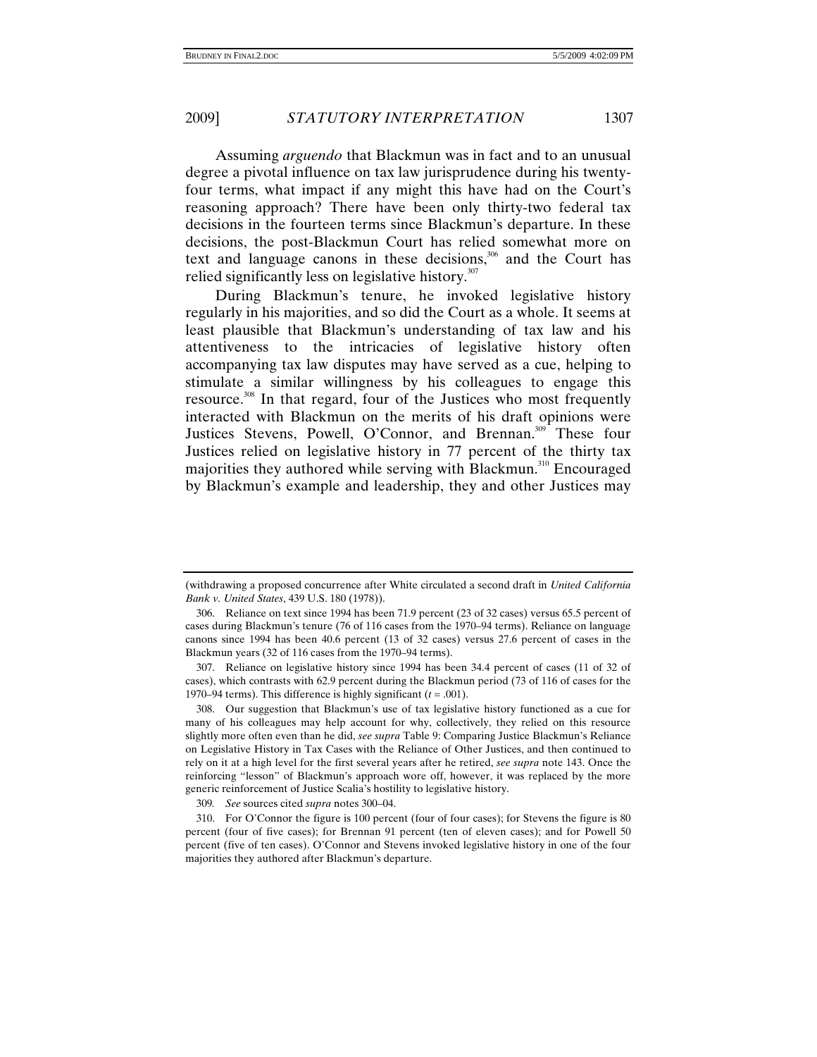Assuming *arguendo* that Blackmun was in fact and to an unusual degree a pivotal influence on tax law jurisprudence during his twenty-four terms, what impact if any might this have had on the Court's reasoning approach? There have been only thirty-two federal tax decisions in the fourteen terms since Blackmun's departure. In these decisions, the post-Blackmun Court has relied somewhat more on text and language canons in these decisions,[306] and the Court has relied significantly less on legislative history.[307]

During Blackmun's tenure, he invoked legislative history regularly in his majorities, and so did the Court as a whole. It seems at least plausible that Blackmun's understanding of tax law and his attentiveness to the intricacies of legislative history often accompanying tax law disputes may have served as a cue, helping to stimulate a similar willingness by his colleagues to engage this resource.[308] In that regard, four of the Justices who most frequently interacted with Blackmun on the merits of his draft opinions were Justices Stevens, Powell, O'Connor, and Brennan.[309] These four Justices relied on legislative history in 77 percent of the thirty tax majorities they authored while serving with Blackmun.[310] Encouraged by Blackmun's example and leadership, they and other Justices may

---

(withdrawing a proposed concurrence after White circulated a second draft in *United California Bank v. United States*, 439 U.S. 180 (1978)).

306. Reliance on text since 1994 has been 71.9 percent (23 of 32 cases) versus 65.5 percent of cases during Blackmun's tenure (76 of 116 cases from the 1970–94 terms). Reliance on language canons since 1994 has been 40.6 percent (13 of 32 cases) versus 27.6 percent of cases in the Blackmun years (32 of 116 cases from the 1970–94 terms).

307. Reliance on legislative history since 1994 has been 34.4 percent of cases (11 of 32 of cases), which contrasts with 62.9 percent during the Blackmun period (73 of 116 of cases for the 1970–94 terms). This difference is highly significant ($t = .001$).

308. Our suggestion that Blackmun's use of tax legislative history functioned as a cue for many of his colleagues may help account for why, collectively, they relied on this resource slightly more often even than he did, *see supra* Table 9: Comparing Justice Blackmun's Reliance on Legislative History in Tax Cases with the Reliance of Other Justices, and then continued to rely on it at a high level for the first several years after he retired, *see supra* note 143. Once the reinforcing "lesson" of Blackmun's approach wore off, however, it was replaced by the more generic reinforcement of Justice Scalia's hostility to legislative history.

309. *See* sources cited *supra* notes 300–04.

310. For O'Connor the figure is 100 percent (four of four cases); for Stevens the figure is 80 percent (four of five cases); for Brennan 91 percent (ten of eleven cases); and for Powell 50 percent (five of ten cases). O'Connor and Stevens invoked legislative history in one of the four majorities they authored after Blackmun's departure.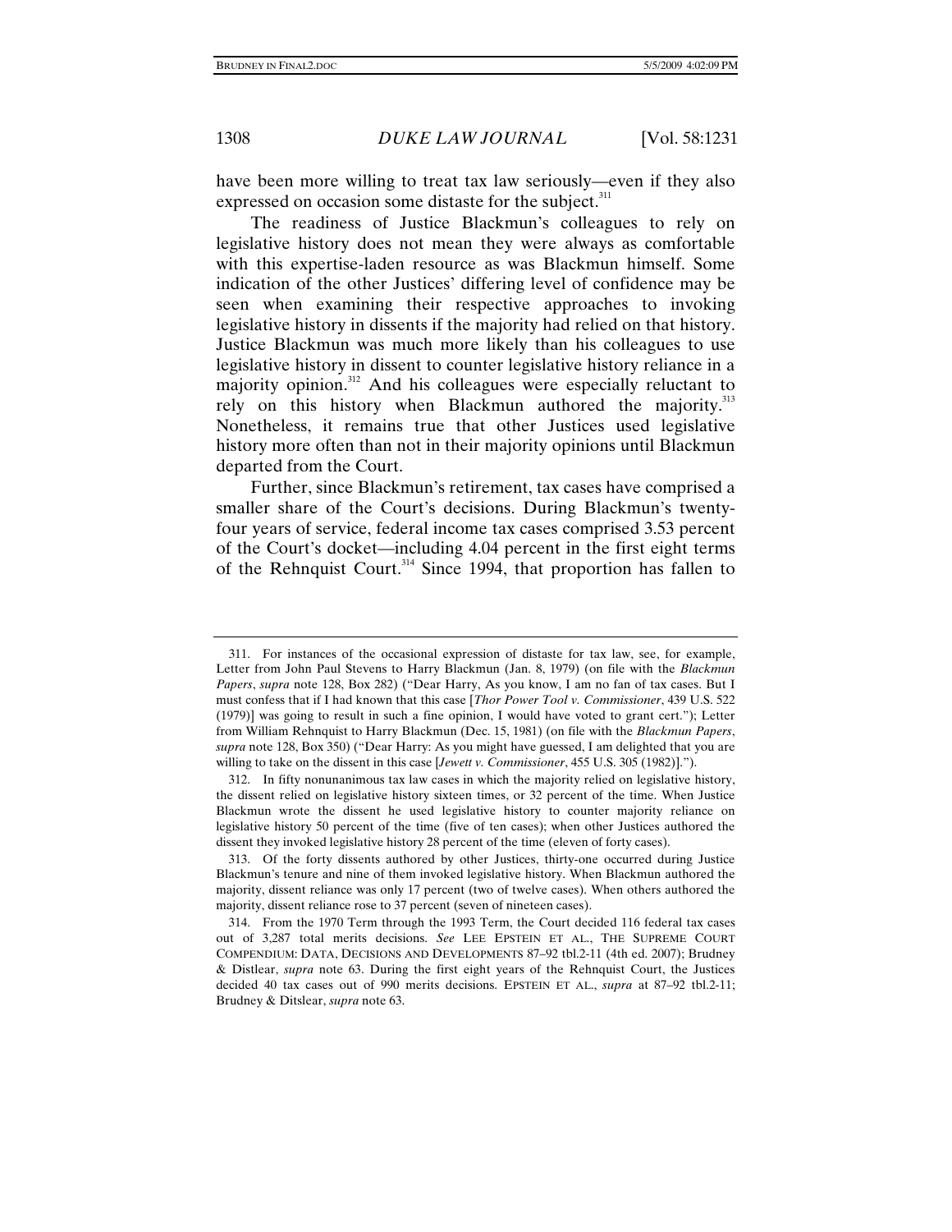have been more willing to treat tax law seriously—even if they also expressed on occasion some distaste for the subject.[311]

The readiness of Justice Blackmun's colleagues to rely on legislative history does not mean they were always as comfortable with this expertise-laden resource as was Blackmun himself. Some indication of the other Justices' differing level of confidence may be seen when examining their respective approaches to invoking legislative history in dissents if the majority had relied on that history. Justice Blackmun was much more likely than his colleagues to use legislative history in dissent to counter legislative history reliance in a majority opinion.[312] And his colleagues were especially reluctant to rely on this history when Blackmun authored the majority.[313] Nonetheless, it remains true that other Justices used legislative history more often than not in their majority opinions until Blackmun departed from the Court.

Further, since Blackmun's retirement, tax cases have comprised a smaller share of the Court's decisions. During Blackmun's twenty-four years of service, federal income tax cases comprised 3.53 percent of the Court's docket—including 4.04 percent in the first eight terms of the Rehnquist Court.[314] Since 1994, that proportion has fallen to

---

311. For instances of the occasional expression of distaste for tax law, see, for example, Letter from John Paul Stevens to Harry Blackmun (Jan. 8, 1979) (on file with the *Blackmun Papers*, *supra* note 128, Box 282) ("Dear Harry, As you know, I am no fan of tax cases. But I must confess that if I had known that this case [*Thor Power Tool v. Commissioner*, 439 U.S. 522 (1979)] was going to result in such a fine opinion, I would have voted to grant cert."); Letter from William Rehnquist to Harry Blackmun (Dec. 15, 1981) (on file with the *Blackmun Papers*, *supra* note 128, Box 350) ("Dear Harry: As you might have guessed, I am delighted that you are willing to take on the dissent in this case [*Jewett v. Commissioner*, 455 U.S. 305 (1982)].").

312. In fifty nonunanimous tax law cases in which the majority relied on legislative history, the dissent relied on legislative history sixteen times, or 32 percent of the time. When Justice Blackmun wrote the dissent he used legislative history to counter majority reliance on legislative history 50 percent of the time (five of ten cases); when other Justices authored the dissent they invoked legislative history 28 percent of the time (eleven of forty cases).

313. Of the forty dissents authored by other Justices, thirty-one occurred during Justice Blackmun's tenure and nine of them invoked legislative history. When Blackmun authored the majority, dissent reliance was only 17 percent (two of twelve cases). When others authored the majority, dissent reliance rose to 37 percent (seven of nineteen cases).

314. From the 1970 Term through the 1993 Term, the Court decided 116 federal tax cases out of 3,287 total merits decisions. *See* LEE EPSTEIN ET AL., THE SUPREME COURT COMPENDIUM: DATA, DECISIONS AND DEVELOPMENTS 87–92 tbl.2-11 (4th ed. 2007); Brudney & Distlear, *supra* note 63. During the first eight years of the Rehnquist Court, the Justices decided 40 tax cases out of 990 merits decisions. EPSTEIN ET AL., *supra* at 87–92 tbl.2-11; Brudney & Ditslear, *supra* note 63.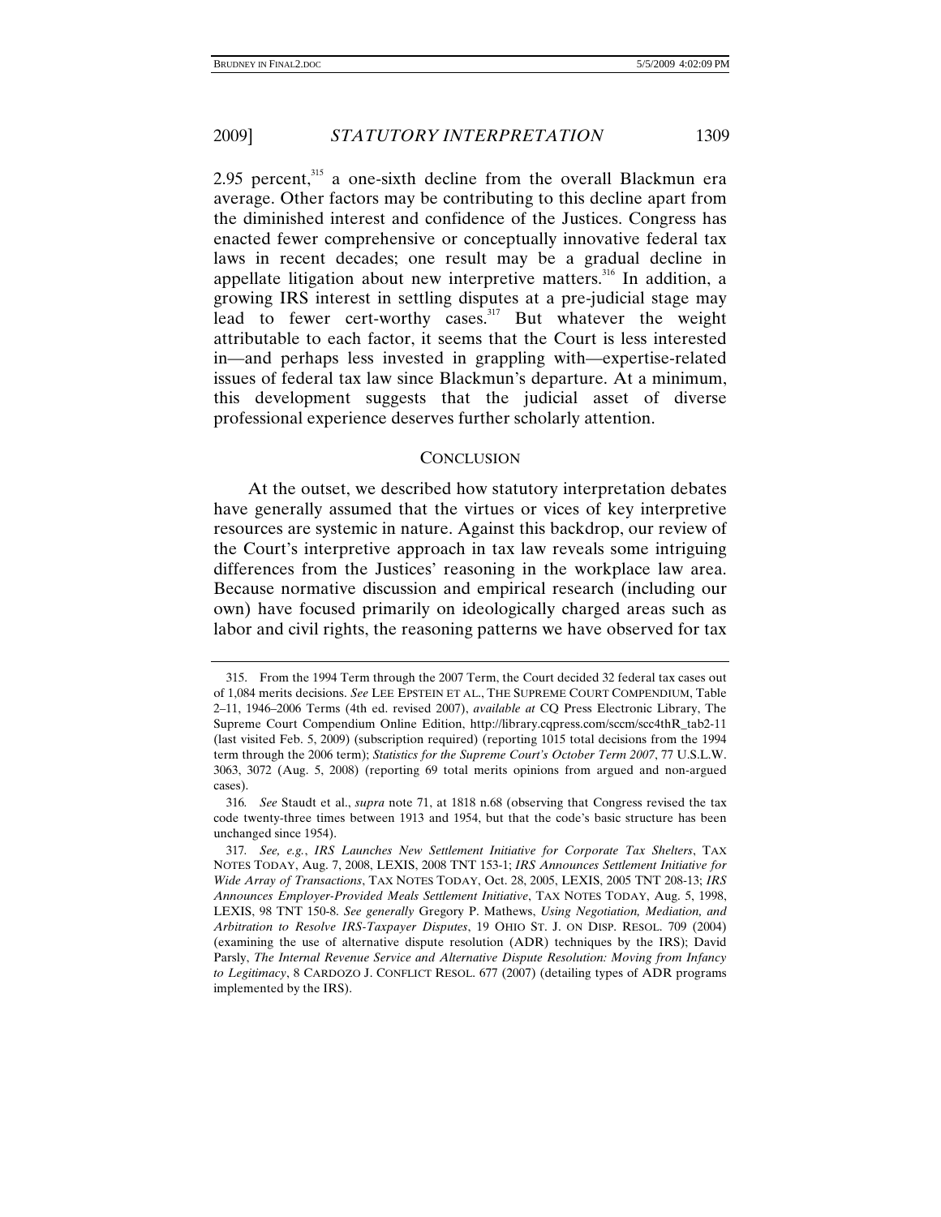2.95 percent,[315] a one-sixth decline from the overall Blackmun era average. Other factors may be contributing to this decline apart from the diminished interest and confidence of the Justices. Congress has enacted fewer comprehensive or conceptually innovative federal tax laws in recent decades; one result may be a gradual decline in appellate litigation about new interpretive matters.[316] In addition, a growing IRS interest in settling disputes at a pre-judicial stage may lead to fewer cert-worthy cases.[317] But whatever the weight attributable to each factor, it seems that the Court is less interested in—and perhaps less invested in grappling with—expertise-related issues of federal tax law since Blackmun's departure. At a minimum, this development suggests that the judicial asset of diverse professional experience deserves further scholarly attention.

## CONCLUSION

At the outset, we described how statutory interpretation debates have generally assumed that the virtues or vices of key interpretive resources are systemic in nature. Against this backdrop, our review of the Court's interpretive approach in tax law reveals some intriguing differences from the Justices' reasoning in the workplace law area. Because normative discussion and empirical research (including our own) have focused primarily on ideologically charged areas such as labor and civil rights, the reasoning patterns we have observed for tax

---

315. From the 1994 Term through the 2007 Term, the Court decided 32 federal tax cases out of 1,084 merits decisions. *See* LEE EPSTEIN ET AL., THE SUPREME COURT COMPENDIUM, Table 2–11, 1946–2006 Terms (4th ed. revised 2007), *available at* CQ Press Electronic Library, The Supreme Court Compendium Online Edition, http://library.cqpress.com/sccm/scc4thR_tab2-11 (last visited Feb. 5, 2009) (subscription required) (reporting 1015 total decisions from the 1994 term through the 2006 term); *Statistics for the Supreme Court's October Term 2007*, 77 U.S.L.W. 3063, 3072 (Aug. 5, 2008) (reporting 69 total merits opinions from argued and non-argued cases).

316. *See* Staudt et al., *supra* note 71, at 1818 n.68 (observing that Congress revised the tax code twenty-three times between 1913 and 1954, but that the code's basic structure has been unchanged since 1954).

317. *See, e.g.*, *IRS Launches New Settlement Initiative for Corporate Tax Shelters*, TAX NOTES TODAY, Aug. 7, 2008, LEXIS, 2008 TNT 153-1; *IRS Announces Settlement Initiative for Wide Array of Transactions*, TAX NOTES TODAY, Oct. 28, 2005, LEXIS, 2005 TNT 208-13; *IRS Announces Employer-Provided Meals Settlement Initiative*, TAX NOTES TODAY, Aug. 5, 1998, LEXIS, 98 TNT 150-8. *See generally* Gregory P. Mathews, *Using Negotiation, Mediation, and Arbitration to Resolve IRS-Taxpayer Disputes*, 19 OHIO ST. J. ON DISP. RESOL. 709 (2004) (examining the use of alternative dispute resolution (ADR) techniques by the IRS); David Parsly, *The Internal Revenue Service and Alternative Dispute Resolution: Moving from Infancy to Legitimacy*, 8 CARDOZO J. CONFLICT RESOL. 677 (2007) (detailing types of ADR programs implemented by the IRS).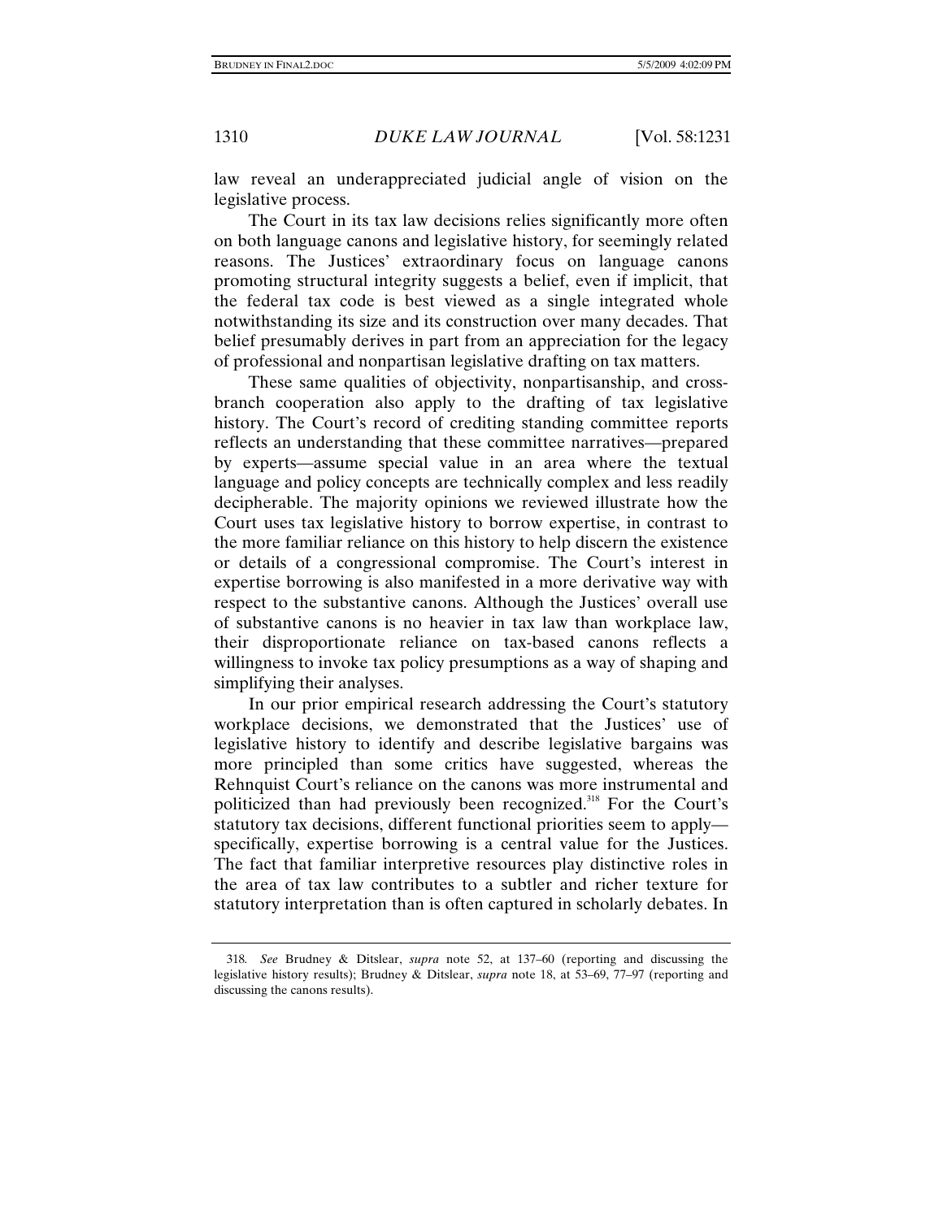law reveal an underappreciated judicial angle of vision on the legislative process.

The Court in its tax law decisions relies significantly more often on both language canons and legislative history, for seemingly related reasons. The Justices' extraordinary focus on language canons promoting structural integrity suggests a belief, even if implicit, that the federal tax code is best viewed as a single integrated whole notwithstanding its size and its construction over many decades. That belief presumably derives in part from an appreciation for the legacy of professional and nonpartisan legislative drafting on tax matters.

These same qualities of objectivity, nonpartisanship, and cross-branch cooperation also apply to the drafting of tax legislative history. The Court's record of crediting standing committee reports reflects an understanding that these committee narratives—prepared by experts—assume special value in an area where the textual language and policy concepts are technically complex and less readily decipherable. The majority opinions we reviewed illustrate how the Court uses tax legislative history to borrow expertise, in contrast to the more familiar reliance on this history to help discern the existence or details of a congressional compromise. The Court's interest in expertise borrowing is also manifested in a more derivative way with respect to the substantive canons. Although the Justices' overall use of substantive canons is no heavier in tax law than workplace law, their disproportionate reliance on tax-based canons reflects a willingness to invoke tax policy presumptions as a way of shaping and simplifying their analyses.

In our prior empirical research addressing the Court's statutory workplace decisions, we demonstrated that the Justices' use of legislative history to identify and describe legislative bargains was more principled than some critics have suggested, whereas the Rehnquist Court's reliance on the canons was more instrumental and politicized than had previously been recognized.[318] For the Court's statutory tax decisions, different functional priorities seem to apply—specifically, expertise borrowing is a central value for the Justices. The fact that familiar interpretive resources play distinctive roles in the area of tax law contributes to a subtler and richer texture for statutory interpretation than is often captured in scholarly debates. In

---

318. *See* Brudney & Ditslear, *supra* note 52, at 137–60 (reporting and discussing the legislative history results); Brudney & Ditslear, *supra* note 18, at 53–69, 77–97 (reporting and discussing the canons results).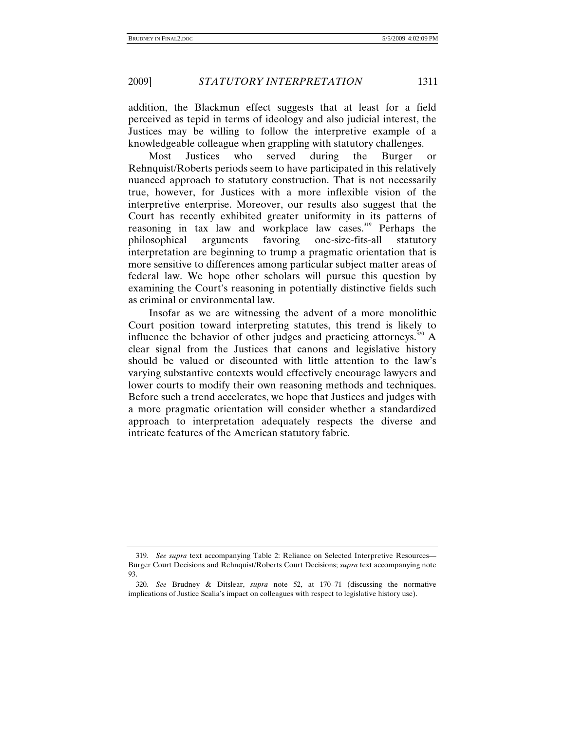addition, the Blackmun effect suggests that at least for a field perceived as tepid in terms of ideology and also judicial interest, the Justices may be willing to follow the interpretive example of a knowledgeable colleague when grappling with statutory challenges.

Most Justices who served during the Burger or Rehnquist/Roberts periods seem to have participated in this relatively nuanced approach to statutory construction. That is not necessarily true, however, for Justices with a more inflexible vision of the interpretive enterprise. Moreover, our results also suggest that the Court has recently exhibited greater uniformity in its patterns of reasoning in tax law and workplace law cases.[319] Perhaps the philosophical arguments favoring one-size-fits-all statutory interpretation are beginning to trump a pragmatic orientation that is more sensitive to differences among particular subject matter areas of federal law. We hope other scholars will pursue this question by examining the Court's reasoning in potentially distinctive fields such as criminal or environmental law.

Insofar as we are witnessing the advent of a more monolithic Court position toward interpreting statutes, this trend is likely to influence the behavior of other judges and practicing attorneys.[320] A clear signal from the Justices that canons and legislative history should be valued or discounted with little attention to the law's varying substantive contexts would effectively encourage lawyers and lower courts to modify their own reasoning methods and techniques. Before such a trend accelerates, we hope that Justices and judges with a more pragmatic orientation will consider whether a standardized approach to interpretation adequately respects the diverse and intricate features of the American statutory fabric.

---

319. *See supra* text accompanying Table 2: Reliance on Selected Interpretive Resources—Burger Court Decisions and Rehnquist/Roberts Court Decisions; *supra* text accompanying note 93.

320. *See* Brudney & Ditslear, *supra* note 52, at 170–71 (discussing the normative implications of Justice Scalia's impact on colleagues with respect to legislative history use).